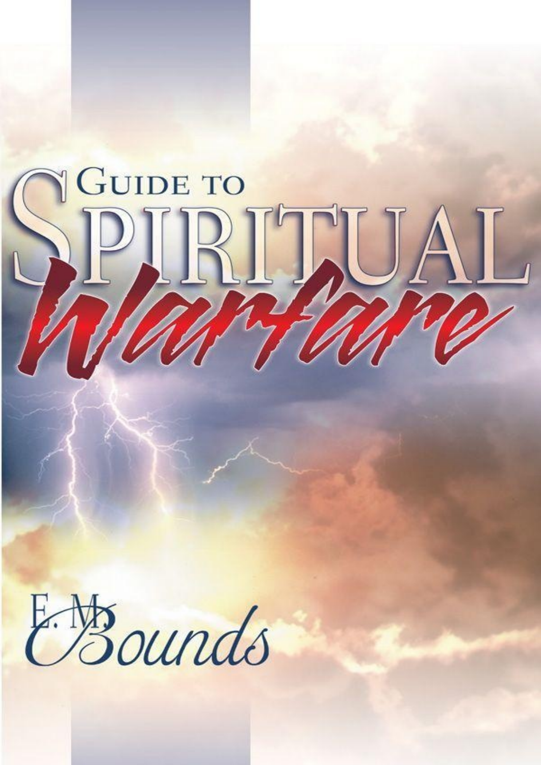# Guide to Spiritual Warfare

E. M. Bounds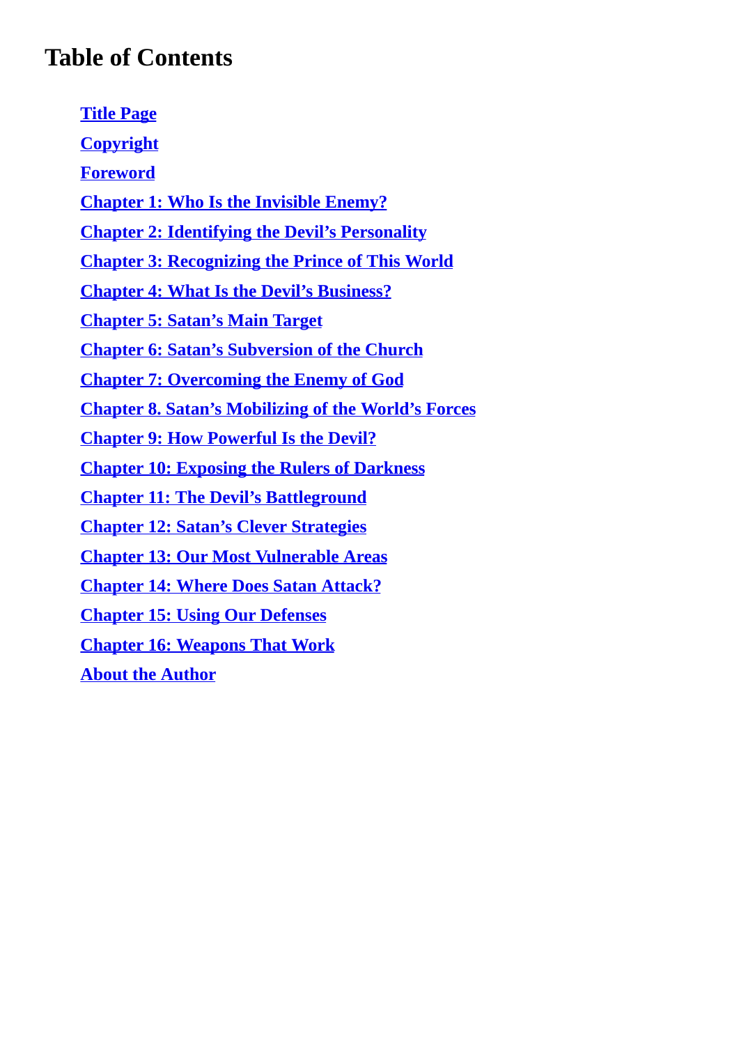# Table of Contents

- Title Page
- Copyright
- Foreword
- Chapter 1: Who Is the Invisible Enemy?
- Chapter 2: Identifying the Devil’s Personality
- Chapter 3: Recognizing the Prince of This World
- Chapter 4: What Is the Devil’s Business?
- Chapter 5: Satan’s Main Target
- Chapter 6: Satan’s Subversion of the Church
- Chapter 7: Overcoming the Enemy of God
- Chapter 8. Satan’s Mobilizing of the World’s Forces
- Chapter 9: How Powerful Is the Devil?
- Chapter 10: Exposing the Rulers of Darkness
- Chapter 11: The Devil’s Battleground
- Chapter 12: Satan’s Clever Strategies
- Chapter 13: Our Most Vulnerable Areas
- Chapter 14: Where Does Satan Attack?
- Chapter 15: Using Our Defenses
- Chapter 16: Weapons That Work
- About the Author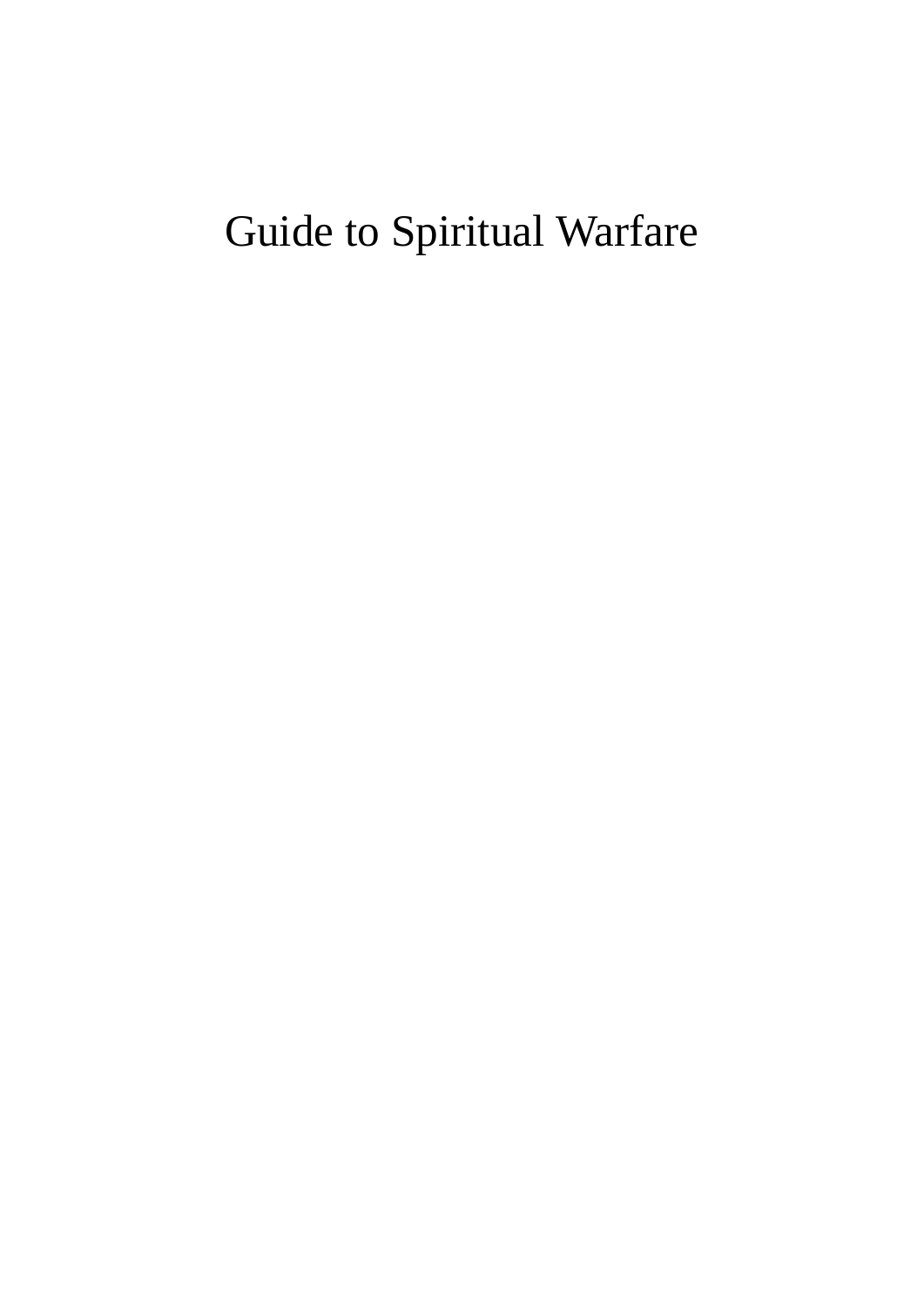# Guide to Spiritual Warfare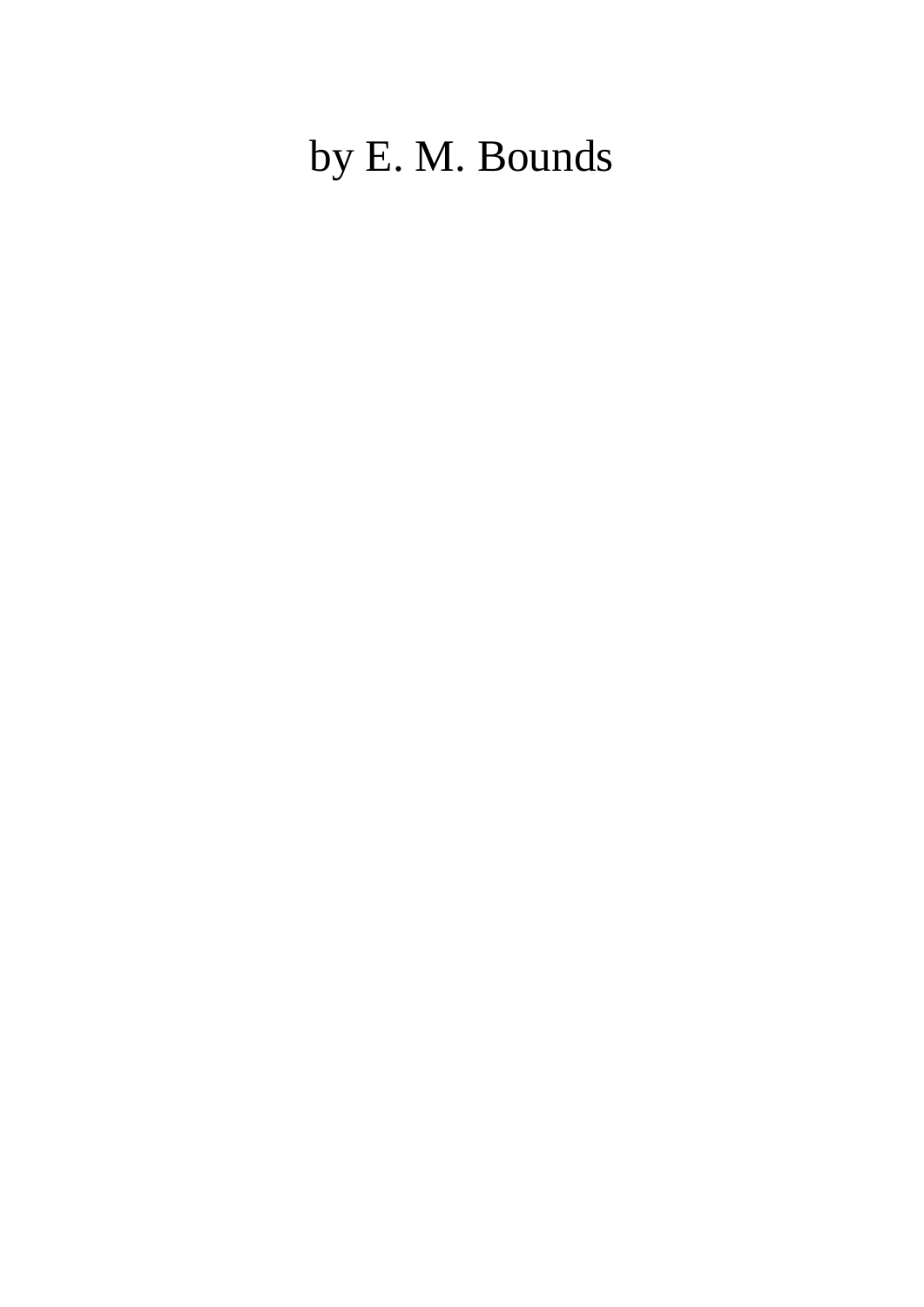by E. M. Bounds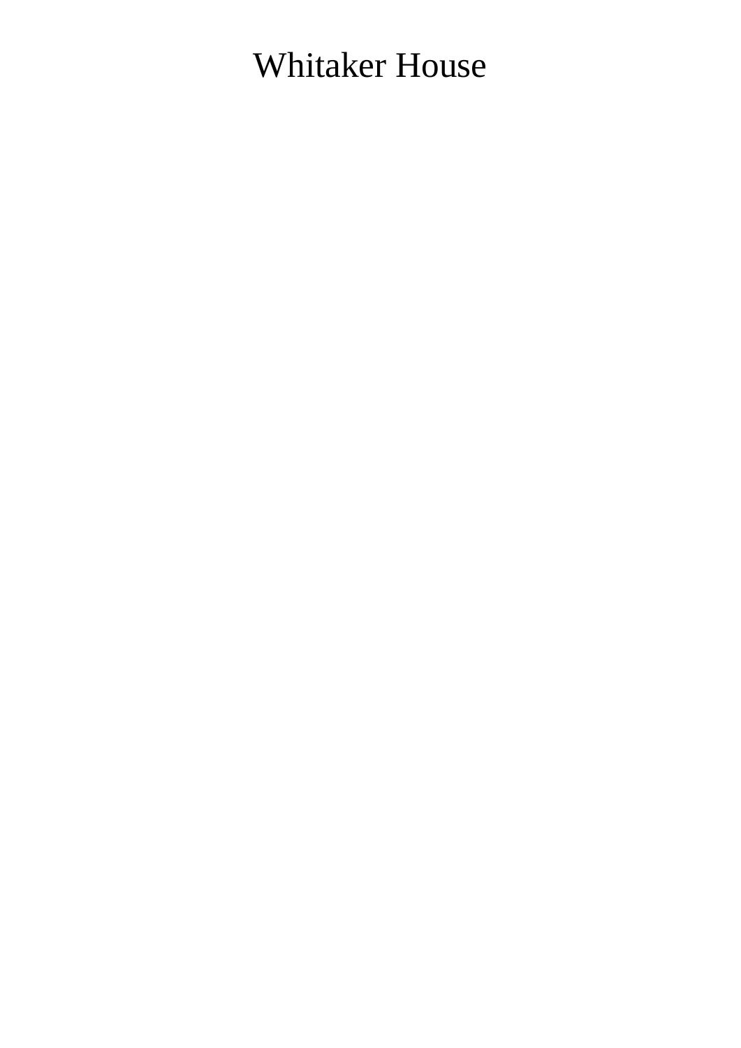Whitaker House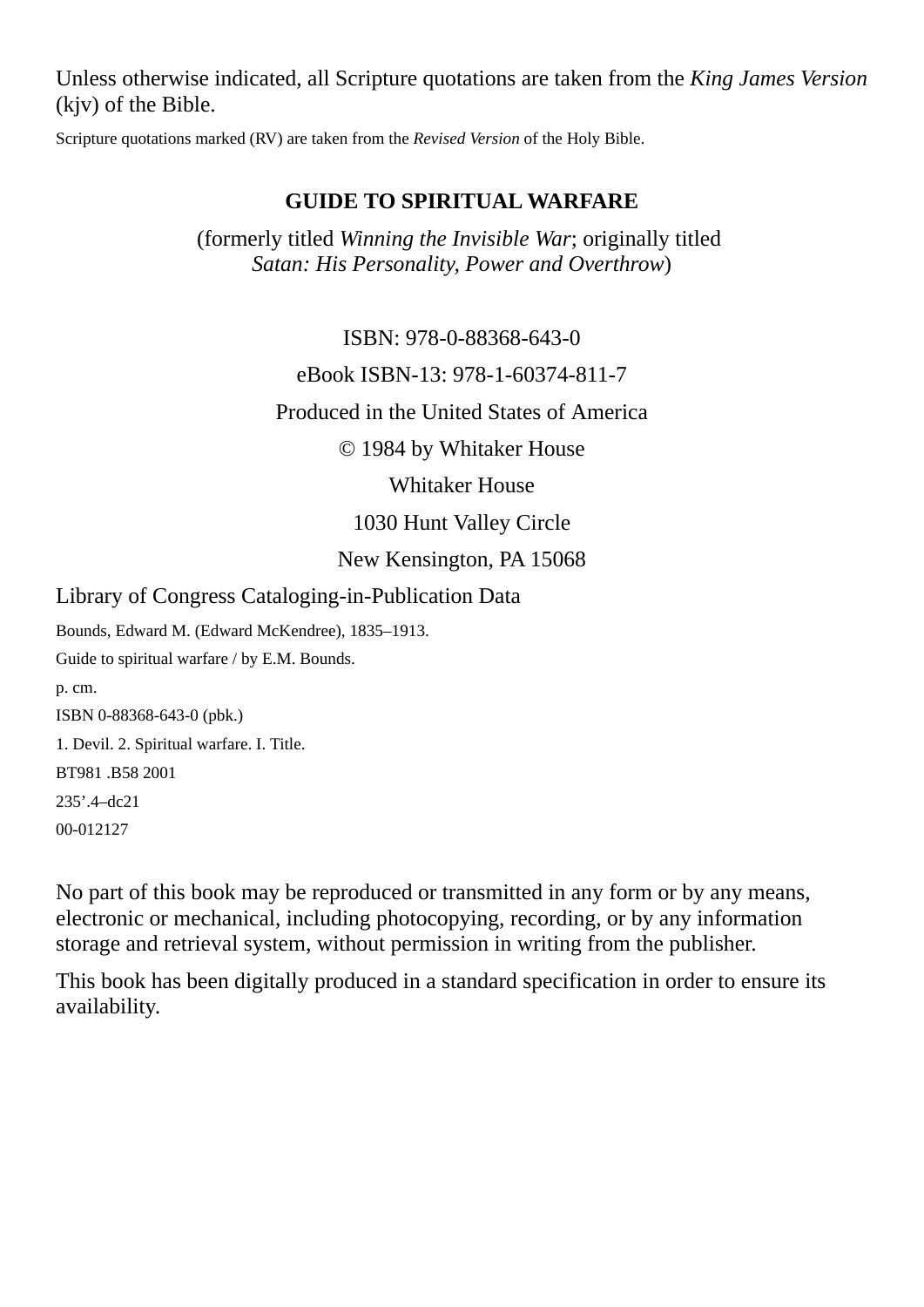Unless otherwise indicated, all Scripture quotations are taken from the *King James Version* (kjv) of the Bible.

Scripture quotations marked (RV) are taken from the *Revised Version* of the Holy Bible.

**GUIDE TO SPIRITUAL WARFARE**

(formerly titled *Winning the Invisible War*; originally titled *Satan: His Personality, Power and Overthrow*)

ISBN: 978-0-88368-643-0

eBook ISBN-13: 978-1-60374-811-7

Produced in the United States of America

© 1984 by Whitaker House

Whitaker House

1030 Hunt Valley Circle

New Kensington, PA 15068

Library of Congress Cataloging-in-Publication Data

Bounds, Edward M. (Edward McKendree), 1835–1913.

Guide to spiritual warfare / by E.M. Bounds.

p. cm.

ISBN 0-88368-643-0 (pbk.)

1. Devil. 2. Spiritual warfare. I. Title.

BT981 .B58 2001

235'.4–dc21

00-012127

No part of this book may be reproduced or transmitted in any form or by any means, electronic or mechanical, including photocopying, recording, or by any information storage and retrieval system, without permission in writing from the publisher.

This book has been digitally produced in a standard specification in order to ensure its availability.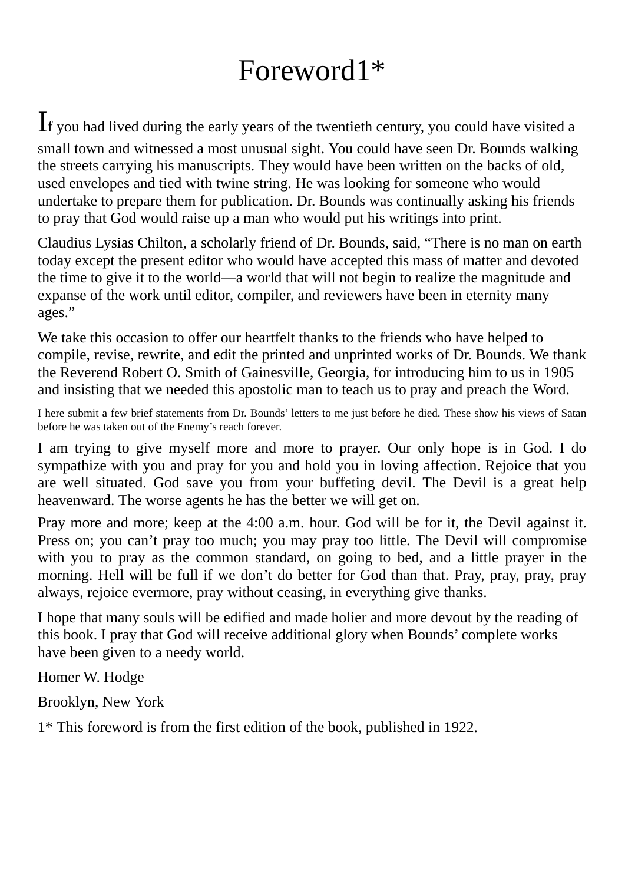# Foreword[1]*

If you had lived during the early years of the twentieth century, you could have visited a small town and witnessed a most unusual sight. You could have seen Dr. Bounds walking the streets carrying his manuscripts. They would have been written on the backs of old, used envelopes and tied with twine string. He was looking for someone who would undertake to prepare them for publication. Dr. Bounds was continually asking his friends to pray that God would raise up a man who would put his writings into print.

Claudius Lysias Chilton, a scholarly friend of Dr. Bounds, said, "There is no man on earth today except the present editor who would have accepted this mass of matter and devoted the time to give it to the world—a world that will not begin to realize the magnitude and expanse of the work until editor, compiler, and reviewers have been in eternity many ages."

We take this occasion to offer our heartfelt thanks to the friends who have helped to compile, revise, rewrite, and edit the printed and unprinted works of Dr. Bounds. We thank the Reverend Robert O. Smith of Gainesville, Georgia, for introducing him to us in 1905 and insisting that we needed this apostolic man to teach us to pray and preach the Word.

I here submit a few brief statements from Dr. Bounds' letters to me just before he died. These show his views of Satan before he was taken out of the Enemy's reach forever.

I am trying to give myself more and more to prayer. Our only hope is in God. I do sympathize with you and pray for you and hold you in loving affection. Rejoice that you are well situated. God save you from your buffeting devil. The Devil is a great help heavenward. The worse agents he has the better we will get on.

Pray more and more; keep at the 4:00 a.m. hour. God will be for it, the Devil against it. Press on; you can't pray too much; you may pray too little. The Devil will compromise with you to pray as the common standard, on going to bed, and a little prayer in the morning. Hell will be full if we don't do better for God than that. Pray, pray, pray, pray always, rejoice evermore, pray without ceasing, in everything give thanks.

I hope that many souls will be edified and made holier and more devout by the reading of this book. I pray that God will receive additional glory when Bounds' complete works have been given to a needy world.

Homer W. Hodge

Brooklyn, New York

1* This foreword is from the first edition of the book, published in 1922.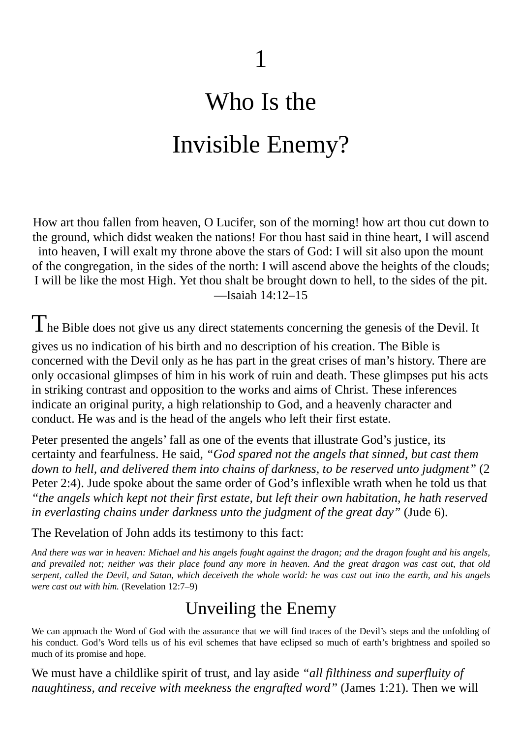# 1

# Who Is the Invisible Enemy?

How art thou fallen from heaven, O Lucifer, son of the morning! how art thou cut down to the ground, which didst weaken the nations! For thou hast said in thine heart, I will ascend into heaven, I will exalt my throne above the stars of God: I will sit also upon the mount of the congregation, in the sides of the north: I will ascend above the heights of the clouds; I will be like the most High. Yet thou shalt be brought down to hell, to the sides of the pit. —Isaiah 14:12–15

The Bible does not give us any direct statements concerning the genesis of the Devil. It gives us no indication of his birth and no description of his creation. The Bible is concerned with the Devil only as he has part in the great crises of man's history. There are only occasional glimpses of him in his work of ruin and death. These glimpses put his acts in striking contrast and opposition to the works and aims of Christ. These inferences indicate an original purity, a high relationship to God, and a heavenly character and conduct. He was and is the head of the angels who left their first estate.

Peter presented the angels' fall as one of the events that illustrate God's justice, its certainty and fearfulness. He said, *"God spared not the angels that sinned, but cast them down to hell, and delivered them into chains of darkness, to be reserved unto judgment"* (2 Peter 2:4). Jude spoke about the same order of God's inflexible wrath when he told us that *"the angels which kept not their first estate, but left their own habitation, he hath reserved in everlasting chains under darkness unto the judgment of the great day"* (Jude 6).

The Revelation of John adds its testimony to this fact:

*And there was war in heaven: Michael and his angels fought against the dragon; and the dragon fought and his angels, and prevailed not; neither was their place found any more in heaven. And the great dragon was cast out, that old serpent, called the Devil, and Satan, which deceiveth the whole world: he was cast out into the earth, and his angels were cast out with him.* (Revelation 12:7–9)

## Unveiling the Enemy

We can approach the Word of God with the assurance that we will find traces of the Devil's steps and the unfolding of his conduct. God's Word tells us of his evil schemes that have eclipsed so much of earth's brightness and spoiled so much of its promise and hope.

We must have a childlike spirit of trust, and lay aside *"all filthiness and superfluity of naughtiness, and receive with meekness the engrafted word"* (James 1:21). Then we will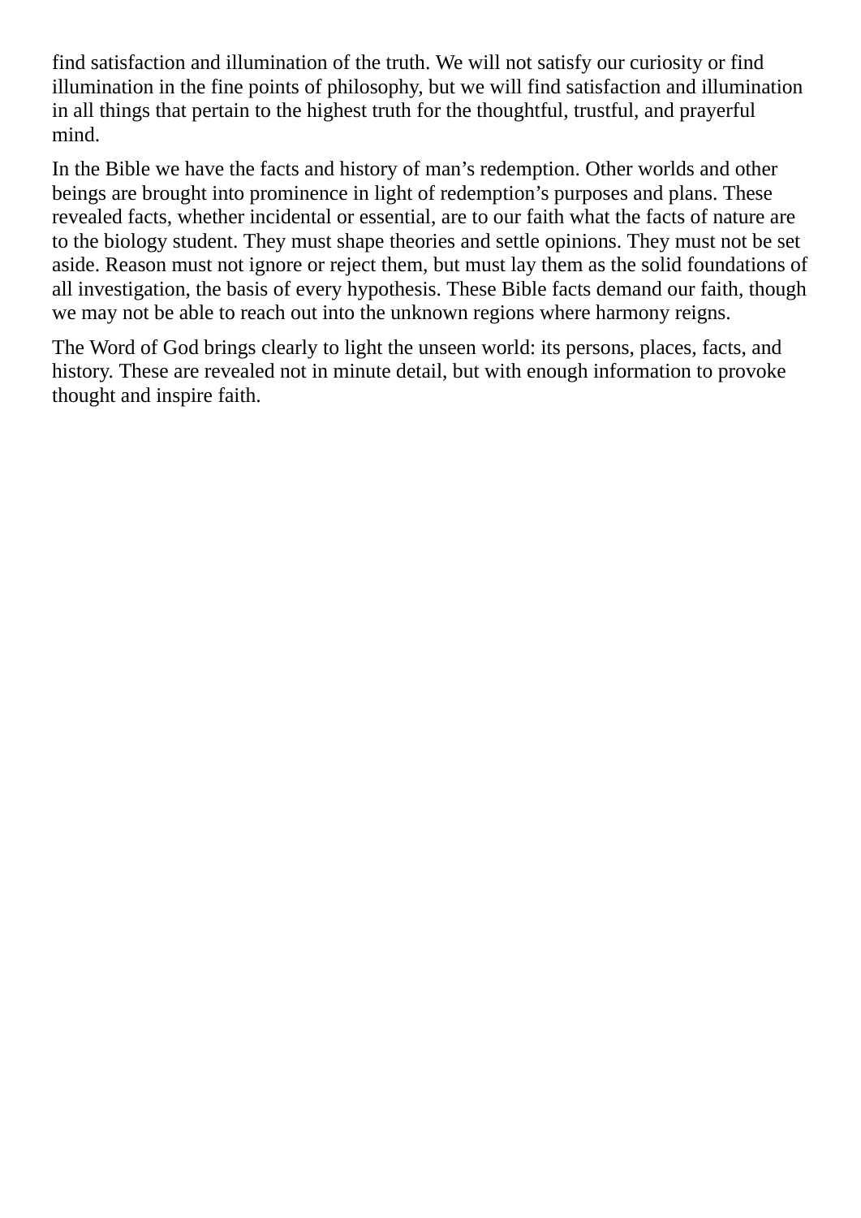find satisfaction and illumination of the truth. We will not satisfy our curiosity or find illumination in the fine points of philosophy, but we will find satisfaction and illumination in all things that pertain to the highest truth for the thoughtful, trustful, and prayerful mind.

In the Bible we have the facts and history of man's redemption. Other worlds and other beings are brought into prominence in light of redemption's purposes and plans. These revealed facts, whether incidental or essential, are to our faith what the facts of nature are to the biology student. They must shape theories and settle opinions. They must not be set aside. Reason must not ignore or reject them, but must lay them as the solid foundations of all investigation, the basis of every hypothesis. These Bible facts demand our faith, though we may not be able to reach out into the unknown regions where harmony reigns.

The Word of God brings clearly to light the unseen world: its persons, places, facts, and history. These are revealed not in minute detail, but with enough information to provoke thought and inspire faith.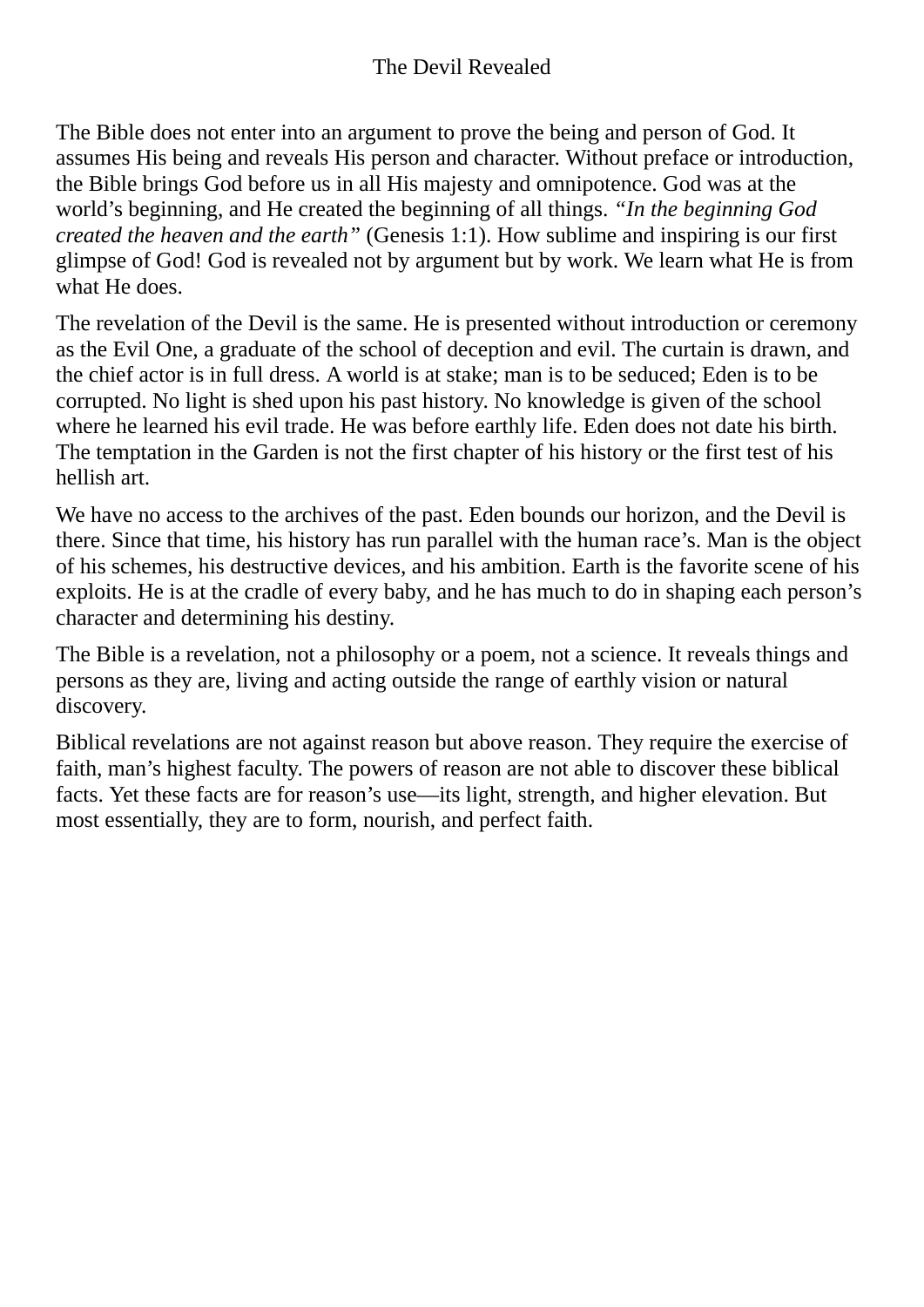# The Devil Revealed

The Bible does not enter into an argument to prove the being and person of God. It assumes His being and reveals His person and character. Without preface or introduction, the Bible brings God before us in all His majesty and omnipotence. God was at the world's beginning, and He created the beginning of all things. *"In the beginning God created the heaven and the earth"* (Genesis 1:1). How sublime and inspiring is our first glimpse of God! God is revealed not by argument but by work. We learn what He is from what He does.

The revelation of the Devil is the same. He is presented without introduction or ceremony as the Evil One, a graduate of the school of deception and evil. The curtain is drawn, and the chief actor is in full dress. A world is at stake; man is to be seduced; Eden is to be corrupted. No light is shed upon his past history. No knowledge is given of the school where he learned his evil trade. He was before earthly life. Eden does not date his birth. The temptation in the Garden is not the first chapter of his history or the first test of his hellish art.

We have no access to the archives of the past. Eden bounds our horizon, and the Devil is there. Since that time, his history has run parallel with the human race's. Man is the object of his schemes, his destructive devices, and his ambition. Earth is the favorite scene of his exploits. He is at the cradle of every baby, and he has much to do in shaping each person's character and determining his destiny.

The Bible is a revelation, not a philosophy or a poem, not a science. It reveals things and persons as they are, living and acting outside the range of earthly vision or natural discovery.

Biblical revelations are not against reason but above reason. They require the exercise of faith, man's highest faculty. The powers of reason are not able to discover these biblical facts. Yet these facts are for reason's use—its light, strength, and higher elevation. But most essentially, they are to form, nourish, and perfect faith.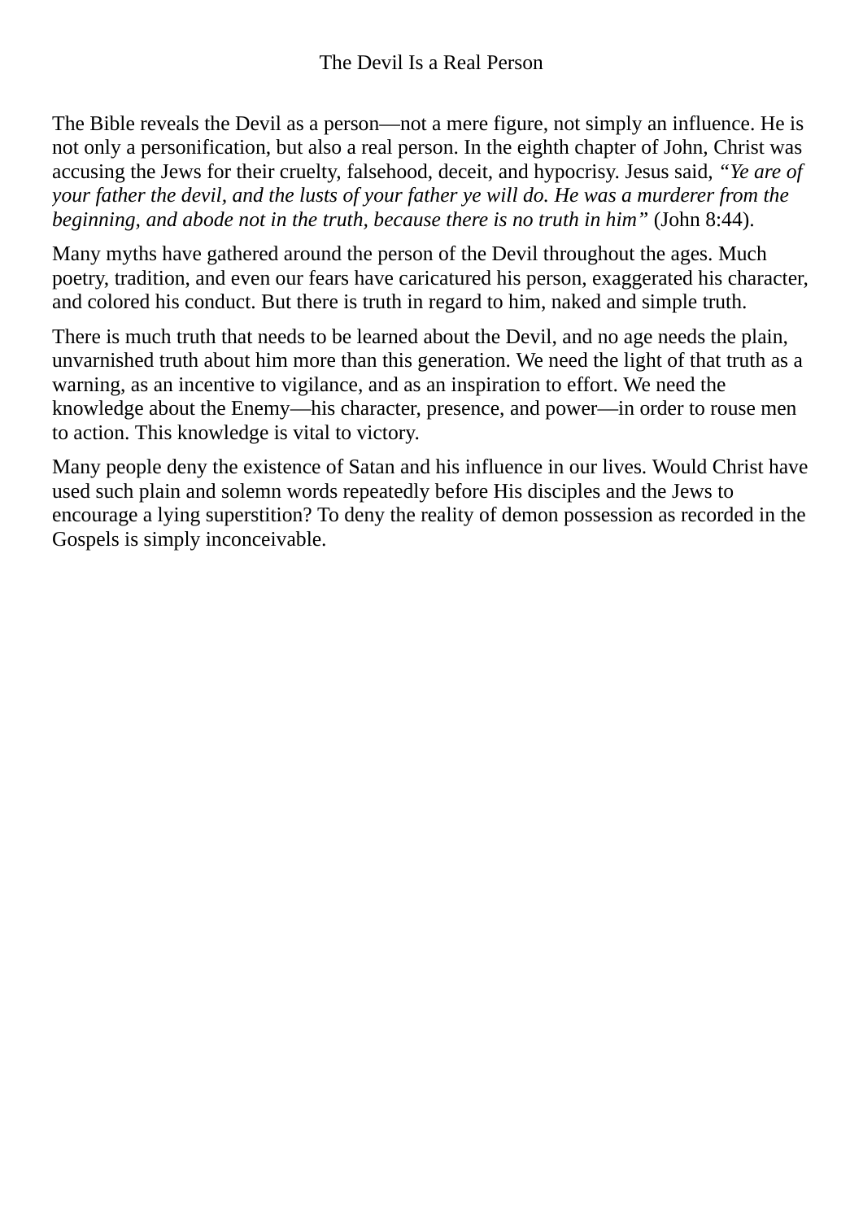## The Devil Is a Real Person

The Bible reveals the Devil as a person—not a mere figure, not simply an influence. He is not only a personification, but also a real person. In the eighth chapter of John, Christ was accusing the Jews for their cruelty, falsehood, deceit, and hypocrisy. Jesus said, *"Ye are of your father the devil, and the lusts of your father ye will do. He was a murderer from the beginning, and abode not in the truth, because there is no truth in him"* (John 8:44).

Many myths have gathered around the person of the Devil throughout the ages. Much poetry, tradition, and even our fears have caricatured his person, exaggerated his character, and colored his conduct. But there is truth in regard to him, naked and simple truth.

There is much truth that needs to be learned about the Devil, and no age needs the plain, unvarnished truth about him more than this generation. We need the light of that truth as a warning, as an incentive to vigilance, and as an inspiration to effort. We need the knowledge about the Enemy—his character, presence, and power—in order to rouse men to action. This knowledge is vital to victory.

Many people deny the existence of Satan and his influence in our lives. Would Christ have used such plain and solemn words repeatedly before His disciples and the Jews to encourage a lying superstition? To deny the reality of demon possession as recorded in the Gospels is simply inconceivable.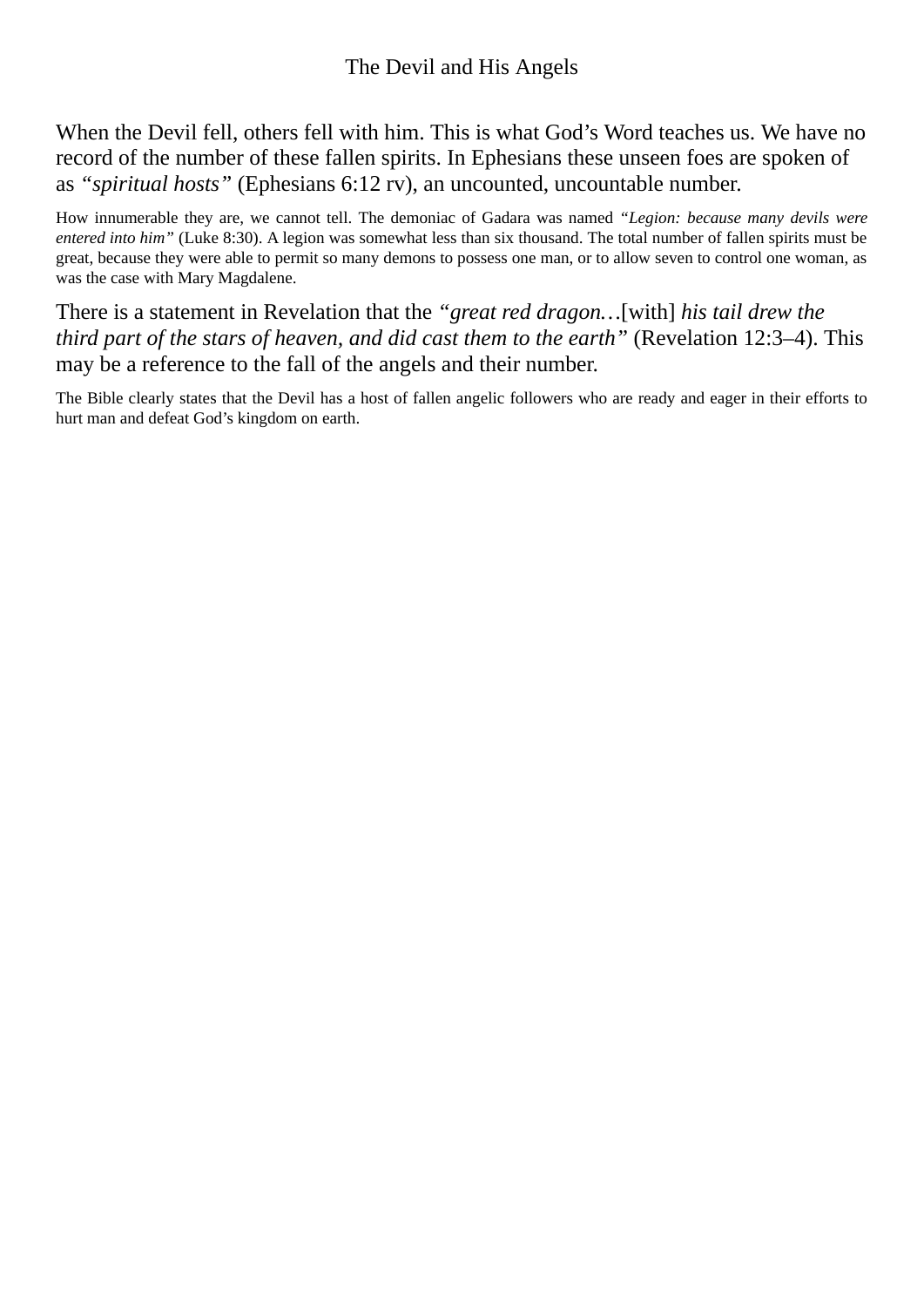# The Devil and His Angels

When the Devil fell, others fell with him. This is what God's Word teaches us. We have no record of the number of these fallen spirits. In Ephesians these unseen foes are spoken of as *"spiritual hosts"* (Ephesians 6:12 rv), an uncounted, uncountable number.

How innumerable they are, we cannot tell. The demoniac of Gadara was named *"Legion: because many devils were entered into him"* (Luke 8:30). A legion was somewhat less than six thousand. The total number of fallen spirits must be great, because they were able to permit so many demons to possess one man, or to allow seven to control one woman, as was the case with Mary Magdalene.

There is a statement in Revelation that the *"great red dragon…*[with] *his tail drew the third part of the stars of heaven, and did cast them to the earth"* (Revelation 12:3–4). This may be a reference to the fall of the angels and their number.

The Bible clearly states that the Devil has a host of fallen angelic followers who are ready and eager in their efforts to hurt man and defeat God's kingdom on earth.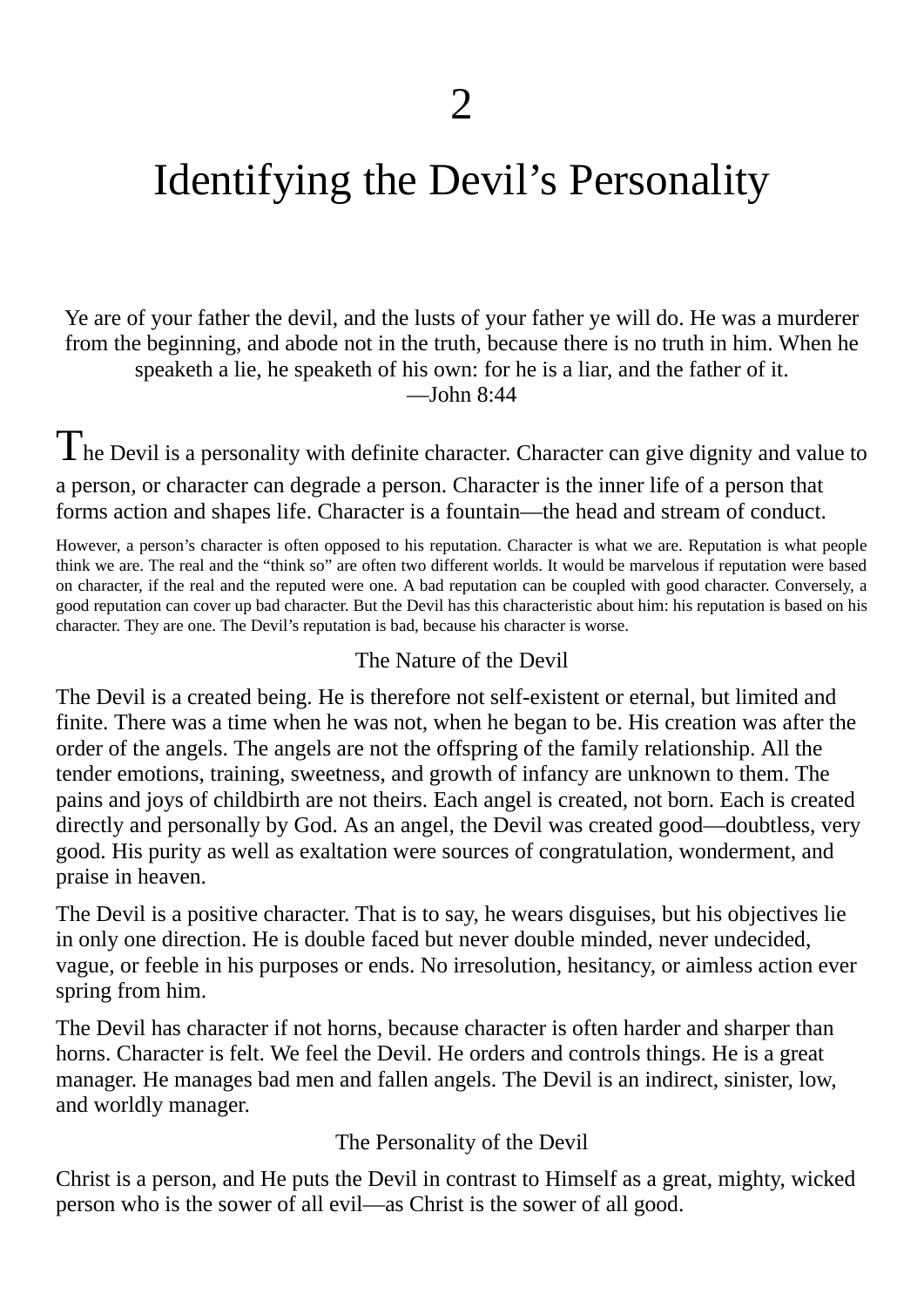# 2

# Identifying the Devil's Personality

Ye are of your father the devil, and the lusts of your father ye will do. He was a murderer from the beginning, and abode not in the truth, because there is no truth in him. When he speaketh a lie, he speaketh of his own: for he is a liar, and the father of it.
—John 8:44

The Devil is a personality with definite character. Character can give dignity and value to a person, or character can degrade a person. Character is the inner life of a person that forms action and shapes life. Character is a fountain—the head and stream of conduct.

However, a person's character is often opposed to his reputation. Character is what we are. Reputation is what people think we are. The real and the "think so" are often two different worlds. It would be marvelous if reputation were based on character, if the real and the reputed were one. A bad reputation can be coupled with good character. Conversely, a good reputation can cover up bad character. But the Devil has this characteristic about him: his reputation is based on his character. They are one. The Devil's reputation is bad, because his character is worse.

## The Nature of the Devil

The Devil is a created being. He is therefore not self-existent or eternal, but limited and finite. There was a time when he was not, when he began to be. His creation was after the order of the angels. The angels are not the offspring of the family relationship. All the tender emotions, training, sweetness, and growth of infancy are unknown to them. The pains and joys of childbirth are not theirs. Each angel is created, not born. Each is created directly and personally by God. As an angel, the Devil was created good—doubtless, very good. His purity as well as exaltation were sources of congratulation, wonderment, and praise in heaven.

The Devil is a positive character. That is to say, he wears disguises, but his objectives lie in only one direction. He is double faced but never double minded, never undecided, vague, or feeble in his purposes or ends. No irresolution, hesitancy, or aimless action ever spring from him.

The Devil has character if not horns, because character is often harder and sharper than horns. Character is felt. We feel the Devil. He orders and controls things. He is a great manager. He manages bad men and fallen angels. The Devil is an indirect, sinister, low, and worldly manager.

## The Personality of the Devil

Christ is a person, and He puts the Devil in contrast to Himself as a great, mighty, wicked person who is the sower of all evil—as Christ is the sower of all good.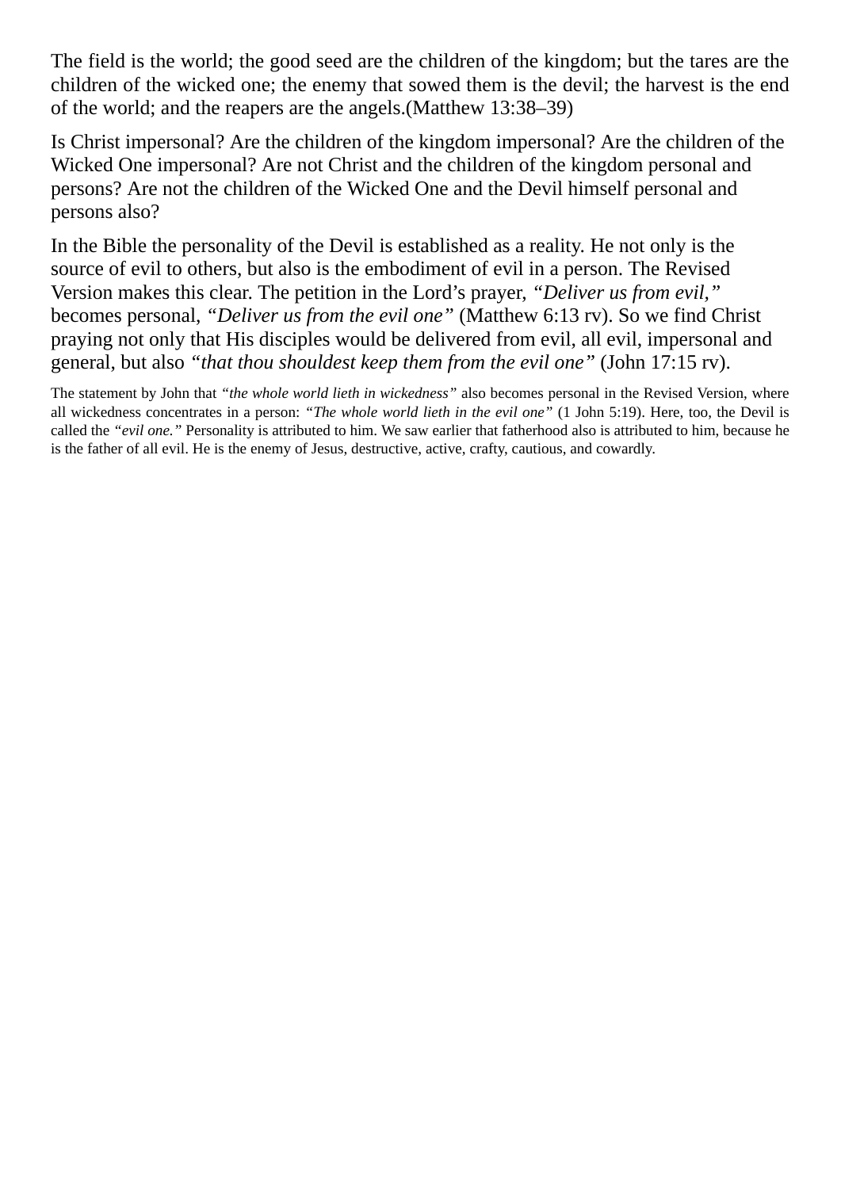The field is the world; the good seed are the children of the kingdom; but the tares are the children of the wicked one; the enemy that sowed them is the devil; the harvest is the end of the world; and the reapers are the angels.(Matthew 13:38–39)

Is Christ impersonal? Are the children of the kingdom impersonal? Are the children of the Wicked One impersonal? Are not Christ and the children of the kingdom personal and persons? Are not the children of the Wicked One and the Devil himself personal and persons also?

In the Bible the personality of the Devil is established as a reality. He not only is the source of evil to others, but also is the embodiment of evil in a person. The Revised Version makes this clear. The petition in the Lord's prayer, *"Deliver us from evil,"* becomes personal, *"Deliver us from the evil one"* (Matthew 6:13 rv). So we find Christ praying not only that His disciples would be delivered from evil, all evil, impersonal and general, but also *"that thou shouldest keep them from the evil one"* (John 17:15 rv).

The statement by John that *"the whole world lieth in wickedness"* also becomes personal in the Revised Version, where all wickedness concentrates in a person: *"The whole world lieth in the evil one"* (1 John 5:19). Here, too, the Devil is called the *"evil one."* Personality is attributed to him. We saw earlier that fatherhood also is attributed to him, because he is the father of all evil. He is the enemy of Jesus, destructive, active, crafty, cautious, and cowardly.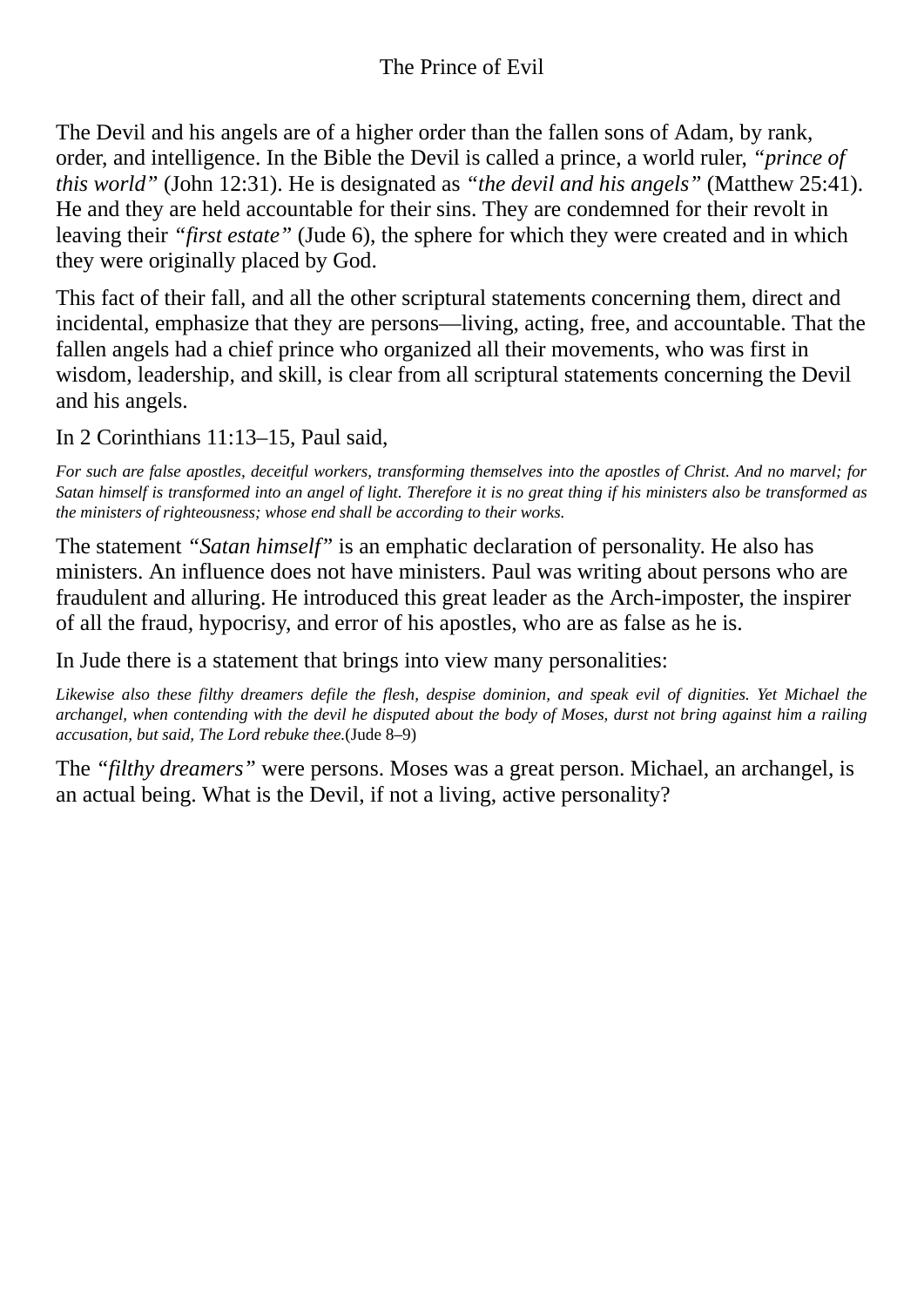## The Prince of Evil

The Devil and his angels are of a higher order than the fallen sons of Adam, by rank, order, and intelligence. In the Bible the Devil is called a prince, a world ruler, *"prince of this world"* (John 12:31). He is designated as *"the devil and his angels"* (Matthew 25:41). He and they are held accountable for their sins. They are condemned for their revolt in leaving their *"first estate"* (Jude 6), the sphere for which they were created and in which they were originally placed by God.

This fact of their fall, and all the other scriptural statements concerning them, direct and incidental, emphasize that they are persons—living, acting, free, and accountable. That the fallen angels had a chief prince who organized all their movements, who was first in wisdom, leadership, and skill, is clear from all scriptural statements concerning the Devil and his angels.

In 2 Corinthians 11:13–15, Paul said,

> *For such are false apostles, deceitful workers, transforming themselves into the apostles of Christ. And no marvel; for Satan himself is transformed into an angel of light. Therefore it is no great thing if his ministers also be transformed as the ministers of righteousness; whose end shall be according to their works.*

The statement *"Satan himself"* is an emphatic declaration of personality. He also has ministers. An influence does not have ministers. Paul was writing about persons who are fraudulent and alluring. He introduced this great leader as the Arch-imposter, the inspirer of all the fraud, hypocrisy, and error of his apostles, who are as false as he is.

In Jude there is a statement that brings into view many personalities:

> *Likewise also these filthy dreamers defile the flesh, despise dominion, and speak evil of dignities. Yet Michael the archangel, when contending with the devil he disputed about the body of Moses, durst not bring against him a railing accusation, but said, The Lord rebuke thee.*(Jude 8–9)

The *"filthy dreamers"* were persons. Moses was a great person. Michael, an archangel, is an actual being. What is the Devil, if not a living, active personality?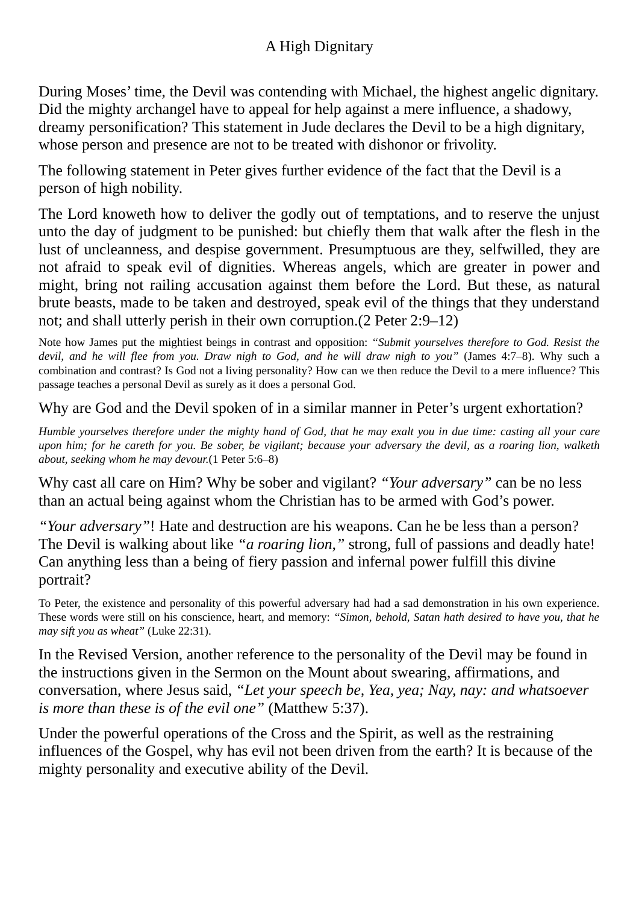## A High Dignitary

During Moses' time, the Devil was contending with Michael, the highest angelic dignitary. Did the mighty archangel have to appeal for help against a mere influence, a shadowy, dreamy personification? This statement in Jude declares the Devil to be a high dignitary, whose person and presence are not to be treated with dishonor or frivolity.

The following statement in Peter gives further evidence of the fact that the Devil is a person of high nobility.

The Lord knoweth how to deliver the godly out of temptations, and to reserve the unjust unto the day of judgment to be punished: but chiefly them that walk after the flesh in the lust of uncleanness, and despise government. Presumptuous are they, selfwilled, they are not afraid to speak evil of dignities. Whereas angels, which are greater in power and might, bring not railing accusation against them before the Lord. But these, as natural brute beasts, made to be taken and destroyed, speak evil of the things that they understand not; and shall utterly perish in their own corruption.(2 Peter 2:9–12)

Note how James put the mightiest beings in contrast and opposition: *"Submit yourselves therefore to God. Resist the devil, and he will flee from you. Draw nigh to God, and he will draw nigh to you"* (James 4:7–8). Why such a combination and contrast? Is God not a living personality? How can we then reduce the Devil to a mere influence? This passage teaches a personal Devil as surely as it does a personal God.

Why are God and the Devil spoken of in a similar manner in Peter's urgent exhortation?

*Humble yourselves therefore under the mighty hand of God, that he may exalt you in due time: casting all your care upon him; for he careth for you. Be sober, be vigilant; because your adversary the devil, as a roaring lion, walketh about, seeking whom he may devour.*(1 Peter 5:6–8)

Why cast all care on Him? Why be sober and vigilant? *"Your adversary"* can be no less than an actual being against whom the Christian has to be armed with God's power.

*"Your adversary"*! Hate and destruction are his weapons. Can he be less than a person? The Devil is walking about like *"a roaring lion,"* strong, full of passions and deadly hate! Can anything less than a being of fiery passion and infernal power fulfill this divine portrait?

To Peter, the existence and personality of this powerful adversary had had a sad demonstration in his own experience. These words were still on his conscience, heart, and memory: *"Simon, behold, Satan hath desired to have you, that he may sift you as wheat"* (Luke 22:31).

In the Revised Version, another reference to the personality of the Devil may be found in the instructions given in the Sermon on the Mount about swearing, affirmations, and conversation, where Jesus said, *"Let your speech be, Yea, yea; Nay, nay: and whatsoever is more than these is of the evil one"* (Matthew 5:37).

Under the powerful operations of the Cross and the Spirit, as well as the restraining influences of the Gospel, why has evil not been driven from the earth? It is because of the mighty personality and executive ability of the Devil.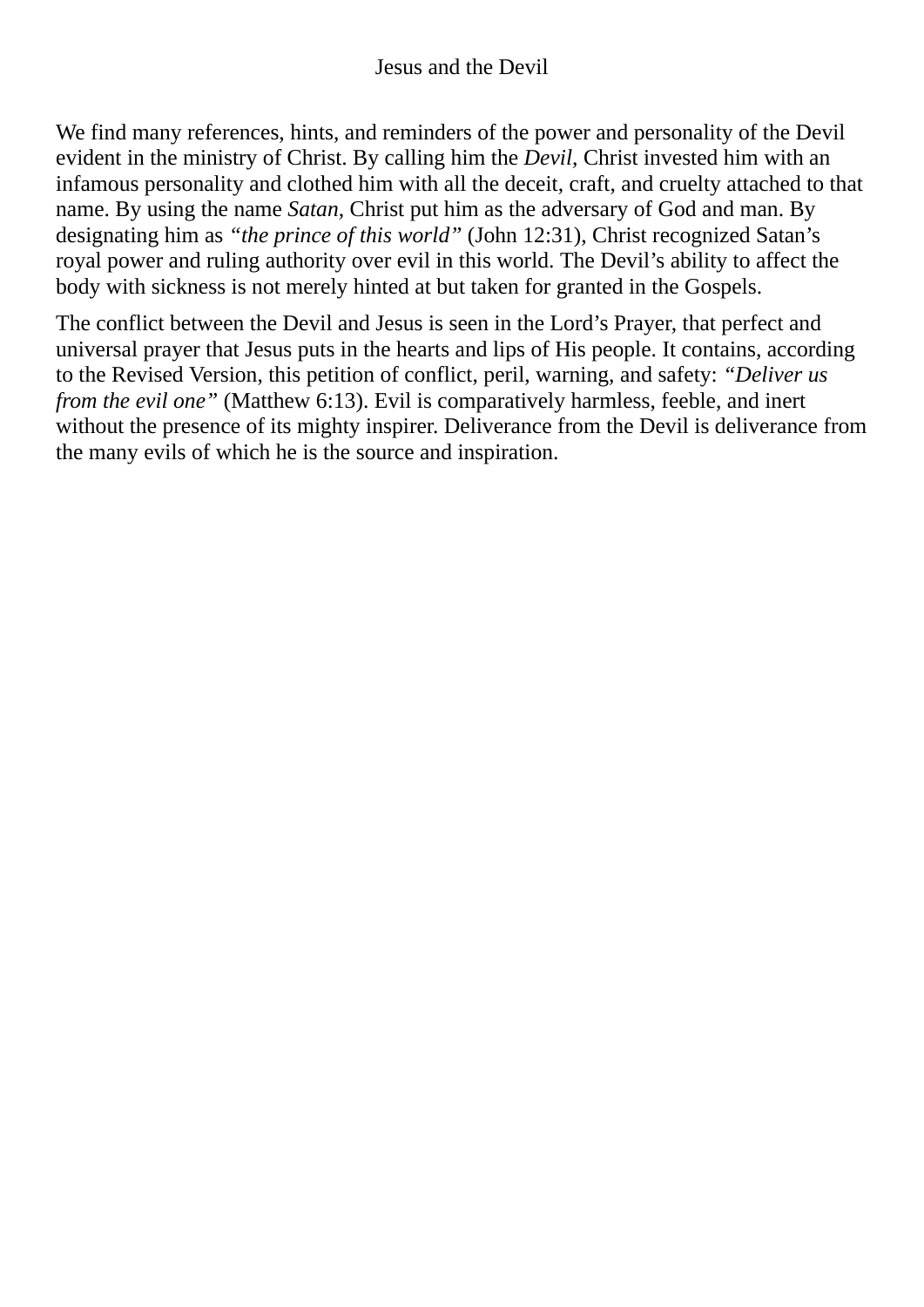# Jesus and the Devil

We find many references, hints, and reminders of the power and personality of the Devil evident in the ministry of Christ. By calling him the *Devil,* Christ invested him with an infamous personality and clothed him with all the deceit, craft, and cruelty attached to that name. By using the name *Satan,* Christ put him as the adversary of God and man. By designating him as *"the prince of this world"* (John 12:31), Christ recognized Satan's royal power and ruling authority over evil in this world. The Devil's ability to affect the body with sickness is not merely hinted at but taken for granted in the Gospels.

The conflict between the Devil and Jesus is seen in the Lord's Prayer, that perfect and universal prayer that Jesus puts in the hearts and lips of His people. It contains, according to the Revised Version, this petition of conflict, peril, warning, and safety: *"Deliver us from the evil one"* (Matthew 6:13). Evil is comparatively harmless, feeble, and inert without the presence of its mighty inspirer. Deliverance from the Devil is deliverance from the many evils of which he is the source and inspiration.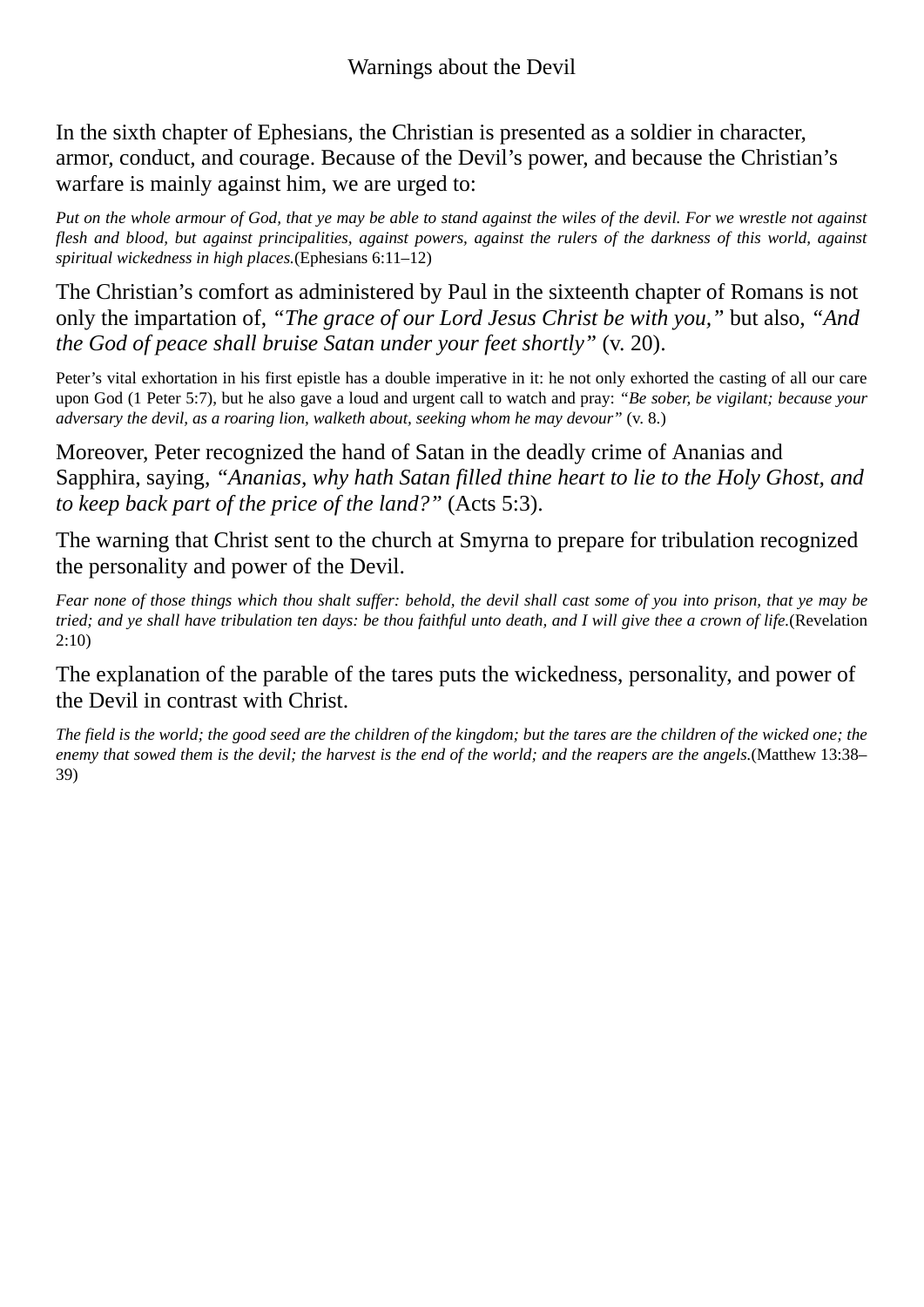# Warnings about the Devil

In the sixth chapter of Ephesians, the Christian is presented as a soldier in character, armor, conduct, and courage. Because of the Devil's power, and because the Christian's warfare is mainly against him, we are urged to:

*Put on the whole armour of God, that ye may be able to stand against the wiles of the devil. For we wrestle not against flesh and blood, but against principalities, against powers, against the rulers of the darkness of this world, against spiritual wickedness in high places.*(Ephesians 6:11–12)

The Christian's comfort as administered by Paul in the sixteenth chapter of Romans is not only the impartation of, *"The grace of our Lord Jesus Christ be with you,"* but also, *"And the God of peace shall bruise Satan under your feet shortly"* (v. 20).

Peter's vital exhortation in his first epistle has a double imperative in it: he not only exhorted the casting of all our care upon God (1 Peter 5:7), but he also gave a loud and urgent call to watch and pray: *"Be sober, be vigilant; because your adversary the devil, as a roaring lion, walketh about, seeking whom he may devour"* (v. 8.)

Moreover, Peter recognized the hand of Satan in the deadly crime of Ananias and Sapphira, saying, *"Ananias, why hath Satan filled thine heart to lie to the Holy Ghost, and to keep back part of the price of the land?"* (Acts 5:3).

The warning that Christ sent to the church at Smyrna to prepare for tribulation recognized the personality and power of the Devil.

*Fear none of those things which thou shalt suffer: behold, the devil shall cast some of you into prison, that ye may be tried; and ye shall have tribulation ten days: be thou faithful unto death, and I will give thee a crown of life.*(Revelation 2:10)

The explanation of the parable of the tares puts the wickedness, personality, and power of the Devil in contrast with Christ.

*The field is the world; the good seed are the children of the kingdom; but the tares are the children of the wicked one; the enemy that sowed them is the devil; the harvest is the end of the world; and the reapers are the angels.*(Matthew 13:38–39)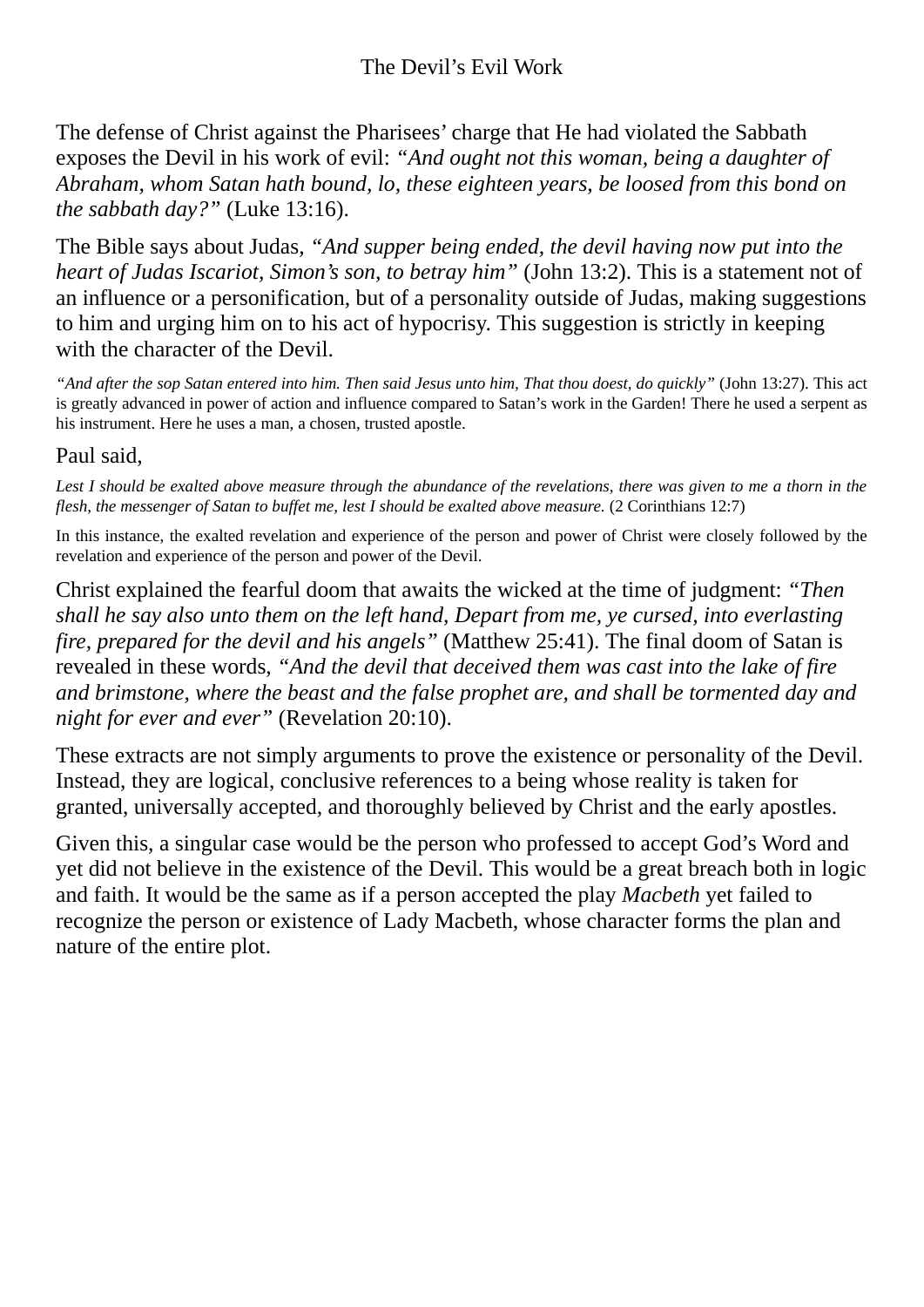## The Devil's Evil Work

The defense of Christ against the Pharisees' charge that He had violated the Sabbath exposes the Devil in his work of evil: *"And ought not this woman, being a daughter of Abraham, whom Satan hath bound, lo, these eighteen years, be loosed from this bond on the sabbath day?"* (Luke 13:16).

The Bible says about Judas, *"And supper being ended, the devil having now put into the heart of Judas Iscariot, Simon's son, to betray him"* (John 13:2). This is a statement not of an influence or a personification, but of a personality outside of Judas, making suggestions to him and urging him on to his act of hypocrisy. This suggestion is strictly in keeping with the character of the Devil.

*"And after the sop Satan entered into him. Then said Jesus unto him, That thou doest, do quickly"* (John 13:27). This act is greatly advanced in power of action and influence compared to Satan's work in the Garden! There he used a serpent as his instrument. Here he uses a man, a chosen, trusted apostle.

Paul said,

> *Lest I should be exalted above measure through the abundance of the revelations, there was given to me a thorn in the flesh, the messenger of Satan to buffet me, lest I should be exalted above measure.* (2 Corinthians 12:7)

In this instance, the exalted revelation and experience of the person and power of Christ were closely followed by the revelation and experience of the person and power of the Devil.

Christ explained the fearful doom that awaits the wicked at the time of judgment: *"Then shall he say also unto them on the left hand, Depart from me, ye cursed, into everlasting fire, prepared for the devil and his angels"* (Matthew 25:41). The final doom of Satan is revealed in these words, *"And the devil that deceived them was cast into the lake of fire and brimstone, where the beast and the false prophet are, and shall be tormented day and night for ever and ever"* (Revelation 20:10).

These extracts are not simply arguments to prove the existence or personality of the Devil. Instead, they are logical, conclusive references to a being whose reality is taken for granted, universally accepted, and thoroughly believed by Christ and the early apostles.

Given this, a singular case would be the person who professed to accept God's Word and yet did not believe in the existence of the Devil. This would be a great breach both in logic and faith. It would be the same as if a person accepted the play *Macbeth* yet failed to recognize the person or existence of Lady Macbeth, whose character forms the plan and nature of the entire plot.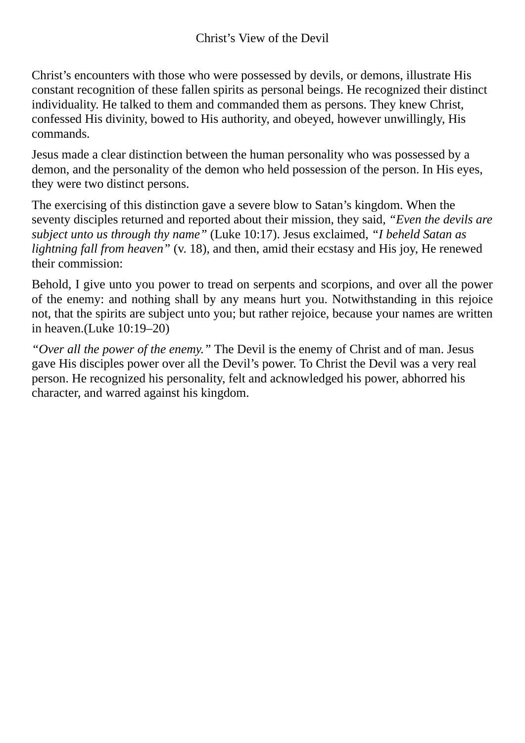## Christ's View of the Devil

Christ's encounters with those who were possessed by devils, or demons, illustrate His constant recognition of these fallen spirits as personal beings. He recognized their distinct individuality. He talked to them and commanded them as persons. They knew Christ, confessed His divinity, bowed to His authority, and obeyed, however unwillingly, His commands.

Jesus made a clear distinction between the human personality who was possessed by a demon, and the personality of the demon who held possession of the person. In His eyes, they were two distinct persons.

The exercising of this distinction gave a severe blow to Satan's kingdom. When the seventy disciples returned and reported about their mission, they said, *"Even the devils are subject unto us through thy name"* (Luke 10:17). Jesus exclaimed, *"I beheld Satan as lightning fall from heaven"* (v. 18), and then, amid their ecstasy and His joy, He renewed their commission:

Behold, I give unto you power to tread on serpents and scorpions, and over all the power of the enemy: and nothing shall by any means hurt you. Notwithstanding in this rejoice not, that the spirits are subject unto you; but rather rejoice, because your names are written in heaven.(Luke 10:19–20)

*"Over all the power of the enemy."* The Devil is the enemy of Christ and of man. Jesus gave His disciples power over all the Devil's power. To Christ the Devil was a very real person. He recognized his personality, felt and acknowledged his power, abhorred his character, and warred against his kingdom.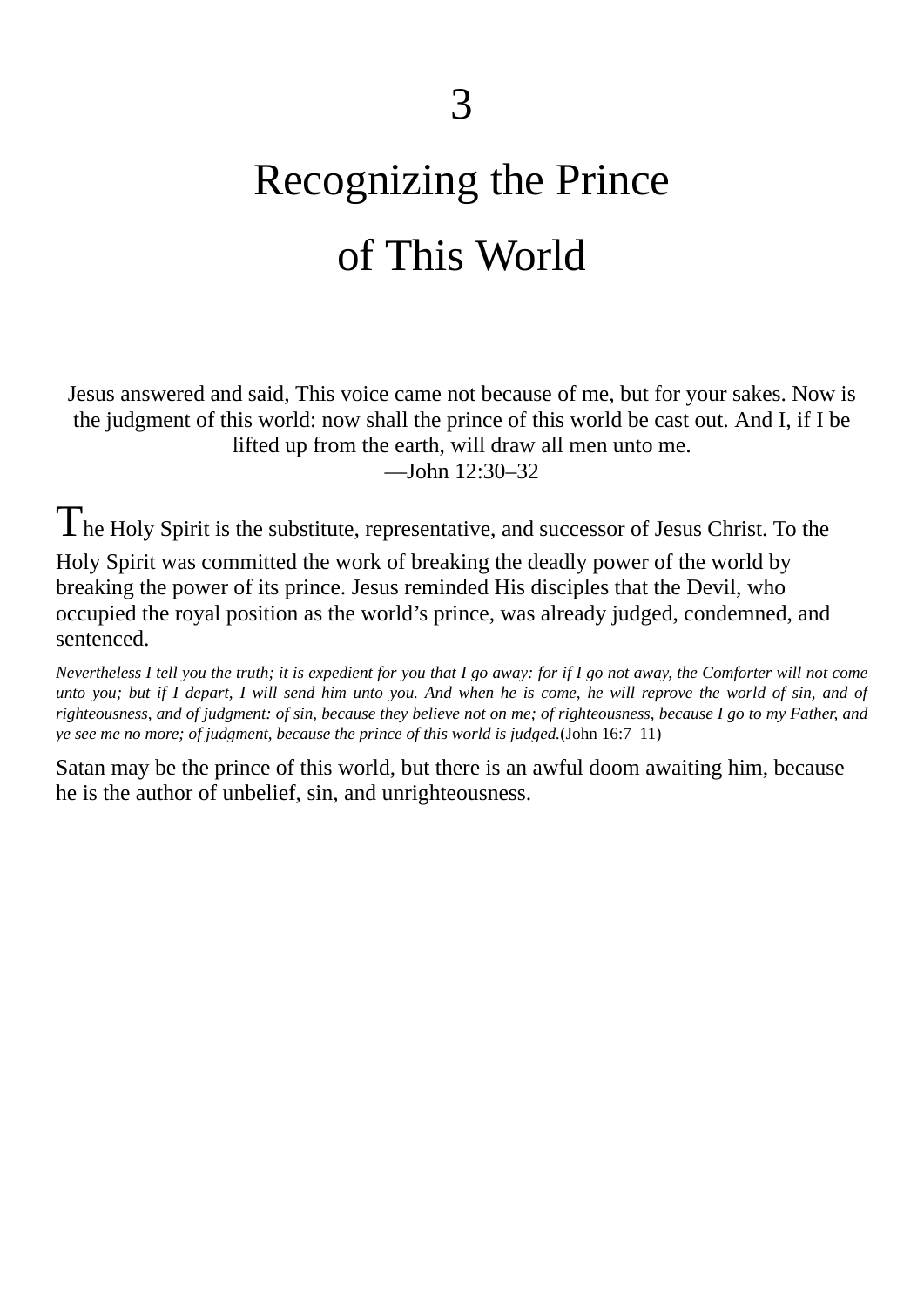# 3

# Recognizing the Prince of This World

Jesus answered and said, This voice came not because of me, but for your sakes. Now is the judgment of this world: now shall the prince of this world be cast out. And I, if I be lifted up from the earth, will draw all men unto me.
—John 12:30–32

The Holy Spirit is the substitute, representative, and successor of Jesus Christ. To the Holy Spirit was committed the work of breaking the deadly power of the world by breaking the power of its prince. Jesus reminded His disciples that the Devil, who occupied the royal position as the world's prince, was already judged, condemned, and sentenced.

*Nevertheless I tell you the truth; it is expedient for you that I go away: for if I go not away, the Comforter will not come unto you; but if I depart, I will send him unto you. And when he is come, he will reprove the world of sin, and of righteousness, and of judgment: of sin, because they believe not on me; of righteousness, because I go to my Father, and ye see me no more; of judgment, because the prince of this world is judged.*(John 16:7–11)

Satan may be the prince of this world, but there is an awful doom awaiting him, because he is the author of unbelief, sin, and unrighteousness.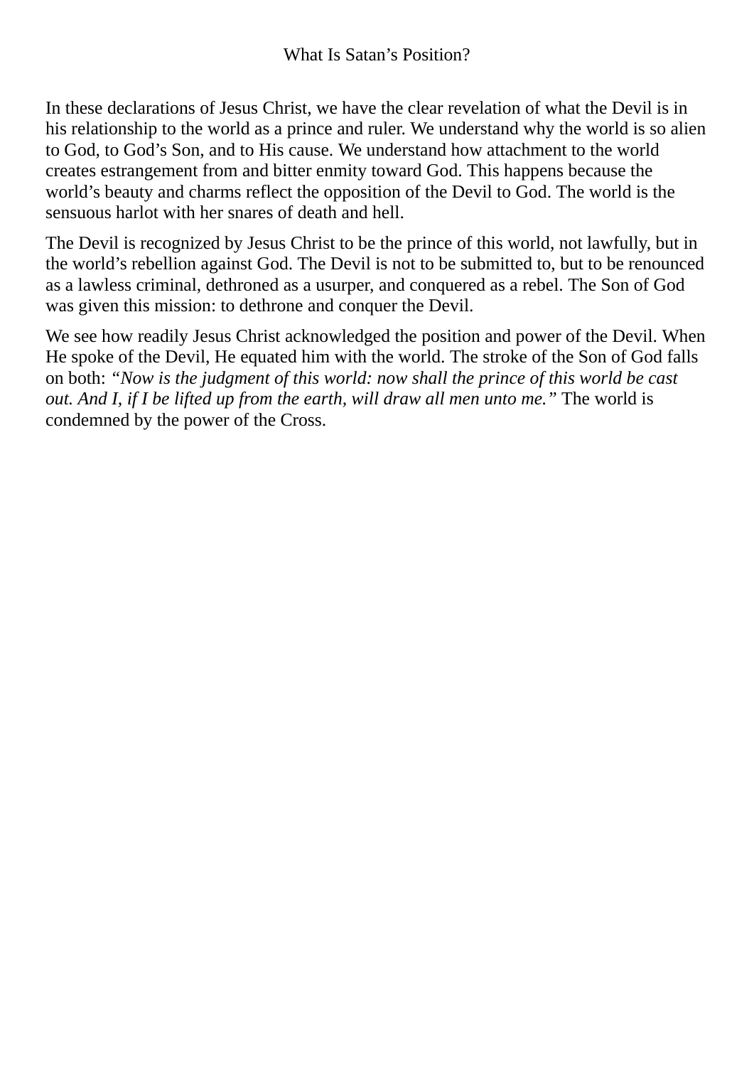## What Is Satan's Position?

In these declarations of Jesus Christ, we have the clear revelation of what the Devil is in his relationship to the world as a prince and ruler. We understand why the world is so alien to God, to God's Son, and to His cause. We understand how attachment to the world creates estrangement from and bitter enmity toward God. This happens because the world's beauty and charms reflect the opposition of the Devil to God. The world is the sensuous harlot with her snares of death and hell.

The Devil is recognized by Jesus Christ to be the prince of this world, not lawfully, but in the world's rebellion against God. The Devil is not to be submitted to, but to be renounced as a lawless criminal, dethroned as a usurper, and conquered as a rebel. The Son of God was given this mission: to dethrone and conquer the Devil.

We see how readily Jesus Christ acknowledged the position and power of the Devil. When He spoke of the Devil, He equated him with the world. The stroke of the Son of God falls on both: *"Now is the judgment of this world: now shall the prince of this world be cast out. And I, if I be lifted up from the earth, will draw all men unto me."* The world is condemned by the power of the Cross.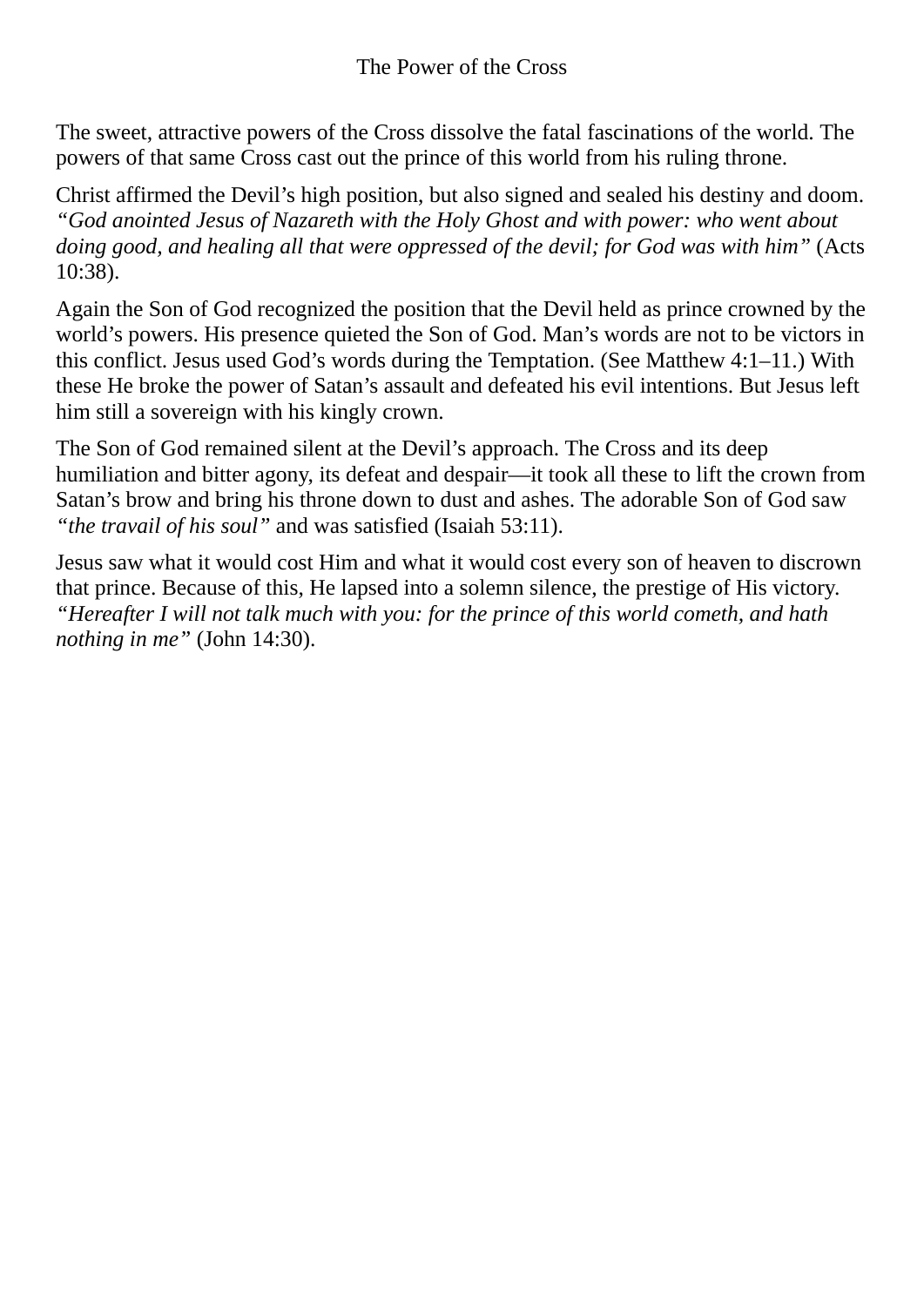The sweet, attractive powers of the Cross dissolve the fatal fascinations of the world. The powers of that same Cross cast out the prince of this world from his ruling throne.

Christ affirmed the Devil's high position, but also signed and sealed his destiny and doom. *"God anointed Jesus of Nazareth with the Holy Ghost and with power: who went about doing good, and healing all that were oppressed of the devil; for God was with him"* (Acts 10:38).

Again the Son of God recognized the position that the Devil held as prince crowned by the world's powers. His presence quieted the Son of God. Man's words are not to be victors in this conflict. Jesus used God's words during the Temptation. (See Matthew 4:1–11.) With these He broke the power of Satan's assault and defeated his evil intentions. But Jesus left him still a sovereign with his kingly crown.

The Son of God remained silent at the Devil's approach. The Cross and its deep humiliation and bitter agony, its defeat and despair—it took all these to lift the crown from Satan's brow and bring his throne down to dust and ashes. The adorable Son of God saw *"the travail of his soul"* and was satisfied (Isaiah 53:11).

Jesus saw what it would cost Him and what it would cost every son of heaven to discrown that prince. Because of this, He lapsed into a solemn silence, the prestige of His victory. *"Hereafter I will not talk much with you: for the prince of this world cometh, and hath nothing in me"* (John 14:30).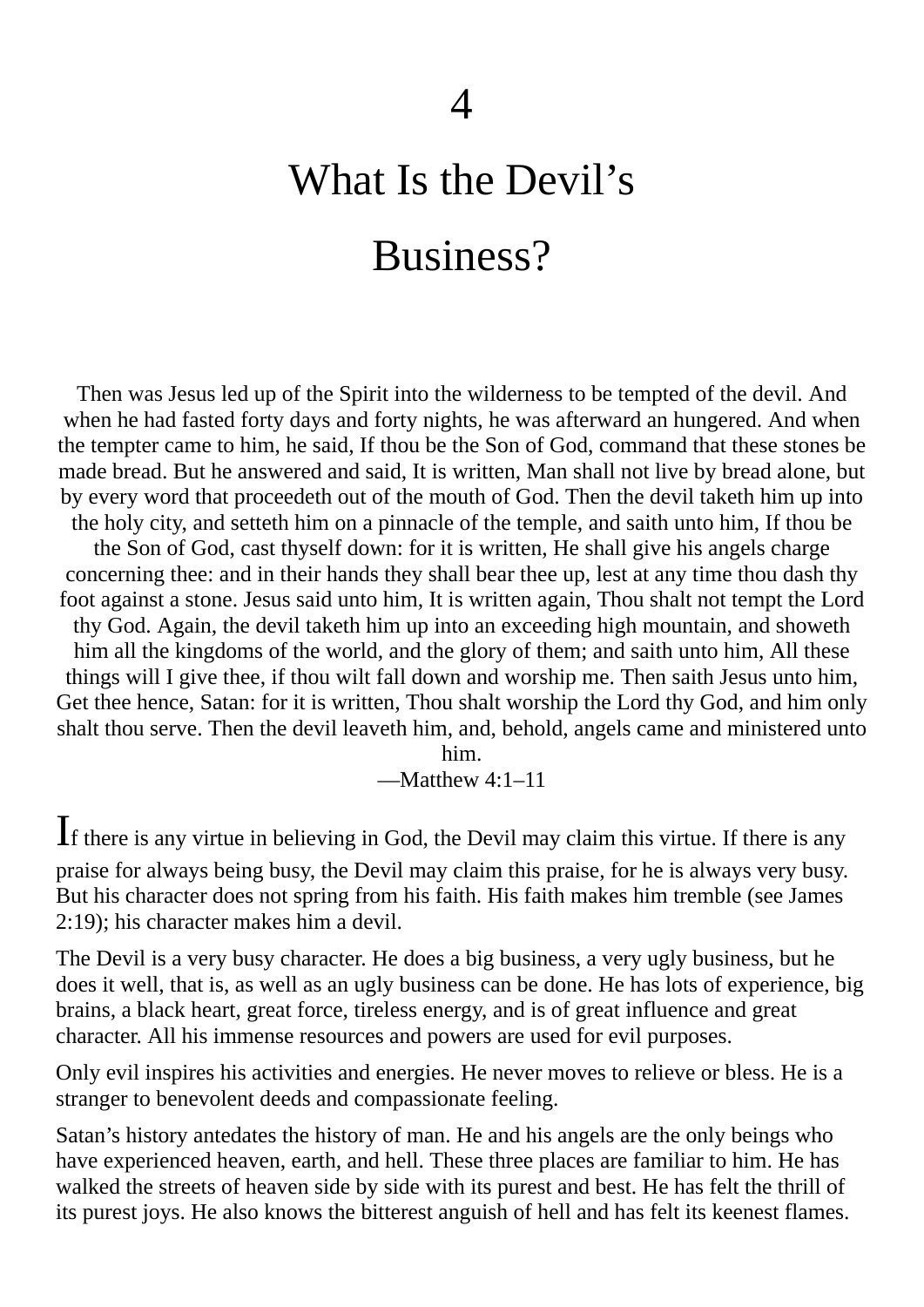# 4

# What Is the Devil's Business?

Then was Jesus led up of the Spirit into the wilderness to be tempted of the devil. And when he had fasted forty days and forty nights, he was afterward an hungered. And when the tempter came to him, he said, If thou be the Son of God, command that these stones be made bread. But he answered and said, It is written, Man shall not live by bread alone, but by every word that proceedeth out of the mouth of God. Then the devil taketh him up into the holy city, and setteth him on a pinnacle of the temple, and saith unto him, If thou be the Son of God, cast thyself down: for it is written, He shall give his angels charge concerning thee: and in their hands they shall bear thee up, lest at any time thou dash thy foot against a stone. Jesus said unto him, It is written again, Thou shalt not tempt the Lord thy God. Again, the devil taketh him up into an exceeding high mountain, and showeth him all the kingdoms of the world, and the glory of them; and saith unto him, All these things will I give thee, if thou wilt fall down and worship me. Then saith Jesus unto him, Get thee hence, Satan: for it is written, Thou shalt worship the Lord thy God, and him only shalt thou serve. Then the devil leaveth him, and, behold, angels came and ministered unto him.
—Matthew 4:1–11

If there is any virtue in believing in God, the Devil may claim this virtue. If there is any praise for always being busy, the Devil may claim this praise, for he is always very busy. But his character does not spring from his faith. His faith makes him tremble (see James 2:19); his character makes him a devil.

The Devil is a very busy character. He does a big business, a very ugly business, but he does it well, that is, as well as an ugly business can be done. He has lots of experience, big brains, a black heart, great force, tireless energy, and is of great influence and great character. All his immense resources and powers are used for evil purposes.

Only evil inspires his activities and energies. He never moves to relieve or bless. He is a stranger to benevolent deeds and compassionate feeling.

Satan's history antedates the history of man. He and his angels are the only beings who have experienced heaven, earth, and hell. These three places are familiar to him. He has walked the streets of heaven side by side with its purest and best. He has felt the thrill of its purest joys. He also knows the bitterest anguish of hell and has felt its keenest flames.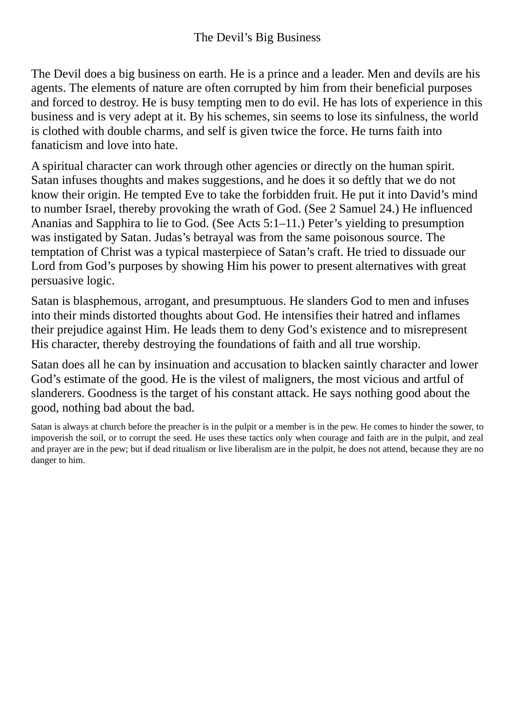# The Devil's Big Business

The Devil does a big business on earth. He is a prince and a leader. Men and devils are his agents. The elements of nature are often corrupted by him from their beneficial purposes and forced to destroy. He is busy tempting men to do evil. He has lots of experience in this business and is very adept at it. By his schemes, sin seems to lose its sinfulness, the world is clothed with double charms, and self is given twice the force. He turns faith into fanaticism and love into hate.

A spiritual character can work through other agencies or directly on the human spirit. Satan infuses thoughts and makes suggestions, and he does it so deftly that we do not know their origin. He tempted Eve to take the forbidden fruit. He put it into David's mind to number Israel, thereby provoking the wrath of God. (See 2 Samuel 24.) He influenced Ananias and Sapphira to lie to God. (See Acts 5:1–11.) Peter's yielding to presumption was instigated by Satan. Judas's betrayal was from the same poisonous source. The temptation of Christ was a typical masterpiece of Satan's craft. He tried to dissuade our Lord from God's purposes by showing Him his power to present alternatives with great persuasive logic.

Satan is blasphemous, arrogant, and presumptuous. He slanders God to men and infuses into their minds distorted thoughts about God. He intensifies their hatred and inflames their prejudice against Him. He leads them to deny God's existence and to misrepresent His character, thereby destroying the foundations of faith and all true worship.

Satan does all he can by insinuation and accusation to blacken saintly character and lower God's estimate of the good. He is the vilest of maligners, the most vicious and artful of slanderers. Goodness is the target of his constant attack. He says nothing good about the good, nothing bad about the bad.

Satan is always at church before the preacher is in the pulpit or a member is in the pew. He comes to hinder the sower, to impoverish the soil, or to corrupt the seed. He uses these tactics only when courage and faith are in the pulpit, and zeal and prayer are in the pew; but if dead ritualism or live liberalism are in the pulpit, he does not attend, because they are no danger to him.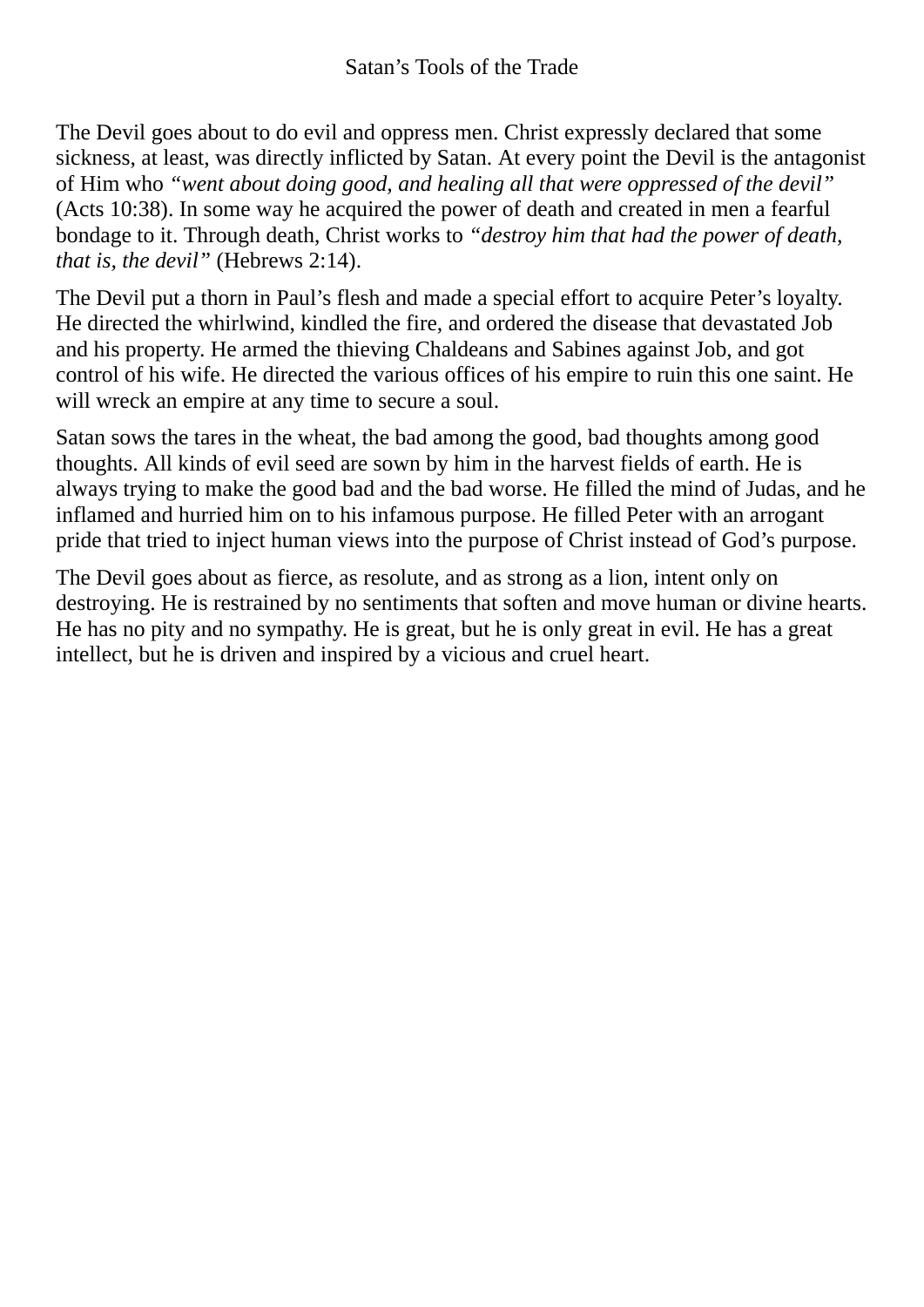# Satan’s Tools of the Trade

The Devil goes about to do evil and oppress men. Christ expressly declared that some sickness, at least, was directly inflicted by Satan. At every point the Devil is the antagonist of Him who *“went about doing good, and healing all that were oppressed of the devil”* (Acts 10:38). In some way he acquired the power of death and created in men a fearful bondage to it. Through death, Christ works to *“destroy him that had the power of death, that is, the devil”* (Hebrews 2:14).

The Devil put a thorn in Paul’s flesh and made a special effort to acquire Peter’s loyalty. He directed the whirlwind, kindled the fire, and ordered the disease that devastated Job and his property. He armed the thieving Chaldeans and Sabines against Job, and got control of his wife. He directed the various offices of his empire to ruin this one saint. He will wreck an empire at any time to secure a soul.

Satan sows the tares in the wheat, the bad among the good, bad thoughts among good thoughts. All kinds of evil seed are sown by him in the harvest fields of earth. He is always trying to make the good bad and the bad worse. He filled the mind of Judas, and he inflamed and hurried him on to his infamous purpose. He filled Peter with an arrogant pride that tried to inject human views into the purpose of Christ instead of God’s purpose.

The Devil goes about as fierce, as resolute, and as strong as a lion, intent only on destroying. He is restrained by no sentiments that soften and move human or divine hearts. He has no pity and no sympathy. He is great, but he is only great in evil. He has a great intellect, but he is driven and inspired by a vicious and cruel heart.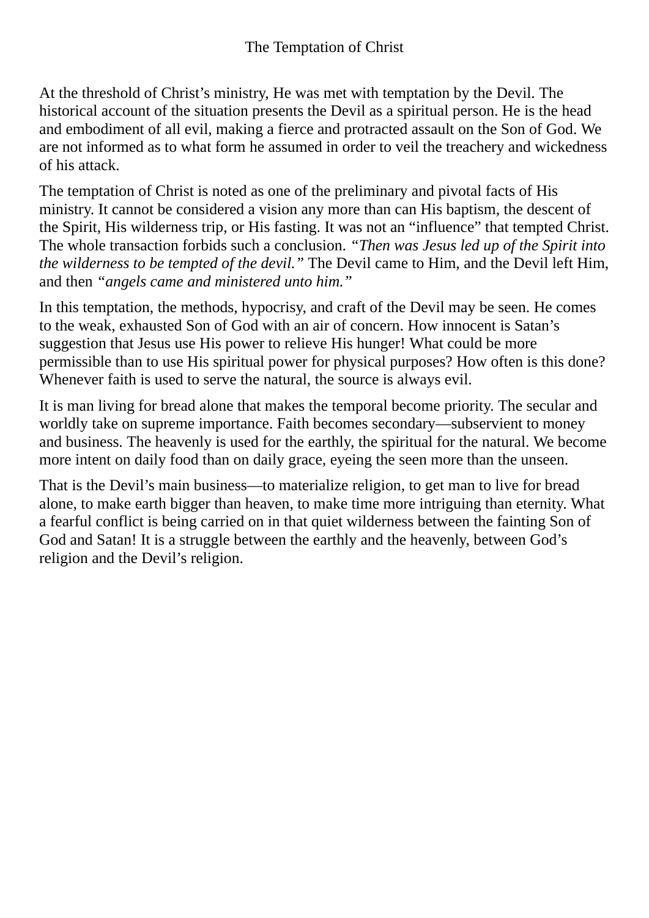# The Temptation of Christ

At the threshold of Christ’s ministry, He was met with temptation by the Devil. The historical account of the situation presents the Devil as a spiritual person. He is the head and embodiment of all evil, making a fierce and protracted assault on the Son of God. We are not informed as to what form he assumed in order to veil the treachery and wickedness of his attack.

The temptation of Christ is noted as one of the preliminary and pivotal facts of His ministry. It cannot be considered a vision any more than can His baptism, the descent of the Spirit, His wilderness trip, or His fasting. It was not an “influence” that tempted Christ. The whole transaction forbids such a conclusion. *“Then was Jesus led up of the Spirit into the wilderness to be tempted of the devil.”* The Devil came to Him, and the Devil left Him, and then *“angels came and ministered unto him.”*

In this temptation, the methods, hypocrisy, and craft of the Devil may be seen. He comes to the weak, exhausted Son of God with an air of concern. How innocent is Satan’s suggestion that Jesus use His power to relieve His hunger! What could be more permissible than to use His spiritual power for physical purposes? How often is this done? Whenever faith is used to serve the natural, the source is always evil.

It is man living for bread alone that makes the temporal become priority. The secular and worldly take on supreme importance. Faith becomes secondary—subservient to money and business. The heavenly is used for the earthly, the spiritual for the natural. We become more intent on daily food than on daily grace, eyeing the seen more than the unseen.

That is the Devil’s main business—to materialize religion, to get man to live for bread alone, to make earth bigger than heaven, to make time more intriguing than eternity. What a fearful conflict is being carried on in that quiet wilderness between the fainting Son of God and Satan! It is a struggle between the earthly and the heavenly, between God’s religion and the Devil’s religion.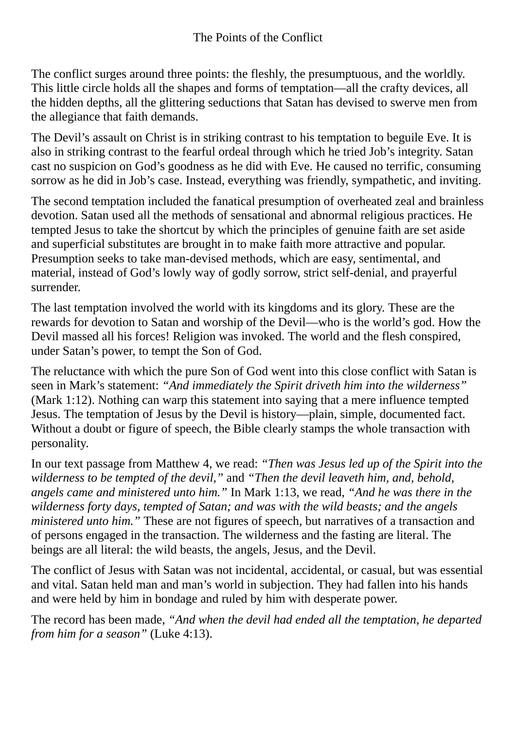## The Points of the Conflict

The conflict surges around three points: the fleshly, the presumptuous, and the worldly. This little circle holds all the shapes and forms of temptation—all the crafty devices, all the hidden depths, all the glittering seductions that Satan has devised to swerve men from the allegiance that faith demands.

The Devil's assault on Christ is in striking contrast to his temptation to beguile Eve. It is also in striking contrast to the fearful ordeal through which he tried Job's integrity. Satan cast no suspicion on God's goodness as he did with Eve. He caused no terrific, consuming sorrow as he did in Job's case. Instead, everything was friendly, sympathetic, and inviting.

The second temptation included the fanatical presumption of overheated zeal and brainless devotion. Satan used all the methods of sensational and abnormal religious practices. He tempted Jesus to take the shortcut by which the principles of genuine faith are set aside and superficial substitutes are brought in to make faith more attractive and popular. Presumption seeks to take man-devised methods, which are easy, sentimental, and material, instead of God's lowly way of godly sorrow, strict self-denial, and prayerful surrender.

The last temptation involved the world with its kingdoms and its glory. These are the rewards for devotion to Satan and worship of the Devil—who is the world's god. How the Devil massed all his forces! Religion was invoked. The world and the flesh conspired, under Satan's power, to tempt the Son of God.

The reluctance with which the pure Son of God went into this close conflict with Satan is seen in Mark's statement: *"And immediately the Spirit driveth him into the wilderness"* (Mark 1:12). Nothing can warp this statement into saying that a mere influence tempted Jesus. The temptation of Jesus by the Devil is history—plain, simple, documented fact. Without a doubt or figure of speech, the Bible clearly stamps the whole transaction with personality.

In our text passage from Matthew 4, we read: *"Then was Jesus led up of the Spirit into the wilderness to be tempted of the devil,"* and *"Then the devil leaveth him, and, behold, angels came and ministered unto him."* In Mark 1:13, we read, *"And he was there in the wilderness forty days, tempted of Satan; and was with the wild beasts; and the angels ministered unto him."* These are not figures of speech, but narratives of a transaction and of persons engaged in the transaction. The wilderness and the fasting are literal. The beings are all literal: the wild beasts, the angels, Jesus, and the Devil.

The conflict of Jesus with Satan was not incidental, accidental, or casual, but was essential and vital. Satan held man and man's world in subjection. They had fallen into his hands and were held by him in bondage and ruled by him with desperate power.

The record has been made, *"And when the devil had ended all the temptation, he departed from him for a season"* (Luke 4:13).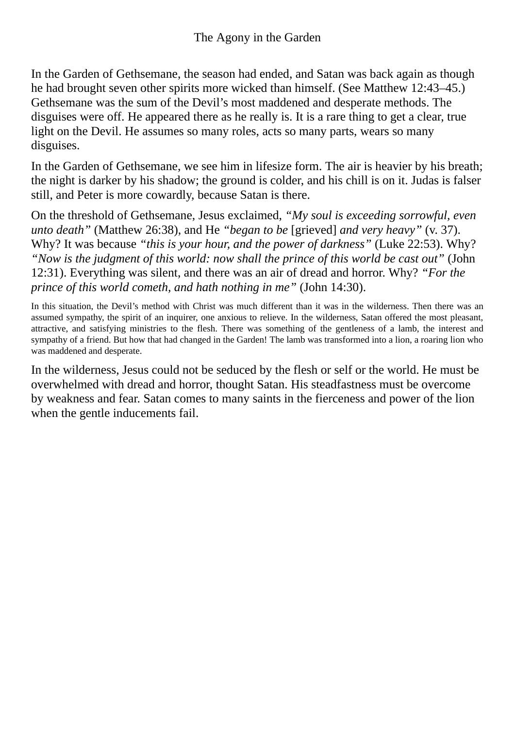# The Agony in the Garden

In the Garden of Gethsemane, the season had ended, and Satan was back again as though he had brought seven other spirits more wicked than himself. (See Matthew 12:43–45.) Gethsemane was the sum of the Devil's most maddened and desperate methods. The disguises were off. He appeared there as he really is. It is a rare thing to get a clear, true light on the Devil. He assumes so many roles, acts so many parts, wears so many disguises.

In the Garden of Gethsemane, we see him in lifesize form. The air is heavier by his breath; the night is darker by his shadow; the ground is colder, and his chill is on it. Judas is falser still, and Peter is more cowardly, because Satan is there.

On the threshold of Gethsemane, Jesus exclaimed, *"My soul is exceeding sorrowful, even unto death"* (Matthew 26:38), and He *"began to be* [grieved] *and very heavy"* (v. 37). Why? It was because *"this is your hour, and the power of darkness"* (Luke 22:53). Why? *"Now is the judgment of this world: now shall the prince of this world be cast out"* (John 12:31). Everything was silent, and there was an air of dread and horror. Why? *"For the prince of this world cometh, and hath nothing in me"* (John 14:30).

In this situation, the Devil's method with Christ was much different than it was in the wilderness. Then there was an assumed sympathy, the spirit of an inquirer, one anxious to relieve. In the wilderness, Satan offered the most pleasant, attractive, and satisfying ministries to the flesh. There was something of the gentleness of a lamb, the interest and sympathy of a friend. But how that had changed in the Garden! The lamb was transformed into a lion, a roaring lion who was maddened and desperate.

In the wilderness, Jesus could not be seduced by the flesh or self or the world. He must be overwhelmed with dread and horror, thought Satan. His steadfastness must be overcome by weakness and fear. Satan comes to many saints in the fierceness and power of the lion when the gentle inducements fail.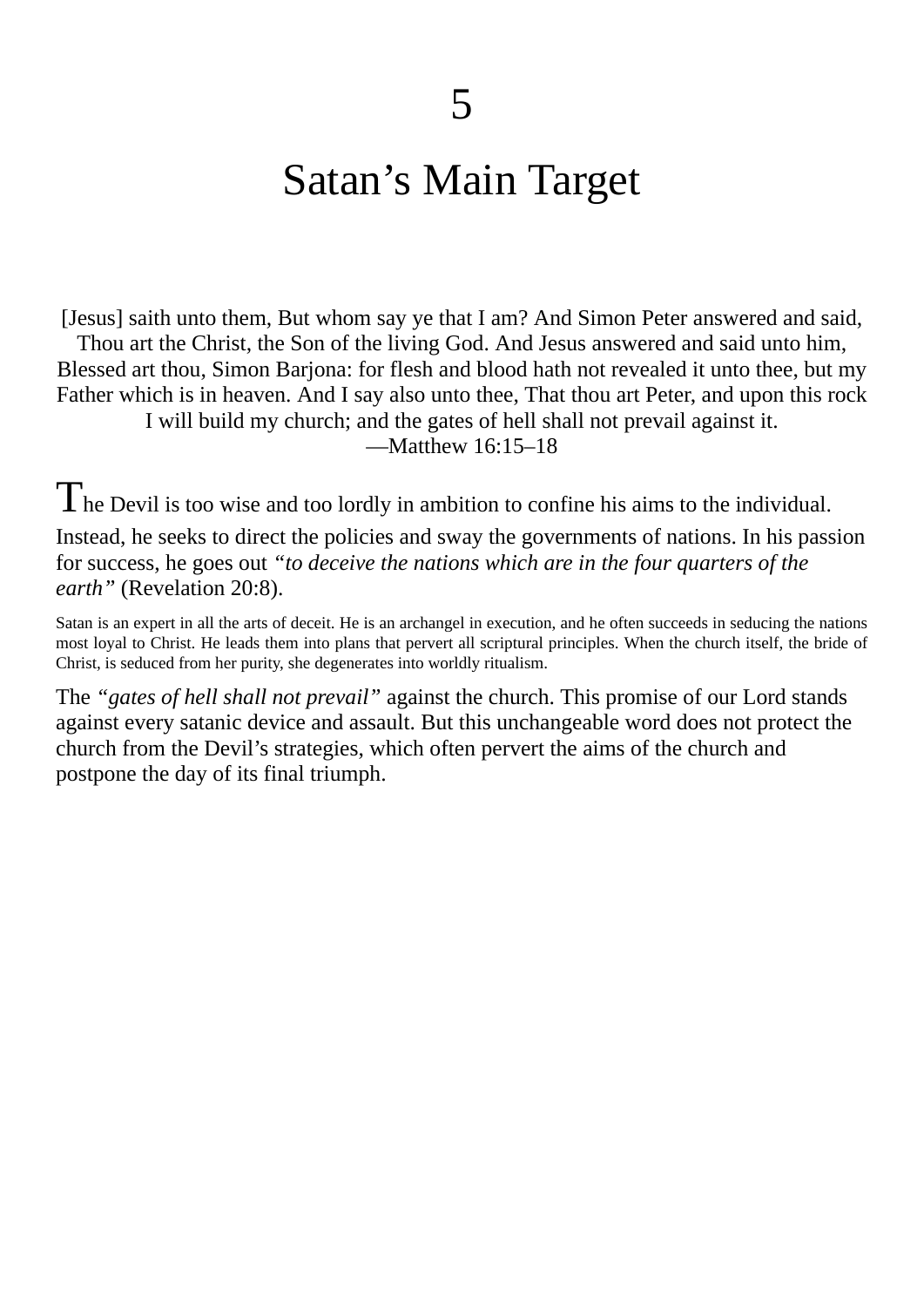# 5

# Satan's Main Target

[Jesus] saith unto them, But whom say ye that I am? And Simon Peter answered and said, Thou art the Christ, the Son of the living God. And Jesus answered and said unto him, Blessed art thou, Simon Barjona: for flesh and blood hath not revealed it unto thee, but my Father which is in heaven. And I say also unto thee, That thou art Peter, and upon this rock I will build my church; and the gates of hell shall not prevail against it.
—Matthew 16:15–18

The Devil is too wise and too lordly in ambition to confine his aims to the individual. Instead, he seeks to direct the policies and sway the governments of nations. In his passion for success, he goes out *"to deceive the nations which are in the four quarters of the earth"* (Revelation 20:8).

Satan is an expert in all the arts of deceit. He is an archangel in execution, and he often succeeds in seducing the nations most loyal to Christ. He leads them into plans that pervert all scriptural principles. When the church itself, the bride of Christ, is seduced from her purity, she degenerates into worldly ritualism.

The *"gates of hell shall not prevail"* against the church. This promise of our Lord stands against every satanic device and assault. But this unchangeable word does not protect the church from the Devil's strategies, which often pervert the aims of the church and postpone the day of its final triumph.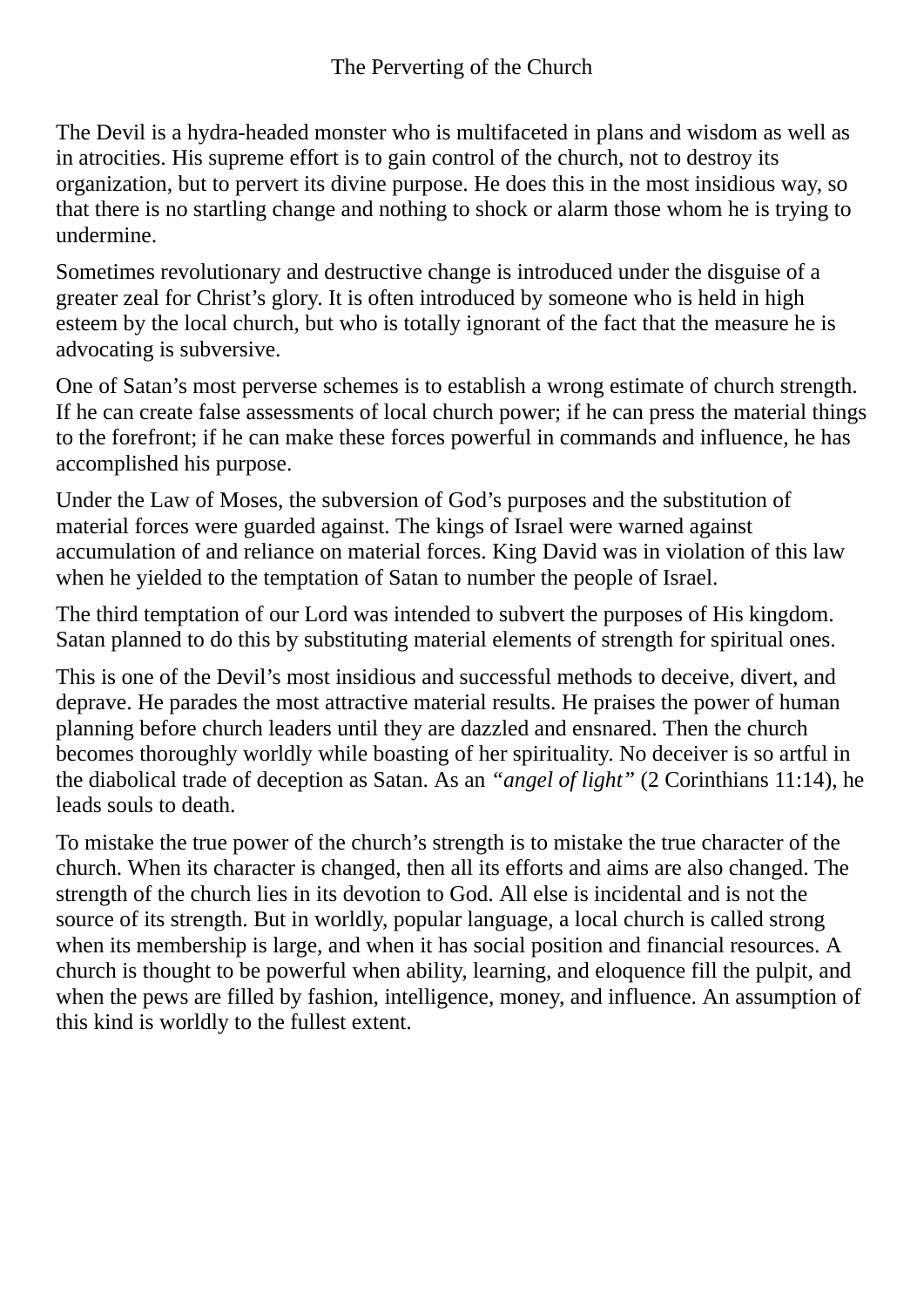# The Perverting of the Church

The Devil is a hydra-headed monster who is multifaceted in plans and wisdom as well as in atrocities. His supreme effort is to gain control of the church, not to destroy its organization, but to pervert its divine purpose. He does this in the most insidious way, so that there is no startling change and nothing to shock or alarm those whom he is trying to undermine.

Sometimes revolutionary and destructive change is introduced under the disguise of a greater zeal for Christ's glory. It is often introduced by someone who is held in high esteem by the local church, but who is totally ignorant of the fact that the measure he is advocating is subversive.

One of Satan's most perverse schemes is to establish a wrong estimate of church strength. If he can create false assessments of local church power; if he can press the material things to the forefront; if he can make these forces powerful in commands and influence, he has accomplished his purpose.

Under the Law of Moses, the subversion of God's purposes and the substitution of material forces were guarded against. The kings of Israel were warned against accumulation of and reliance on material forces. King David was in violation of this law when he yielded to the temptation of Satan to number the people of Israel.

The third temptation of our Lord was intended to subvert the purposes of His kingdom. Satan planned to do this by substituting material elements of strength for spiritual ones.

This is one of the Devil's most insidious and successful methods to deceive, divert, and deprave. He parades the most attractive material results. He praises the power of human planning before church leaders until they are dazzled and ensnared. Then the church becomes thoroughly worldly while boasting of her spirituality. No deceiver is so artful in the diabolical trade of deception as Satan. As an *"angel of light"* (2 Corinthians 11:14), he leads souls to death.

To mistake the true power of the church's strength is to mistake the true character of the church. When its character is changed, then all its efforts and aims are also changed. The strength of the church lies in its devotion to God. All else is incidental and is not the source of its strength. But in worldly, popular language, a local church is called strong when its membership is large, and when it has social position and financial resources. A church is thought to be powerful when ability, learning, and eloquence fill the pulpit, and when the pews are filled by fashion, intelligence, money, and influence. An assumption of this kind is worldly to the fullest extent.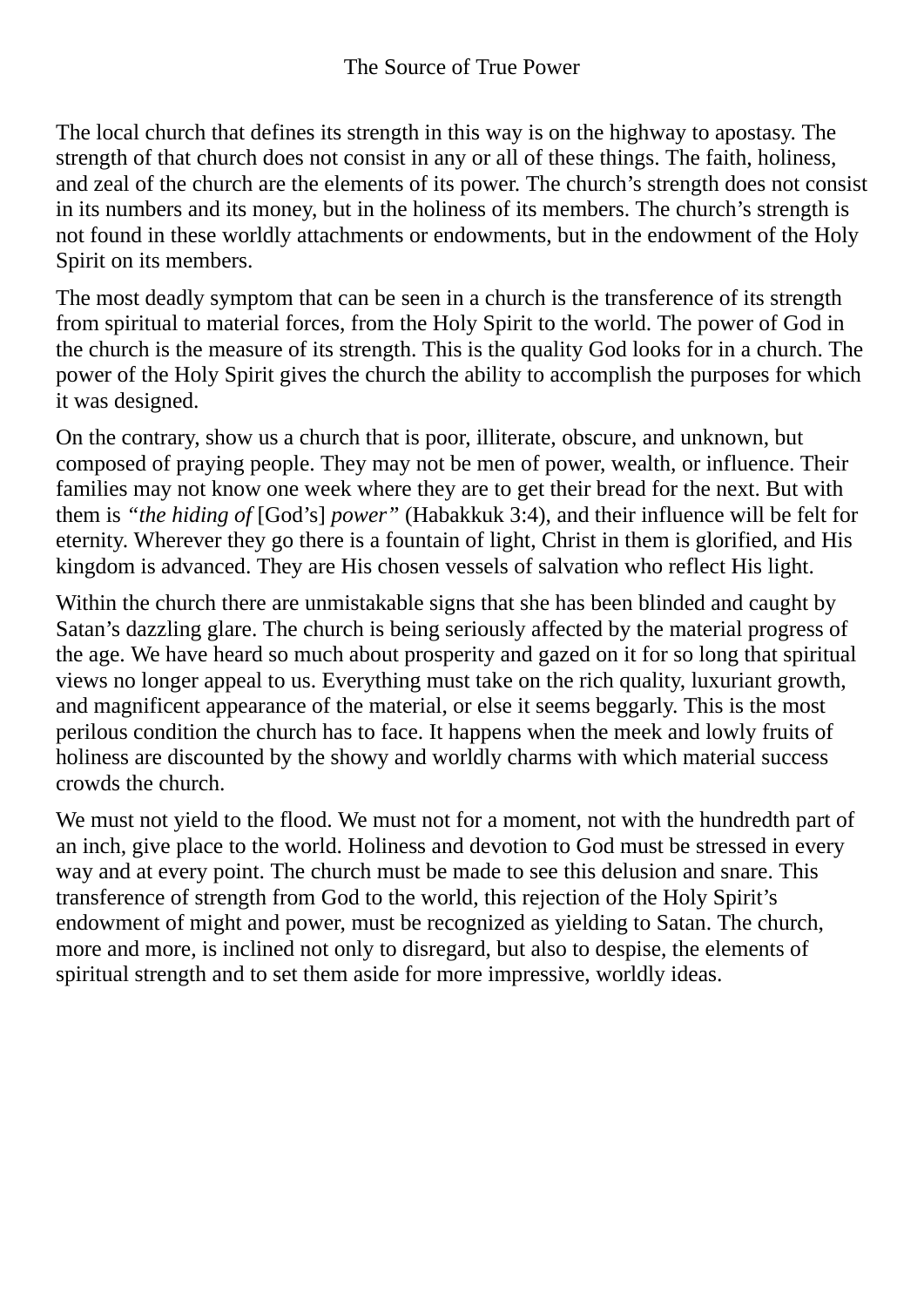The local church that defines its strength in this way is on the highway to apostasy. The strength of that church does not consist in any or all of these things. The faith, holiness, and zeal of the church are the elements of its power. The church’s strength does not consist in its numbers and its money, but in the holiness of its members. The church’s strength is not found in these worldly attachments or endowments, but in the endowment of the Holy Spirit on its members.

The most deadly symptom that can be seen in a church is the transference of its strength from spiritual to material forces, from the Holy Spirit to the world. The power of God in the church is the measure of its strength. This is the quality God looks for in a church. The power of the Holy Spirit gives the church the ability to accomplish the purposes for which it was designed.

On the contrary, show us a church that is poor, illiterate, obscure, and unknown, but composed of praying people. They may not be men of power, wealth, or influence. Their families may not know one week where they are to get their bread for the next. But with them is *“the hiding of* [God’s] *power”* (Habakkuk 3:4), and their influence will be felt for eternity. Wherever they go there is a fountain of light, Christ in them is glorified, and His kingdom is advanced. They are His chosen vessels of salvation who reflect His light.

Within the church there are unmistakable signs that she has been blinded and caught by Satan’s dazzling glare. The church is being seriously affected by the material progress of the age. We have heard so much about prosperity and gazed on it for so long that spiritual views no longer appeal to us. Everything must take on the rich quality, luxuriant growth, and magnificent appearance of the material, or else it seems beggarly. This is the most perilous condition the church has to face. It happens when the meek and lowly fruits of holiness are discounted by the showy and worldly charms with which material success crowds the church.

We must not yield to the flood. We must not for a moment, not with the hundredth part of an inch, give place to the world. Holiness and devotion to God must be stressed in every way and at every point. The church must be made to see this delusion and snare. This transference of strength from God to the world, this rejection of the Holy Spirit’s endowment of might and power, must be recognized as yielding to Satan. The church, more and more, is inclined not only to disregard, but also to despise, the elements of spiritual strength and to set them aside for more impressive, worldly ideas.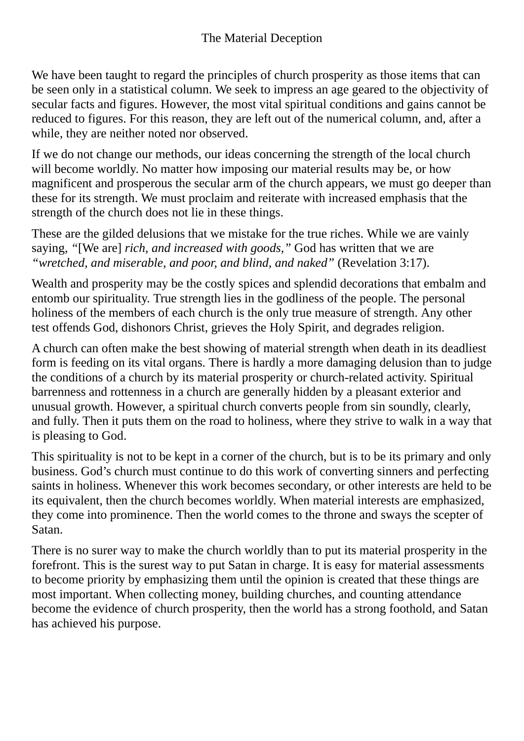# The Material Deception

We have been taught to regard the principles of church prosperity as those items that can be seen only in a statistical column. We seek to impress an age geared to the objectivity of secular facts and figures. However, the most vital spiritual conditions and gains cannot be reduced to figures. For this reason, they are left out of the numerical column, and, after a while, they are neither noted nor observed.

If we do not change our methods, our ideas concerning the strength of the local church will become worldly. No matter how imposing our material results may be, or how magnificent and prosperous the secular arm of the church appears, we must go deeper than these for its strength. We must proclaim and reiterate with increased emphasis that the strength of the church does not lie in these things.

These are the gilded delusions that we mistake for the true riches. While we are vainly saying, *"*[We are] *rich, and increased with goods,"* God has written that we are *"wretched, and miserable, and poor, and blind, and naked"* (Revelation 3:17).

Wealth and prosperity may be the costly spices and splendid decorations that embalm and entomb our spirituality. True strength lies in the godliness of the people. The personal holiness of the members of each church is the only true measure of strength. Any other test offends God, dishonors Christ, grieves the Holy Spirit, and degrades religion.

A church can often make the best showing of material strength when death in its deadliest form is feeding on its vital organs. There is hardly a more damaging delusion than to judge the conditions of a church by its material prosperity or church-related activity. Spiritual barrenness and rottenness in a church are generally hidden by a pleasant exterior and unusual growth. However, a spiritual church converts people from sin soundly, clearly, and fully. Then it puts them on the road to holiness, where they strive to walk in a way that is pleasing to God.

This spirituality is not to be kept in a corner of the church, but is to be its primary and only business. God's church must continue to do this work of converting sinners and perfecting saints in holiness. Whenever this work becomes secondary, or other interests are held to be its equivalent, then the church becomes worldly. When material interests are emphasized, they come into prominence. Then the world comes to the throne and sways the scepter of Satan.

There is no surer way to make the church worldly than to put its material prosperity in the forefront. This is the surest way to put Satan in charge. It is easy for material assessments to become priority by emphasizing them until the opinion is created that these things are most important. When collecting money, building churches, and counting attendance become the evidence of church prosperity, then the world has a strong foothold, and Satan has achieved his purpose.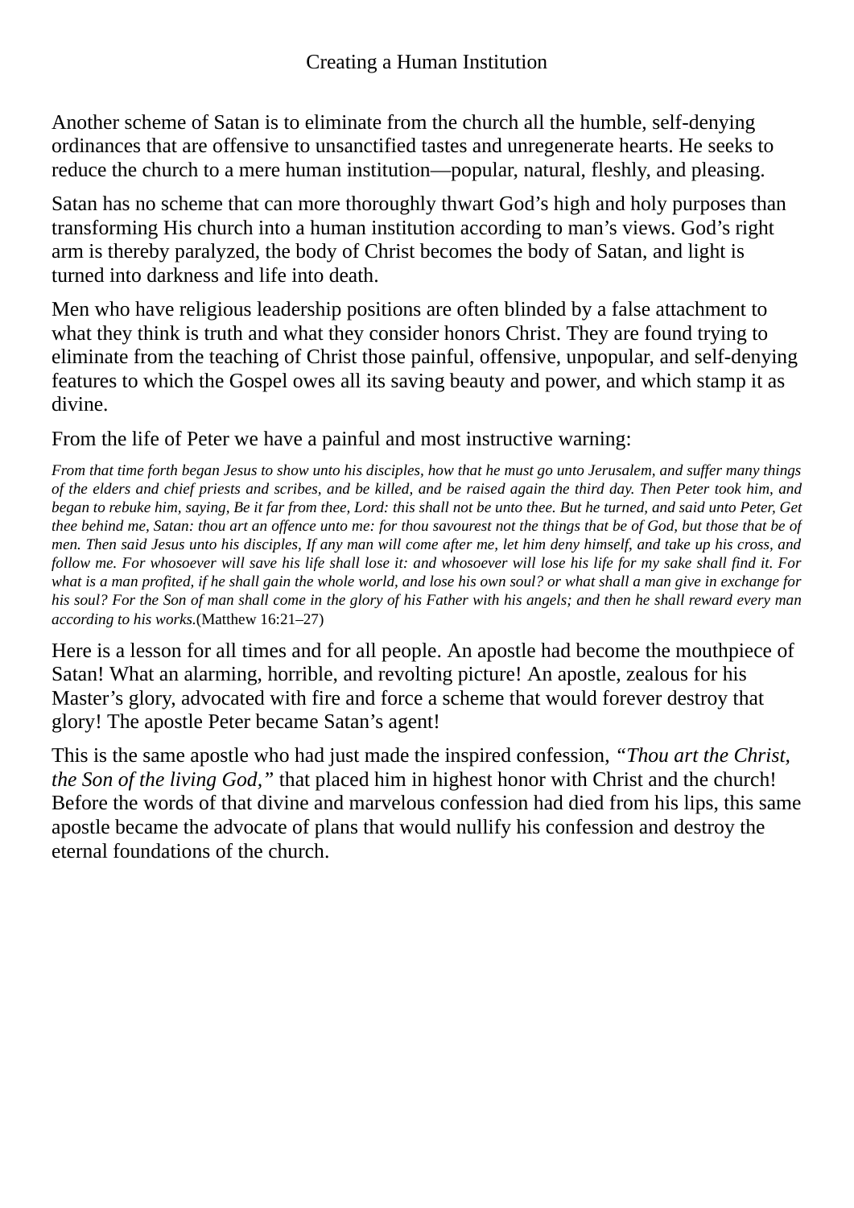## Creating a Human Institution

Another scheme of Satan is to eliminate from the church all the humble, self-denying ordinances that are offensive to unsanctified tastes and unregenerate hearts. He seeks to reduce the church to a mere human institution—popular, natural, fleshly, and pleasing.

Satan has no scheme that can more thoroughly thwart God's high and holy purposes than transforming His church into a human institution according to man's views. God's right arm is thereby paralyzed, the body of Christ becomes the body of Satan, and light is turned into darkness and life into death.

Men who have religious leadership positions are often blinded by a false attachment to what they think is truth and what they consider honors Christ. They are found trying to eliminate from the teaching of Christ those painful, offensive, unpopular, and self-denying features to which the Gospel owes all its saving beauty and power, and which stamp it as divine.

From the life of Peter we have a painful and most instructive warning:

> *From that time forth began Jesus to show unto his disciples, how that he must go unto Jerusalem, and suffer many things of the elders and chief priests and scribes, and be killed, and be raised again the third day. Then Peter took him, and began to rebuke him, saying, Be it far from thee, Lord: this shall not be unto thee. But he turned, and said unto Peter, Get thee behind me, Satan: thou art an offence unto me: for thou savourest not the things that be of God, but those that be of men. Then said Jesus unto his disciples, If any man will come after me, let him deny himself, and take up his cross, and follow me. For whosoever will save his life shall lose it: and whosoever will lose his life for my sake shall find it. For what is a man profited, if he shall gain the whole world, and lose his own soul? or what shall a man give in exchange for his soul? For the Son of man shall come in the glory of his Father with his angels; and then he shall reward every man according to his works.* (Matthew 16:21–27)

Here is a lesson for all times and for all people. An apostle had become the mouthpiece of Satan! What an alarming, horrible, and revolting picture! An apostle, zealous for his Master's glory, advocated with fire and force a scheme that would forever destroy that glory! The apostle Peter became Satan's agent!

This is the same apostle who had just made the inspired confession, *"Thou art the Christ, the Son of the living God,"* that placed him in highest honor with Christ and the church! Before the words of that divine and marvelous confession had died from his lips, this same apostle became the advocate of plans that would nullify his confession and destroy the eternal foundations of the church.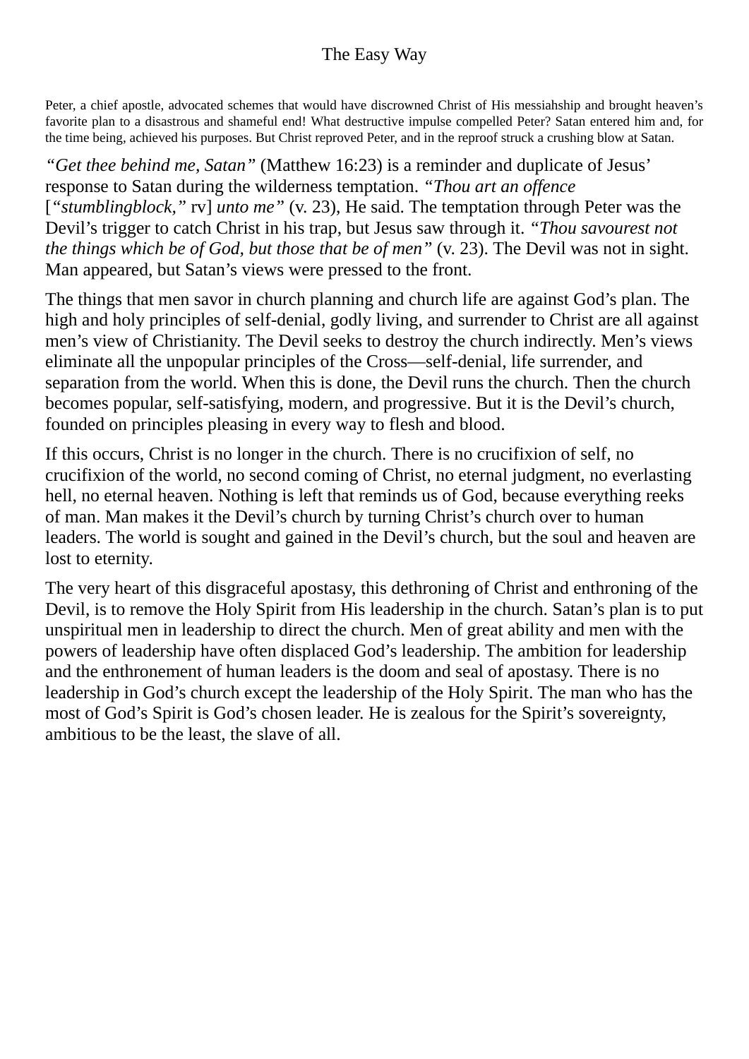# The Easy Way

Peter, a chief apostle, advocated schemes that would have discrowned Christ of His messiahship and brought heaven's favorite plan to a disastrous and shameful end! What destructive impulse compelled Peter? Satan entered him and, for the time being, achieved his purposes. But Christ reproved Peter, and in the reproof struck a crushing blow at Satan.

*"Get thee behind me, Satan"* (Matthew 16:23) is a reminder and duplicate of Jesus' response to Satan during the wilderness temptation. *"Thou art an offence* [*"stumblingblock,"* rv] *unto me"* (v. 23), He said. The temptation through Peter was the Devil's trigger to catch Christ in his trap, but Jesus saw through it. *"Thou savourest not the things which be of God, but those that be of men"* (v. 23). The Devil was not in sight. Man appeared, but Satan's views were pressed to the front.

The things that men savor in church planning and church life are against God's plan. The high and holy principles of self-denial, godly living, and surrender to Christ are all against men's view of Christianity. The Devil seeks to destroy the church indirectly. Men's views eliminate all the unpopular principles of the Cross—self-denial, life surrender, and separation from the world. When this is done, the Devil runs the church. Then the church becomes popular, self-satisfying, modern, and progressive. But it is the Devil's church, founded on principles pleasing in every way to flesh and blood.

If this occurs, Christ is no longer in the church. There is no crucifixion of self, no crucifixion of the world, no second coming of Christ, no eternal judgment, no everlasting hell, no eternal heaven. Nothing is left that reminds us of God, because everything reeks of man. Man makes it the Devil's church by turning Christ's church over to human leaders. The world is sought and gained in the Devil's church, but the soul and heaven are lost to eternity.

The very heart of this disgraceful apostasy, this dethroning of Christ and enthroning of the Devil, is to remove the Holy Spirit from His leadership in the church. Satan's plan is to put unspiritual men in leadership to direct the church. Men of great ability and men with the powers of leadership have often displaced God's leadership. The ambition for leadership and the enthronement of human leaders is the doom and seal of apostasy. There is no leadership in God's church except the leadership of the Holy Spirit. The man who has the most of God's Spirit is God's chosen leader. He is zealous for the Spirit's sovereignty, ambitious to be the least, the slave of all.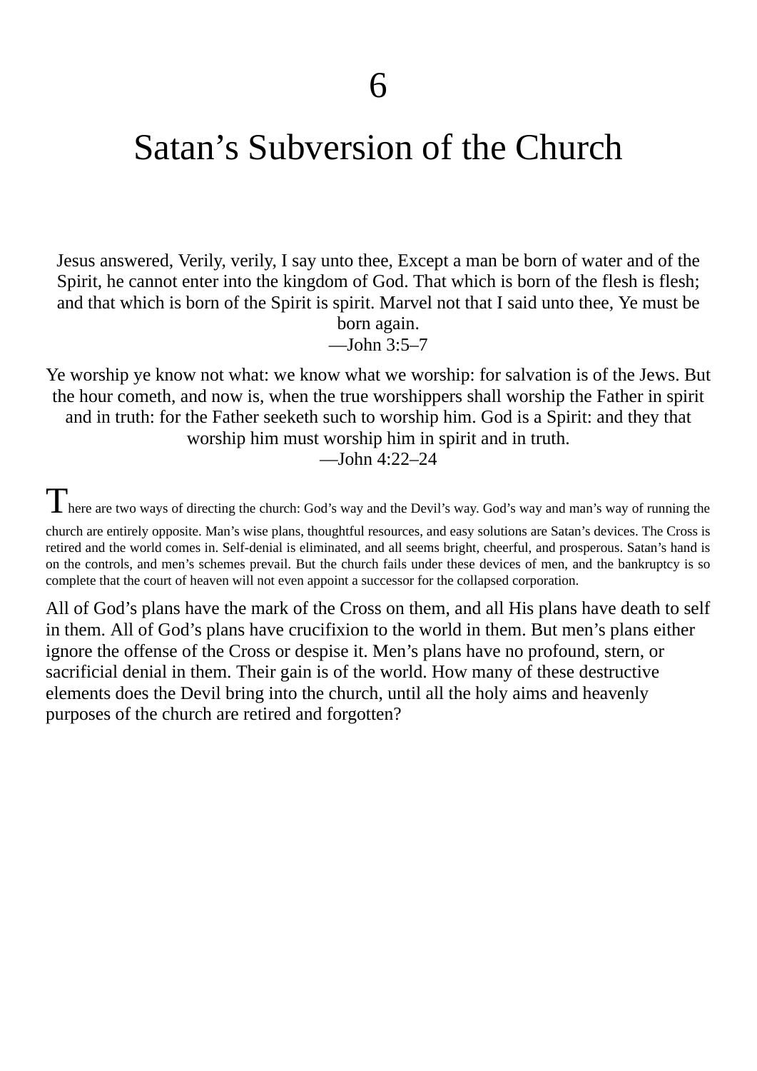# 6

# Satan's Subversion of the Church

Jesus answered, Verily, verily, I say unto thee, Except a man be born of water and of the Spirit, he cannot enter into the kingdom of God. That which is born of the flesh is flesh; and that which is born of the Spirit is spirit. Marvel not that I said unto thee, Ye must be born again.
—John 3:5–7

Ye worship ye know not what: we know what we worship: for salvation is of the Jews. But the hour cometh, and now is, when the true worshippers shall worship the Father in spirit and in truth: for the Father seeketh such to worship him. God is a Spirit: and they that worship him must worship him in spirit and in truth.
—John 4:22–24

There are two ways of directing the church: God's way and the Devil's way. God's way and man's way of running the church are entirely opposite. Man's wise plans, thoughtful resources, and easy solutions are Satan's devices. The Cross is retired and the world comes in. Self-denial is eliminated, and all seems bright, cheerful, and prosperous. Satan's hand is on the controls, and men's schemes prevail. But the church fails under these devices of men, and the bankruptcy is so complete that the court of heaven will not even appoint a successor for the collapsed corporation.

All of God's plans have the mark of the Cross on them, and all His plans have death to self in them. All of God's plans have crucifixion to the world in them. But men's plans either ignore the offense of the Cross or despise it. Men's plans have no profound, stern, or sacrificial denial in them. Their gain is of the world. How many of these destructive elements does the Devil bring into the church, until all the holy aims and heavenly purposes of the church are retired and forgotten?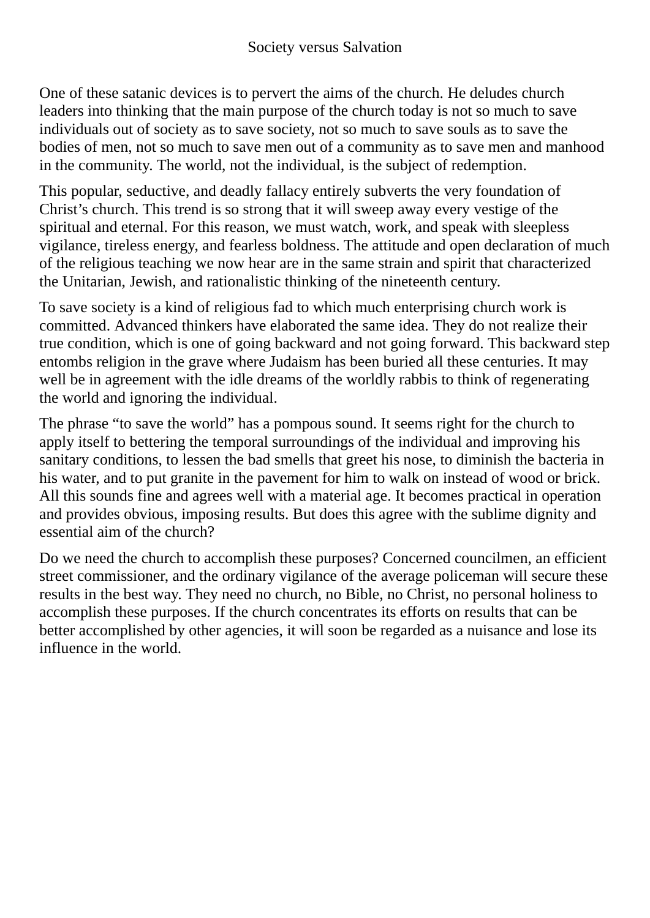## Society versus Salvation

One of these satanic devices is to pervert the aims of the church. He deludes church leaders into thinking that the main purpose of the church today is not so much to save individuals out of society as to save society, not so much to save souls as to save the bodies of men, not so much to save men out of a community as to save men and manhood in the community. The world, not the individual, is the subject of redemption.

This popular, seductive, and deadly fallacy entirely subverts the very foundation of Christ's church. This trend is so strong that it will sweep away every vestige of the spiritual and eternal. For this reason, we must watch, work, and speak with sleepless vigilance, tireless energy, and fearless boldness. The attitude and open declaration of much of the religious teaching we now hear are in the same strain and spirit that characterized the Unitarian, Jewish, and rationalistic thinking of the nineteenth century.

To save society is a kind of religious fad to which much enterprising church work is committed. Advanced thinkers have elaborated the same idea. They do not realize their true condition, which is one of going backward and not going forward. This backward step entombs religion in the grave where Judaism has been buried all these centuries. It may well be in agreement with the idle dreams of the worldly rabbis to think of regenerating the world and ignoring the individual.

The phrase "to save the world" has a pompous sound. It seems right for the church to apply itself to bettering the temporal surroundings of the individual and improving his sanitary conditions, to lessen the bad smells that greet his nose, to diminish the bacteria in his water, and to put granite in the pavement for him to walk on instead of wood or brick. All this sounds fine and agrees well with a material age. It becomes practical in operation and provides obvious, imposing results. But does this agree with the sublime dignity and essential aim of the church?

Do we need the church to accomplish these purposes? Concerned councilmen, an efficient street commissioner, and the ordinary vigilance of the average policeman will secure these results in the best way. They need no church, no Bible, no Christ, no personal holiness to accomplish these purposes. If the church concentrates its efforts on results that can be better accomplished by other agencies, it will soon be regarded as a nuisance and lose its influence in the world.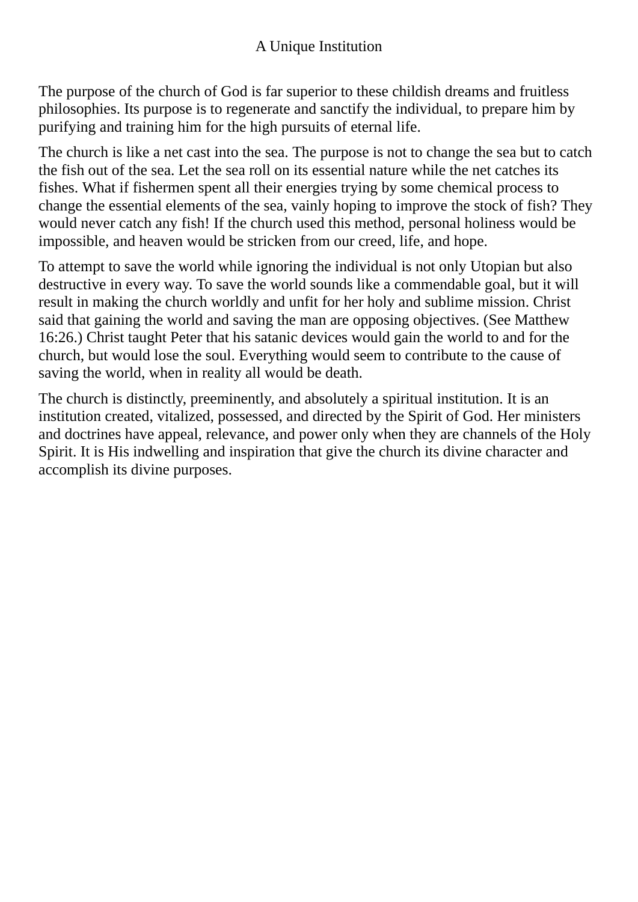The purpose of the church of God is far superior to these childish dreams and fruitless philosophies. Its purpose is to regenerate and sanctify the individual, to prepare him by purifying and training him for the high pursuits of eternal life.

The church is like a net cast into the sea. The purpose is not to change the sea but to catch the fish out of the sea. Let the sea roll on its essential nature while the net catches its fishes. What if fishermen spent all their energies trying by some chemical process to change the essential elements of the sea, vainly hoping to improve the stock of fish? They would never catch any fish! If the church used this method, personal holiness would be impossible, and heaven would be stricken from our creed, life, and hope.

To attempt to save the world while ignoring the individual is not only Utopian but also destructive in every way. To save the world sounds like a commendable goal, but it will result in making the church worldly and unfit for her holy and sublime mission. Christ said that gaining the world and saving the man are opposing objectives. (See Matthew 16:26.) Christ taught Peter that his satanic devices would gain the world to and for the church, but would lose the soul. Everything would seem to contribute to the cause of saving the world, when in reality all would be death.

The church is distinctly, preeminently, and absolutely a spiritual institution. It is an institution created, vitalized, possessed, and directed by the Spirit of God. Her ministers and doctrines have appeal, relevance, and power only when they are channels of the Holy Spirit. It is His indwelling and inspiration that give the church its divine character and accomplish its divine purposes.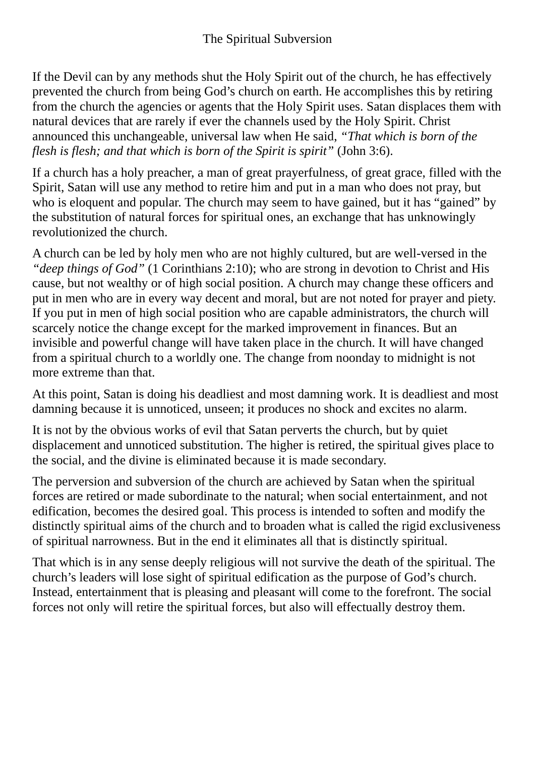## The Spiritual Subversion

If the Devil can by any methods shut the Holy Spirit out of the church, he has effectively prevented the church from being God's church on earth. He accomplishes this by retiring from the church the agencies or agents that the Holy Spirit uses. Satan displaces them with natural devices that are rarely if ever the channels used by the Holy Spirit. Christ announced this unchangeable, universal law when He said, *"That which is born of the flesh is flesh; and that which is born of the Spirit is spirit"* (John 3:6).

If a church has a holy preacher, a man of great prayerfulness, of great grace, filled with the Spirit, Satan will use any method to retire him and put in a man who does not pray, but who is eloquent and popular. The church may seem to have gained, but it has "gained" by the substitution of natural forces for spiritual ones, an exchange that has unknowingly revolutionized the church.

A church can be led by holy men who are not highly cultured, but are well-versed in the *"deep things of God"* (1 Corinthians 2:10); who are strong in devotion to Christ and His cause, but not wealthy or of high social position. A church may change these officers and put in men who are in every way decent and moral, but are not noted for prayer and piety. If you put in men of high social position who are capable administrators, the church will scarcely notice the change except for the marked improvement in finances. But an invisible and powerful change will have taken place in the church. It will have changed from a spiritual church to a worldly one. The change from noonday to midnight is not more extreme than that.

At this point, Satan is doing his deadliest and most damning work. It is deadliest and most damning because it is unnoticed, unseen; it produces no shock and excites no alarm.

It is not by the obvious works of evil that Satan perverts the church, but by quiet displacement and unnoticed substitution. The higher is retired, the spiritual gives place to the social, and the divine is eliminated because it is made secondary.

The perversion and subversion of the church are achieved by Satan when the spiritual forces are retired or made subordinate to the natural; when social entertainment, and not edification, becomes the desired goal. This process is intended to soften and modify the distinctly spiritual aims of the church and to broaden what is called the rigid exclusiveness of spiritual narrowness. But in the end it eliminates all that is distinctly spiritual.

That which is in any sense deeply religious will not survive the death of the spiritual. The church's leaders will lose sight of spiritual edification as the purpose of God's church. Instead, entertainment that is pleasing and pleasant will come to the forefront. The social forces not only will retire the spiritual forces, but also will effectually destroy them.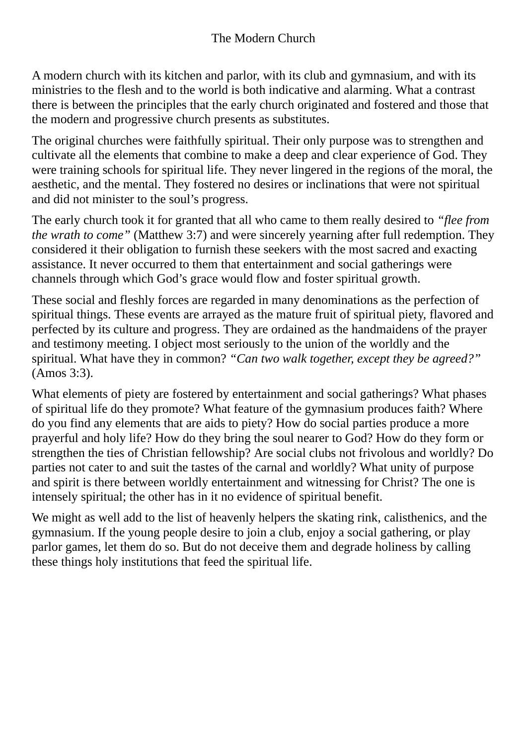# The Modern Church

A modern church with its kitchen and parlor, with its club and gymnasium, and with its ministries to the flesh and to the world is both indicative and alarming. What a contrast there is between the principles that the early church originated and fostered and those that the modern and progressive church presents as substitutes.

The original churches were faithfully spiritual. Their only purpose was to strengthen and cultivate all the elements that combine to make a deep and clear experience of God. They were training schools for spiritual life. They never lingered in the regions of the moral, the aesthetic, and the mental. They fostered no desires or inclinations that were not spiritual and did not minister to the soul's progress.

The early church took it for granted that all who came to them really desired to *"flee from the wrath to come"* (Matthew 3:7) and were sincerely yearning after full redemption. They considered it their obligation to furnish these seekers with the most sacred and exacting assistance. It never occurred to them that entertainment and social gatherings were channels through which God's grace would flow and foster spiritual growth.

These social and fleshly forces are regarded in many denominations as the perfection of spiritual things. These events are arrayed as the mature fruit of spiritual piety, flavored and perfected by its culture and progress. They are ordained as the handmaidens of the prayer and testimony meeting. I object most seriously to the union of the worldly and the spiritual. What have they in common? *"Can two walk together, except they be agreed?"* (Amos 3:3).

What elements of piety are fostered by entertainment and social gatherings? What phases of spiritual life do they promote? What feature of the gymnasium produces faith? Where do you find any elements that are aids to piety? How do social parties produce a more prayerful and holy life? How do they bring the soul nearer to God? How do they form or strengthen the ties of Christian fellowship? Are social clubs not frivolous and worldly? Do parties not cater to and suit the tastes of the carnal and worldly? What unity of purpose and spirit is there between worldly entertainment and witnessing for Christ? The one is intensely spiritual; the other has in it no evidence of spiritual benefit.

We might as well add to the list of heavenly helpers the skating rink, calisthenics, and the gymnasium. If the young people desire to join a club, enjoy a social gathering, or play parlor games, let them do so. But do not deceive them and degrade holiness by calling these things holy institutions that feed the spiritual life.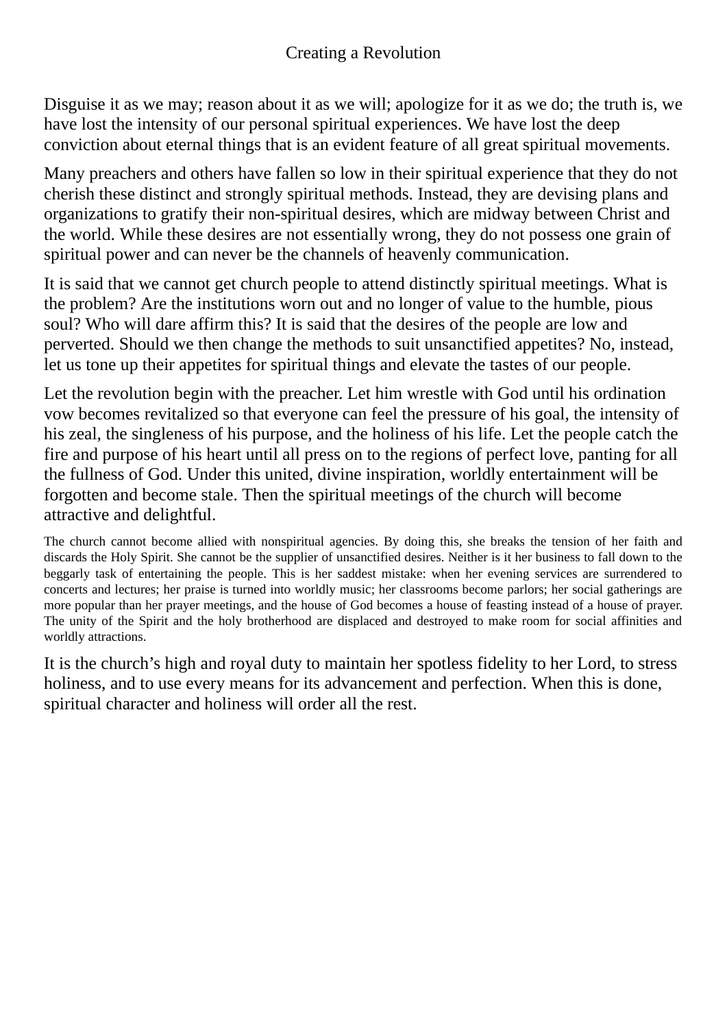# Creating a Revolution

Disguise it as we may; reason about it as we will; apologize for it as we do; the truth is, we have lost the intensity of our personal spiritual experiences. We have lost the deep conviction about eternal things that is an evident feature of all great spiritual movements.

Many preachers and others have fallen so low in their spiritual experience that they do not cherish these distinct and strongly spiritual methods. Instead, they are devising plans and organizations to gratify their non-spiritual desires, which are midway between Christ and the world. While these desires are not essentially wrong, they do not possess one grain of spiritual power and can never be the channels of heavenly communication.

It is said that we cannot get church people to attend distinctly spiritual meetings. What is the problem? Are the institutions worn out and no longer of value to the humble, pious soul? Who will dare affirm this? It is said that the desires of the people are low and perverted. Should we then change the methods to suit unsanctified appetites? No, instead, let us tone up their appetites for spiritual things and elevate the tastes of our people.

Let the revolution begin with the preacher. Let him wrestle with God until his ordination vow becomes revitalized so that everyone can feel the pressure of his goal, the intensity of his zeal, the singleness of his purpose, and the holiness of his life. Let the people catch the fire and purpose of his heart until all press on to the regions of perfect love, panting for all the fullness of God. Under this united, divine inspiration, worldly entertainment will be forgotten and become stale. Then the spiritual meetings of the church will become attractive and delightful.

The church cannot become allied with nonspiritual agencies. By doing this, she breaks the tension of her faith and discards the Holy Spirit. She cannot be the supplier of unsanctified desires. Neither is it her business to fall down to the beggarly task of entertaining the people. This is her saddest mistake: when her evening services are surrendered to concerts and lectures; her praise is turned into worldly music; her classrooms become parlors; her social gatherings are more popular than her prayer meetings, and the house of God becomes a house of feasting instead of a house of prayer. The unity of the Spirit and the holy brotherhood are displaced and destroyed to make room for social affinities and worldly attractions.

It is the church's high and royal duty to maintain her spotless fidelity to her Lord, to stress holiness, and to use every means for its advancement and perfection. When this is done, spiritual character and holiness will order all the rest.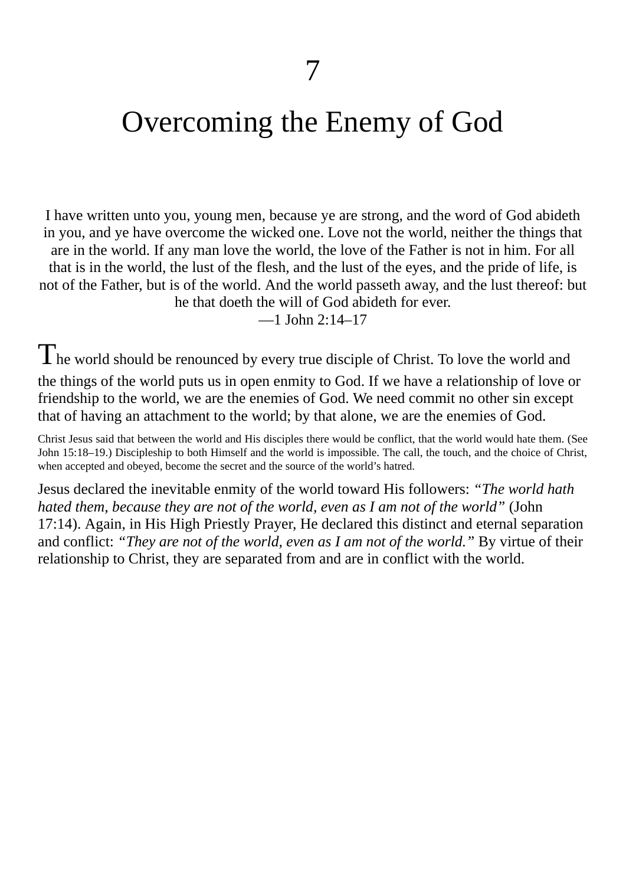# 7

# Overcoming the Enemy of God

I have written unto you, young men, because ye are strong, and the word of God abideth in you, and ye have overcome the wicked one. Love not the world, neither the things that are in the world. If any man love the world, the love of the Father is not in him. For all that is in the world, the lust of the flesh, and the lust of the eyes, and the pride of life, is not of the Father, but is of the world. And the world passeth away, and the lust thereof: but he that doeth the will of God abideth for ever.
—1 John 2:14–17

The world should be renounced by every true disciple of Christ. To love the world and the things of the world puts us in open enmity to God. If we have a relationship of love or friendship to the world, we are the enemies of God. We need commit no other sin except that of having an attachment to the world; by that alone, we are the enemies of God.

Christ Jesus said that between the world and His disciples there would be conflict, that the world would hate them. (See John 15:18–19.) Discipleship to both Himself and the world is impossible. The call, the touch, and the choice of Christ, when accepted and obeyed, become the secret and the source of the world's hatred.

Jesus declared the inevitable enmity of the world toward His followers: *"The world hath hated them, because they are not of the world, even as I am not of the world"* (John 17:14). Again, in His High Priestly Prayer, He declared this distinct and eternal separation and conflict: *"They are not of the world, even as I am not of the world."* By virtue of their relationship to Christ, they are separated from and are in conflict with the world.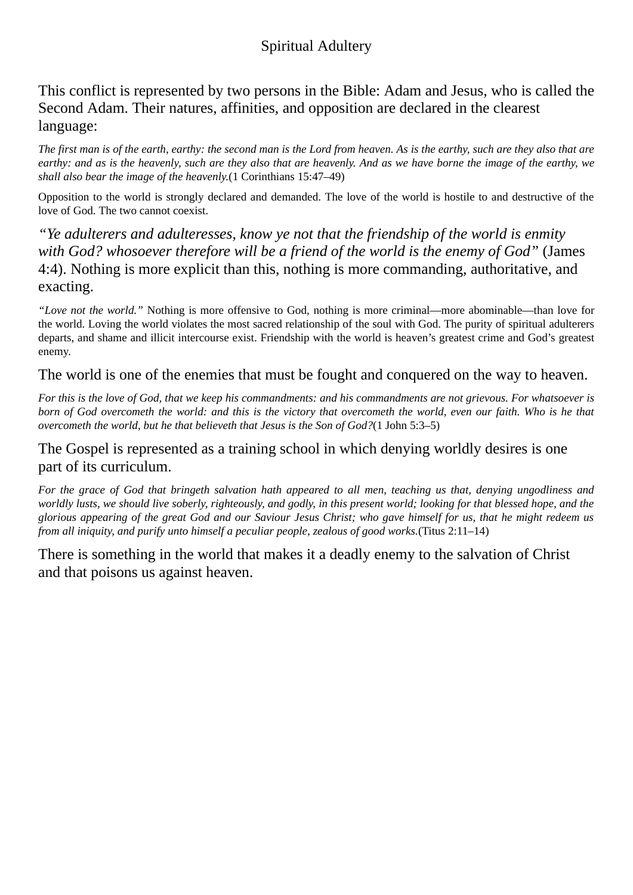This conflict is represented by two persons in the Bible: Adam and Jesus, who is called the Second Adam. Their natures, affinities, and opposition are declared in the clearest language:

*The first man is of the earth, earthy: the second man is the Lord from heaven. As is the earthy, such are they also that are earthy: and as is the heavenly, such are they also that are heavenly. And as we have borne the image of the earthy, we shall also bear the image of the heavenly.*(1 Corinthians 15:47–49)

Opposition to the world is strongly declared and demanded. The love of the world is hostile to and destructive of the love of God. The two cannot coexist.

*“Ye adulterers and adulteresses, know ye not that the friendship of the world is enmity with God? whosoever therefore will be a friend of the world is the enemy of God”* (James 4:4). Nothing is more explicit than this, nothing is more commanding, authoritative, and exacting.

*“Love not the world.”* Nothing is more offensive to God, nothing is more criminal—more abominable—than love for the world. Loving the world violates the most sacred relationship of the soul with God. The purity of spiritual adulterers departs, and shame and illicit intercourse exist. Friendship with the world is heaven’s greatest crime and God’s greatest enemy.

The world is one of the enemies that must be fought and conquered on the way to heaven.

*For this is the love of God, that we keep his commandments: and his commandments are not grievous. For whatsoever is born of God overcometh the world: and this is the victory that overcometh the world, even our faith. Who is he that overcometh the world, but he that believeth that Jesus is the Son of God?*(1 John 5:3–5)

The Gospel is represented as a training school in which denying worldly desires is one part of its curriculum.

*For the grace of God that bringeth salvation hath appeared to all men, teaching us that, denying ungodliness and worldly lusts, we should live soberly, righteously, and godly, in this present world; looking for that blessed hope, and the glorious appearing of the great God and our Saviour Jesus Christ; who gave himself for us, that he might redeem us from all iniquity, and purify unto himself a peculiar people, zealous of good works.*(Titus 2:11–14)

There is something in the world that makes it a deadly enemy to the salvation of Christ and that poisons us against heaven.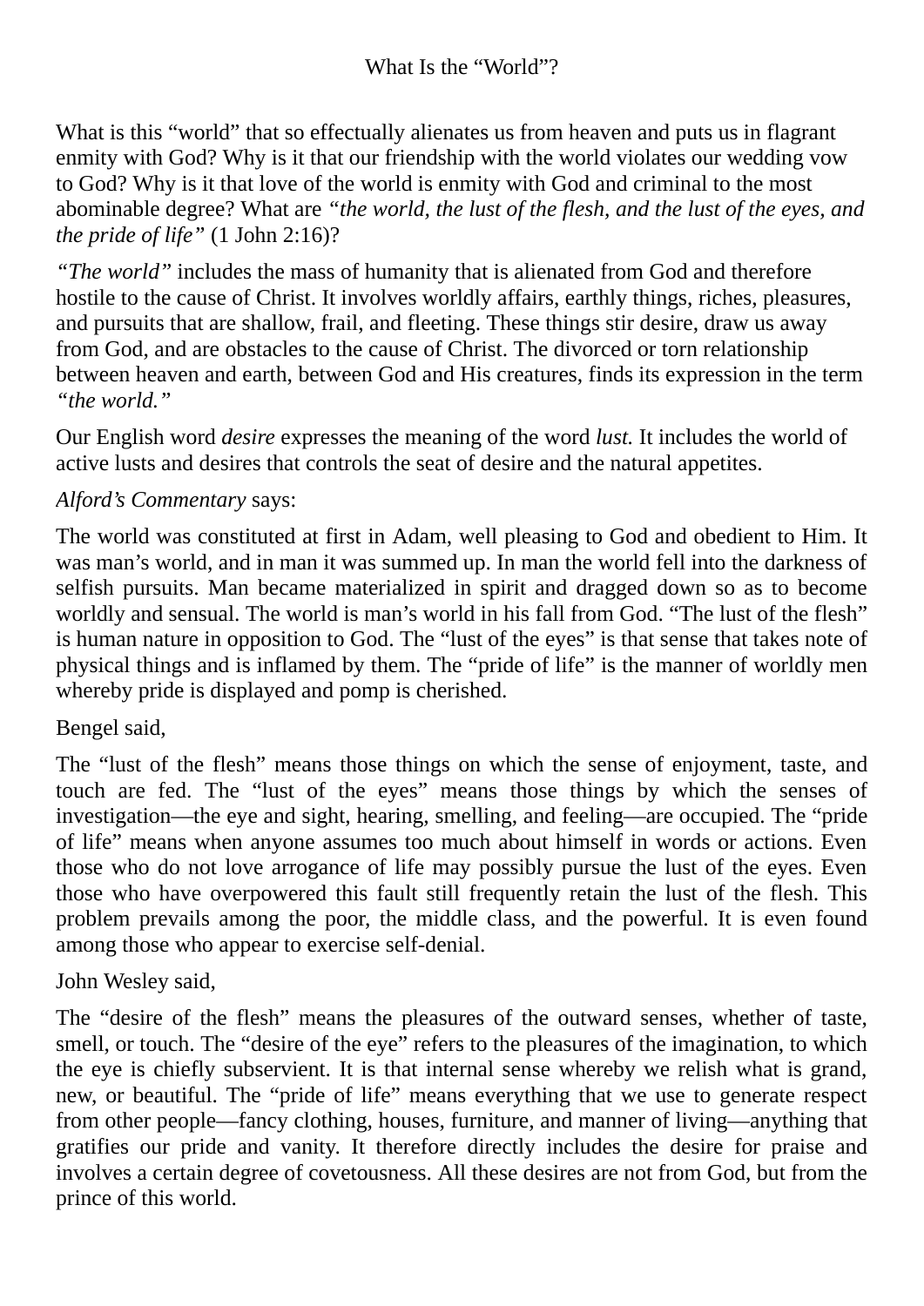## What Is the "World"?

What is this "world" that so effectually alienates us from heaven and puts us in flagrant enmity with God? Why is it that our friendship with the world violates our wedding vow to God? Why is it that love of the world is enmity with God and criminal to the most abominable degree? What are *"the world, the lust of the flesh, and the lust of the eyes, and the pride of life"* (1 John 2:16)?

*"The world"* includes the mass of humanity that is alienated from God and therefore hostile to the cause of Christ. It involves worldly affairs, earthly things, riches, pleasures, and pursuits that are shallow, frail, and fleeting. These things stir desire, draw us away from God, and are obstacles to the cause of Christ. The divorced or torn relationship between heaven and earth, between God and His creatures, finds its expression in the term *"the world."*

Our English word *desire* expresses the meaning of the word *lust.* It includes the world of active lusts and desires that controls the seat of desire and the natural appetites.

*Alford's Commentary* says:

> The world was constituted at first in Adam, well pleasing to God and obedient to Him. It was man's world, and in man it was summed up. In man the world fell into the darkness of selfish pursuits. Man became materialized in spirit and dragged down so as to become worldly and sensual. The world is man's world in his fall from God. "The lust of the flesh" is human nature in opposition to God. The "lust of the eyes" is that sense that takes note of physical things and is inflamed by them. The "pride of life" is the manner of worldly men whereby pride is displayed and pomp is cherished.

Bengel said,

> The "lust of the flesh" means those things on which the sense of enjoyment, taste, and touch are fed. The "lust of the eyes" means those things by which the senses of investigation—the eye and sight, hearing, smelling, and feeling—are occupied. The "pride of life" means when anyone assumes too much about himself in words or actions. Even those who do not love arrogance of life may possibly pursue the lust of the eyes. Even those who have overpowered this fault still frequently retain the lust of the flesh. This problem prevails among the poor, the middle class, and the powerful. It is even found among those who appear to exercise self-denial.

John Wesley said,

> The "desire of the flesh" means the pleasures of the outward senses, whether of taste, smell, or touch. The "desire of the eye" refers to the pleasures of the imagination, to which the eye is chiefly subservient. It is that internal sense whereby we relish what is grand, new, or beautiful. The "pride of life" means everything that we use to generate respect from other people—fancy clothing, houses, furniture, and manner of living—anything that gratifies our pride and vanity. It therefore directly includes the desire for praise and involves a certain degree of covetousness. All these desires are not from God, but from the prince of this world.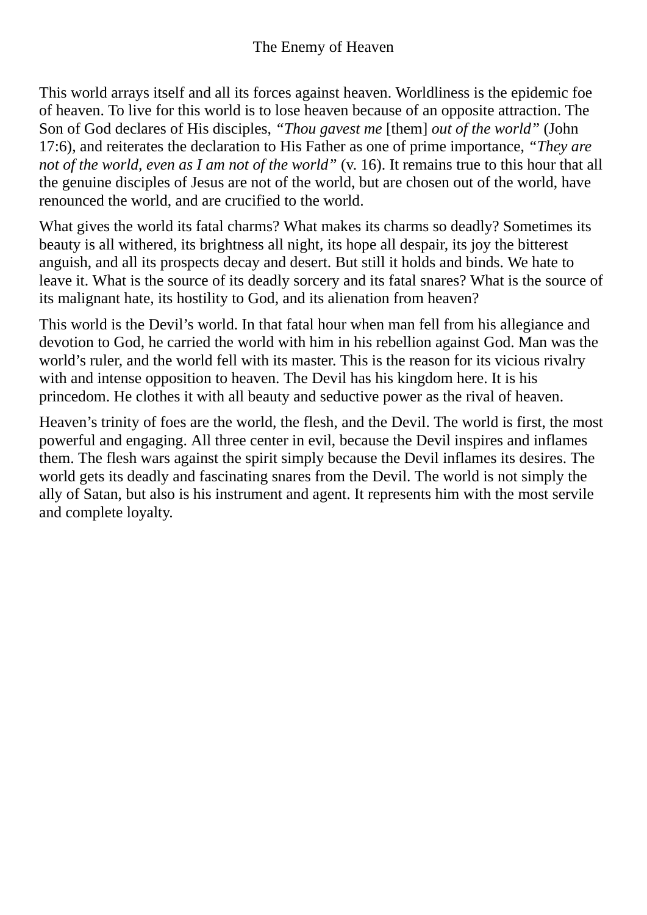## The Enemy of Heaven

This world arrays itself and all its forces against heaven. Worldliness is the epidemic foe of heaven. To live for this world is to lose heaven because of an opposite attraction. The Son of God declares of His disciples, *"Thou gavest me* [them] *out of the world"* (John 17:6), and reiterates the declaration to His Father as one of prime importance, *"They are not of the world, even as I am not of the world"* (v. 16). It remains true to this hour that all the genuine disciples of Jesus are not of the world, but are chosen out of the world, have renounced the world, and are crucified to the world.

What gives the world its fatal charms? What makes its charms so deadly? Sometimes its beauty is all withered, its brightness all night, its hope all despair, its joy the bitterest anguish, and all its prospects decay and desert. But still it holds and binds. We hate to leave it. What is the source of its deadly sorcery and its fatal snares? What is the source of its malignant hate, its hostility to God, and its alienation from heaven?

This world is the Devil's world. In that fatal hour when man fell from his allegiance and devotion to God, he carried the world with him in his rebellion against God. Man was the world's ruler, and the world fell with its master. This is the reason for its vicious rivalry with and intense opposition to heaven. The Devil has his kingdom here. It is his princedom. He clothes it with all beauty and seductive power as the rival of heaven.

Heaven's trinity of foes are the world, the flesh, and the Devil. The world is first, the most powerful and engaging. All three center in evil, because the Devil inspires and inflames them. The flesh wars against the spirit simply because the Devil inflames its desires. The world gets its deadly and fascinating snares from the Devil. The world is not simply the ally of Satan, but also is his instrument and agent. It represents him with the most servile and complete loyalty.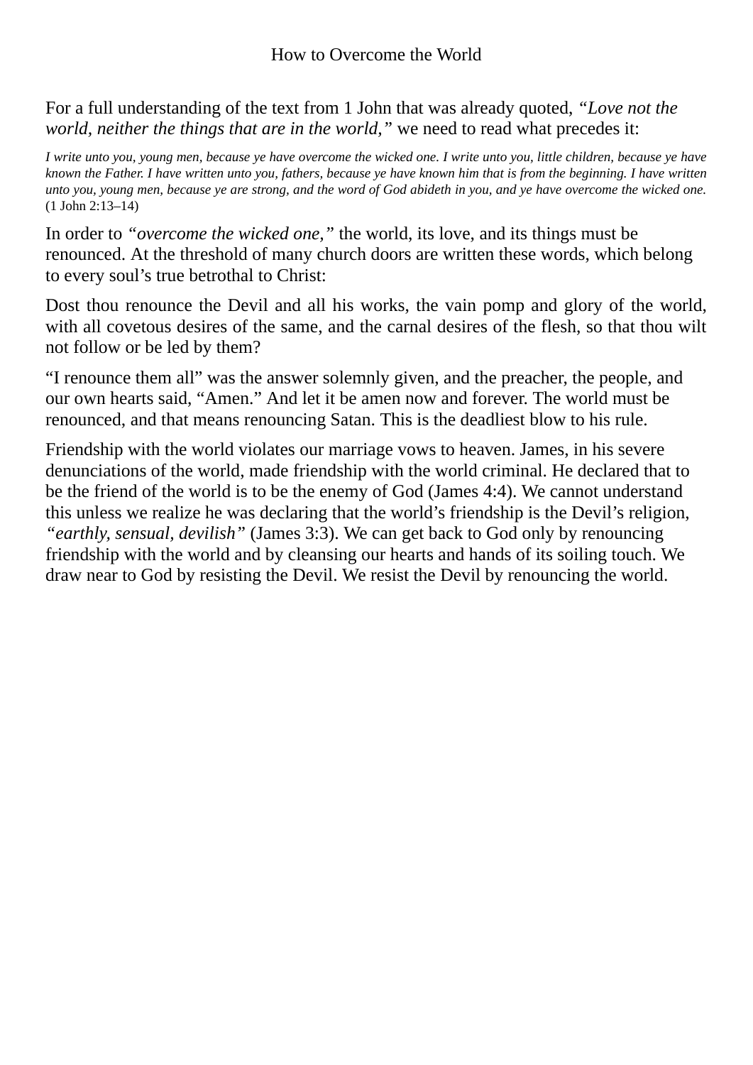## How to Overcome the World

For a full understanding of the text from 1 John that was already quoted, *"Love not the world, neither the things that are in the world,"* we need to read what precedes it:

> *I write unto you, young men, because ye have overcome the wicked one. I write unto you, little children, because ye have known the Father. I have written unto you, fathers, because ye have known him that is from the beginning. I have written unto you, young men, because ye are strong, and the word of God abideth in you, and ye have overcome the wicked one.* (1 John 2:13–14)

In order to *"overcome the wicked one,"* the world, its love, and its things must be renounced. At the threshold of many church doors are written these words, which belong to every soul's true betrothal to Christ:

Dost thou renounce the Devil and all his works, the vain pomp and glory of the world, with all covetous desires of the same, and the carnal desires of the flesh, so that thou wilt not follow or be led by them?

"I renounce them all" was the answer solemnly given, and the preacher, the people, and our own hearts said, "Amen." And let it be amen now and forever. The world must be renounced, and that means renouncing Satan. This is the deadliest blow to his rule.

Friendship with the world violates our marriage vows to heaven. James, in his severe denunciations of the world, made friendship with the world criminal. He declared that to be the friend of the world is to be the enemy of God (James 4:4). We cannot understand this unless we realize he was declaring that the world's friendship is the Devil's religion, *"earthly, sensual, devilish"* (James 3:3). We can get back to God only by renouncing friendship with the world and by cleansing our hearts and hands of its soiling touch. We draw near to God by resisting the Devil. We resist the Devil by renouncing the world.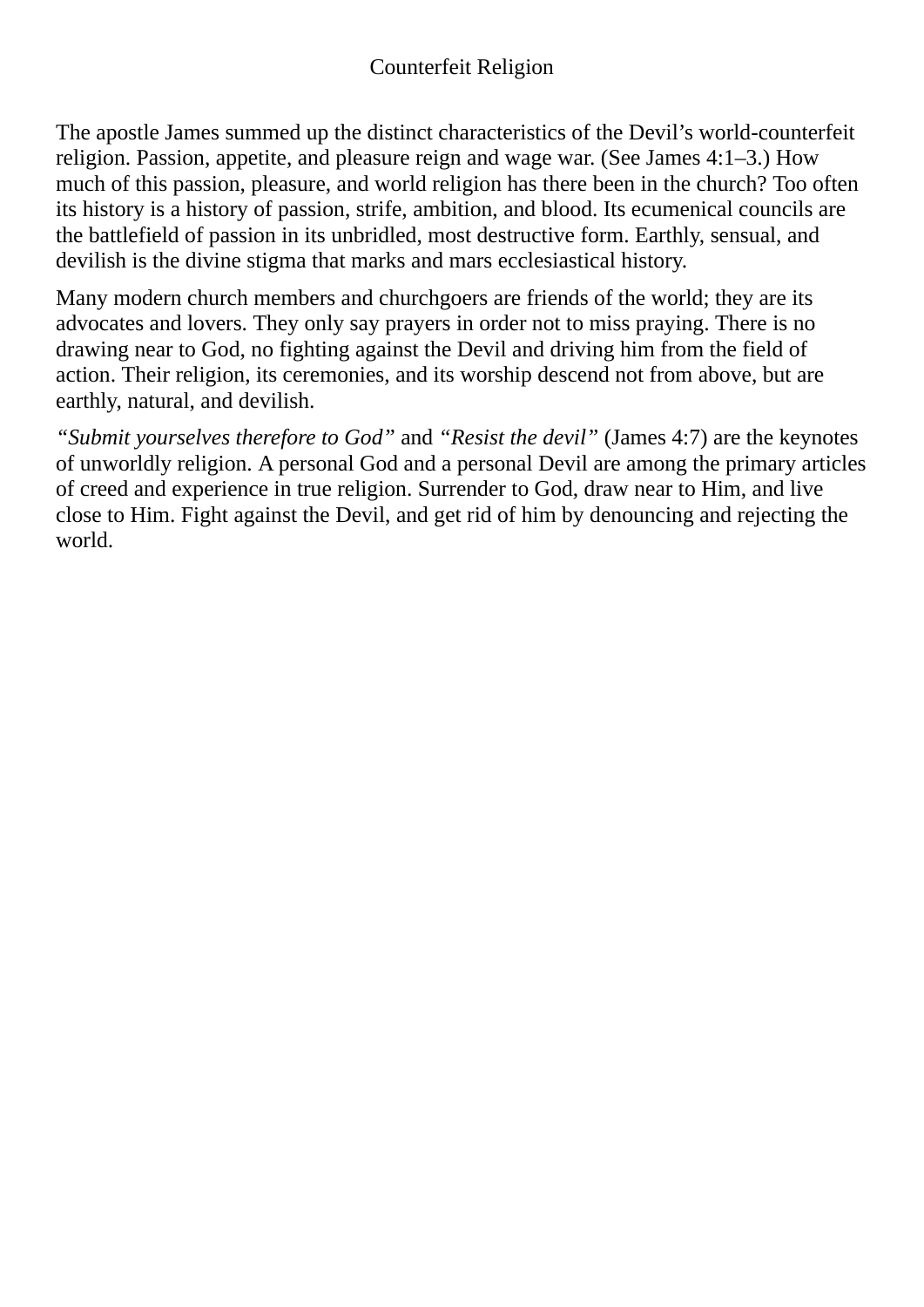# Counterfeit Religion

The apostle James summed up the distinct characteristics of the Devil's world-counterfeit religion. Passion, appetite, and pleasure reign and wage war. (See James 4:1–3.) How much of this passion, pleasure, and world religion has there been in the church? Too often its history is a history of passion, strife, ambition, and blood. Its ecumenical councils are the battlefield of passion in its unbridled, most destructive form. Earthly, sensual, and devilish is the divine stigma that marks and mars ecclesiastical history.

Many modern church members and churchgoers are friends of the world; they are its advocates and lovers. They only say prayers in order not to miss praying. There is no drawing near to God, no fighting against the Devil and driving him from the field of action. Their religion, its ceremonies, and its worship descend not from above, but are earthly, natural, and devilish.

*"Submit yourselves therefore to God"* and *"Resist the devil"* (James 4:7) are the keynotes of unworldly religion. A personal God and a personal Devil are among the primary articles of creed and experience in true religion. Surrender to God, draw near to Him, and live close to Him. Fight against the Devil, and get rid of him by denouncing and rejecting the world.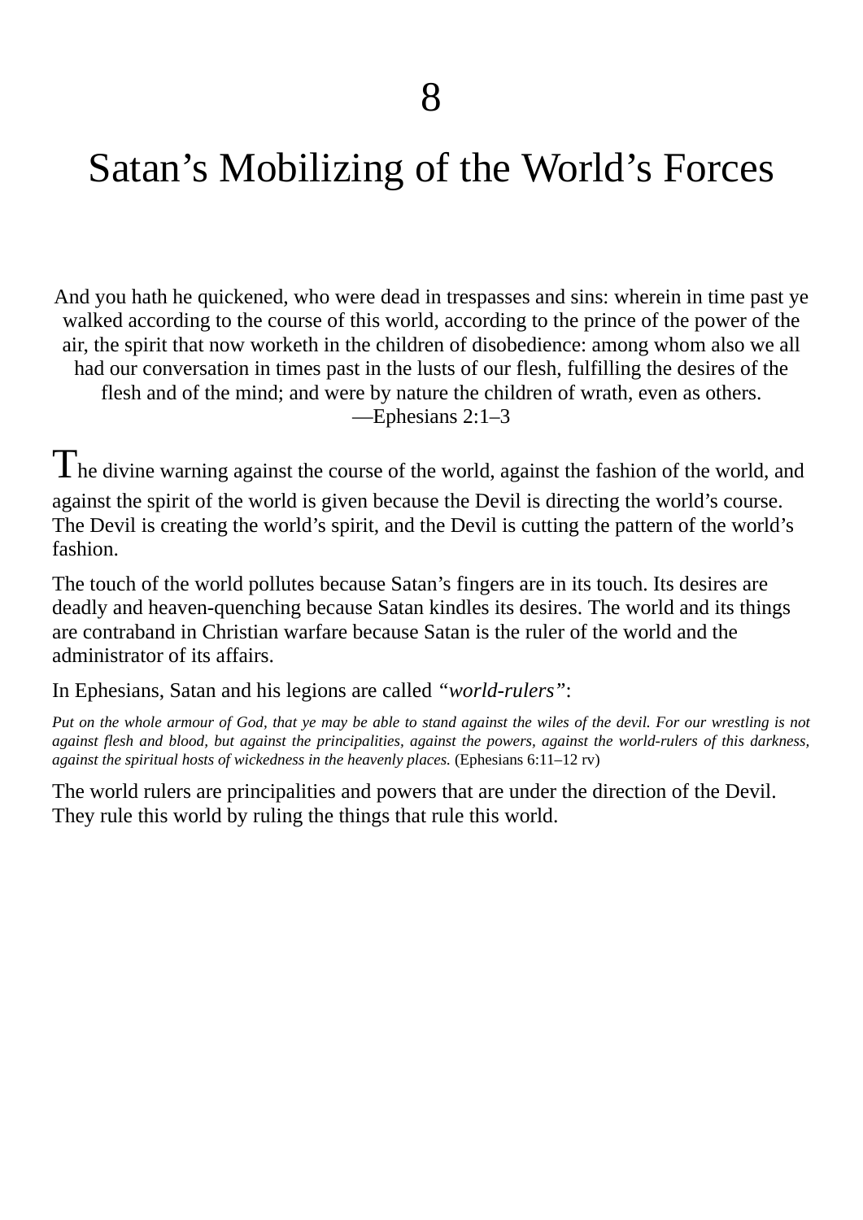# 8

# Satan's Mobilizing of the World's Forces

And you hath he quickened, who were dead in trespasses and sins: wherein in time past ye walked according to the course of this world, according to the prince of the power of the air, the spirit that now worketh in the children of disobedience: among whom also we all had our conversation in times past in the lusts of our flesh, fulfilling the desires of the flesh and of the mind; and were by nature the children of wrath, even as others.
—Ephesians 2:1–3

The divine warning against the course of the world, against the fashion of the world, and against the spirit of the world is given because the Devil is directing the world's course. The Devil is creating the world's spirit, and the Devil is cutting the pattern of the world's fashion.

The touch of the world pollutes because Satan's fingers are in its touch. Its desires are deadly and heaven-quenching because Satan kindles its desires. The world and its things are contraband in Christian warfare because Satan is the ruler of the world and the administrator of its affairs.

In Ephesians, Satan and his legions are called *"world-rulers"*:

*Put on the whole armour of God, that ye may be able to stand against the wiles of the devil. For our wrestling is not against flesh and blood, but against the principalities, against the powers, against the world-rulers of this darkness, against the spiritual hosts of wickedness in the heavenly places.* (Ephesians 6:11–12 rv)

The world rulers are principalities and powers that are under the direction of the Devil. They rule this world by ruling the things that rule this world.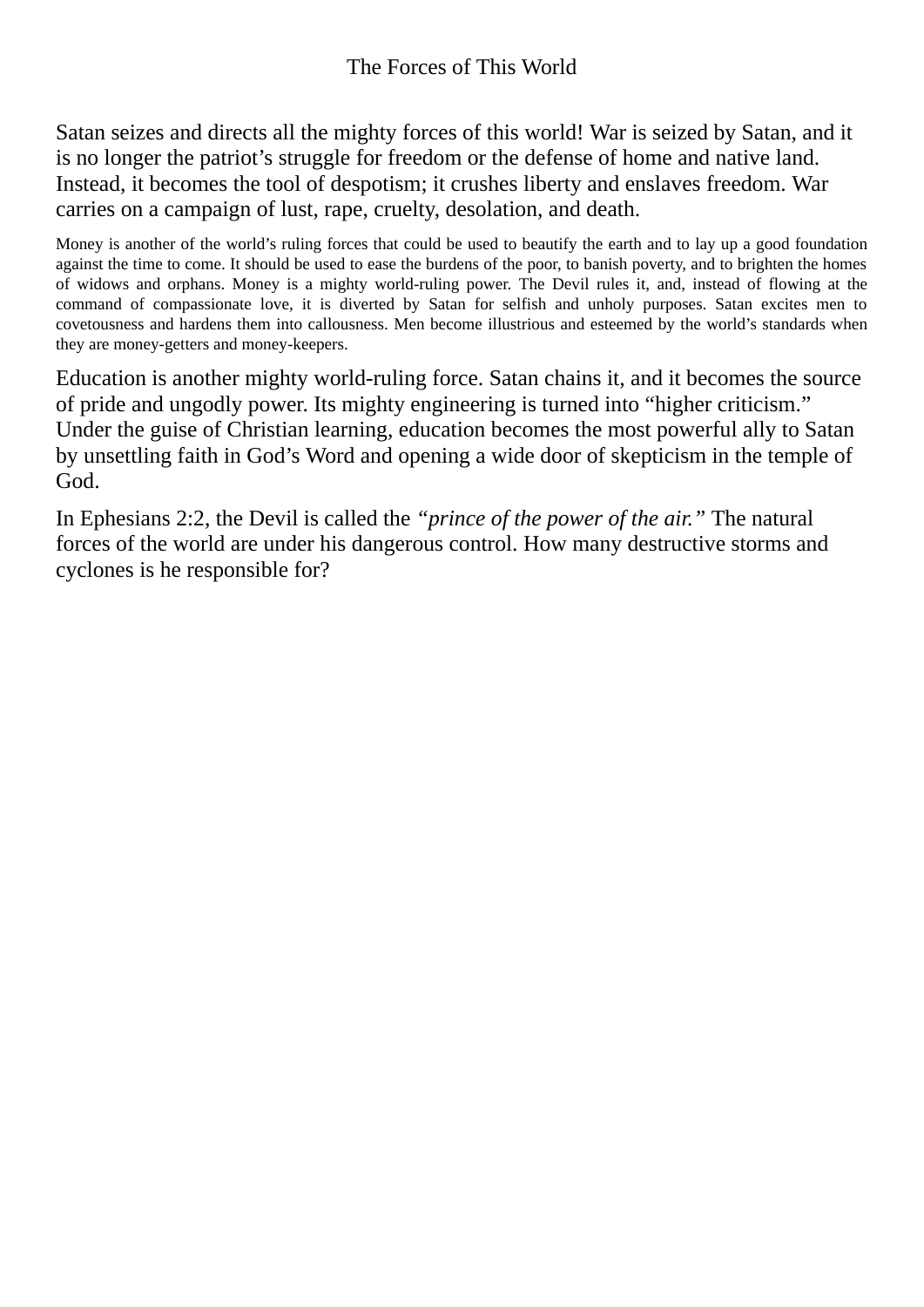# The Forces of This World

Satan seizes and directs all the mighty forces of this world! War is seized by Satan, and it is no longer the patriot's struggle for freedom or the defense of home and native land. Instead, it becomes the tool of despotism; it crushes liberty and enslaves freedom. War carries on a campaign of lust, rape, cruelty, desolation, and death.

Money is another of the world's ruling forces that could be used to beautify the earth and to lay up a good foundation against the time to come. It should be used to ease the burdens of the poor, to banish poverty, and to brighten the homes of widows and orphans. Money is a mighty world-ruling power. The Devil rules it, and, instead of flowing at the command of compassionate love, it is diverted by Satan for selfish and unholy purposes. Satan excites men to covetousness and hardens them into callousness. Men become illustrious and esteemed by the world's standards when they are money-getters and money-keepers.

Education is another mighty world-ruling force. Satan chains it, and it becomes the source of pride and ungodly power. Its mighty engineering is turned into "higher criticism." Under the guise of Christian learning, education becomes the most powerful ally to Satan by unsettling faith in God's Word and opening a wide door of skepticism in the temple of God.

In Ephesians 2:2, the Devil is called the *"prince of the power of the air."* The natural forces of the world are under his dangerous control. How many destructive storms and cyclones is he responsible for?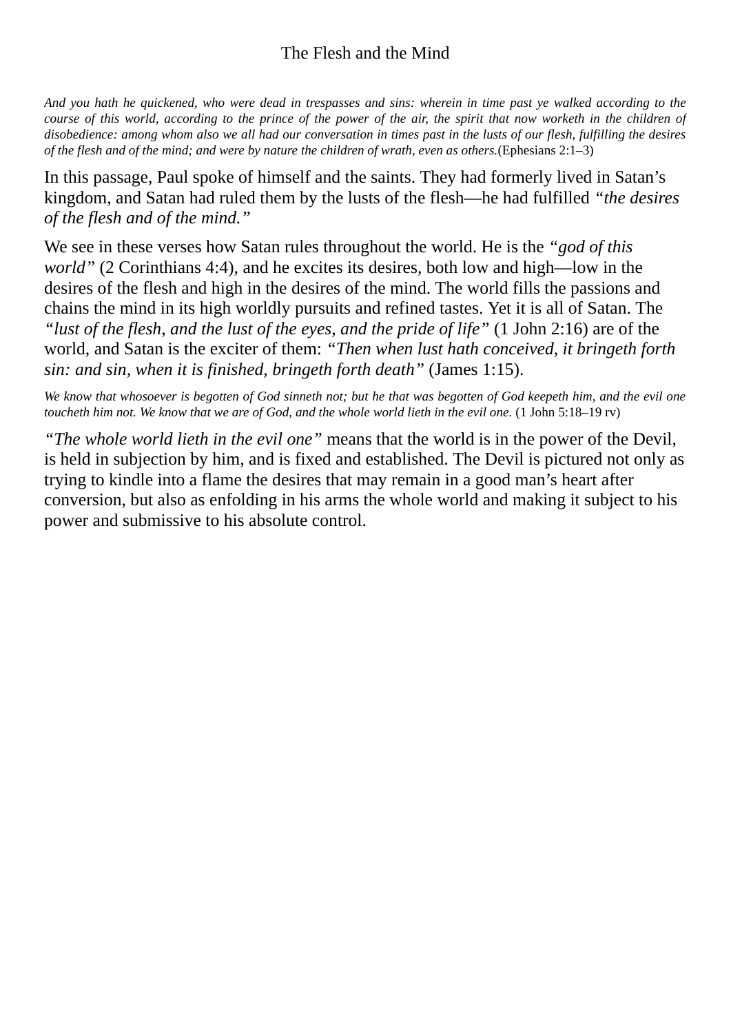# The Flesh and the Mind

*And you hath he quickened, who were dead in trespasses and sins: wherein in time past ye walked according to the course of this world, according to the prince of the power of the air, the spirit that now worketh in the children of disobedience: among whom also we all had our conversation in times past in the lusts of our flesh, fulfilling the desires of the flesh and of the mind; and were by nature the children of wrath, even as others.*(Ephesians 2:1–3)

In this passage, Paul spoke of himself and the saints. They had formerly lived in Satan's kingdom, and Satan had ruled them by the lusts of the flesh—he had fulfilled *"the desires of the flesh and of the mind."*

We see in these verses how Satan rules throughout the world. He is the *"god of this world"* (2 Corinthians 4:4), and he excites its desires, both low and high—low in the desires of the flesh and high in the desires of the mind. The world fills the passions and chains the mind in its high worldly pursuits and refined tastes. Yet it is all of Satan. The *"lust of the flesh, and the lust of the eyes, and the pride of life"* (1 John 2:16) are of the world, and Satan is the exciter of them: *"Then when lust hath conceived, it bringeth forth sin: and sin, when it is finished, bringeth forth death"* (James 1:15).

*We know that whosoever is begotten of God sinneth not; but he that was begotten of God keepeth him, and the evil one toucheth him not. We know that we are of God, and the whole world lieth in the evil one.* (1 John 5:18–19 rv)

*"The whole world lieth in the evil one"* means that the world is in the power of the Devil, is held in subjection by him, and is fixed and established. The Devil is pictured not only as trying to kindle into a flame the desires that may remain in a good man's heart after conversion, but also as enfolding in his arms the whole world and making it subject to his power and submissive to his absolute control.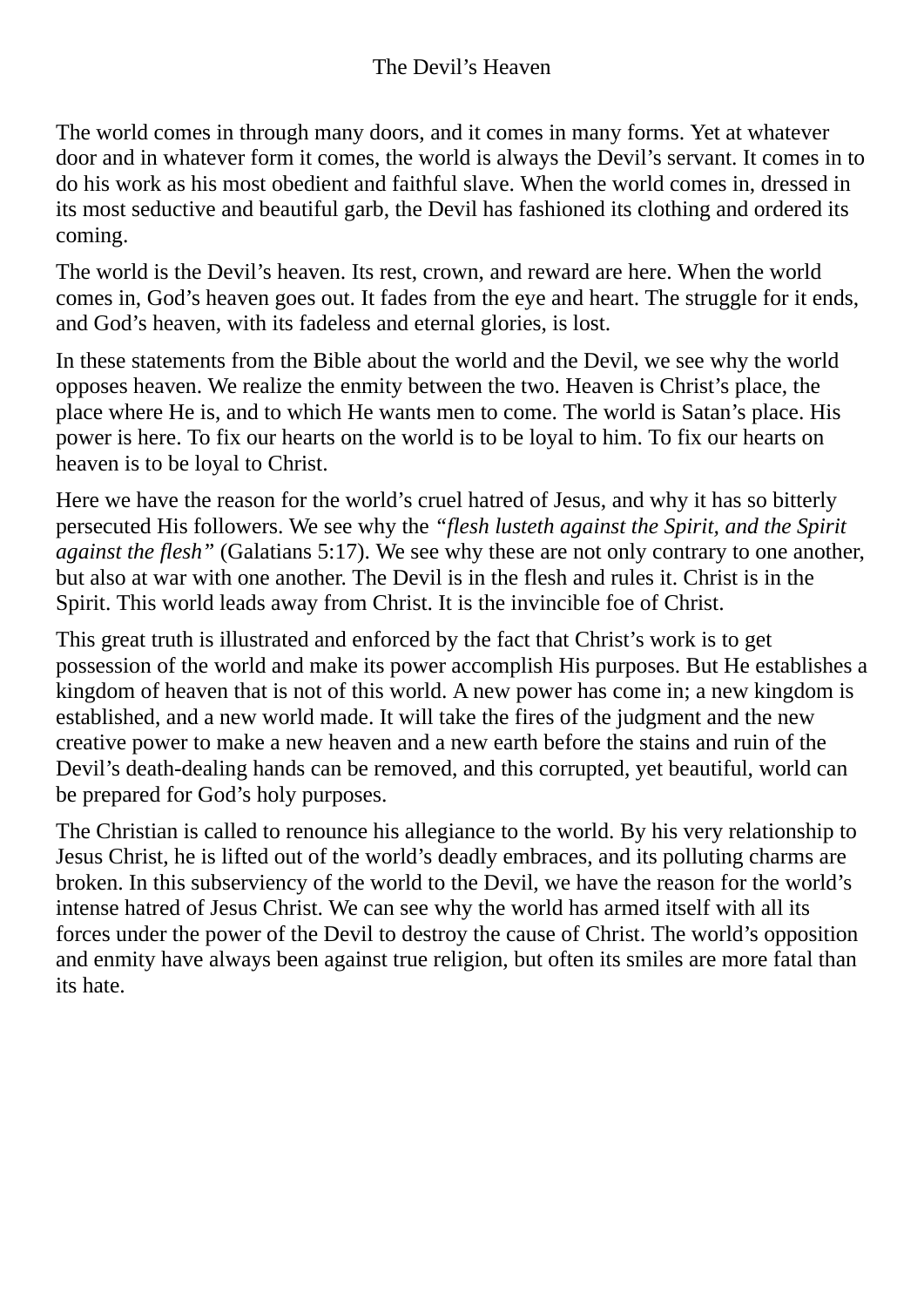# The Devil's Heaven

The world comes in through many doors, and it comes in many forms. Yet at whatever door and in whatever form it comes, the world is always the Devil's servant. It comes in to do his work as his most obedient and faithful slave. When the world comes in, dressed in its most seductive and beautiful garb, the Devil has fashioned its clothing and ordered its coming.

The world is the Devil's heaven. Its rest, crown, and reward are here. When the world comes in, God's heaven goes out. It fades from the eye and heart. The struggle for it ends, and God's heaven, with its fadeless and eternal glories, is lost.

In these statements from the Bible about the world and the Devil, we see why the world opposes heaven. We realize the enmity between the two. Heaven is Christ's place, the place where He is, and to which He wants men to come. The world is Satan's place. His power is here. To fix our hearts on the world is to be loyal to him. To fix our hearts on heaven is to be loyal to Christ.

Here we have the reason for the world's cruel hatred of Jesus, and why it has so bitterly persecuted His followers. We see why the *"flesh lusteth against the Spirit, and the Spirit against the flesh"* (Galatians 5:17). We see why these are not only contrary to one another, but also at war with one another. The Devil is in the flesh and rules it. Christ is in the Spirit. This world leads away from Christ. It is the invincible foe of Christ.

This great truth is illustrated and enforced by the fact that Christ's work is to get possession of the world and make its power accomplish His purposes. But He establishes a kingdom of heaven that is not of this world. A new power has come in; a new kingdom is established, and a new world made. It will take the fires of the judgment and the new creative power to make a new heaven and a new earth before the stains and ruin of the Devil's death-dealing hands can be removed, and this corrupted, yet beautiful, world can be prepared for God's holy purposes.

The Christian is called to renounce his allegiance to the world. By his very relationship to Jesus Christ, he is lifted out of the world's deadly embraces, and its polluting charms are broken. In this subserviency of the world to the Devil, we have the reason for the world's intense hatred of Jesus Christ. We can see why the world has armed itself with all its forces under the power of the Devil to destroy the cause of Christ. The world's opposition and enmity have always been against true religion, but often its smiles are more fatal than its hate.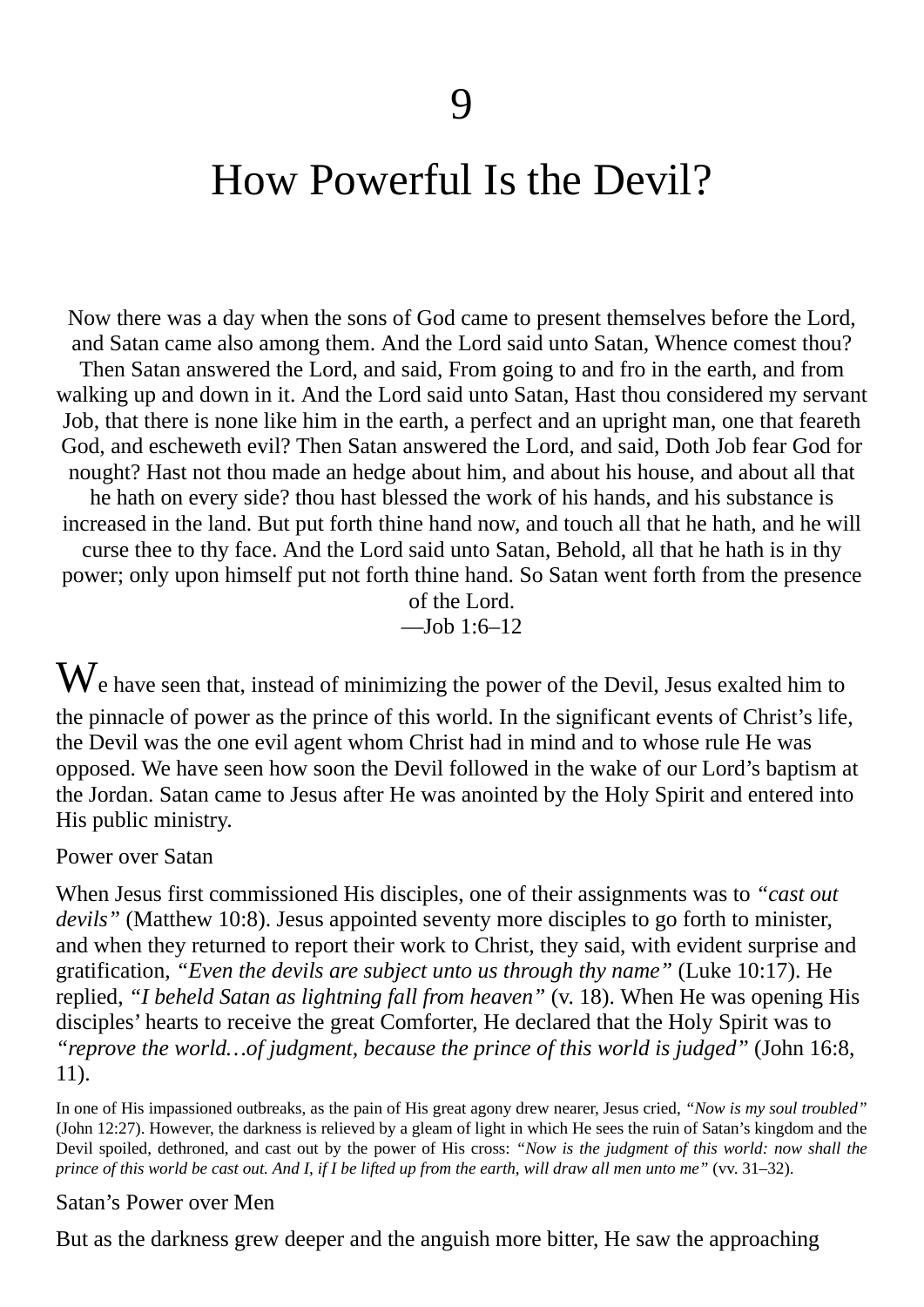# 9

# How Powerful Is the Devil?

Now there was a day when the sons of God came to present themselves before the Lord, and Satan came also among them. And the Lord said unto Satan, Whence comest thou? Then Satan answered the Lord, and said, From going to and fro in the earth, and from walking up and down in it. And the Lord said unto Satan, Hast thou considered my servant Job, that there is none like him in the earth, a perfect and an upright man, one that feareth God, and escheweth evil? Then Satan answered the Lord, and said, Doth Job fear God for nought? Hast not thou made an hedge about him, and about his house, and about all that he hath on every side? thou hast blessed the work of his hands, and his substance is increased in the land. But put forth thine hand now, and touch all that he hath, and he will curse thee to thy face. And the Lord said unto Satan, Behold, all that he hath is in thy power; only upon himself put not forth thine hand. So Satan went forth from the presence of the Lord.
—Job 1:6–12

We have seen that, instead of minimizing the power of the Devil, Jesus exalted him to the pinnacle of power as the prince of this world. In the significant events of Christ's life, the Devil was the one evil agent whom Christ had in mind and to whose rule He was opposed. We have seen how soon the Devil followed in the wake of our Lord's baptism at the Jordan. Satan came to Jesus after He was anointed by the Holy Spirit and entered into His public ministry.

## Power over Satan

When Jesus first commissioned His disciples, one of their assignments was to *"cast out devils"* (Matthew 10:8). Jesus appointed seventy more disciples to go forth to minister, and when they returned to report their work to Christ, they said, with evident surprise and gratification, *"Even the devils are subject unto us through thy name"* (Luke 10:17). He replied, *"I beheld Satan as lightning fall from heaven"* (v. 18). When He was opening His disciples' hearts to receive the great Comforter, He declared that the Holy Spirit was to *"reprove the world…of judgment, because the prince of this world is judged"* (John 16:8, 11).

In one of His impassioned outbreaks, as the pain of His great agony drew nearer, Jesus cried, *"Now is my soul troubled"* (John 12:27). However, the darkness is relieved by a gleam of light in which He sees the ruin of Satan's kingdom and the Devil spoiled, dethroned, and cast out by the power of His cross: *"Now is the judgment of this world: now shall the prince of this world be cast out. And I, if I be lifted up from the earth, will draw all men unto me"* (vv. 31–32).

## Satan's Power over Men

But as the darkness grew deeper and the anguish more bitter, He saw the approaching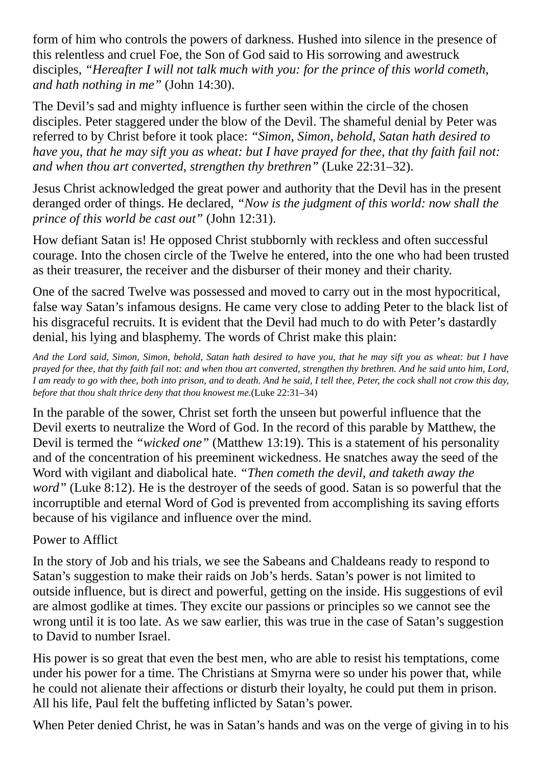form of him who controls the powers of darkness. Hushed into silence in the presence of this relentless and cruel Foe, the Son of God said to His sorrowing and awestruck disciples, *"Hereafter I will not talk much with you: for the prince of this world cometh, and hath nothing in me"* (John 14:30).

The Devil's sad and mighty influence is further seen within the circle of the chosen disciples. Peter staggered under the blow of the Devil. The shameful denial by Peter was referred to by Christ before it took place: *"Simon, Simon, behold, Satan hath desired to have you, that he may sift you as wheat: but I have prayed for thee, that thy faith fail not: and when thou art converted, strengthen thy brethren"* (Luke 22:31–32).

Jesus Christ acknowledged the great power and authority that the Devil has in the present deranged order of things. He declared, *"Now is the judgment of this world: now shall the prince of this world be cast out"* (John 12:31).

How defiant Satan is! He opposed Christ stubbornly with reckless and often successful courage. Into the chosen circle of the Twelve he entered, into the one who had been trusted as their treasurer, the receiver and the disburser of their money and their charity.

One of the sacred Twelve was possessed and moved to carry out in the most hypocritical, false way Satan's infamous designs. He came very close to adding Peter to the black list of his disgraceful recruits. It is evident that the Devil had much to do with Peter's dastardly denial, his lying and blasphemy. The words of Christ make this plain:

> *And the Lord said, Simon, Simon, behold, Satan hath desired to have you, that he may sift you as wheat: but I have prayed for thee, that thy faith fail not: and when thou art converted, strengthen thy brethren. And he said unto him, Lord, I am ready to go with thee, both into prison, and to death. And he said, I tell thee, Peter, the cock shall not crow this day, before that thou shalt thrice deny that thou knowest me.*(Luke 22:31–34)

In the parable of the sower, Christ set forth the unseen but powerful influence that the Devil exerts to neutralize the Word of God. In the record of this parable by Matthew, the Devil is termed the *"wicked one"* (Matthew 13:19). This is a statement of his personality and of the concentration of his preeminent wickedness. He snatches away the seed of the Word with vigilant and diabolical hate. *"Then cometh the devil, and taketh away the word"* (Luke 8:12). He is the destroyer of the seeds of good. Satan is so powerful that the incorruptible and eternal Word of God is prevented from accomplishing its saving efforts because of his vigilance and influence over the mind.

### Power to Afflict

In the story of Job and his trials, we see the Sabeans and Chaldeans ready to respond to Satan's suggestion to make their raids on Job's herds. Satan's power is not limited to outside influence, but is direct and powerful, getting on the inside. His suggestions of evil are almost godlike at times. They excite our passions or principles so we cannot see the wrong until it is too late. As we saw earlier, this was true in the case of Satan's suggestion to David to number Israel.

His power is so great that even the best men, who are able to resist his temptations, come under his power for a time. The Christians at Smyrna were so under his power that, while he could not alienate their affections or disturb their loyalty, he could put them in prison. All his life, Paul felt the buffeting inflicted by Satan's power.

When Peter denied Christ, he was in Satan's hands and was on the verge of giving in to his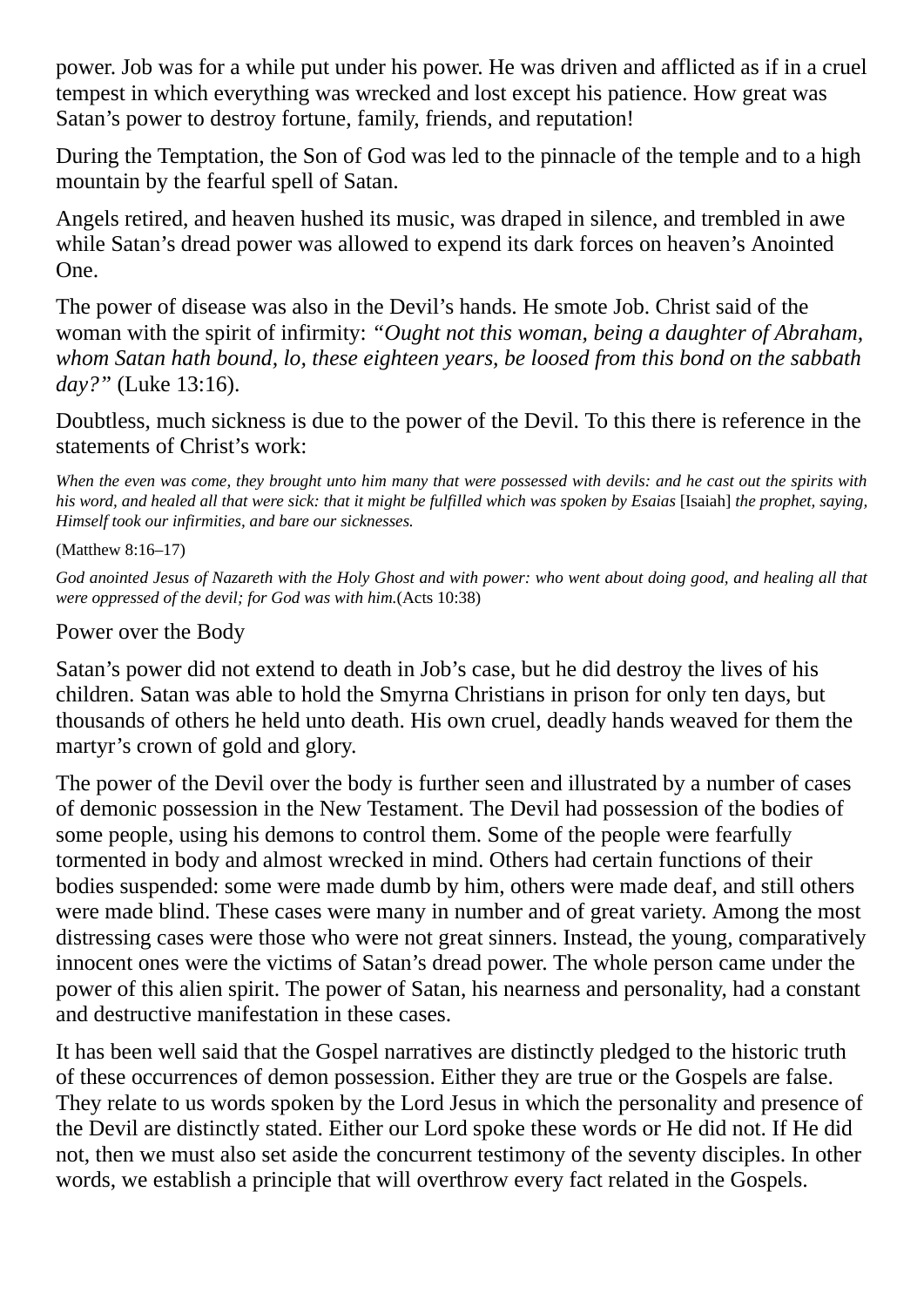power. Job was for a while put under his power. He was driven and afflicted as if in a cruel tempest in which everything was wrecked and lost except his patience. How great was Satan's power to destroy fortune, family, friends, and reputation!

During the Temptation, the Son of God was led to the pinnacle of the temple and to a high mountain by the fearful spell of Satan.

Angels retired, and heaven hushed its music, was draped in silence, and trembled in awe while Satan's dread power was allowed to expend its dark forces on heaven's Anointed One.

The power of disease was also in the Devil's hands. He smote Job. Christ said of the woman with the spirit of infirmity: *"Ought not this woman, being a daughter of Abraham, whom Satan hath bound, lo, these eighteen years, be loosed from this bond on the sabbath day?"* (Luke 13:16).

Doubtless, much sickness is due to the power of the Devil. To this there is reference in the statements of Christ's work:

> *When the even was come, they brought unto him many that were possessed with devils: and he cast out the spirits with his word, and healed all that were sick: that it might be fulfilled which was spoken by Esaias* [Isaiah] *the prophet, saying, Himself took our infirmities, and bare our sicknesses.*

(Matthew 8:16–17)

> *God anointed Jesus of Nazareth with the Holy Ghost and with power: who went about doing good, and healing all that were oppressed of the devil; for God was with him.*(Acts 10:38)

## Power over the Body

Satan's power did not extend to death in Job's case, but he did destroy the lives of his children. Satan was able to hold the Smyrna Christians in prison for only ten days, but thousands of others he held unto death. His own cruel, deadly hands weaved for them the martyr's crown of gold and glory.

The power of the Devil over the body is further seen and illustrated by a number of cases of demonic possession in the New Testament. The Devil had possession of the bodies of some people, using his demons to control them. Some of the people were fearfully tormented in body and almost wrecked in mind. Others had certain functions of their bodies suspended: some were made dumb by him, others were made deaf, and still others were made blind. These cases were many in number and of great variety. Among the most distressing cases were those who were not great sinners. Instead, the young, comparatively innocent ones were the victims of Satan's dread power. The whole person came under the power of this alien spirit. The power of Satan, his nearness and personality, had a constant and destructive manifestation in these cases.

It has been well said that the Gospel narratives are distinctly pledged to the historic truth of these occurrences of demon possession. Either they are true or the Gospels are false. They relate to us words spoken by the Lord Jesus in which the personality and presence of the Devil are distinctly stated. Either our Lord spoke these words or He did not. If He did not, then we must also set aside the concurrent testimony of the seventy disciples. In other words, we establish a principle that will overthrow every fact related in the Gospels.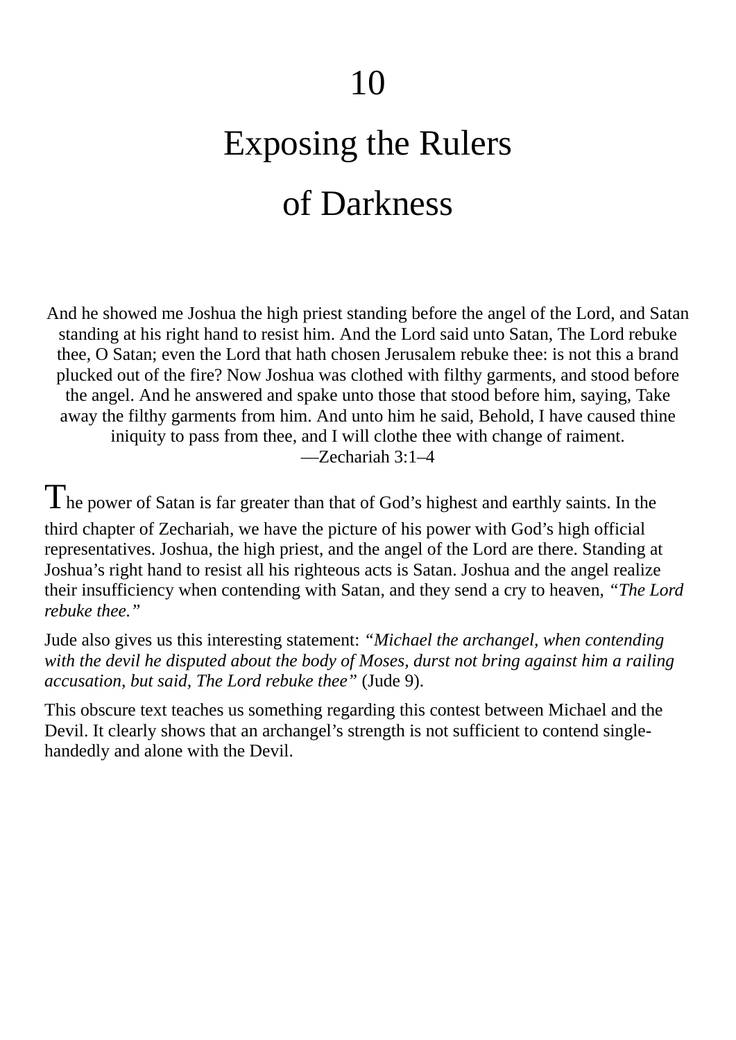# 10

# Exposing the Rulers of Darkness

And he showed me Joshua the high priest standing before the angel of the Lord, and Satan standing at his right hand to resist him. And the Lord said unto Satan, The Lord rebuke thee, O Satan; even the Lord that hath chosen Jerusalem rebuke thee: is not this a brand plucked out of the fire? Now Joshua was clothed with filthy garments, and stood before the angel. And he answered and spake unto those that stood before him, saying, Take away the filthy garments from him. And unto him he said, Behold, I have caused thine iniquity to pass from thee, and I will clothe thee with change of raiment.
—Zechariah 3:1–4

The power of Satan is far greater than that of God's highest and earthly saints. In the third chapter of Zechariah, we have the picture of his power with God's high official representatives. Joshua, the high priest, and the angel of the Lord are there. Standing at Joshua's right hand to resist all his righteous acts is Satan. Joshua and the angel realize their insufficiency when contending with Satan, and they send a cry to heaven, *"The Lord rebuke thee."*

Jude also gives us this interesting statement: *"Michael the archangel, when contending with the devil he disputed about the body of Moses, durst not bring against him a railing accusation, but said, The Lord rebuke thee"* (Jude 9).

This obscure text teaches us something regarding this contest between Michael and the Devil. It clearly shows that an archangel's strength is not sufficient to contend single-handedly and alone with the Devil.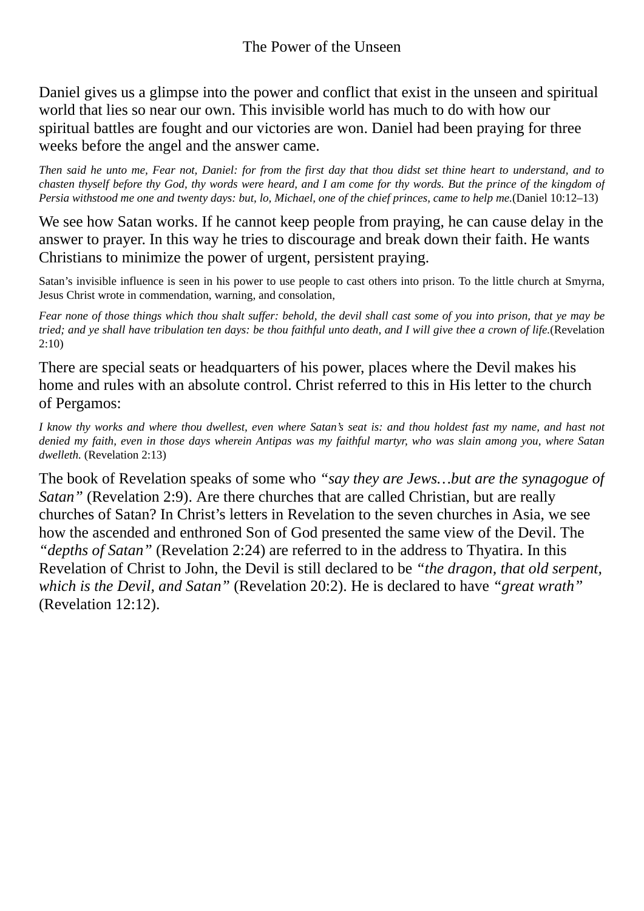# The Power of the Unseen

Daniel gives us a glimpse into the power and conflict that exist in the unseen and spiritual world that lies so near our own. This invisible world has much to do with how our spiritual battles are fought and our victories are won. Daniel had been praying for three weeks before the angel and the answer came.

*Then said he unto me, Fear not, Daniel: for from the first day that thou didst set thine heart to understand, and to chasten thyself before thy God, thy words were heard, and I am come for thy words. But the prince of the kingdom of Persia withstood me one and twenty days: but, lo, Michael, one of the chief princes, came to help me.*(Daniel 10:12–13)

We see how Satan works. If he cannot keep people from praying, he can cause delay in the answer to prayer. In this way he tries to discourage and break down their faith. He wants Christians to minimize the power of urgent, persistent praying.

Satan's invisible influence is seen in his power to use people to cast others into prison. To the little church at Smyrna, Jesus Christ wrote in commendation, warning, and consolation,

*Fear none of those things which thou shalt suffer: behold, the devil shall cast some of you into prison, that ye may be tried; and ye shall have tribulation ten days: be thou faithful unto death, and I will give thee a crown of life.*(Revelation 2:10)

There are special seats or headquarters of his power, places where the Devil makes his home and rules with an absolute control. Christ referred to this in His letter to the church of Pergamos:

*I know thy works and where thou dwellest, even where Satan's seat is: and thou holdest fast my name, and hast not denied my faith, even in those days wherein Antipas was my faithful martyr, who was slain among you, where Satan dwelleth.* (Revelation 2:13)

The book of Revelation speaks of some who *"say they are Jews…but are the synagogue of Satan"* (Revelation 2:9). Are there churches that are called Christian, but are really churches of Satan? In Christ's letters in Revelation to the seven churches in Asia, we see how the ascended and enthroned Son of God presented the same view of the Devil. The *"depths of Satan"* (Revelation 2:24) are referred to in the address to Thyatira. In this Revelation of Christ to John, the Devil is still declared to be *"the dragon, that old serpent, which is the Devil, and Satan"* (Revelation 20:2). He is declared to have *"great wrath"* (Revelation 12:12).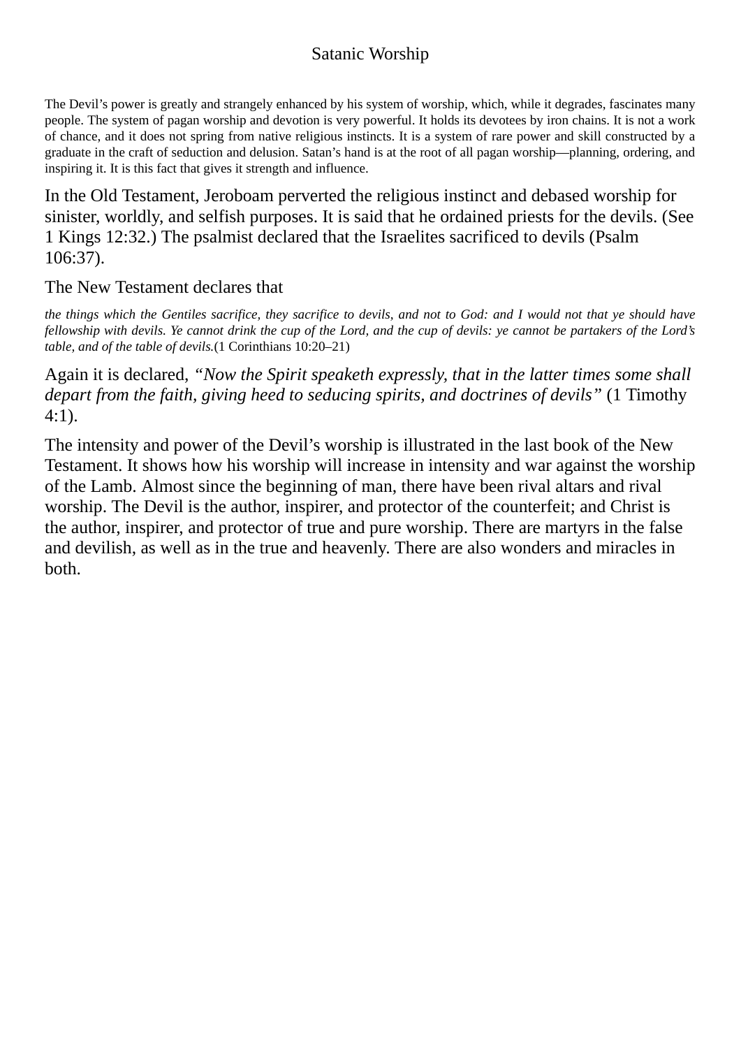# Satanic Worship

The Devil's power is greatly and strangely enhanced by his system of worship, which, while it degrades, fascinates many people. The system of pagan worship and devotion is very powerful. It holds its devotees by iron chains. It is not a work of chance, and it does not spring from native religious instincts. It is a system of rare power and skill constructed by a graduate in the craft of seduction and delusion. Satan's hand is at the root of all pagan worship—planning, ordering, and inspiring it. It is this fact that gives it strength and influence.

In the Old Testament, Jeroboam perverted the religious instinct and debased worship for sinister, worldly, and selfish purposes. It is said that he ordained priests for the devils. (See 1 Kings 12:32.) The psalmist declared that the Israelites sacrificed to devils (Psalm 106:37).

The New Testament declares that

*the things which the Gentiles sacrifice, they sacrifice to devils, and not to God: and I would not that ye should have fellowship with devils. Ye cannot drink the cup of the Lord, and the cup of devils: ye cannot be partakers of the Lord's table, and of the table of devils.*(1 Corinthians 10:20–21)

Again it is declared, *"Now the Spirit speaketh expressly, that in the latter times some shall depart from the faith, giving heed to seducing spirits, and doctrines of devils"* (1 Timothy 4:1).

The intensity and power of the Devil's worship is illustrated in the last book of the New Testament. It shows how his worship will increase in intensity and war against the worship of the Lamb. Almost since the beginning of man, there have been rival altars and rival worship. The Devil is the author, inspirer, and protector of the counterfeit; and Christ is the author, inspirer, and protector of true and pure worship. There are martyrs in the false and devilish, as well as in the true and heavenly. There are also wonders and miracles in both.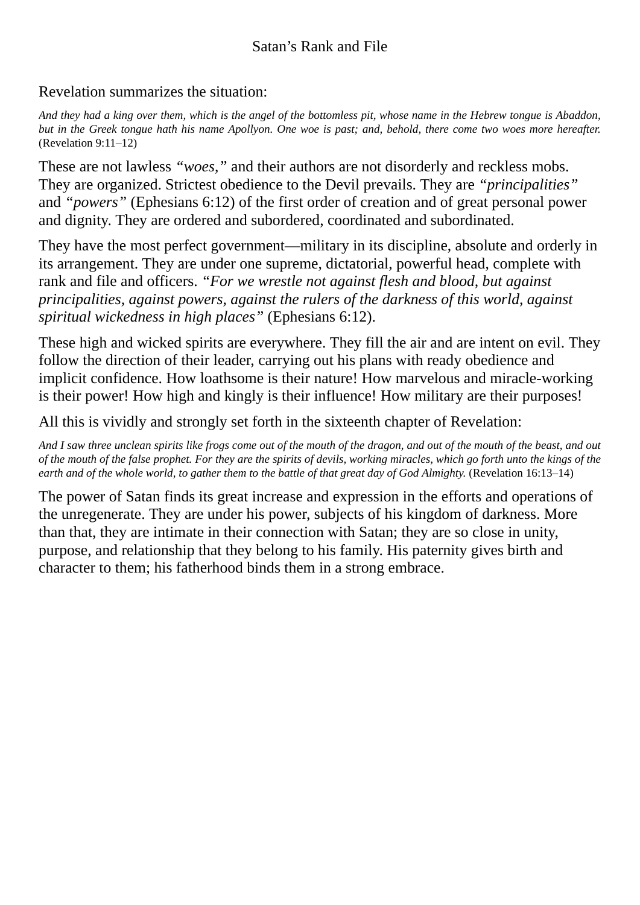# Satan's Rank and File

Revelation summarizes the situation:

*And they had a king over them, which is the angel of the bottomless pit, whose name in the Hebrew tongue is Abaddon, but in the Greek tongue hath his name Apollyon. One woe is past; and, behold, there come two woes more hereafter.* (Revelation 9:11–12)

These are not lawless *"woes,"* and their authors are not disorderly and reckless mobs. They are organized. Strictest obedience to the Devil prevails. They are *"principalities"* and *"powers"* (Ephesians 6:12) of the first order of creation and of great personal power and dignity. They are ordered and subordered, coordinated and subordinated.

They have the most perfect government—military in its discipline, absolute and orderly in its arrangement. They are under one supreme, dictatorial, powerful head, complete with rank and file and officers. *"For we wrestle not against flesh and blood, but against principalities, against powers, against the rulers of the darkness of this world, against spiritual wickedness in high places"* (Ephesians 6:12).

These high and wicked spirits are everywhere. They fill the air and are intent on evil. They follow the direction of their leader, carrying out his plans with ready obedience and implicit confidence. How loathsome is their nature! How marvelous and miracle-working is their power! How high and kingly is their influence! How military are their purposes!

All this is vividly and strongly set forth in the sixteenth chapter of Revelation:

*And I saw three unclean spirits like frogs come out of the mouth of the dragon, and out of the mouth of the beast, and out of the mouth of the false prophet. For they are the spirits of devils, working miracles, which go forth unto the kings of the earth and of the whole world, to gather them to the battle of that great day of God Almighty.* (Revelation 16:13–14)

The power of Satan finds its great increase and expression in the efforts and operations of the unregenerate. They are under his power, subjects of his kingdom of darkness. More than that, they are intimate in their connection with Satan; they are so close in unity, purpose, and relationship that they belong to his family. His paternity gives birth and character to them; his fatherhood binds them in a strong embrace.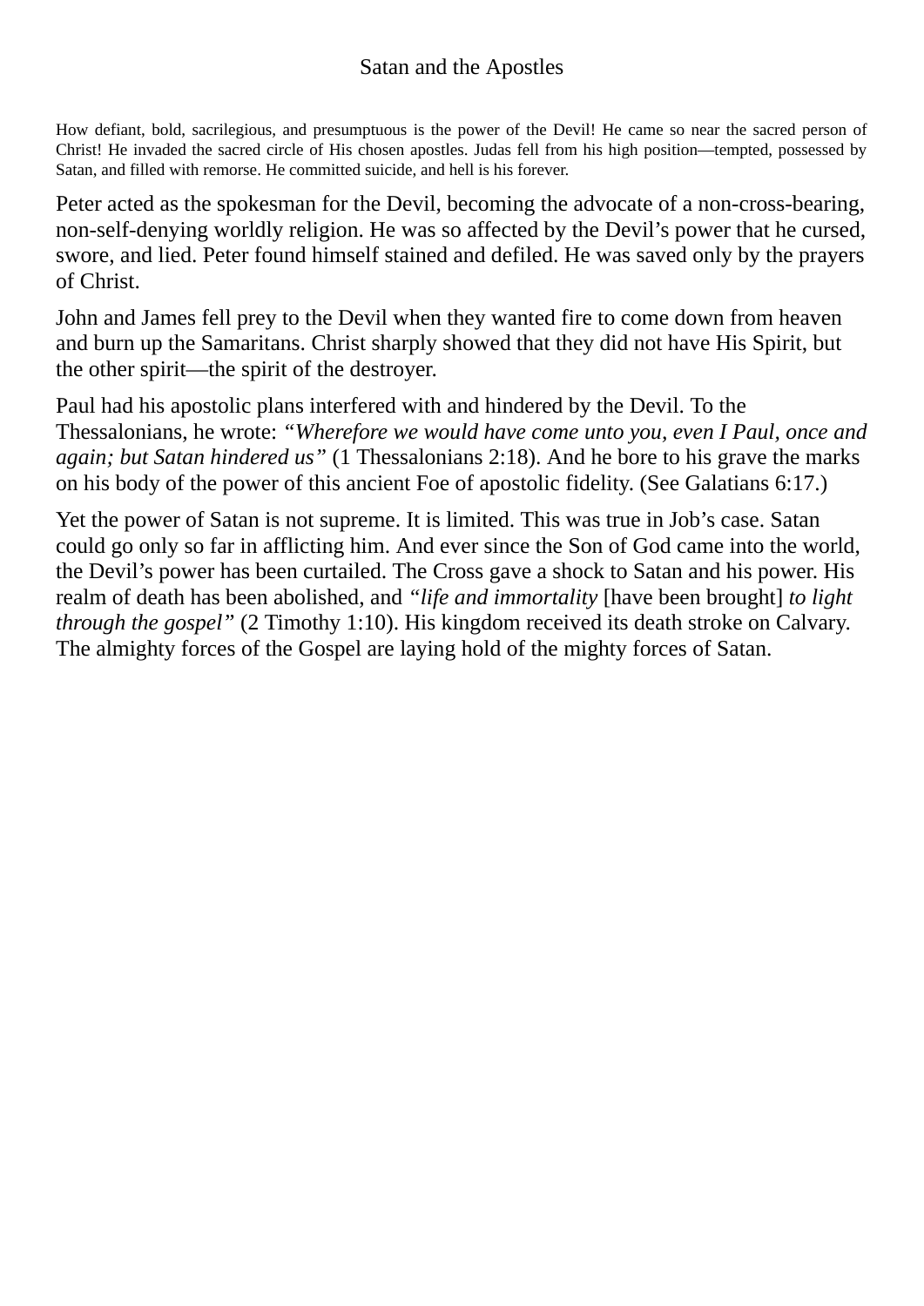## Satan and the Apostles

How defiant, bold, sacrilegious, and presumptuous is the power of the Devil! He came so near the sacred person of Christ! He invaded the sacred circle of His chosen apostles. Judas fell from his high position—tempted, possessed by Satan, and filled with remorse. He committed suicide, and hell is his forever.

Peter acted as the spokesman for the Devil, becoming the advocate of a non-cross-bearing, non-self-denying worldly religion. He was so affected by the Devil's power that he cursed, swore, and lied. Peter found himself stained and defiled. He was saved only by the prayers of Christ.

John and James fell prey to the Devil when they wanted fire to come down from heaven and burn up the Samaritans. Christ sharply showed that they did not have His Spirit, but the other spirit—the spirit of the destroyer.

Paul had his apostolic plans interfered with and hindered by the Devil. To the Thessalonians, he wrote: *"Wherefore we would have come unto you, even I Paul, once and again; but Satan hindered us"* (1 Thessalonians 2:18). And he bore to his grave the marks on his body of the power of this ancient Foe of apostolic fidelity. (See Galatians 6:17.)

Yet the power of Satan is not supreme. It is limited. This was true in Job's case. Satan could go only so far in afflicting him. And ever since the Son of God came into the world, the Devil's power has been curtailed. The Cross gave a shock to Satan and his power. His realm of death has been abolished, and *"life and immortality* [have been brought] *to light through the gospel"* (2 Timothy 1:10). His kingdom received its death stroke on Calvary. The almighty forces of the Gospel are laying hold of the mighty forces of Satan.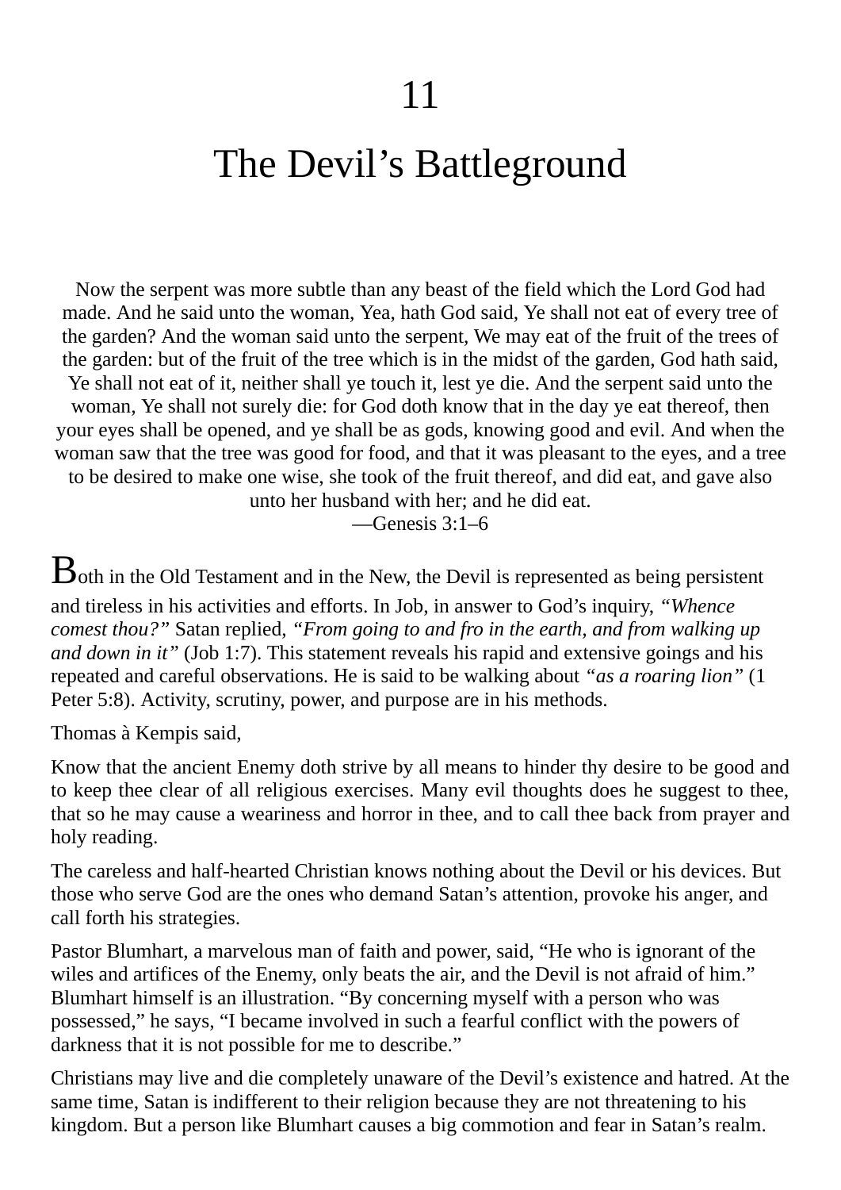# 11

# The Devil's Battleground

Now the serpent was more subtle than any beast of the field which the Lord God had made. And he said unto the woman, Yea, hath God said, Ye shall not eat of every tree of the garden? And the woman said unto the serpent, We may eat of the fruit of the trees of the garden: but of the fruit of the tree which is in the midst of the garden, God hath said, Ye shall not eat of it, neither shall ye touch it, lest ye die. And the serpent said unto the woman, Ye shall not surely die: for God doth know that in the day ye eat thereof, then your eyes shall be opened, and ye shall be as gods, knowing good and evil. And when the woman saw that the tree was good for food, and that it was pleasant to the eyes, and a tree to be desired to make one wise, she took of the fruit thereof, and did eat, and gave also unto her husband with her; and he did eat.
—Genesis 3:1–6

Both in the Old Testament and in the New, the Devil is represented as being persistent and tireless in his activities and efforts. In Job, in answer to God's inquiry, *"Whence comest thou?"* Satan replied, *"From going to and fro in the earth, and from walking up and down in it"* (Job 1:7). This statement reveals his rapid and extensive goings and his repeated and careful observations. He is said to be walking about *"as a roaring lion"* (1 Peter 5:8). Activity, scrutiny, power, and purpose are in his methods.

Thomas à Kempis said,

Know that the ancient Enemy doth strive by all means to hinder thy desire to be good and to keep thee clear of all religious exercises. Many evil thoughts does he suggest to thee, that so he may cause a weariness and horror in thee, and to call thee back from prayer and holy reading.

The careless and half-hearted Christian knows nothing about the Devil or his devices. But those who serve God are the ones who demand Satan's attention, provoke his anger, and call forth his strategies.

Pastor Blumhart, a marvelous man of faith and power, said, "He who is ignorant of the wiles and artifices of the Enemy, only beats the air, and the Devil is not afraid of him." Blumhart himself is an illustration. "By concerning myself with a person who was possessed," he says, "I became involved in such a fearful conflict with the powers of darkness that it is not possible for me to describe."

Christians may live and die completely unaware of the Devil's existence and hatred. At the same time, Satan is indifferent to their religion because they are not threatening to his kingdom. But a person like Blumhart causes a big commotion and fear in Satan's realm.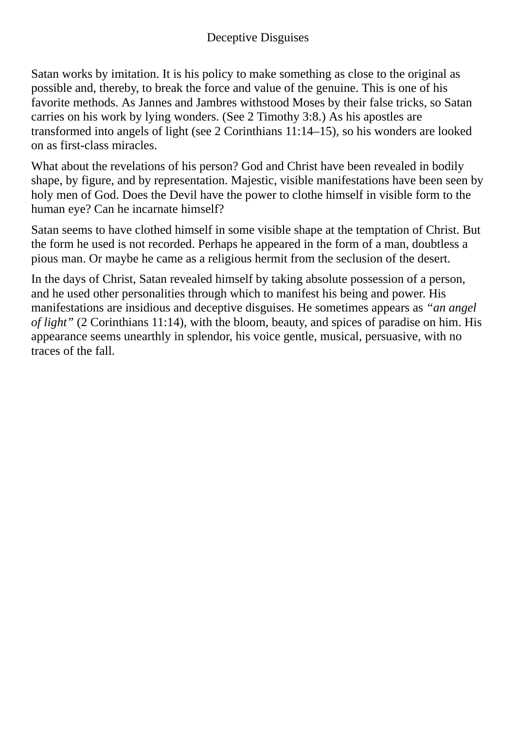## Deceptive Disguises

Satan works by imitation. It is his policy to make something as close to the original as possible and, thereby, to break the force and value of the genuine. This is one of his favorite methods. As Jannes and Jambres withstood Moses by their false tricks, so Satan carries on his work by lying wonders. (See 2 Timothy 3:8.) As his apostles are transformed into angels of light (see 2 Corinthians 11:14–15), so his wonders are looked on as first-class miracles.

What about the revelations of his person? God and Christ have been revealed in bodily shape, by figure, and by representation. Majestic, visible manifestations have been seen by holy men of God. Does the Devil have the power to clothe himself in visible form to the human eye? Can he incarnate himself?

Satan seems to have clothed himself in some visible shape at the temptation of Christ. But the form he used is not recorded. Perhaps he appeared in the form of a man, doubtless a pious man. Or maybe he came as a religious hermit from the seclusion of the desert.

In the days of Christ, Satan revealed himself by taking absolute possession of a person, and he used other personalities through which to manifest his being and power. His manifestations are insidious and deceptive disguises. He sometimes appears as *"an angel of light"* (2 Corinthians 11:14), with the bloom, beauty, and spices of paradise on him. His appearance seems unearthly in splendor, his voice gentle, musical, persuasive, with no traces of the fall.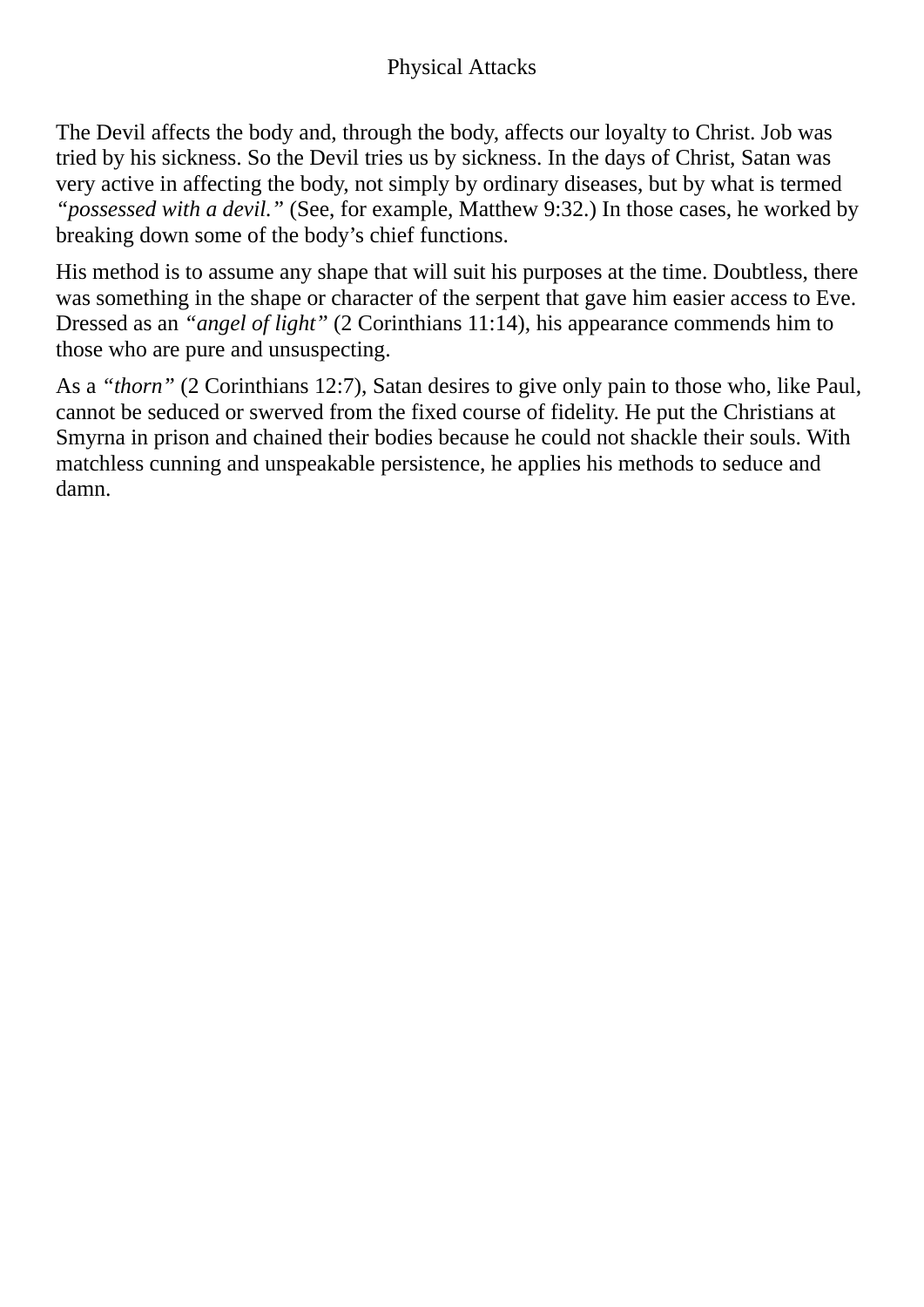## Physical Attacks

The Devil affects the body and, through the body, affects our loyalty to Christ. Job was tried by his sickness. So the Devil tries us by sickness. In the days of Christ, Satan was very active in affecting the body, not simply by ordinary diseases, but by what is termed *“possessed with a devil.”* (See, for example, Matthew 9:32.) In those cases, he worked by breaking down some of the body’s chief functions.

His method is to assume any shape that will suit his purposes at the time. Doubtless, there was something in the shape or character of the serpent that gave him easier access to Eve. Dressed as an *“angel of light”* (2 Corinthians 11:14), his appearance commends him to those who are pure and unsuspecting.

As a *“thorn”* (2 Corinthians 12:7), Satan desires to give only pain to those who, like Paul, cannot be seduced or swerved from the fixed course of fidelity. He put the Christians at Smyrna in prison and chained their bodies because he could not shackle their souls. With matchless cunning and unspeakable persistence, he applies his methods to seduce and damn.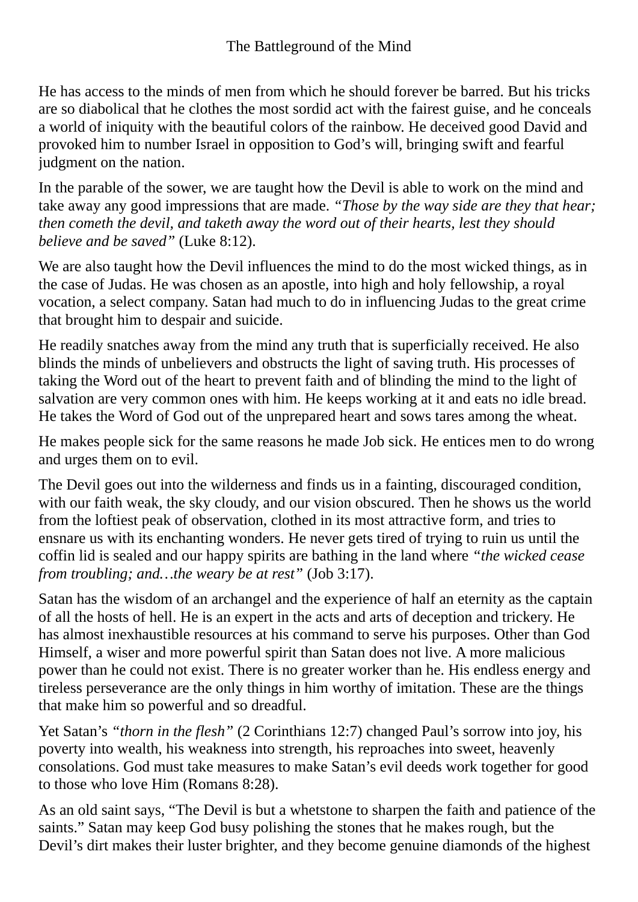He has access to the minds of men from which he should forever be barred. But his tricks are so diabolical that he clothes the most sordid act with the fairest guise, and he conceals a world of iniquity with the beautiful colors of the rainbow. He deceived good David and provoked him to number Israel in opposition to God's will, bringing swift and fearful judgment on the nation.

In the parable of the sower, we are taught how the Devil is able to work on the mind and take away any good impressions that are made. *"Those by the way side are they that hear; then cometh the devil, and taketh away the word out of their hearts, lest they should believe and be saved"* (Luke 8:12).

We are also taught how the Devil influences the mind to do the most wicked things, as in the case of Judas. He was chosen as an apostle, into high and holy fellowship, a royal vocation, a select company. Satan had much to do in influencing Judas to the great crime that brought him to despair and suicide.

He readily snatches away from the mind any truth that is superficially received. He also blinds the minds of unbelievers and obstructs the light of saving truth. His processes of taking the Word out of the heart to prevent faith and of blinding the mind to the light of salvation are very common ones with him. He keeps working at it and eats no idle bread. He takes the Word of God out of the unprepared heart and sows tares among the wheat.

He makes people sick for the same reasons he made Job sick. He entices men to do wrong and urges them on to evil.

The Devil goes out into the wilderness and finds us in a fainting, discouraged condition, with our faith weak, the sky cloudy, and our vision obscured. Then he shows us the world from the loftiest peak of observation, clothed in its most attractive form, and tries to ensnare us with its enchanting wonders. He never gets tired of trying to ruin us until the coffin lid is sealed and our happy spirits are bathing in the land where *"the wicked cease from troubling; and…the weary be at rest"* (Job 3:17).

Satan has the wisdom of an archangel and the experience of half an eternity as the captain of all the hosts of hell. He is an expert in the acts and arts of deception and trickery. He has almost inexhaustible resources at his command to serve his purposes. Other than God Himself, a wiser and more powerful spirit than Satan does not live. A more malicious power than he could not exist. There is no greater worker than he. His endless energy and tireless perseverance are the only things in him worthy of imitation. These are the things that make him so powerful and so dreadful.

Yet Satan's *"thorn in the flesh"* (2 Corinthians 12:7) changed Paul's sorrow into joy, his poverty into wealth, his weakness into strength, his reproaches into sweet, heavenly consolations. God must take measures to make Satan's evil deeds work together for good to those who love Him (Romans 8:28).

As an old saint says, "The Devil is but a whetstone to sharpen the faith and patience of the saints." Satan may keep God busy polishing the stones that he makes rough, but the Devil's dirt makes their luster brighter, and they become genuine diamonds of the highest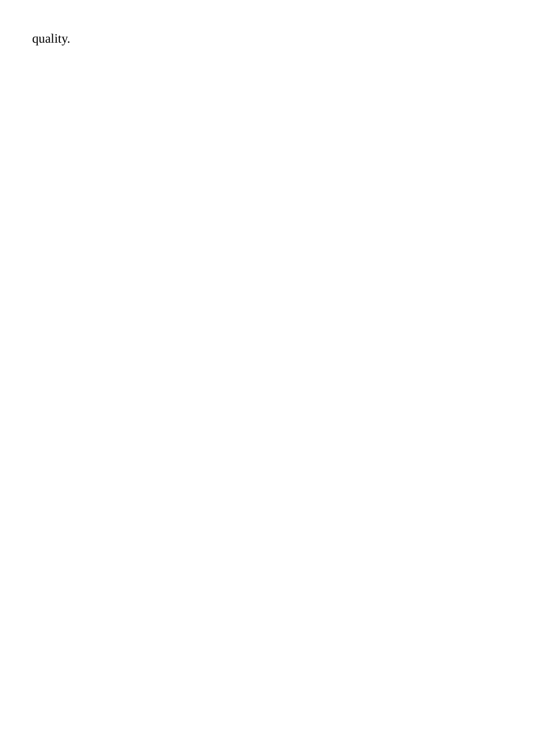quality.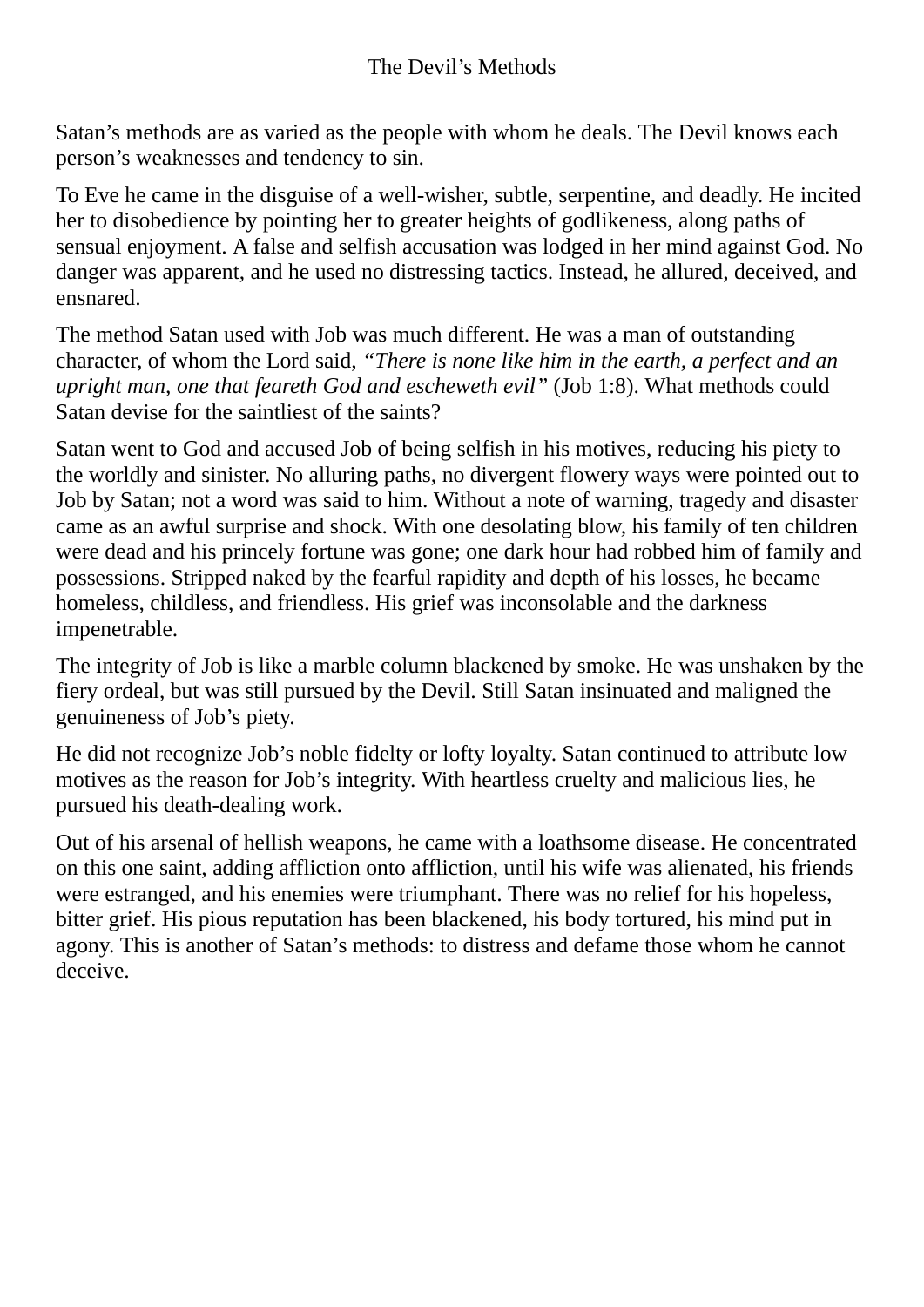# The Devil's Methods

Satan's methods are as varied as the people with whom he deals. The Devil knows each person's weaknesses and tendency to sin.

To Eve he came in the disguise of a well-wisher, subtle, serpentine, and deadly. He incited her to disobedience by pointing her to greater heights of godlikeness, along paths of sensual enjoyment. A false and selfish accusation was lodged in her mind against God. No danger was apparent, and he used no distressing tactics. Instead, he allured, deceived, and ensnared.

The method Satan used with Job was much different. He was a man of outstanding character, of whom the Lord said, *"There is none like him in the earth, a perfect and an upright man, one that feareth God and escheweth evil"* (Job 1:8). What methods could Satan devise for the saintliest of the saints?

Satan went to God and accused Job of being selfish in his motives, reducing his piety to the worldly and sinister. No alluring paths, no divergent flowery ways were pointed out to Job by Satan; not a word was said to him. Without a note of warning, tragedy and disaster came as an awful surprise and shock. With one desolating blow, his family of ten children were dead and his princely fortune was gone; one dark hour had robbed him of family and possessions. Stripped naked by the fearful rapidity and depth of his losses, he became homeless, childless, and friendless. His grief was inconsolable and the darkness impenetrable.

The integrity of Job is like a marble column blackened by smoke. He was unshaken by the fiery ordeal, but was still pursued by the Devil. Still Satan insinuated and maligned the genuineness of Job's piety.

He did not recognize Job's noble fidelty or lofty loyalty. Satan continued to attribute low motives as the reason for Job's integrity. With heartless cruelty and malicious lies, he pursued his death-dealing work.

Out of his arsenal of hellish weapons, he came with a loathsome disease. He concentrated on this one saint, adding affliction onto affliction, until his wife was alienated, his friends were estranged, and his enemies were triumphant. There was no relief for his hopeless, bitter grief. His pious reputation has been blackened, his body tortured, his mind put in agony. This is another of Satan's methods: to distress and defame those whom he cannot deceive.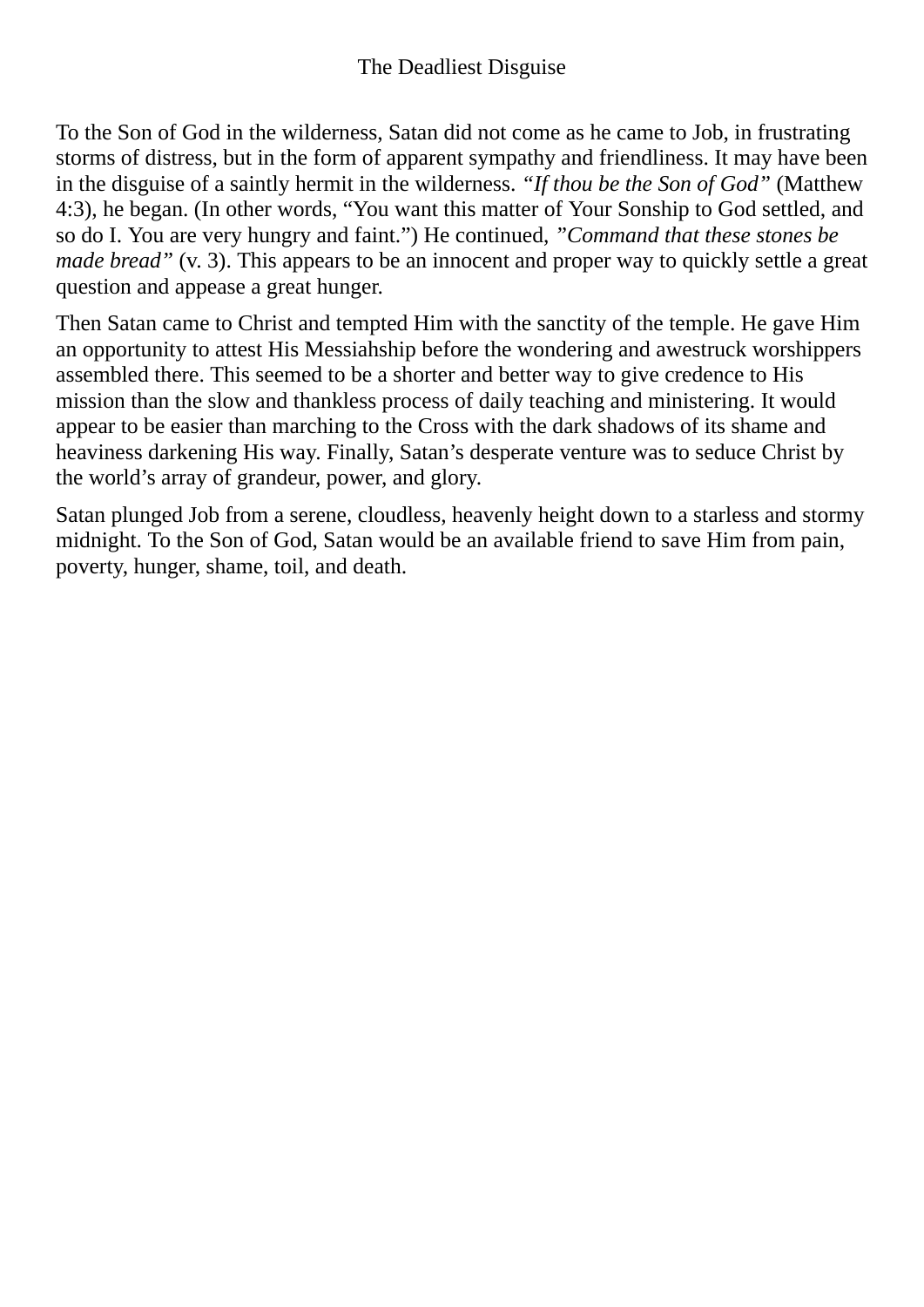# The Deadliest Disguise

To the Son of God in the wilderness, Satan did not come as he came to Job, in frustrating storms of distress, but in the form of apparent sympathy and friendliness. It may have been in the disguise of a saintly hermit in the wilderness. *"If thou be the Son of God"* (Matthew 4:3), he began. (In other words, "You want this matter of Your Sonship to God settled, and so do I. You are very hungry and faint.") He continued, *"Command that these stones be made bread"* (v. 3). This appears to be an innocent and proper way to quickly settle a great question and appease a great hunger.

Then Satan came to Christ and tempted Him with the sanctity of the temple. He gave Him an opportunity to attest His Messiahship before the wondering and awestruck worshippers assembled there. This seemed to be a shorter and better way to give credence to His mission than the slow and thankless process of daily teaching and ministering. It would appear to be easier than marching to the Cross with the dark shadows of its shame and heaviness darkening His way. Finally, Satan's desperate venture was to seduce Christ by the world's array of grandeur, power, and glory.

Satan plunged Job from a serene, cloudless, heavenly height down to a starless and stormy midnight. To the Son of God, Satan would be an available friend to save Him from pain, poverty, hunger, shame, toil, and death.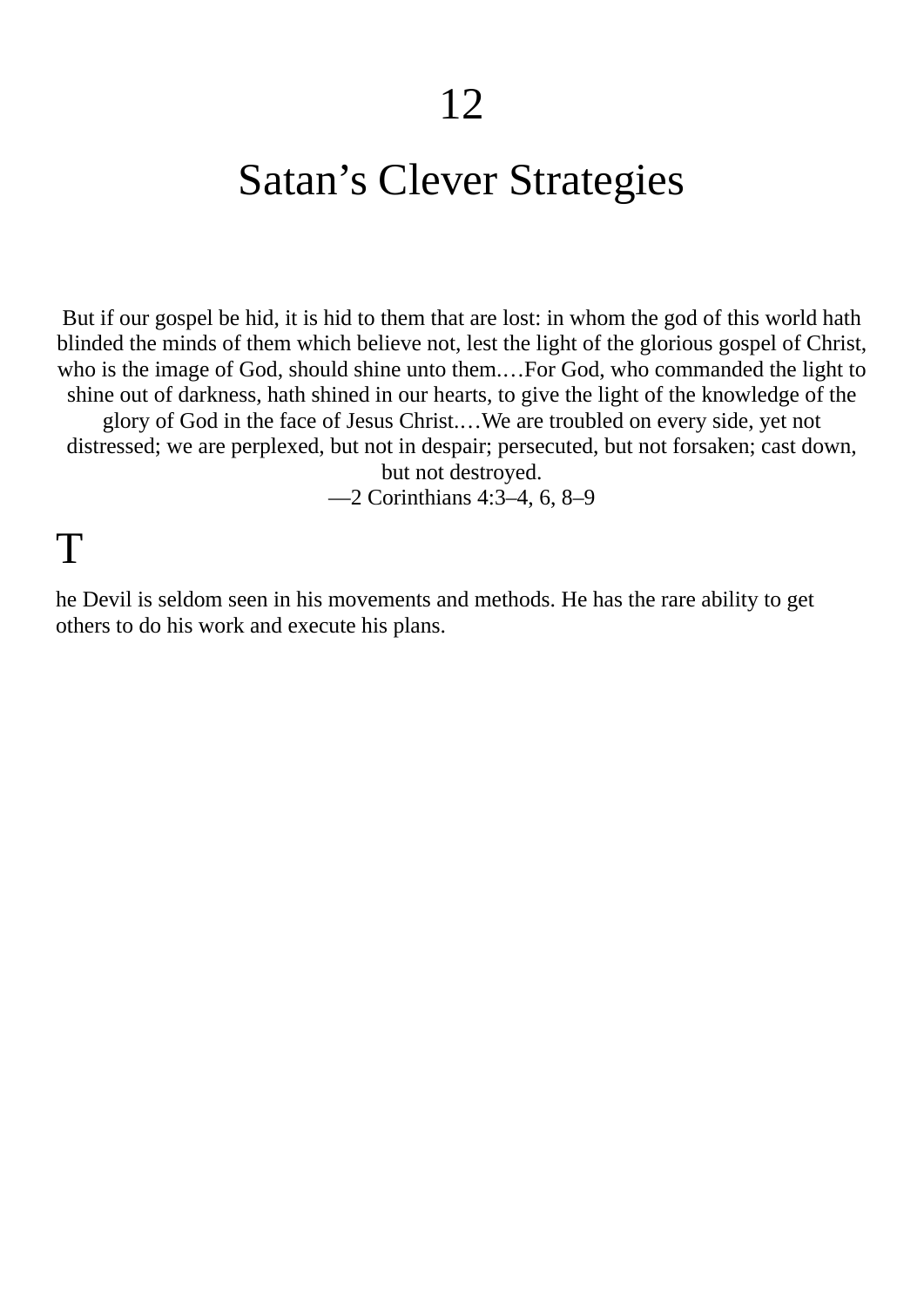# 12

# Satan's Clever Strategies

But if our gospel be hid, it is hid to them that are lost: in whom the god of this world hath blinded the minds of them which believe not, lest the light of the glorious gospel of Christ, who is the image of God, should shine unto them.…For God, who commanded the light to shine out of darkness, hath shined in our hearts, to give the light of the knowledge of the glory of God in the face of Jesus Christ.…We are troubled on every side, yet not distressed; we are perplexed, but not in despair; persecuted, but not forsaken; cast down, but not destroyed.
—2 Corinthians 4:3–4, 6, 8–9

The Devil is seldom seen in his movements and methods. He has the rare ability to get others to do his work and execute his plans.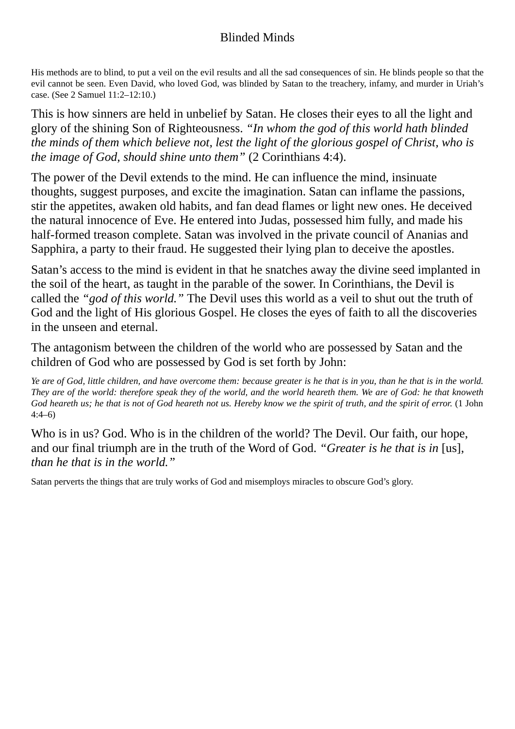# Blinded Minds

His methods are to blind, to put a veil on the evil results and all the sad consequences of sin. He blinds people so that the evil cannot be seen. Even David, who loved God, was blinded by Satan to the treachery, infamy, and murder in Uriah's case. (See 2 Samuel 11:2–12:10.)

This is how sinners are held in unbelief by Satan. He closes their eyes to all the light and glory of the shining Son of Righteousness. *"In whom the god of this world hath blinded the minds of them which believe not, lest the light of the glorious gospel of Christ, who is the image of God, should shine unto them"* (2 Corinthians 4:4).

The power of the Devil extends to the mind. He can influence the mind, insinuate thoughts, suggest purposes, and excite the imagination. Satan can inflame the passions, stir the appetites, awaken old habits, and fan dead flames or light new ones. He deceived the natural innocence of Eve. He entered into Judas, possessed him fully, and made his half-formed treason complete. Satan was involved in the private council of Ananias and Sapphira, a party to their fraud. He suggested their lying plan to deceive the apostles.

Satan's access to the mind is evident in that he snatches away the divine seed implanted in the soil of the heart, as taught in the parable of the sower. In Corinthians, the Devil is called the *"god of this world."* The Devil uses this world as a veil to shut out the truth of God and the light of His glorious Gospel. He closes the eyes of faith to all the discoveries in the unseen and eternal.

The antagonism between the children of the world who are possessed by Satan and the children of God who are possessed by God is set forth by John:

> *Ye are of God, little children, and have overcome them: because greater is he that is in you, than he that is in the world. They are of the world: therefore speak they of the world, and the world heareth them. We are of God: he that knoweth God heareth us; he that is not of God heareth not us. Hereby know we the spirit of truth, and the spirit of error.* (1 John 4:4–6)

Who is in us? God. Who is in the children of the world? The Devil. Our faith, our hope, and our final triumph are in the truth of the Word of God. *"Greater is he that is in* [us], *than he that is in the world."*

Satan perverts the things that are truly works of God and misemploys miracles to obscure God's glory.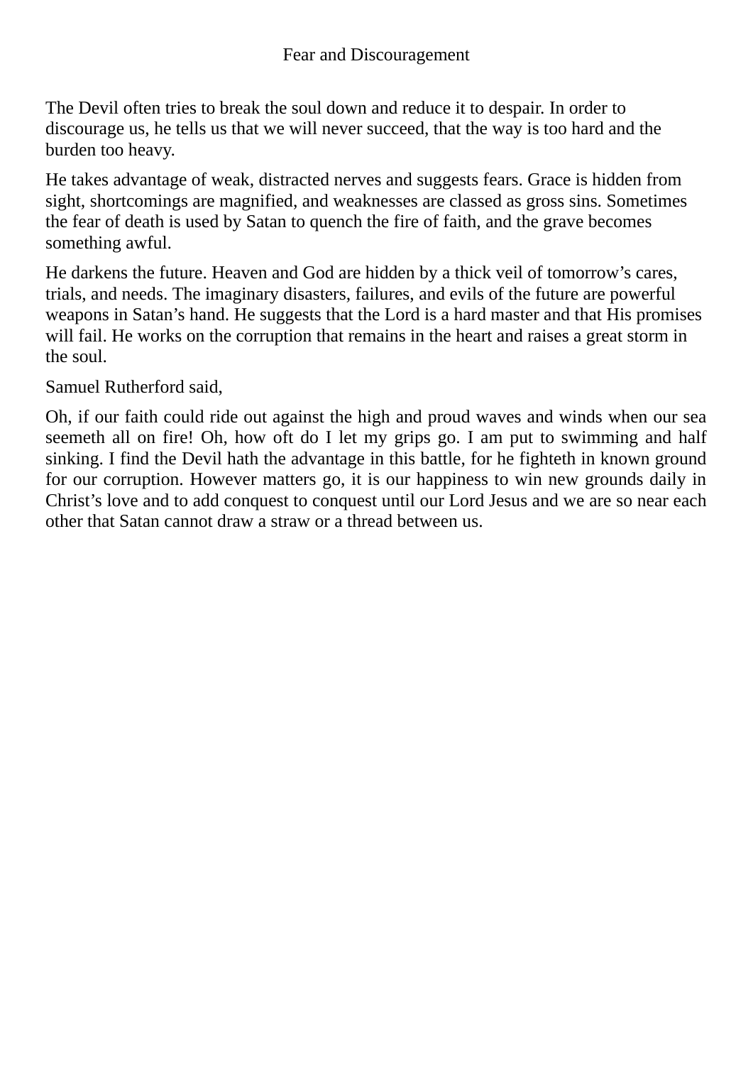## Fear and Discouragement

The Devil often tries to break the soul down and reduce it to despair. In order to discourage us, he tells us that we will never succeed, that the way is too hard and the burden too heavy.

He takes advantage of weak, distracted nerves and suggests fears. Grace is hidden from sight, shortcomings are magnified, and weaknesses are classed as gross sins. Sometimes the fear of death is used by Satan to quench the fire of faith, and the grave becomes something awful.

He darkens the future. Heaven and God are hidden by a thick veil of tomorrow's cares, trials, and needs. The imaginary disasters, failures, and evils of the future are powerful weapons in Satan's hand. He suggests that the Lord is a hard master and that His promises will fail. He works on the corruption that remains in the heart and raises a great storm in the soul.

Samuel Rutherford said,

> Oh, if our faith could ride out against the high and proud waves and winds when our sea seemeth all on fire! Oh, how oft do I let my grips go. I am put to swimming and half sinking. I find the Devil hath the advantage in this battle, for he fighteth in known ground for our corruption. However matters go, it is our happiness to win new grounds daily in Christ's love and to add conquest to conquest until our Lord Jesus and we are so near each other that Satan cannot draw a straw or a thread between us.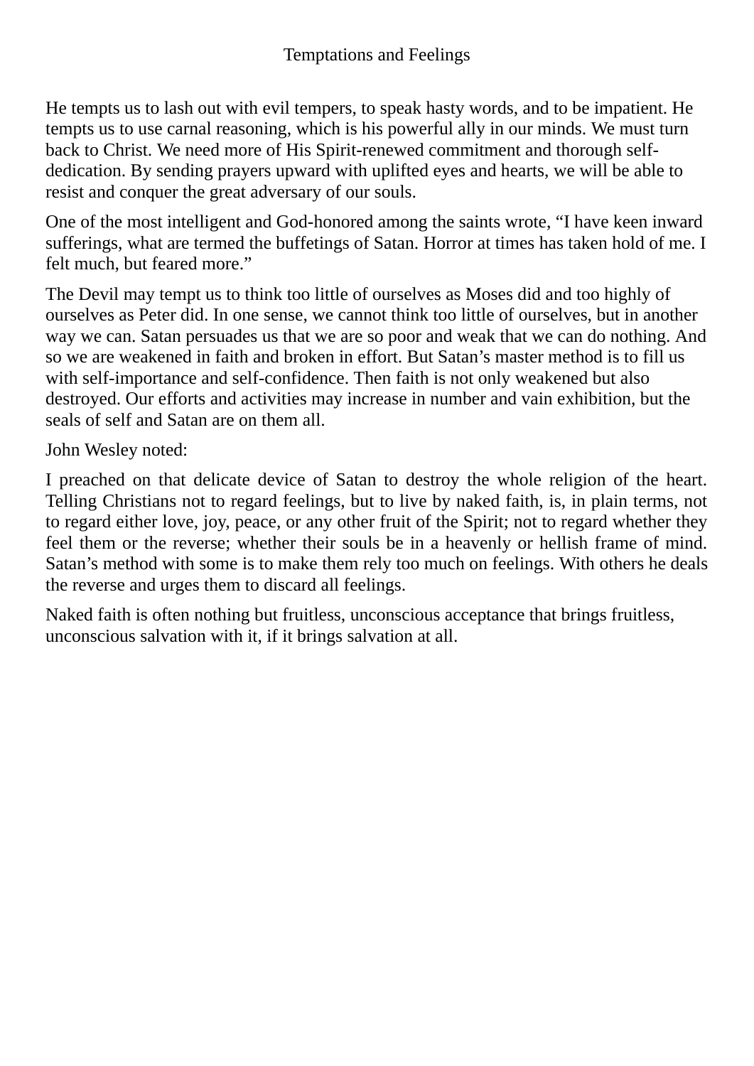# Temptations and Feelings

He tempts us to lash out with evil tempers, to speak hasty words, and to be impatient. He tempts us to use carnal reasoning, which is his powerful ally in our minds. We must turn back to Christ. We need more of His Spirit-renewed commitment and thorough self-dedication. By sending prayers upward with uplifted eyes and hearts, we will be able to resist and conquer the great adversary of our souls.

One of the most intelligent and God-honored among the saints wrote, “I have keen inward sufferings, what are termed the buffetings of Satan. Horror at times has taken hold of me. I felt much, but feared more.”

The Devil may tempt us to think too little of ourselves as Moses did and too highly of ourselves as Peter did. In one sense, we cannot think too little of ourselves, but in another way we can. Satan persuades us that we are so poor and weak that we can do nothing. And so we are weakened in faith and broken in effort. But Satan’s master method is to fill us with self-importance and self-confidence. Then faith is not only weakened but also destroyed. Our efforts and activities may increase in number and vain exhibition, but the seals of self and Satan are on them all.

John Wesley noted:

> I preached on that delicate device of Satan to destroy the whole religion of the heart. Telling Christians not to regard feelings, but to live by naked faith, is, in plain terms, not to regard either love, joy, peace, or any other fruit of the Spirit; not to regard whether they feel them or the reverse; whether their souls be in a heavenly or hellish frame of mind. Satan’s method with some is to make them rely too much on feelings. With others he deals the reverse and urges them to discard all feelings.

Naked faith is often nothing but fruitless, unconscious acceptance that brings fruitless, unconscious salvation with it, if it brings salvation at all.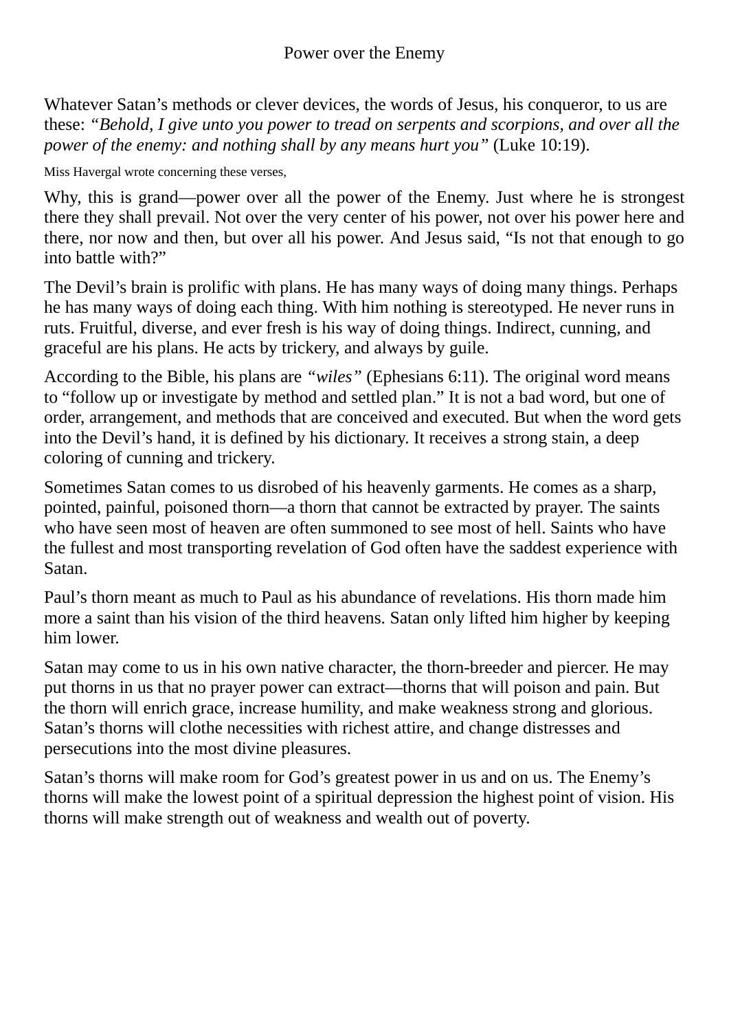# Power over the Enemy

Whatever Satan's methods or clever devices, the words of Jesus, his conqueror, to us are these: *"Behold, I give unto you power to tread on serpents and scorpions, and over all the power of the enemy: and nothing shall by any means hurt you"* (Luke 10:19).

Miss Havergal wrote concerning these verses,

Why, this is grand—power over all the power of the Enemy. Just where he is strongest there they shall prevail. Not over the very center of his power, not over his power here and there, nor now and then, but over all his power. And Jesus said, "Is not that enough to go into battle with?"

The Devil's brain is prolific with plans. He has many ways of doing many things. Perhaps he has many ways of doing each thing. With him nothing is stereotyped. He never runs in ruts. Fruitful, diverse, and ever fresh is his way of doing things. Indirect, cunning, and graceful are his plans. He acts by trickery, and always by guile.

According to the Bible, his plans are *"wiles"* (Ephesians 6:11). The original word means to "follow up or investigate by method and settled plan." It is not a bad word, but one of order, arrangement, and methods that are conceived and executed. But when the word gets into the Devil's hand, it is defined by his dictionary. It receives a strong stain, a deep coloring of cunning and trickery.

Sometimes Satan comes to us disrobed of his heavenly garments. He comes as a sharp, pointed, painful, poisoned thorn—a thorn that cannot be extracted by prayer. The saints who have seen most of heaven are often summoned to see most of hell. Saints who have the fullest and most transporting revelation of God often have the saddest experience with Satan.

Paul's thorn meant as much to Paul as his abundance of revelations. His thorn made him more a saint than his vision of the third heavens. Satan only lifted him higher by keeping him lower.

Satan may come to us in his own native character, the thorn-breeder and piercer. He may put thorns in us that no prayer power can extract—thorns that will poison and pain. But the thorn will enrich grace, increase humility, and make weakness strong and glorious. Satan's thorns will clothe necessities with richest attire, and change distresses and persecutions into the most divine pleasures.

Satan's thorns will make room for God's greatest power in us and on us. The Enemy's thorns will make the lowest point of a spiritual depression the highest point of vision. His thorns will make strength out of weakness and wealth out of poverty.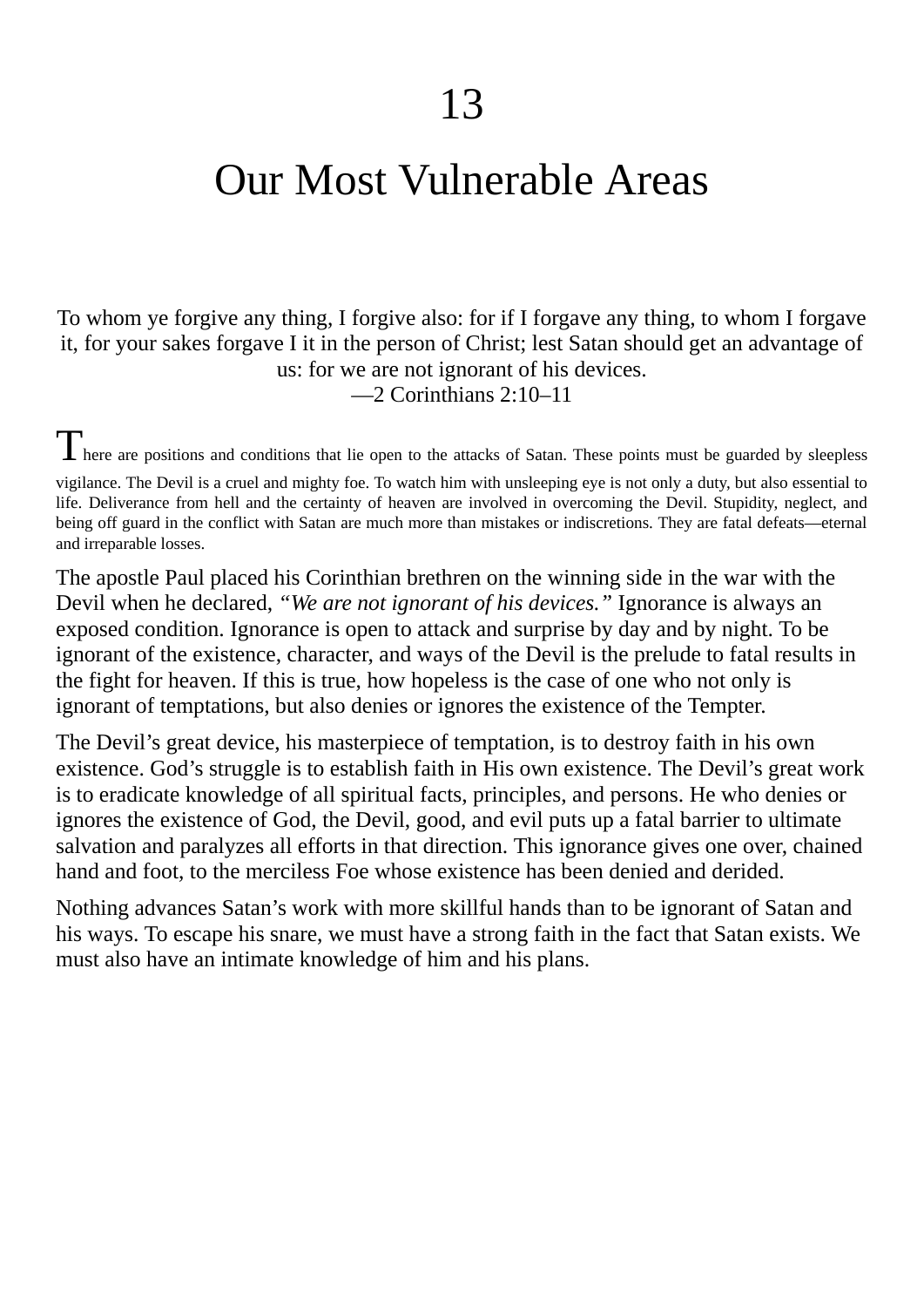# 13

# Our Most Vulnerable Areas

To whom ye forgive any thing, I forgive also: for if I forgave any thing, to whom I forgave it, for your sakes forgave I it in the person of Christ; lest Satan should get an advantage of us: for we are not ignorant of his devices.
—2 Corinthians 2:10–11

There are positions and conditions that lie open to the attacks of Satan. These points must be guarded by sleepless vigilance. The Devil is a cruel and mighty foe. To watch him with unsleeping eye is not only a duty, but also essential to life. Deliverance from hell and the certainty of heaven are involved in overcoming the Devil. Stupidity, neglect, and being off guard in the conflict with Satan are much more than mistakes or indiscretions. They are fatal defeats—eternal and irreparable losses.

The apostle Paul placed his Corinthian brethren on the winning side in the war with the Devil when he declared, *"We are not ignorant of his devices."* Ignorance is always an exposed condition. Ignorance is open to attack and surprise by day and by night. To be ignorant of the existence, character, and ways of the Devil is the prelude to fatal results in the fight for heaven. If this is true, how hopeless is the case of one who not only is ignorant of temptations, but also denies or ignores the existence of the Tempter.

The Devil's great device, his masterpiece of temptation, is to destroy faith in his own existence. God's struggle is to establish faith in His own existence. The Devil's great work is to eradicate knowledge of all spiritual facts, principles, and persons. He who denies or ignores the existence of God, the Devil, good, and evil puts up a fatal barrier to ultimate salvation and paralyzes all efforts in that direction. This ignorance gives one over, chained hand and foot, to the merciless Foe whose existence has been denied and derided.

Nothing advances Satan's work with more skillful hands than to be ignorant of Satan and his ways. To escape his snare, we must have a strong faith in the fact that Satan exists. We must also have an intimate knowledge of him and his plans.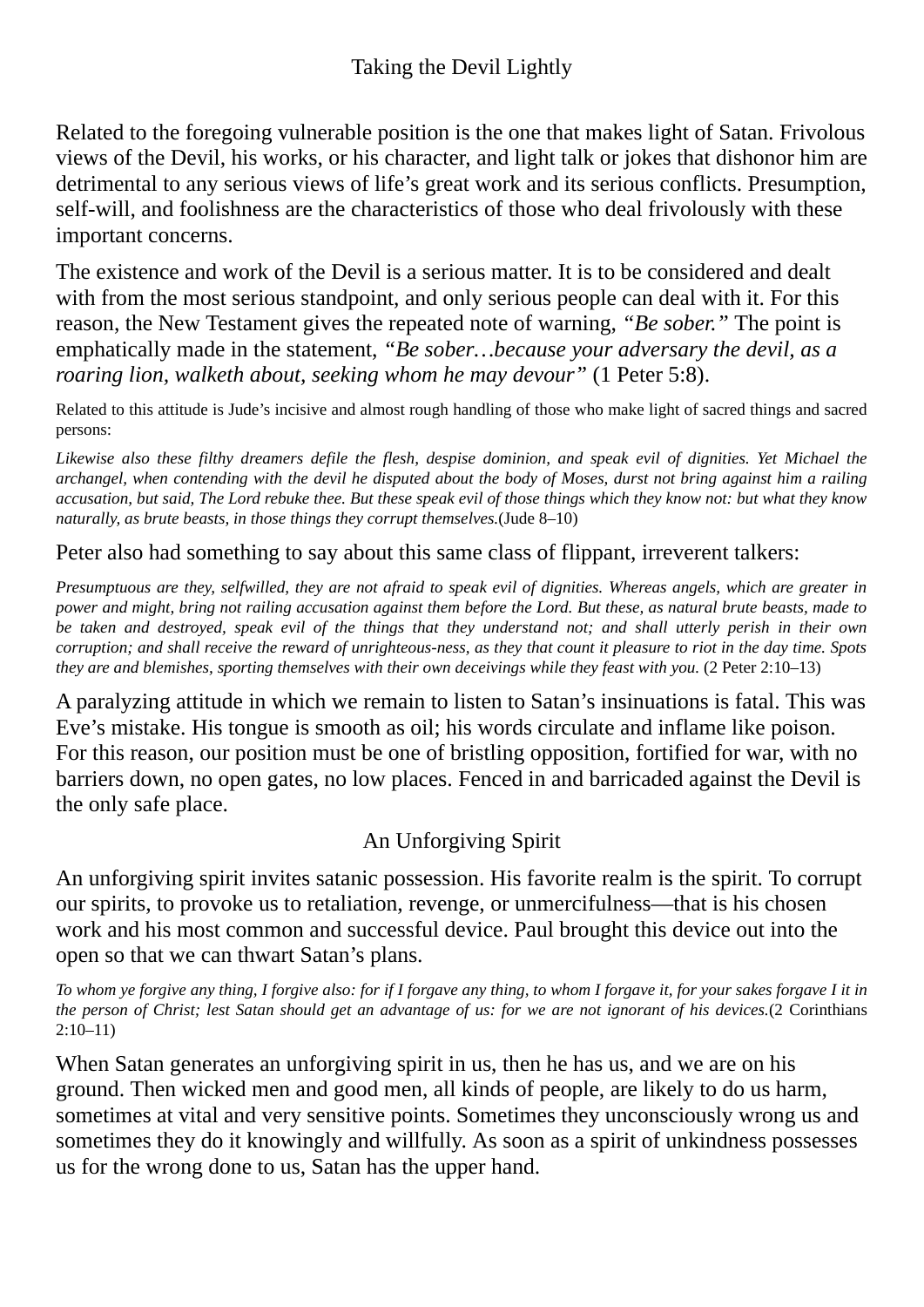## Taking the Devil Lightly

Related to the foregoing vulnerable position is the one that makes light of Satan. Frivolous views of the Devil, his works, or his character, and light talk or jokes that dishonor him are detrimental to any serious views of life's great work and its serious conflicts. Presumption, self-will, and foolishness are the characteristics of those who deal frivolously with these important concerns.

The existence and work of the Devil is a serious matter. It is to be considered and dealt with from the most serious standpoint, and only serious people can deal with it. For this reason, the New Testament gives the repeated note of warning, *"Be sober."* The point is emphatically made in the statement, *"Be sober…because your adversary the devil, as a roaring lion, walketh about, seeking whom he may devour"* (1 Peter 5:8).

Related to this attitude is Jude's incisive and almost rough handling of those who make light of sacred things and sacred persons:

> *Likewise also these filthy dreamers defile the flesh, despise dominion, and speak evil of dignities. Yet Michael the archangel, when contending with the devil he disputed about the body of Moses, durst not bring against him a railing accusation, but said, The Lord rebuke thee. But these speak evil of those things which they know not: but what they know naturally, as brute beasts, in those things they corrupt themselves.*(Jude 8–10)

Peter also had something to say about this same class of flippant, irreverent talkers:

> *Presumptuous are they, selfwilled, they are not afraid to speak evil of dignities. Whereas angels, which are greater in power and might, bring not railing accusation against them before the Lord. But these, as natural brute beasts, made to be taken and destroyed, speak evil of the things that they understand not; and shall utterly perish in their own corruption; and shall receive the reward of unrighteous-ness, as they that count it pleasure to riot in the day time. Spots they are and blemishes, sporting themselves with their own deceivings while they feast with you.* (2 Peter 2:10–13)

A paralyzing attitude in which we remain to listen to Satan's insinuations is fatal. This was Eve's mistake. His tongue is smooth as oil; his words circulate and inflame like poison. For this reason, our position must be one of bristling opposition, fortified for war, with no barriers down, no open gates, no low places. Fenced in and barricaded against the Devil is the only safe place.

## An Unforgiving Spirit

An unforgiving spirit invites satanic possession. His favorite realm is the spirit. To corrupt our spirits, to provoke us to retaliation, revenge, or unmercifulness—that is his chosen work and his most common and successful device. Paul brought this device out into the open so that we can thwart Satan's plans.

> *To whom ye forgive any thing, I forgive also: for if I forgave any thing, to whom I forgave it, for your sakes forgave I it in the person of Christ; lest Satan should get an advantage of us: for we are not ignorant of his devices.*(2 Corinthians 2:10–11)

When Satan generates an unforgiving spirit in us, then he has us, and we are on his ground. Then wicked men and good men, all kinds of people, are likely to do us harm, sometimes at vital and very sensitive points. Sometimes they unconsciously wrong us and sometimes they do it knowingly and willfully. As soon as a spirit of unkindness possesses us for the wrong done to us, Satan has the upper hand.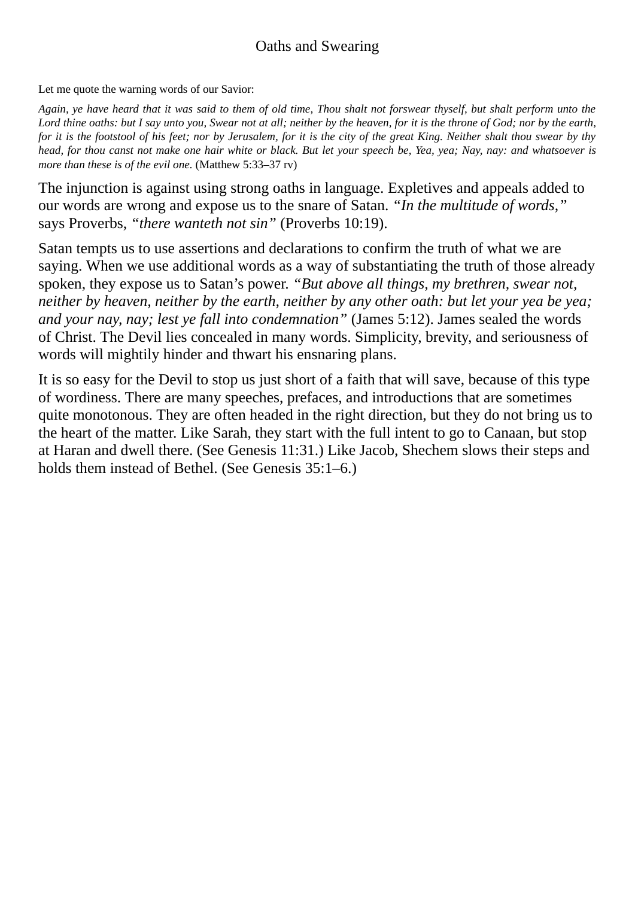## Oaths and Swearing

Let me quote the warning words of our Savior:

> *Again, ye have heard that it was said to them of old time, Thou shalt not forswear thyself, but shalt perform unto the Lord thine oaths: but I say unto you, Swear not at all; neither by the heaven, for it is the throne of God; nor by the earth, for it is the footstool of his feet; nor by Jerusalem, for it is the city of the great King. Neither shalt thou swear by thy head, for thou canst not make one hair white or black. But let your speech be, Yea, yea; Nay, nay: and whatsoever is more than these is of the evil one.* (Matthew 5:33–37 rv)

The injunction is against using strong oaths in language. Expletives and appeals added to our words are wrong and expose us to the snare of Satan. *"In the multitude of words,"* says Proverbs, *"there wanteth not sin"* (Proverbs 10:19).

Satan tempts us to use assertions and declarations to confirm the truth of what we are saying. When we use additional words as a way of substantiating the truth of those already spoken, they expose us to Satan's power. *"But above all things, my brethren, swear not, neither by heaven, neither by the earth, neither by any other oath: but let your yea be yea; and your nay, nay; lest ye fall into condemnation"* (James 5:12). James sealed the words of Christ. The Devil lies concealed in many words. Simplicity, brevity, and seriousness of words will mightily hinder and thwart his ensnaring plans.

It is so easy for the Devil to stop us just short of a faith that will save, because of this type of wordiness. There are many speeches, prefaces, and introductions that are sometimes quite monotonous. They are often headed in the right direction, but they do not bring us to the heart of the matter. Like Sarah, they start with the full intent to go to Canaan, but stop at Haran and dwell there. (See Genesis 11:31.) Like Jacob, Shechem slows their steps and holds them instead of Bethel. (See Genesis 35:1–6.)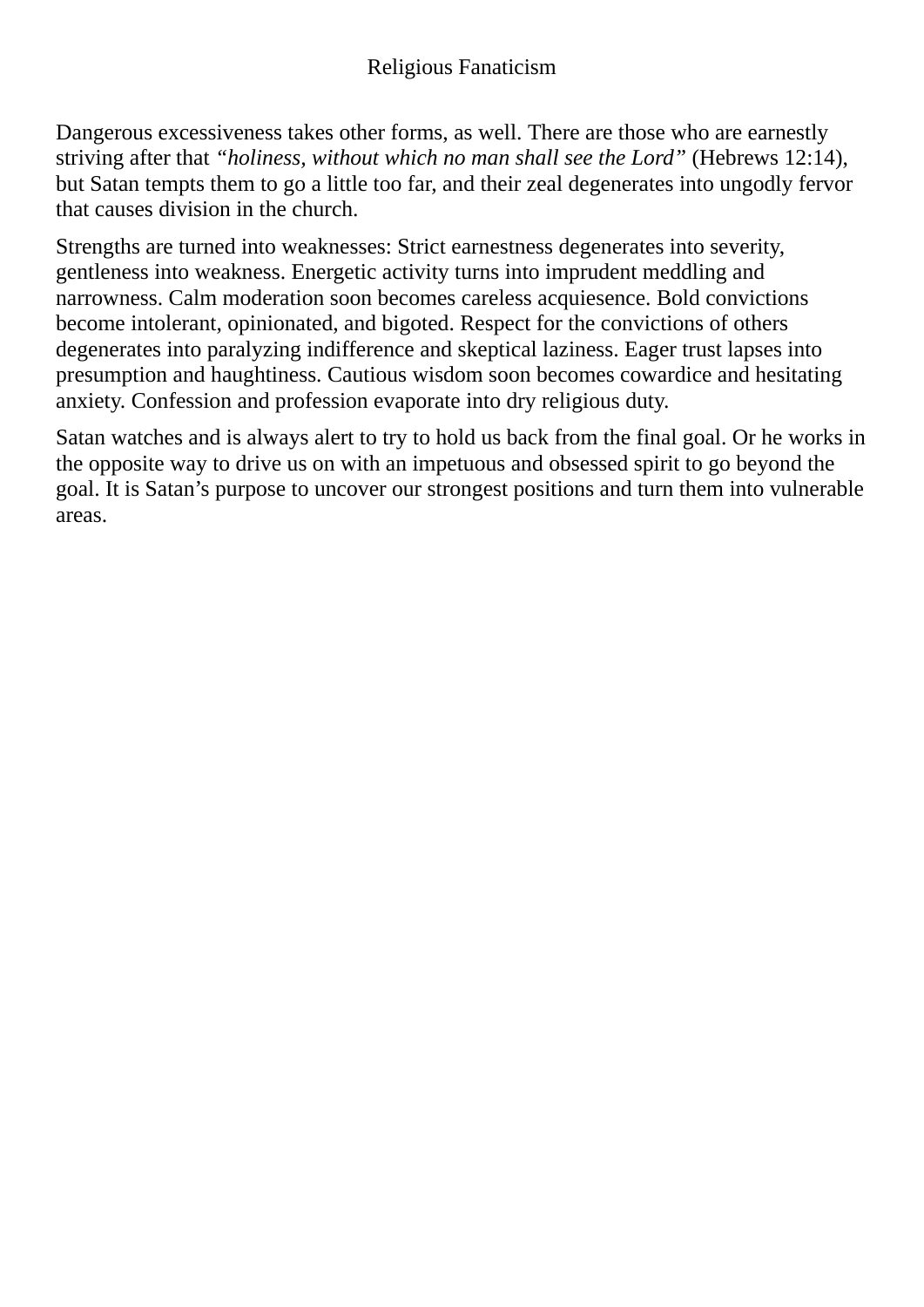# Religious Fanaticism

Dangerous excessiveness takes other forms, as well. There are those who are earnestly striving after that *"holiness, without which no man shall see the Lord"* (Hebrews 12:14), but Satan tempts them to go a little too far, and their zeal degenerates into ungodly fervor that causes division in the church.

Strengths are turned into weaknesses: Strict earnestness degenerates into severity, gentleness into weakness. Energetic activity turns into imprudent meddling and narrowness. Calm moderation soon becomes careless acquiesence. Bold convictions become intolerant, opinionated, and bigoted. Respect for the convictions of others degenerates into paralyzing indifference and skeptical laziness. Eager trust lapses into presumption and haughtiness. Cautious wisdom soon becomes cowardice and hesitating anxiety. Confession and profession evaporate into dry religious duty.

Satan watches and is always alert to try to hold us back from the final goal. Or he works in the opposite way to drive us on with an impetuous and obsessed spirit to go beyond the goal. It is Satan's purpose to uncover our strongest positions and turn them into vulnerable areas.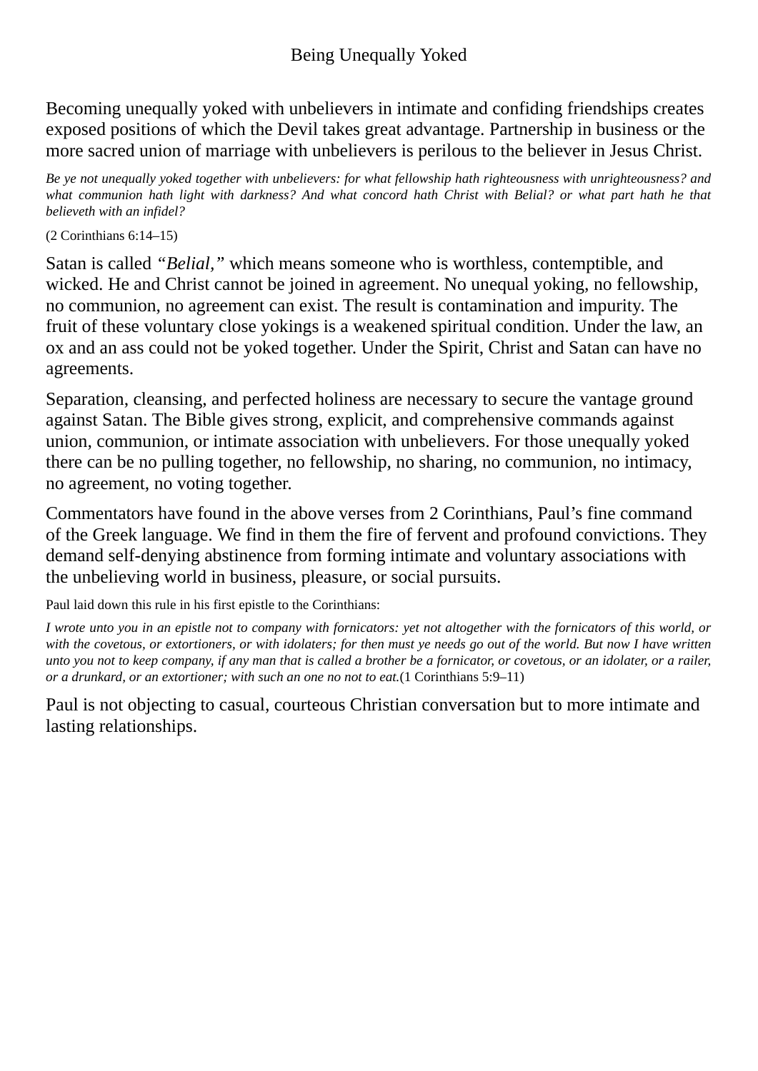# Being Unequally Yoked

Becoming unequally yoked with unbelievers in intimate and confiding friendships creates exposed positions of which the Devil takes great advantage. Partnership in business or the more sacred union of marriage with unbelievers is perilous to the believer in Jesus Christ.

*Be ye not unequally yoked together with unbelievers: for what fellowship hath righteousness with unrighteousness? and what communion hath light with darkness? And what concord hath Christ with Belial? or what part hath he that believeth with an infidel?*

(2 Corinthians 6:14–15)

Satan is called *“Belial,”* which means someone who is worthless, contemptible, and wicked. He and Christ cannot be joined in agreement. No unequal yoking, no fellowship, no communion, no agreement can exist. The result is contamination and impurity. The fruit of these voluntary close yokings is a weakened spiritual condition. Under the law, an ox and an ass could not be yoked together. Under the Spirit, Christ and Satan can have no agreements.

Separation, cleansing, and perfected holiness are necessary to secure the vantage ground against Satan. The Bible gives strong, explicit, and comprehensive commands against union, communion, or intimate association with unbelievers. For those unequally yoked there can be no pulling together, no fellowship, no sharing, no communion, no intimacy, no agreement, no voting together.

Commentators have found in the above verses from 2 Corinthians, Paul’s fine command of the Greek language. We find in them the fire of fervent and profound convictions. They demand self-denying abstinence from forming intimate and voluntary associations with the unbelieving world in business, pleasure, or social pursuits.

Paul laid down this rule in his first epistle to the Corinthians:

*I wrote unto you in an epistle not to company with fornicators: yet not altogether with the fornicators of this world, or with the covetous, or extortioners, or with idolaters; for then must ye needs go out of the world. But now I have written unto you not to keep company, if any man that is called a brother be a fornicator, or covetous, or an idolater, or a railer, or a drunkard, or an extortioner; with such an one no not to eat.*(1 Corinthians 5:9–11)

Paul is not objecting to casual, courteous Christian conversation but to more intimate and lasting relationships.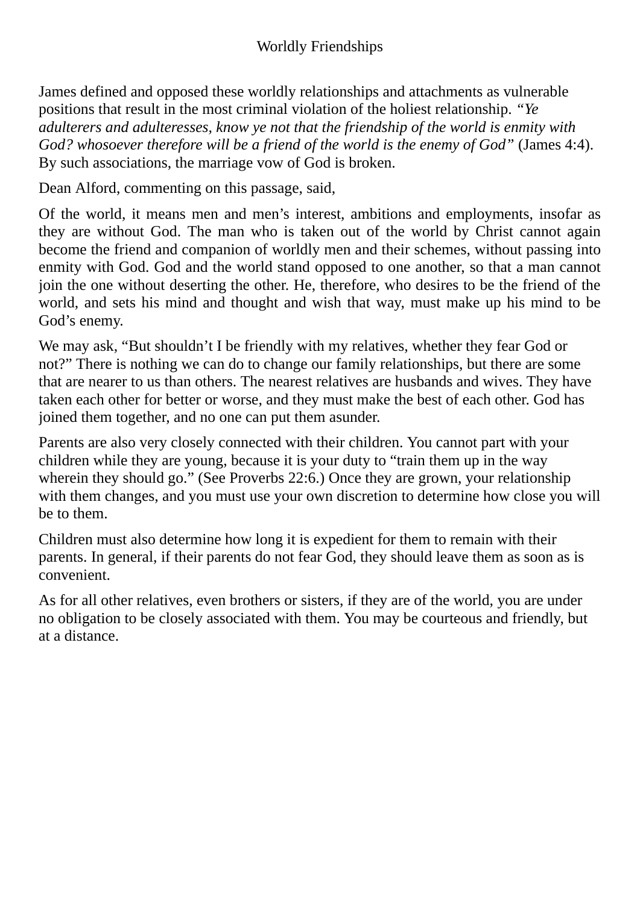# Worldly Friendships

James defined and opposed these worldly relationships and attachments as vulnerable positions that result in the most criminal violation of the holiest relationship. *"Ye adulterers and adulteresses, know ye not that the friendship of the world is enmity with God? whosoever therefore will be a friend of the world is the enemy of God"* (James 4:4). By such associations, the marriage vow of God is broken.

Dean Alford, commenting on this passage, said,

> Of the world, it means men and men's interest, ambitions and employments, insofar as they are without God. The man who is taken out of the world by Christ cannot again become the friend and companion of worldly men and their schemes, without passing into enmity with God. God and the world stand opposed to one another, so that a man cannot join the one without deserting the other. He, therefore, who desires to be the friend of the world, and sets his mind and thought and wish that way, must make up his mind to be God's enemy.

We may ask, "But shouldn't I be friendly with my relatives, whether they fear God or not?" There is nothing we can do to change our family relationships, but there are some that are nearer to us than others. The nearest relatives are husbands and wives. They have taken each other for better or worse, and they must make the best of each other. God has joined them together, and no one can put them asunder.

Parents are also very closely connected with their children. You cannot part with your children while they are young, because it is your duty to "train them up in the way wherein they should go." (See Proverbs 22:6.) Once they are grown, your relationship with them changes, and you must use your own discretion to determine how close you will be to them.

Children must also determine how long it is expedient for them to remain with their parents. In general, if their parents do not fear God, they should leave them as soon as is convenient.

As for all other relatives, even brothers or sisters, if they are of the world, you are under no obligation to be closely associated with them. You may be courteous and friendly, but at a distance.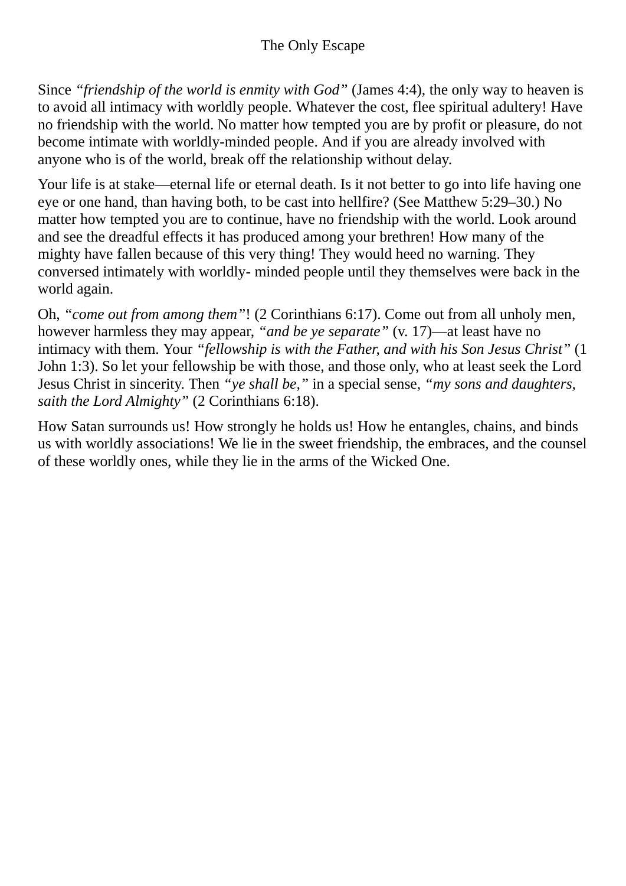# The Only Escape

Since *“friendship of the world is enmity with God”* (James 4:4), the only way to heaven is to avoid all intimacy with worldly people. Whatever the cost, flee spiritual adultery! Have no friendship with the world. No matter how tempted you are by profit or pleasure, do not become intimate with worldly-minded people. And if you are already involved with anyone who is of the world, break off the relationship without delay.

Your life is at stake—eternal life or eternal death. Is it not better to go into life having one eye or one hand, than having both, to be cast into hellfire? (See Matthew 5:29–30.) No matter how tempted you are to continue, have no friendship with the world. Look around and see the dreadful effects it has produced among your brethren! How many of the mighty have fallen because of this very thing! They would heed no warning. They conversed intimately with worldly- minded people until they themselves were back in the world again.

Oh, *“come out from among them”*! (2 Corinthians 6:17). Come out from all unholy men, however harmless they may appear, *“and be ye separate”* (v. 17)—at least have no intimacy with them. Your *“fellowship is with the Father, and with his Son Jesus Christ”* (1 John 1:3). So let your fellowship be with those, and those only, who at least seek the Lord Jesus Christ in sincerity. Then *“ye shall be,”* in a special sense, *“my sons and daughters, saith the Lord Almighty”* (2 Corinthians 6:18).

How Satan surrounds us! How strongly he holds us! How he entangles, chains, and binds us with worldly associations! We lie in the sweet friendship, the embraces, and the counsel of these worldly ones, while they lie in the arms of the Wicked One.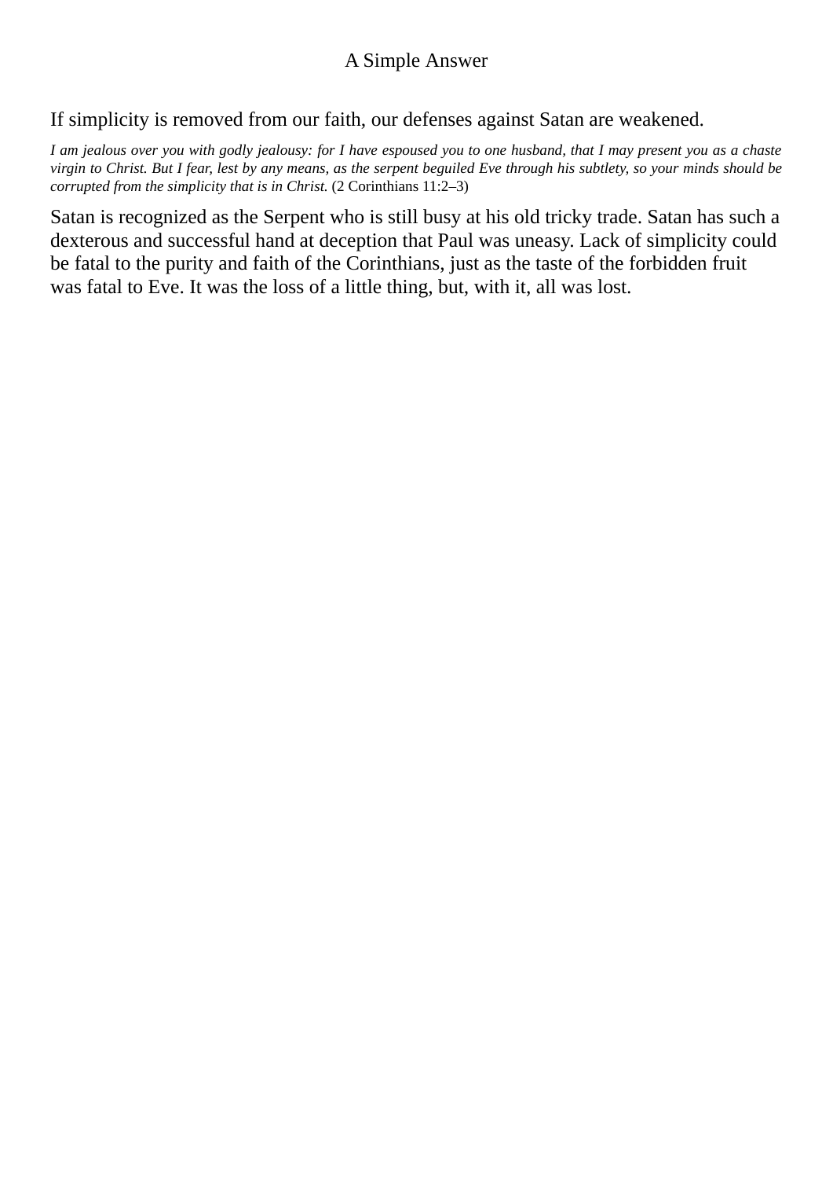# A Simple Answer

If simplicity is removed from our faith, our defenses against Satan are weakened.

*I am jealous over you with godly jealousy: for I have espoused you to one husband, that I may present you as a chaste virgin to Christ. But I fear, lest by any means, as the serpent beguiled Eve through his subtlety, so your minds should be corrupted from the simplicity that is in Christ.* (2 Corinthians 11:2–3)

Satan is recognized as the Serpent who is still busy at his old tricky trade. Satan has such a dexterous and successful hand at deception that Paul was uneasy. Lack of simplicity could be fatal to the purity and faith of the Corinthians, just as the taste of the forbidden fruit was fatal to Eve. It was the loss of a little thing, but, with it, all was lost.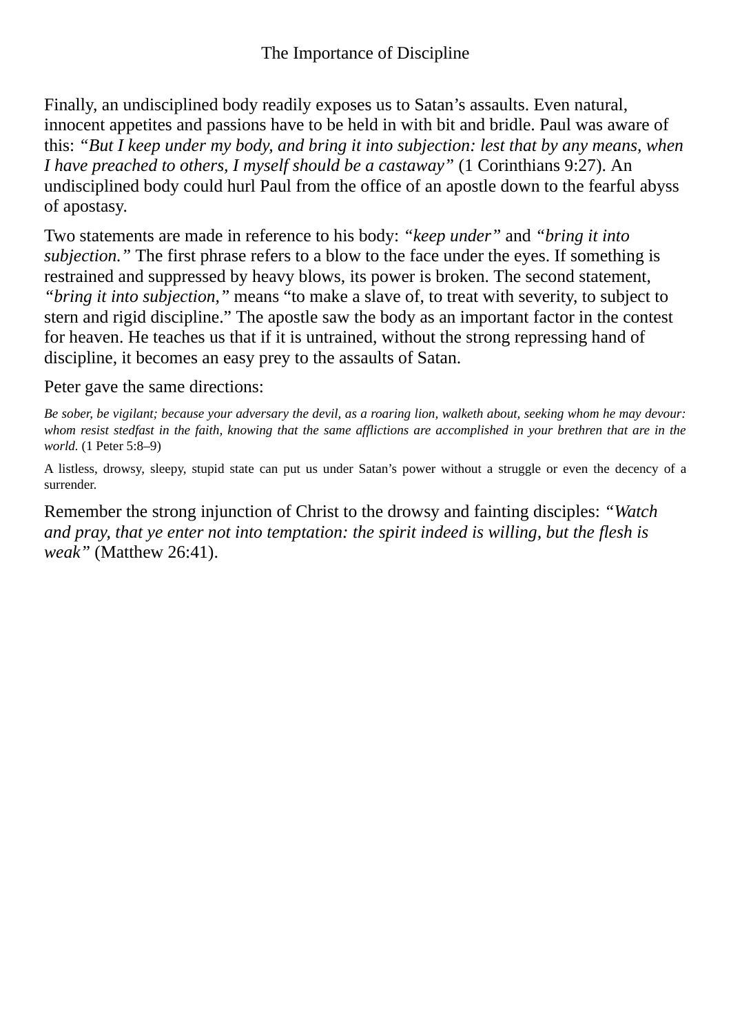Finally, an undisciplined body readily exposes us to Satan’s assaults. Even natural, innocent appetites and passions have to be held in with bit and bridle. Paul was aware of this: *“But I keep under my body, and bring it into subjection: lest that by any means, when I have preached to others, I myself should be a castaway”* (1 Corinthians 9:27). An undisciplined body could hurl Paul from the office of an apostle down to the fearful abyss of apostasy.

Two statements are made in reference to his body: *“keep under”* and *“bring it into subjection.”* The first phrase refers to a blow to the face under the eyes. If something is restrained and suppressed by heavy blows, its power is broken. The second statement, *“bring it into subjection,”* means “to make a slave of, to treat with severity, to subject to stern and rigid discipline.” The apostle saw the body as an important factor in the contest for heaven. He teaches us that if it is untrained, without the strong repressing hand of discipline, it becomes an easy prey to the assaults of Satan.

Peter gave the same directions:

> *Be sober, be vigilant; because your adversary the devil, as a roaring lion, walketh about, seeking whom he may devour: whom resist stedfast in the faith, knowing that the same afflictions are accomplished in your brethren that are in the world.* (1 Peter 5:8–9)

A listless, drowsy, sleepy, stupid state can put us under Satan’s power without a struggle or even the decency of a surrender.

Remember the strong injunction of Christ to the drowsy and fainting disciples: *“Watch and pray, that ye enter not into temptation: the spirit indeed is willing, but the flesh is weak”* (Matthew 26:41).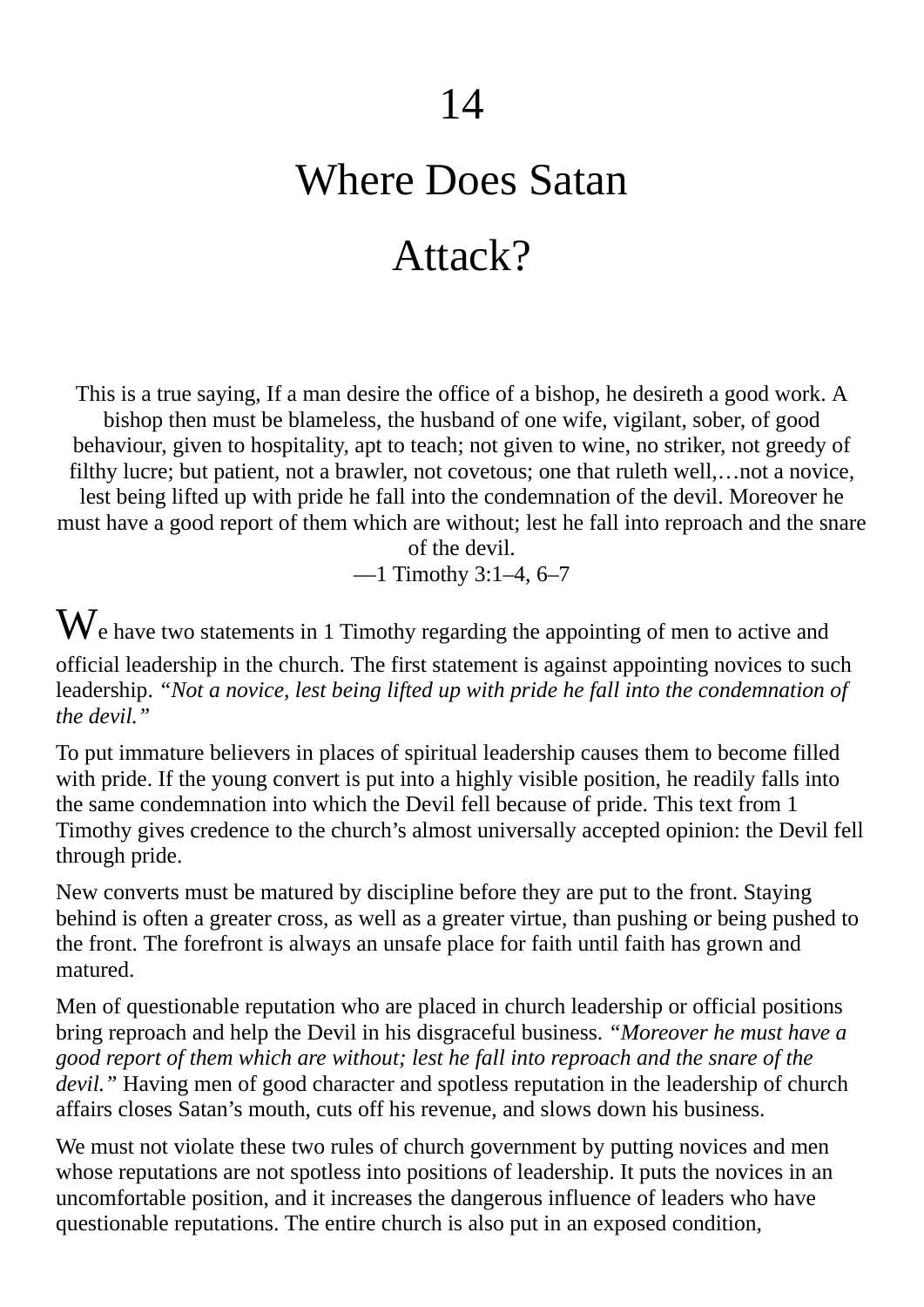# 14

# Where Does Satan Attack?

This is a true saying, If a man desire the office of a bishop, he desireth a good work. A bishop then must be blameless, the husband of one wife, vigilant, sober, of good behaviour, given to hospitality, apt to teach; not given to wine, no striker, not greedy of filthy lucre; but patient, not a brawler, not covetous; one that ruleth well,…not a novice, lest being lifted up with pride he fall into the condemnation of the devil. Moreover he must have a good report of them which are without; lest he fall into reproach and the snare of the devil.
—1 Timothy 3:1–4, 6–7

We have two statements in 1 Timothy regarding the appointing of men to active and official leadership in the church. The first statement is against appointing novices to such leadership. *"Not a novice, lest being lifted up with pride he fall into the condemnation of the devil."*

To put immature believers in places of spiritual leadership causes them to become filled with pride. If the young convert is put into a highly visible position, he readily falls into the same condemnation into which the Devil fell because of pride. This text from 1 Timothy gives credence to the church's almost universally accepted opinion: the Devil fell through pride.

New converts must be matured by discipline before they are put to the front. Staying behind is often a greater cross, as well as a greater virtue, than pushing or being pushed to the front. The forefront is always an unsafe place for faith until faith has grown and matured.

Men of questionable reputation who are placed in church leadership or official positions bring reproach and help the Devil in his disgraceful business. *"Moreover he must have a good report of them which are without; lest he fall into reproach and the snare of the devil."* Having men of good character and spotless reputation in the leadership of church affairs closes Satan's mouth, cuts off his revenue, and slows down his business.

We must not violate these two rules of church government by putting novices and men whose reputations are not spotless into positions of leadership. It puts the novices in an uncomfortable position, and it increases the dangerous influence of leaders who have questionable reputations. The entire church is also put in an exposed condition,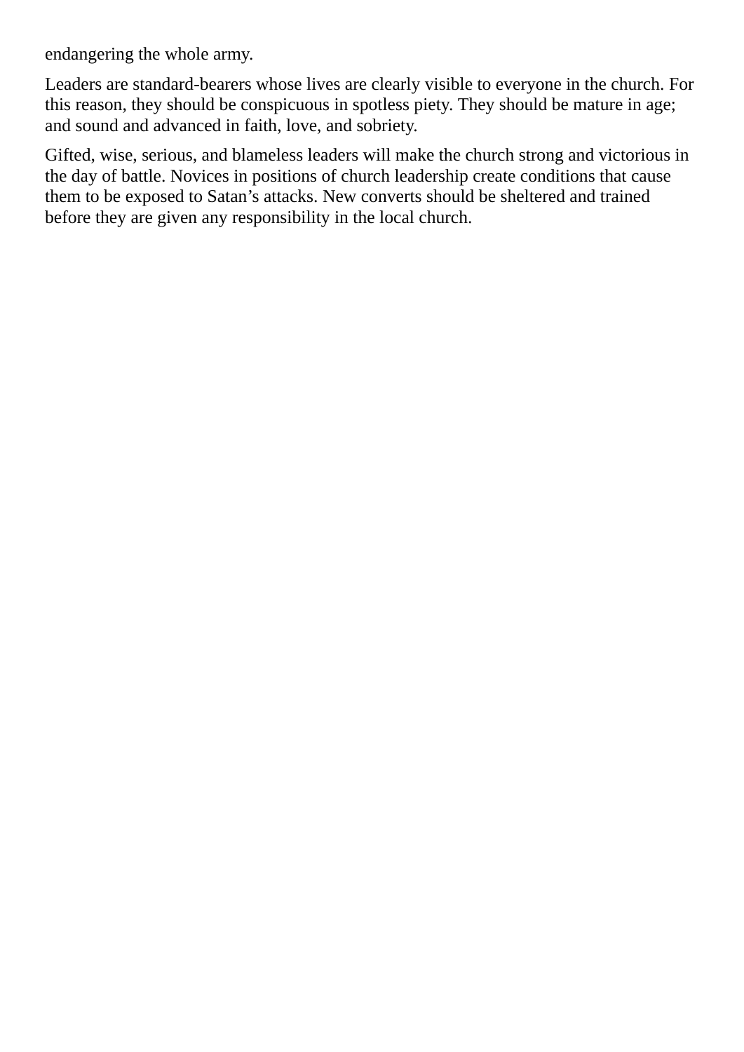endangering the whole army.

Leaders are standard-bearers whose lives are clearly visible to everyone in the church. For this reason, they should be conspicuous in spotless piety. They should be mature in age; and sound and advanced in faith, love, and sobriety.

Gifted, wise, serious, and blameless leaders will make the church strong and victorious in the day of battle. Novices in positions of church leadership create conditions that cause them to be exposed to Satan’s attacks. New converts should be sheltered and trained before they are given any responsibility in the local church.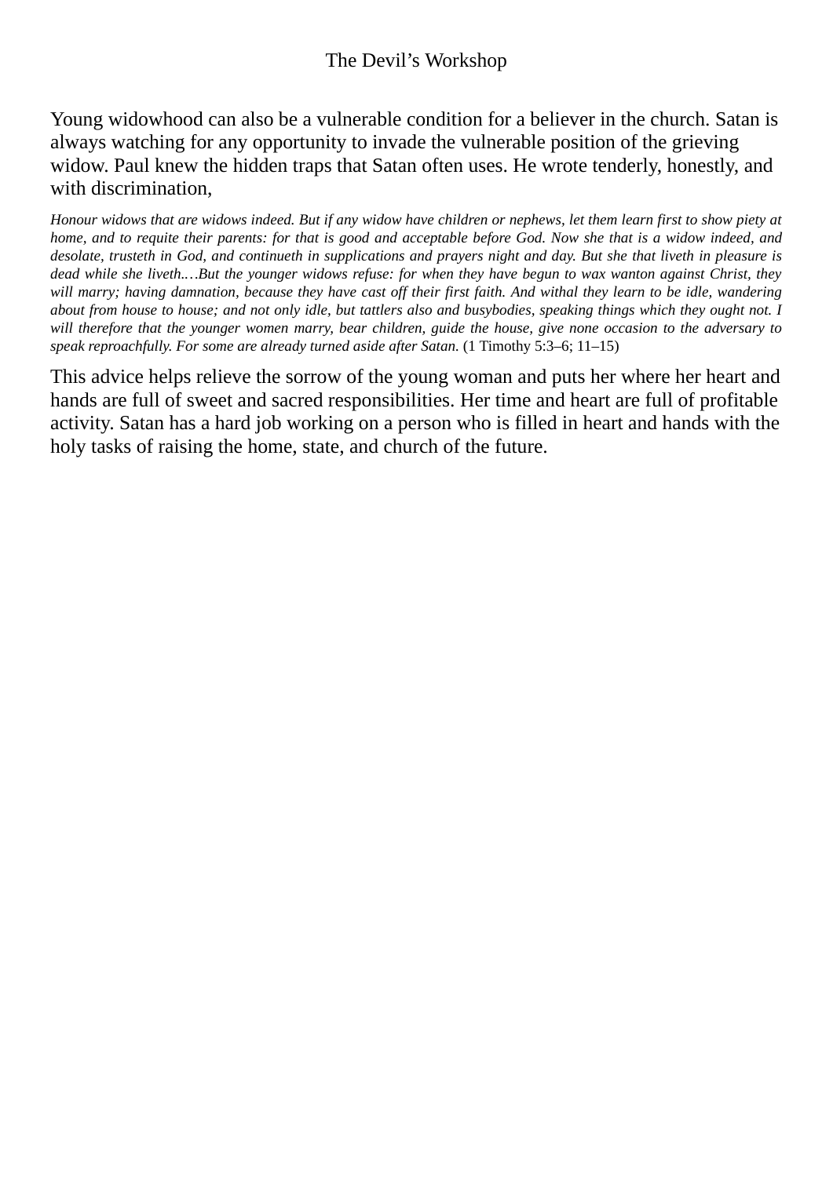Young widowhood can also be a vulnerable condition for a believer in the church. Satan is always watching for any opportunity to invade the vulnerable position of the grieving widow. Paul knew the hidden traps that Satan often uses. He wrote tenderly, honestly, and with discrimination,

> *Honour widows that are widows indeed. But if any widow have children or nephews, let them learn first to show piety at home, and to requite their parents: for that is good and acceptable before God. Now she that is a widow indeed, and desolate, trusteth in God, and continueth in supplications and prayers night and day. But she that liveth in pleasure is dead while she liveth.…But the younger widows refuse: for when they have begun to wax wanton against Christ, they will marry; having damnation, because they have cast off their first faith. And withal they learn to be idle, wandering about from house to house; and not only idle, but tattlers also and busybodies, speaking things which they ought not. I will therefore that the younger women marry, bear children, guide the house, give none occasion to the adversary to speak reproachfully. For some are already turned aside after Satan.* (1 Timothy 5:3–6; 11–15)

This advice helps relieve the sorrow of the young woman and puts her where her heart and hands are full of sweet and sacred responsibilities. Her time and heart are full of profitable activity. Satan has a hard job working on a person who is filled in heart and hands with the holy tasks of raising the home, state, and church of the future.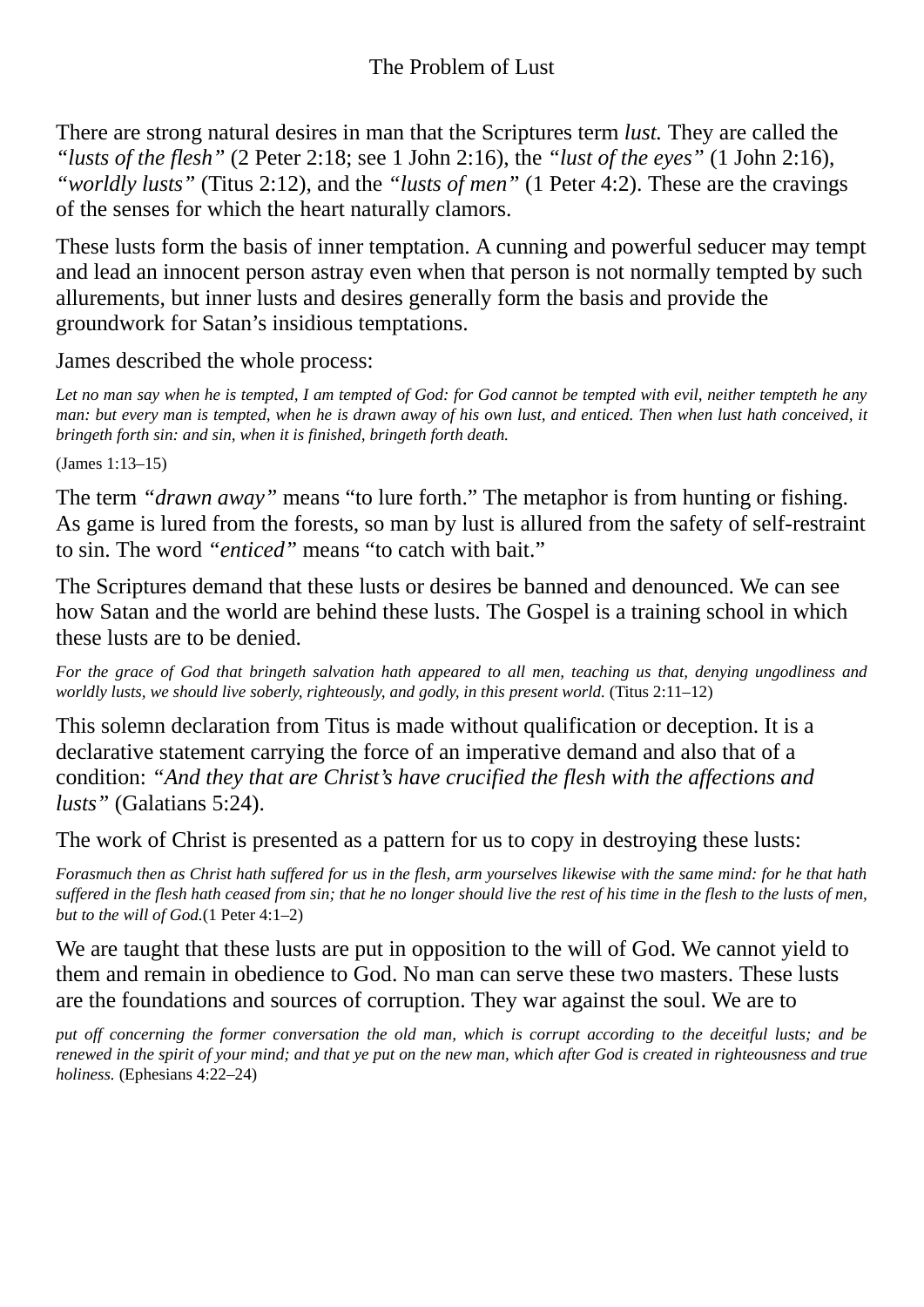# The Problem of Lust

There are strong natural desires in man that the Scriptures term *lust.* They are called the *"lusts of the flesh"* (2 Peter 2:18; see 1 John 2:16), the *"lust of the eyes"* (1 John 2:16), *"worldly lusts"* (Titus 2:12), and the *"lusts of men"* (1 Peter 4:2). These are the cravings of the senses for which the heart naturally clamors.

These lusts form the basis of inner temptation. A cunning and powerful seducer may tempt and lead an innocent person astray even when that person is not normally tempted by such allurements, but inner lusts and desires generally form the basis and provide the groundwork for Satan's insidious temptations.

James described the whole process:

> *Let no man say when he is tempted, I am tempted of God: for God cannot be tempted with evil, neither tempteth he any man: but every man is tempted, when he is drawn away of his own lust, and enticed. Then when lust hath conceived, it bringeth forth sin: and sin, when it is finished, bringeth forth death.*
>
> (James 1:13–15)

The term *"drawn away"* means "to lure forth." The metaphor is from hunting or fishing. As game is lured from the forests, so man by lust is allured from the safety of self-restraint to sin. The word *"enticed"* means "to catch with bait."

The Scriptures demand that these lusts or desires be banned and denounced. We can see how Satan and the world are behind these lusts. The Gospel is a training school in which these lusts are to be denied.

> *For the grace of God that bringeth salvation hath appeared to all men, teaching us that, denying ungodliness and worldly lusts, we should live soberly, righteously, and godly, in this present world.* (Titus 2:11–12)

This solemn declaration from Titus is made without qualification or deception. It is a declarative statement carrying the force of an imperative demand and also that of a condition: *"And they that are Christ's have crucified the flesh with the affections and lusts"* (Galatians 5:24).

The work of Christ is presented as a pattern for us to copy in destroying these lusts:

> *Forasmuch then as Christ hath suffered for us in the flesh, arm yourselves likewise with the same mind: for he that hath suffered in the flesh hath ceased from sin; that he no longer should live the rest of his time in the flesh to the lusts of men, but to the will of God.*(1 Peter 4:1–2)

We are taught that these lusts are put in opposition to the will of God. We cannot yield to them and remain in obedience to God. No man can serve these two masters. These lusts are the foundations and sources of corruption. They war against the soul. We are to

> *put off concerning the former conversation the old man, which is corrupt according to the deceitful lusts; and be renewed in the spirit of your mind; and that ye put on the new man, which after God is created in righteousness and true holiness.* (Ephesians 4:22–24)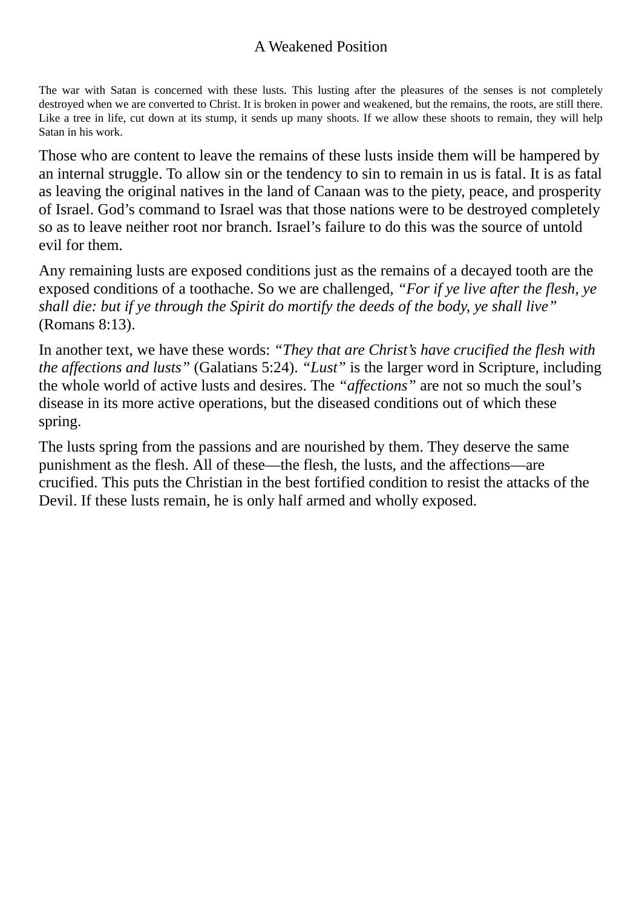## A Weakened Position

The war with Satan is concerned with these lusts. This lusting after the pleasures of the senses is not completely destroyed when we are converted to Christ. It is broken in power and weakened, but the remains, the roots, are still there. Like a tree in life, cut down at its stump, it sends up many shoots. If we allow these shoots to remain, they will help Satan in his work.

Those who are content to leave the remains of these lusts inside them will be hampered by an internal struggle. To allow sin or the tendency to sin to remain in us is fatal. It is as fatal as leaving the original natives in the land of Canaan was to the piety, peace, and prosperity of Israel. God's command to Israel was that those nations were to be destroyed completely so as to leave neither root nor branch. Israel's failure to do this was the source of untold evil for them.

Any remaining lusts are exposed conditions just as the remains of a decayed tooth are the exposed conditions of a toothache. So we are challenged, *"For if ye live after the flesh, ye shall die: but if ye through the Spirit do mortify the deeds of the body, ye shall live"* (Romans 8:13).

In another text, we have these words: *"They that are Christ's have crucified the flesh with the affections and lusts"* (Galatians 5:24). *"Lust"* is the larger word in Scripture, including the whole world of active lusts and desires. The *"affections"* are not so much the soul's disease in its more active operations, but the diseased conditions out of which these spring.

The lusts spring from the passions and are nourished by them. They deserve the same punishment as the flesh. All of these—the flesh, the lusts, and the affections—are crucified. This puts the Christian in the best fortified condition to resist the attacks of the Devil. If these lusts remain, he is only half armed and wholly exposed.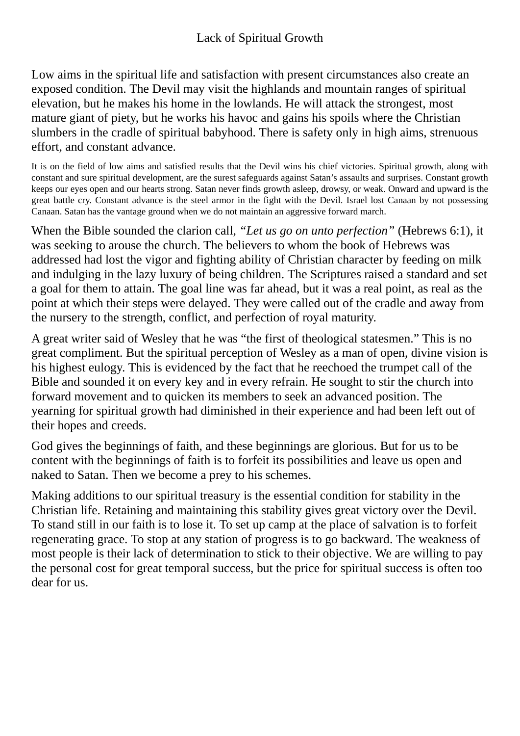## Lack of Spiritual Growth

Low aims in the spiritual life and satisfaction with present circumstances also create an exposed condition. The Devil may visit the highlands and mountain ranges of spiritual elevation, but he makes his home in the lowlands. He will attack the strongest, most mature giant of piety, but he works his havoc and gains his spoils where the Christian slumbers in the cradle of spiritual babyhood. There is safety only in high aims, strenuous effort, and constant advance.

It is on the field of low aims and satisfied results that the Devil wins his chief victories. Spiritual growth, along with constant and sure spiritual development, are the surest safeguards against Satan's assaults and surprises. Constant growth keeps our eyes open and our hearts strong. Satan never finds growth asleep, drowsy, or weak. Onward and upward is the great battle cry. Constant advance is the steel armor in the fight with the Devil. Israel lost Canaan by not possessing Canaan. Satan has the vantage ground when we do not maintain an aggressive forward march.

When the Bible sounded the clarion call, *"Let us go on unto perfection"* (Hebrews 6:1), it was seeking to arouse the church. The believers to whom the book of Hebrews was addressed had lost the vigor and fighting ability of Christian character by feeding on milk and indulging in the lazy luxury of being children. The Scriptures raised a standard and set a goal for them to attain. The goal line was far ahead, but it was a real point, as real as the point at which their steps were delayed. They were called out of the cradle and away from the nursery to the strength, conflict, and perfection of royal maturity.

A great writer said of Wesley that he was "the first of theological statesmen." This is no great compliment. But the spiritual perception of Wesley as a man of open, divine vision is his highest eulogy. This is evidenced by the fact that he reechoed the trumpet call of the Bible and sounded it on every key and in every refrain. He sought to stir the church into forward movement and to quicken its members to seek an advanced position. The yearning for spiritual growth had diminished in their experience and had been left out of their hopes and creeds.

God gives the beginnings of faith, and these beginnings are glorious. But for us to be content with the beginnings of faith is to forfeit its possibilities and leave us open and naked to Satan. Then we become a prey to his schemes.

Making additions to our spiritual treasury is the essential condition for stability in the Christian life. Retaining and maintaining this stability gives great victory over the Devil. To stand still in our faith is to lose it. To set up camp at the place of salvation is to forfeit regenerating grace. To stop at any station of progress is to go backward. The weakness of most people is their lack of determination to stick to their objective. We are willing to pay the personal cost for great temporal success, but the price for spiritual success is often too dear for us.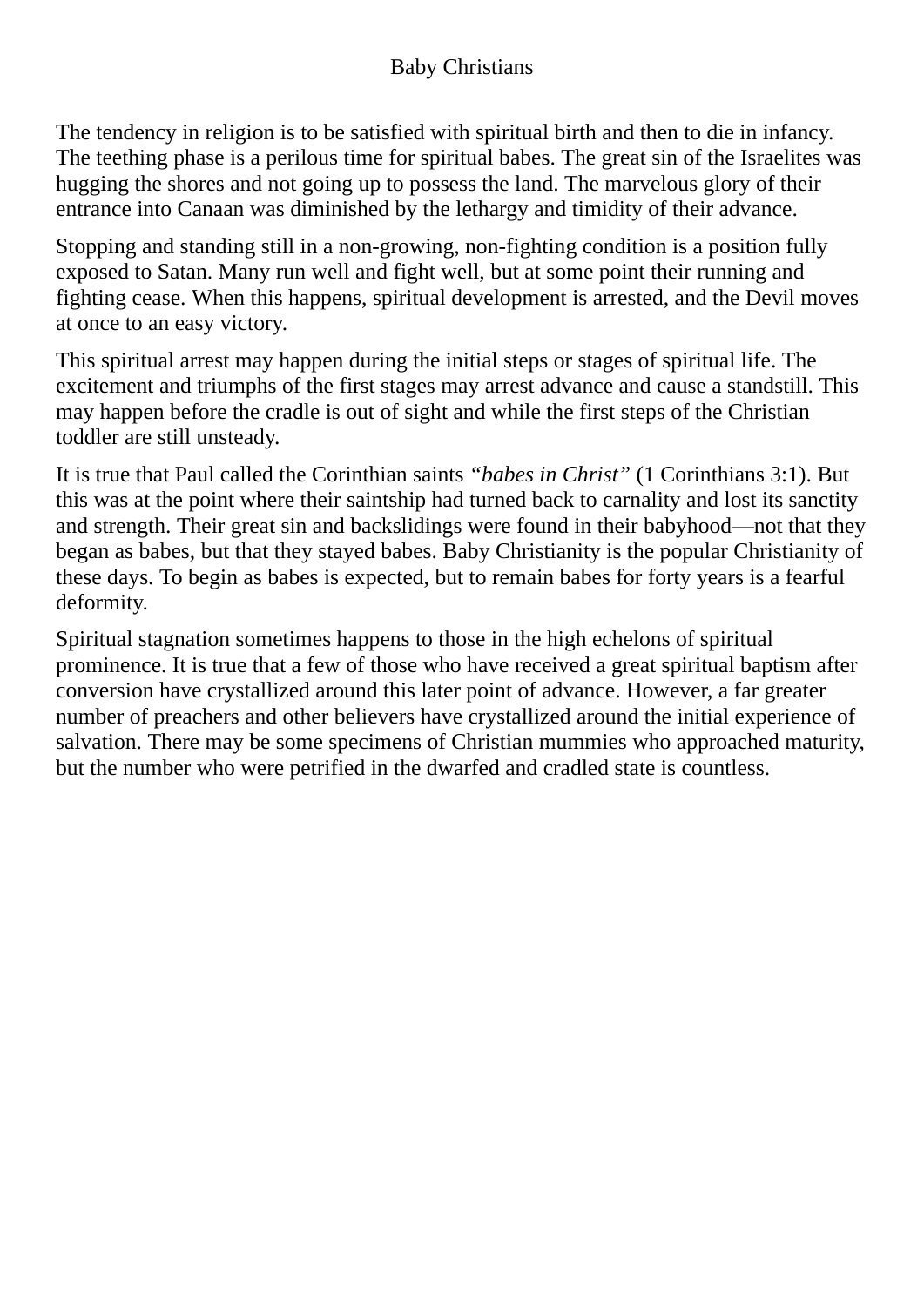# Baby Christians

The tendency in religion is to be satisfied with spiritual birth and then to die in infancy. The teething phase is a perilous time for spiritual babes. The great sin of the Israelites was hugging the shores and not going up to possess the land. The marvelous glory of their entrance into Canaan was diminished by the lethargy and timidity of their advance.

Stopping and standing still in a non-growing, non-fighting condition is a position fully exposed to Satan. Many run well and fight well, but at some point their running and fighting cease. When this happens, spiritual development is arrested, and the Devil moves at once to an easy victory.

This spiritual arrest may happen during the initial steps or stages of spiritual life. The excitement and triumphs of the first stages may arrest advance and cause a standstill. This may happen before the cradle is out of sight and while the first steps of the Christian toddler are still unsteady.

It is true that Paul called the Corinthian saints *"babes in Christ"* (1 Corinthians 3:1). But this was at the point where their saintship had turned back to carnality and lost its sanctity and strength. Their great sin and backslidings were found in their babyhood—not that they began as babes, but that they stayed babes. Baby Christianity is the popular Christianity of these days. To begin as babes is expected, but to remain babes for forty years is a fearful deformity.

Spiritual stagnation sometimes happens to those in the high echelons of spiritual prominence. It is true that a few of those who have received a great spiritual baptism after conversion have crystallized around this later point of advance. However, a far greater number of preachers and other believers have crystallized around the initial experience of salvation. There may be some specimens of Christian mummies who approached maturity, but the number who were petrified in the dwarfed and cradled state is countless.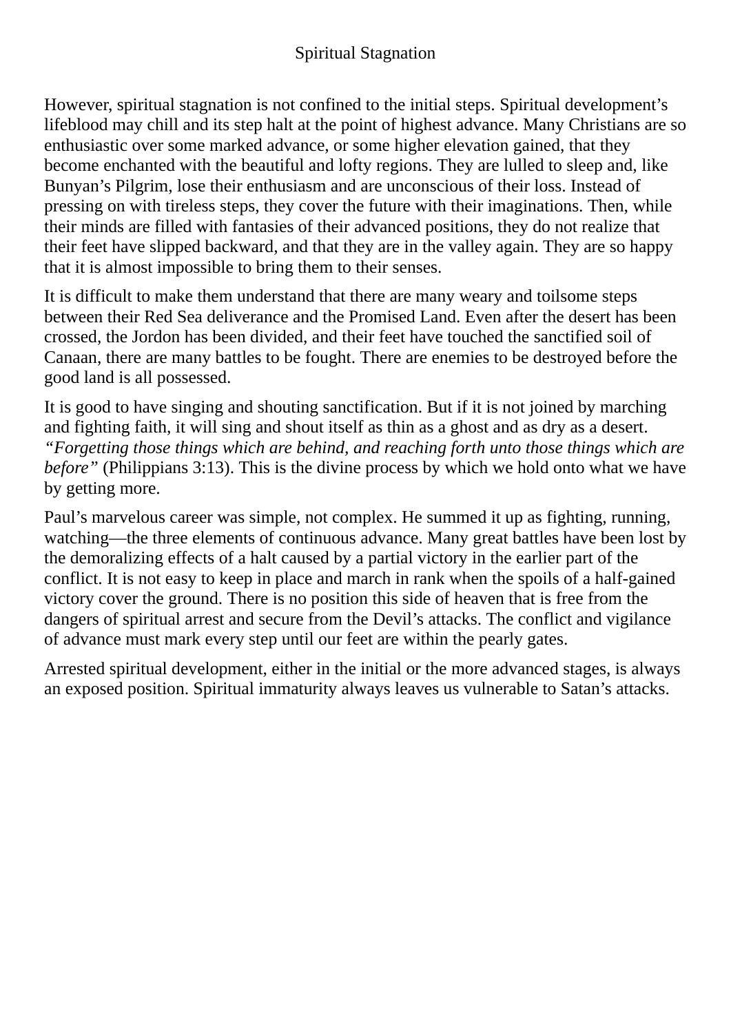However, spiritual stagnation is not confined to the initial steps. Spiritual development's lifeblood may chill and its step halt at the point of highest advance. Many Christians are so enthusiastic over some marked advance, or some higher elevation gained, that they become enchanted with the beautiful and lofty regions. They are lulled to sleep and, like Bunyan's Pilgrim, lose their enthusiasm and are unconscious of their loss. Instead of pressing on with tireless steps, they cover the future with their imaginations. Then, while their minds are filled with fantasies of their advanced positions, they do not realize that their feet have slipped backward, and that they are in the valley again. They are so happy that it is almost impossible to bring them to their senses.

It is difficult to make them understand that there are many weary and toilsome steps between their Red Sea deliverance and the Promised Land. Even after the desert has been crossed, the Jordon has been divided, and their feet have touched the sanctified soil of Canaan, there are many battles to be fought. There are enemies to be destroyed before the good land is all possessed.

It is good to have singing and shouting sanctification. But if it is not joined by marching and fighting faith, it will sing and shout itself as thin as a ghost and as dry as a desert. *"Forgetting those things which are behind, and reaching forth unto those things which are before"* (Philippians 3:13). This is the divine process by which we hold onto what we have by getting more.

Paul's marvelous career was simple, not complex. He summed it up as fighting, running, watching—the three elements of continuous advance. Many great battles have been lost by the demoralizing effects of a halt caused by a partial victory in the earlier part of the conflict. It is not easy to keep in place and march in rank when the spoils of a half-gained victory cover the ground. There is no position this side of heaven that is free from the dangers of spiritual arrest and secure from the Devil's attacks. The conflict and vigilance of advance must mark every step until our feet are within the pearly gates.

Arrested spiritual development, either in the initial or the more advanced stages, is always an exposed position. Spiritual immaturity always leaves us vulnerable to Satan's attacks.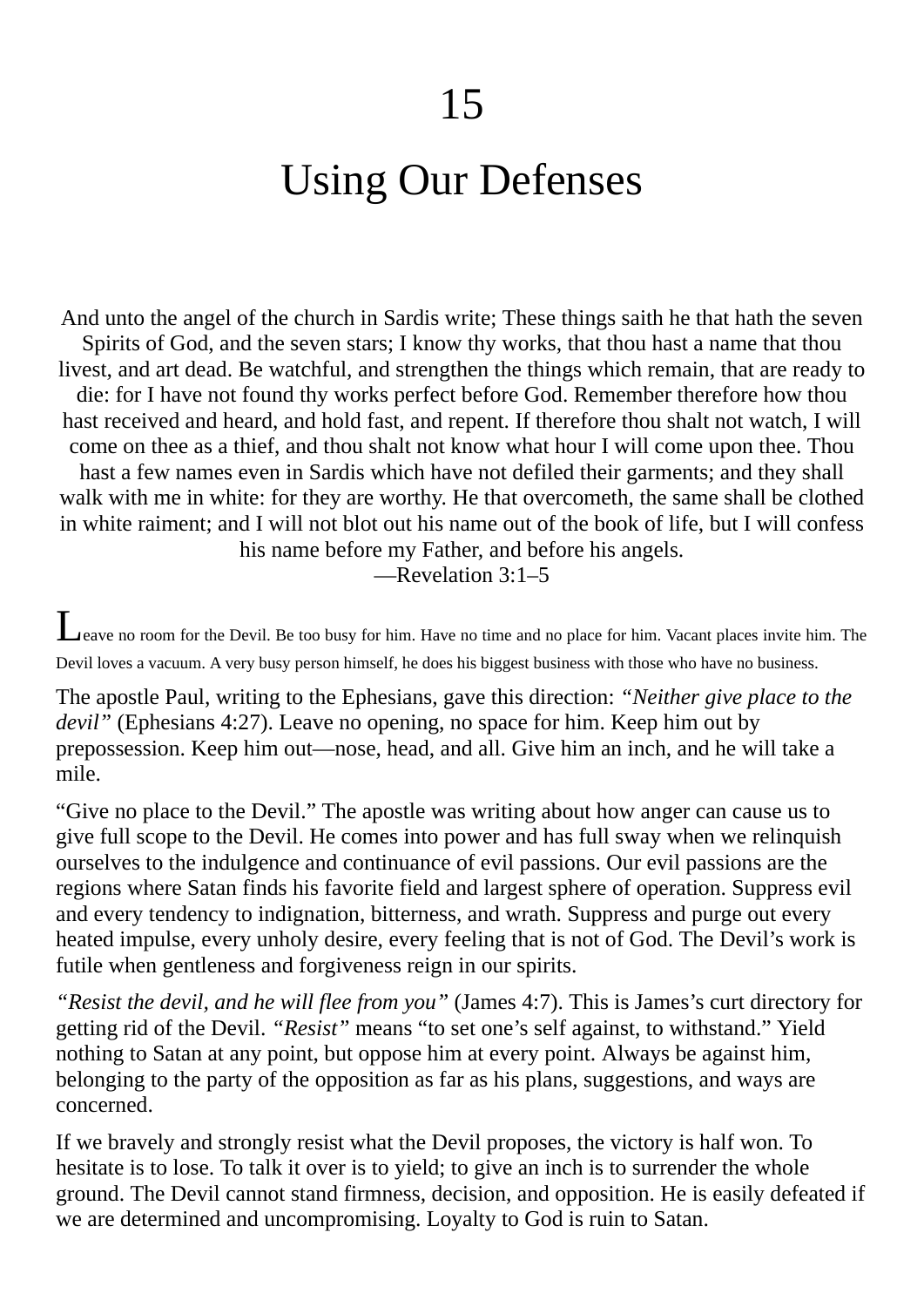# 15

# Using Our Defenses

And unto the angel of the church in Sardis write; These things saith he that hath the seven Spirits of God, and the seven stars; I know thy works, that thou hast a name that thou livest, and art dead. Be watchful, and strengthen the things which remain, that are ready to die: for I have not found thy works perfect before God. Remember therefore how thou hast received and heard, and hold fast, and repent. If therefore thou shalt not watch, I will come on thee as a thief, and thou shalt not know what hour I will come upon thee. Thou hast a few names even in Sardis which have not defiled their garments; and they shall walk with me in white: for they are worthy. He that overcometh, the same shall be clothed in white raiment; and I will not blot out his name out of the book of life, but I will confess his name before my Father, and before his angels.
—Revelation 3:1–5

Leave no room for the Devil. Be too busy for him. Have no time and no place for him. Vacant places invite him. The Devil loves a vacuum. A very busy person himself, he does his biggest business with those who have no business.

The apostle Paul, writing to the Ephesians, gave this direction: *"Neither give place to the devil"* (Ephesians 4:27). Leave no opening, no space for him. Keep him out by prepossession. Keep him out—nose, head, and all. Give him an inch, and he will take a mile.

"Give no place to the Devil." The apostle was writing about how anger can cause us to give full scope to the Devil. He comes into power and has full sway when we relinquish ourselves to the indulgence and continuance of evil passions. Our evil passions are the regions where Satan finds his favorite field and largest sphere of operation. Suppress evil and every tendency to indignation, bitterness, and wrath. Suppress and purge out every heated impulse, every unholy desire, every feeling that is not of God. The Devil's work is futile when gentleness and forgiveness reign in our spirits.

*"Resist the devil, and he will flee from you"* (James 4:7). This is James's curt directory for getting rid of the Devil. *"Resist"* means "to set one's self against, to withstand." Yield nothing to Satan at any point, but oppose him at every point. Always be against him, belonging to the party of the opposition as far as his plans, suggestions, and ways are concerned.

If we bravely and strongly resist what the Devil proposes, the victory is half won. To hesitate is to lose. To talk it over is to yield; to give an inch is to surrender the whole ground. The Devil cannot stand firmness, decision, and opposition. He is easily defeated if we are determined and uncompromising. Loyalty to God is ruin to Satan.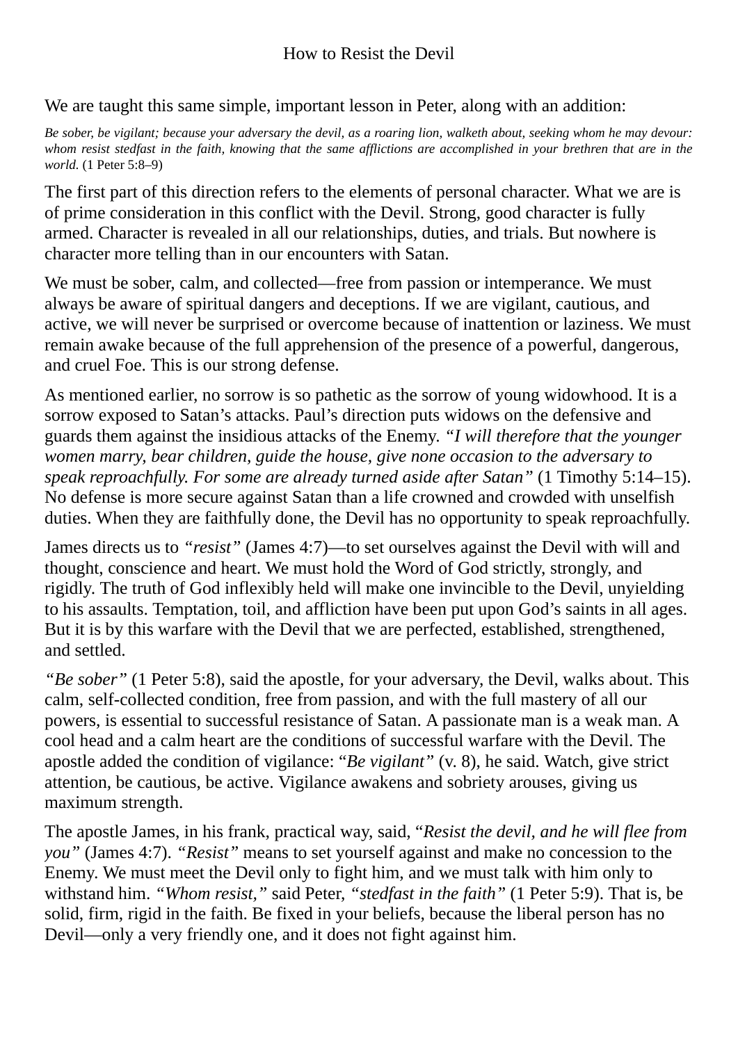How to Resist the Devil

We are taught this same simple, important lesson in Peter, along with an addition:

*Be sober, be vigilant; because your adversary the devil, as a roaring lion, walketh about, seeking whom he may devour: whom resist stedfast in the faith, knowing that the same afflictions are accomplished in your brethren that are in the world.* (1 Peter 5:8–9)

The first part of this direction refers to the elements of personal character. What we are is of prime consideration in this conflict with the Devil. Strong, good character is fully armed. Character is revealed in all our relationships, duties, and trials. But nowhere is character more telling than in our encounters with Satan.

We must be sober, calm, and collected—free from passion or intemperance. We must always be aware of spiritual dangers and deceptions. If we are vigilant, cautious, and active, we will never be surprised or overcome because of inattention or laziness. We must remain awake because of the full apprehension of the presence of a powerful, dangerous, and cruel Foe. This is our strong defense.

As mentioned earlier, no sorrow is so pathetic as the sorrow of young widowhood. It is a sorrow exposed to Satan's attacks. Paul's direction puts widows on the defensive and guards them against the insidious attacks of the Enemy. *"I will therefore that the younger women marry, bear children, guide the house, give none occasion to the adversary to speak reproachfully. For some are already turned aside after Satan"* (1 Timothy 5:14–15). No defense is more secure against Satan than a life crowned and crowded with unselfish duties. When they are faithfully done, the Devil has no opportunity to speak reproachfully.

James directs us to *"resist"* (James 4:7)—to set ourselves against the Devil with will and thought, conscience and heart. We must hold the Word of God strictly, strongly, and rigidly. The truth of God inflexibly held will make one invincible to the Devil, unyielding to his assaults. Temptation, toil, and affliction have been put upon God's saints in all ages. But it is by this warfare with the Devil that we are perfected, established, strengthened, and settled.

*"Be sober"* (1 Peter 5:8), said the apostle, for your adversary, the Devil, walks about. This calm, self-collected condition, free from passion, and with the full mastery of all our powers, is essential to successful resistance of Satan. A passionate man is a weak man. A cool head and a calm heart are the conditions of successful warfare with the Devil. The apostle added the condition of vigilance: "*Be vigilant*" (v. 8), he said. Watch, give strict attention, be cautious, be active. Vigilance awakens and sobriety arouses, giving us maximum strength.

The apostle James, in his frank, practical way, said, "*Resist the devil, and he will flee from you*" (James 4:7). *"Resist"* means to set yourself against and make no concession to the Enemy. We must meet the Devil only to fight him, and we must talk with him only to withstand him. *"Whom resist,"* said Peter, *"stedfast in the faith"* (1 Peter 5:9). That is, be solid, firm, rigid in the faith. Be fixed in your beliefs, because the liberal person has no Devil—only a very friendly one, and it does not fight against him.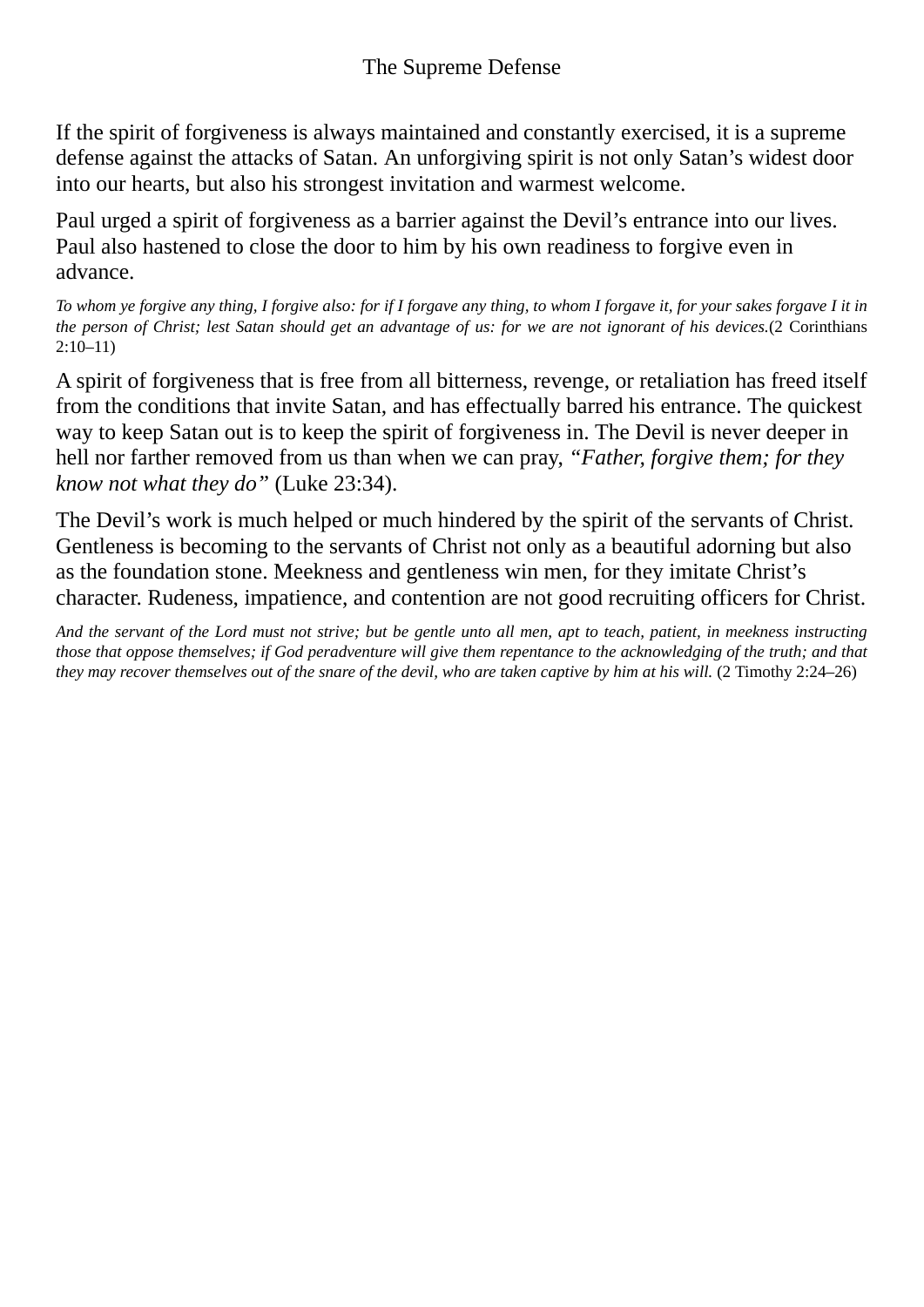## The Supreme Defense

If the spirit of forgiveness is always maintained and constantly exercised, it is a supreme defense against the attacks of Satan. An unforgiving spirit is not only Satan's widest door into our hearts, but also his strongest invitation and warmest welcome.

Paul urged a spirit of forgiveness as a barrier against the Devil's entrance into our lives. Paul also hastened to close the door to him by his own readiness to forgive even in advance.

*To whom ye forgive any thing, I forgive also: for if I forgave any thing, to whom I forgave it, for your sakes forgave I it in the person of Christ; lest Satan should get an advantage of us: for we are not ignorant of his devices.*(2 Corinthians 2:10–11)

A spirit of forgiveness that is free from all bitterness, revenge, or retaliation has freed itself from the conditions that invite Satan, and has effectually barred his entrance. The quickest way to keep Satan out is to keep the spirit of forgiveness in. The Devil is never deeper in hell nor farther removed from us than when we can pray, *"Father, forgive them; for they know not what they do"* (Luke 23:34).

The Devil's work is much helped or much hindered by the spirit of the servants of Christ. Gentleness is becoming to the servants of Christ not only as a beautiful adorning but also as the foundation stone. Meekness and gentleness win men, for they imitate Christ's character. Rudeness, impatience, and contention are not good recruiting officers for Christ.

*And the servant of the Lord must not strive; but be gentle unto all men, apt to teach, patient, in meekness instructing those that oppose themselves; if God peradventure will give them repentance to the acknowledging of the truth; and that they may recover themselves out of the snare of the devil, who are taken captive by him at his will.* (2 Timothy 2:24–26)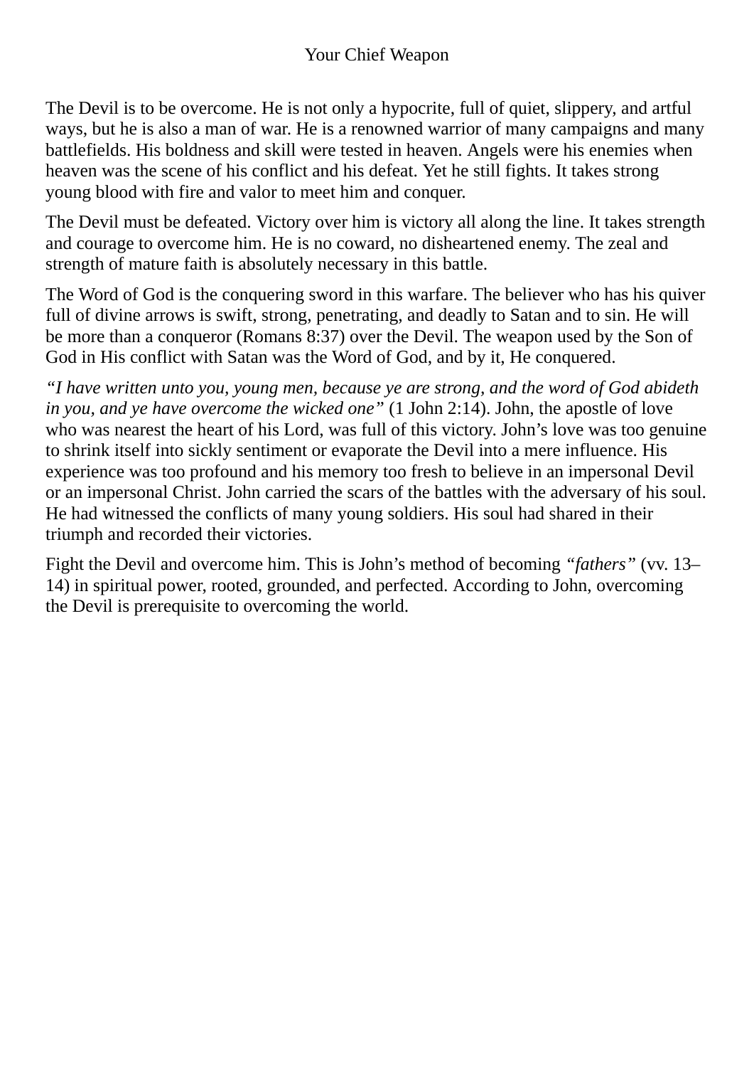## Your Chief Weapon

The Devil is to be overcome. He is not only a hypocrite, full of quiet, slippery, and artful ways, but he is also a man of war. He is a renowned warrior of many campaigns and many battlefields. His boldness and skill were tested in heaven. Angels were his enemies when heaven was the scene of his conflict and his defeat. Yet he still fights. It takes strong young blood with fire and valor to meet him and conquer.

The Devil must be defeated. Victory over him is victory all along the line. It takes strength and courage to overcome him. He is no coward, no disheartened enemy. The zeal and strength of mature faith is absolutely necessary in this battle.

The Word of God is the conquering sword in this warfare. The believer who has his quiver full of divine arrows is swift, strong, penetrating, and deadly to Satan and to sin. He will be more than a conqueror (Romans 8:37) over the Devil. The weapon used by the Son of God in His conflict with Satan was the Word of God, and by it, He conquered.

*"I have written unto you, young men, because ye are strong, and the word of God abideth in you, and ye have overcome the wicked one"* (1 John 2:14). John, the apostle of love who was nearest the heart of his Lord, was full of this victory. John's love was too genuine to shrink itself into sickly sentiment or evaporate the Devil into a mere influence. His experience was too profound and his memory too fresh to believe in an impersonal Devil or an impersonal Christ. John carried the scars of the battles with the adversary of his soul. He had witnessed the conflicts of many young soldiers. His soul had shared in their triumph and recorded their victories.

Fight the Devil and overcome him. This is John's method of becoming *"fathers"* (vv. 13–14) in spiritual power, rooted, grounded, and perfected. According to John, overcoming the Devil is prerequisite to overcoming the world.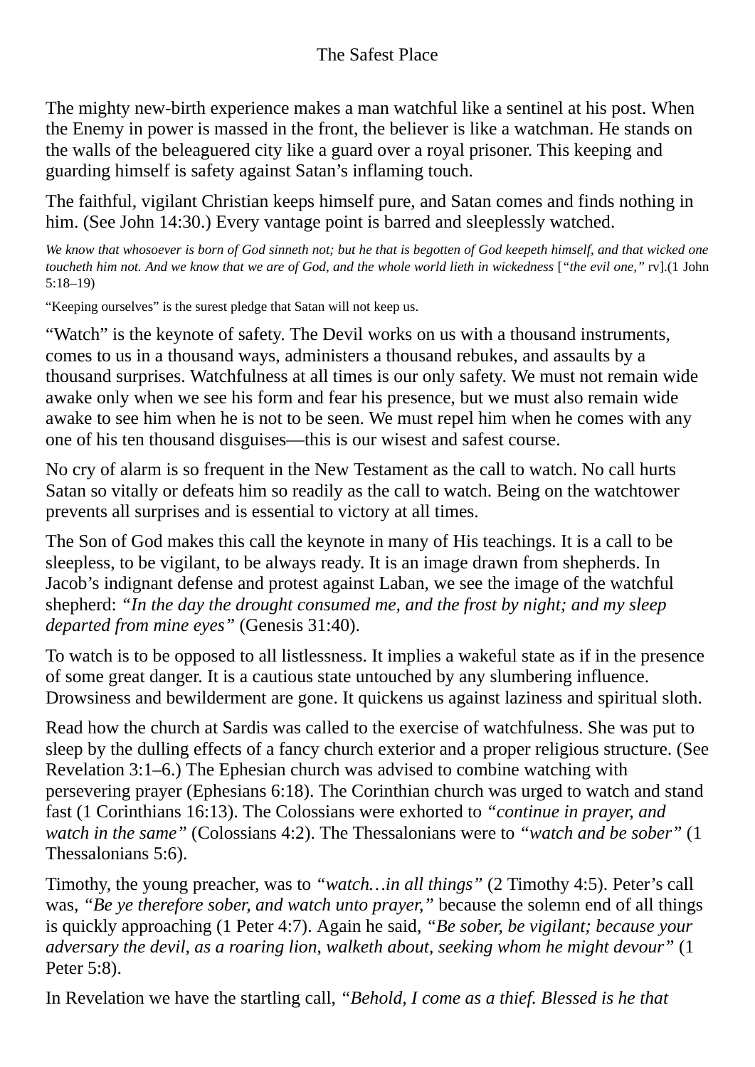## The Safest Place

The mighty new-birth experience makes a man watchful like a sentinel at his post. When the Enemy in power is massed in the front, the believer is like a watchman. He stands on the walls of the beleaguered city like a guard over a royal prisoner. This keeping and guarding himself is safety against Satan's inflaming touch.

The faithful, vigilant Christian keeps himself pure, and Satan comes and finds nothing in him. (See John 14:30.) Every vantage point is barred and sleeplessly watched.

*We know that whosoever is born of God sinneth not; but he that is begotten of God keepeth himself, and that wicked one toucheth him not. And we know that we are of God, and the whole world lieth in wickedness* [*"the evil one,"* rv].(1 John 5:18–19)

"Keeping ourselves" is the surest pledge that Satan will not keep us.

"Watch" is the keynote of safety. The Devil works on us with a thousand instruments, comes to us in a thousand ways, administers a thousand rebukes, and assaults by a thousand surprises. Watchfulness at all times is our only safety. We must not remain wide awake only when we see his form and fear his presence, but we must also remain wide awake to see him when he is not to be seen. We must repel him when he comes with any one of his ten thousand disguises—this is our wisest and safest course.

No cry of alarm is so frequent in the New Testament as the call to watch. No call hurts Satan so vitally or defeats him so readily as the call to watch. Being on the watchtower prevents all surprises and is essential to victory at all times.

The Son of God makes this call the keynote in many of His teachings. It is a call to be sleepless, to be vigilant, to be always ready. It is an image drawn from shepherds. In Jacob's indignant defense and protest against Laban, we see the image of the watchful shepherd: *"In the day the drought consumed me, and the frost by night; and my sleep departed from mine eyes"* (Genesis 31:40).

To watch is to be opposed to all listlessness. It implies a wakeful state as if in the presence of some great danger. It is a cautious state untouched by any slumbering influence. Drowsiness and bewilderment are gone. It quickens us against laziness and spiritual sloth.

Read how the church at Sardis was called to the exercise of watchfulness. She was put to sleep by the dulling effects of a fancy church exterior and a proper religious structure. (See Revelation 3:1–6.) The Ephesian church was advised to combine watching with persevering prayer (Ephesians 6:18). The Corinthian church was urged to watch and stand fast (1 Corinthians 16:13). The Colossians were exhorted to *"continue in prayer, and watch in the same"* (Colossians 4:2). The Thessalonians were to *"watch and be sober"* (1 Thessalonians 5:6).

Timothy, the young preacher, was to *"watch…in all things"* (2 Timothy 4:5). Peter's call was, *"Be ye therefore sober, and watch unto prayer,"* because the solemn end of all things is quickly approaching (1 Peter 4:7). Again he said, *"Be sober, be vigilant; because your adversary the devil, as a roaring lion, walketh about, seeking whom he might devour"* (1 Peter 5:8).

In Revelation we have the startling call, *"Behold, I come as a thief. Blessed is he that*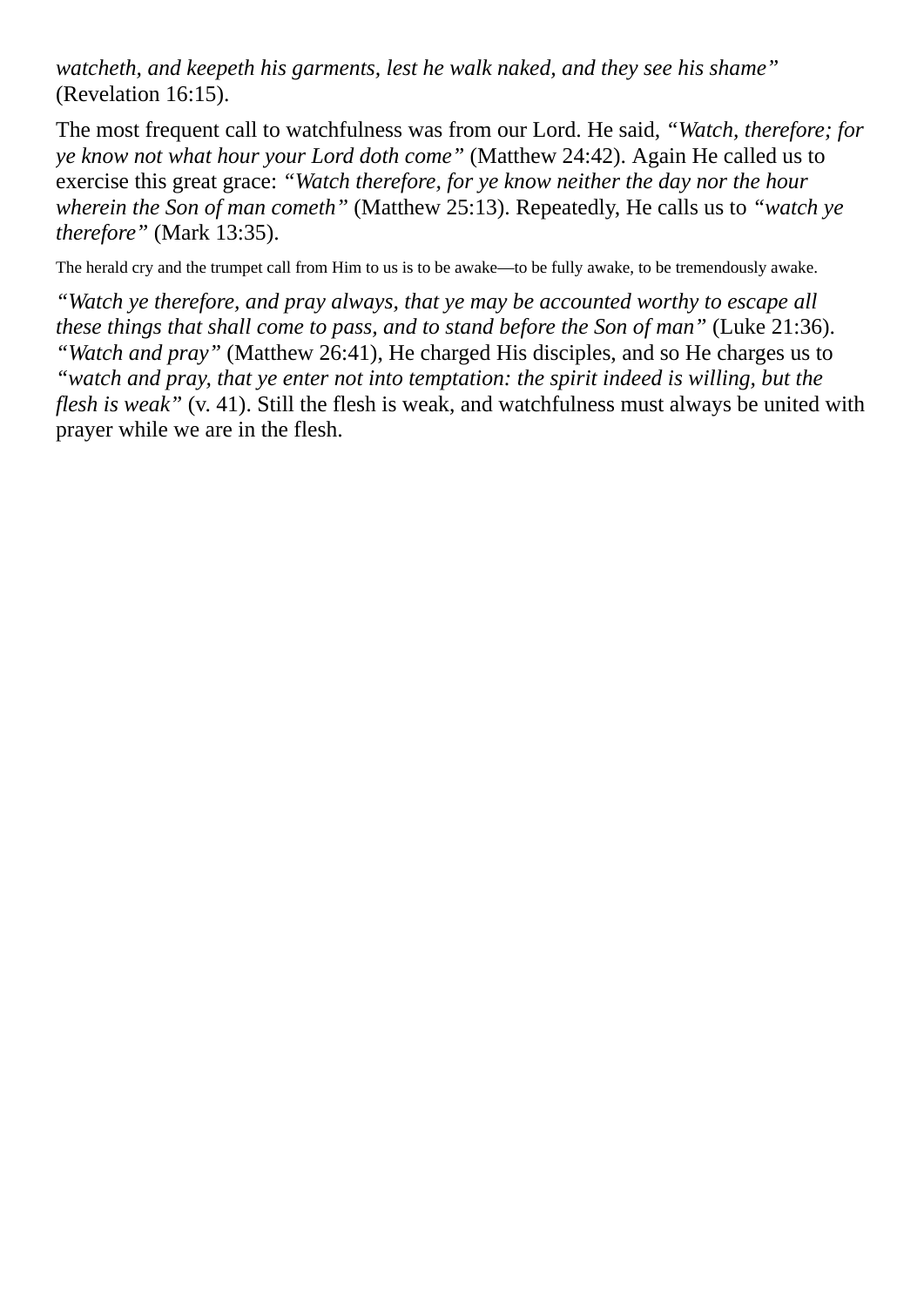*watcheth, and keepeth his garments, lest he walk naked, and they see his shame"* (Revelation 16:15).

The most frequent call to watchfulness was from our Lord. He said, *"Watch, therefore; for ye know not what hour your Lord doth come"* (Matthew 24:42). Again He called us to exercise this great grace: *"Watch therefore, for ye know neither the day nor the hour wherein the Son of man cometh"* (Matthew 25:13). Repeatedly, He calls us to *"watch ye therefore"* (Mark 13:35).

The herald cry and the trumpet call from Him to us is to be awake—to be fully awake, to be tremendously awake.

*"Watch ye therefore, and pray always, that ye may be accounted worthy to escape all these things that shall come to pass, and to stand before the Son of man"* (Luke 21:36). *"Watch and pray"* (Matthew 26:41), He charged His disciples, and so He charges us to *"watch and pray, that ye enter not into temptation: the spirit indeed is willing, but the flesh is weak"* (v. 41). Still the flesh is weak, and watchfulness must always be united with prayer while we are in the flesh.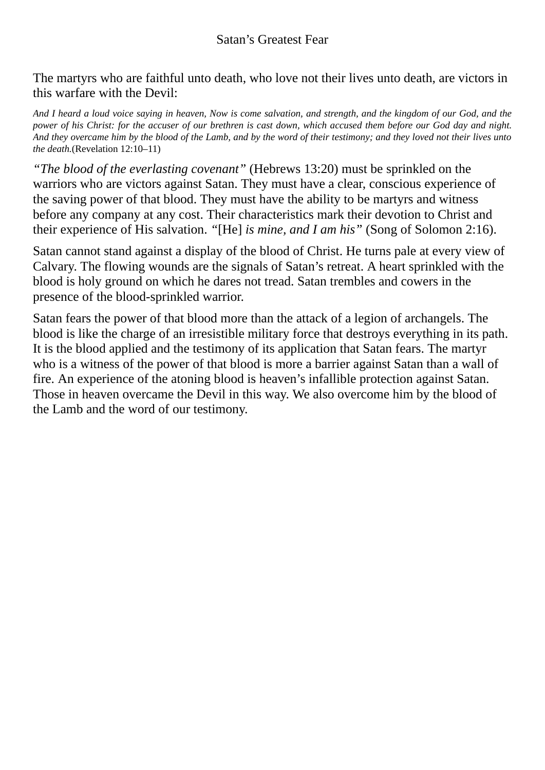# Satan’s Greatest Fear

The martyrs who are faithful unto death, who love not their lives unto death, are victors in this warfare with the Devil:

*And I heard a loud voice saying in heaven, Now is come salvation, and strength, and the kingdom of our God, and the power of his Christ: for the accuser of our brethren is cast down, which accused them before our God day and night. And they overcame him by the blood of the Lamb, and by the word of their testimony; and they loved not their lives unto the death.*(Revelation 12:10–11)

*“The blood of the everlasting covenant”* (Hebrews 13:20) must be sprinkled on the warriors who are victors against Satan. They must have a clear, conscious experience of the saving power of that blood. They must have the ability to be martyrs and witness before any company at any cost. Their characteristics mark their devotion to Christ and their experience of His salvation. *“*[He] *is mine, and I am his”* (Song of Solomon 2:16).

Satan cannot stand against a display of the blood of Christ. He turns pale at every view of Calvary. The flowing wounds are the signals of Satan’s retreat. A heart sprinkled with the blood is holy ground on which he dares not tread. Satan trembles and cowers in the presence of the blood-sprinkled warrior.

Satan fears the power of that blood more than the attack of a legion of archangels. The blood is like the charge of an irresistible military force that destroys everything in its path. It is the blood applied and the testimony of its application that Satan fears. The martyr who is a witness of the power of that blood is more a barrier against Satan than a wall of fire. An experience of the atoning blood is heaven’s infallible protection against Satan. Those in heaven overcame the Devil in this way. We also overcome him by the blood of the Lamb and the word of our testimony.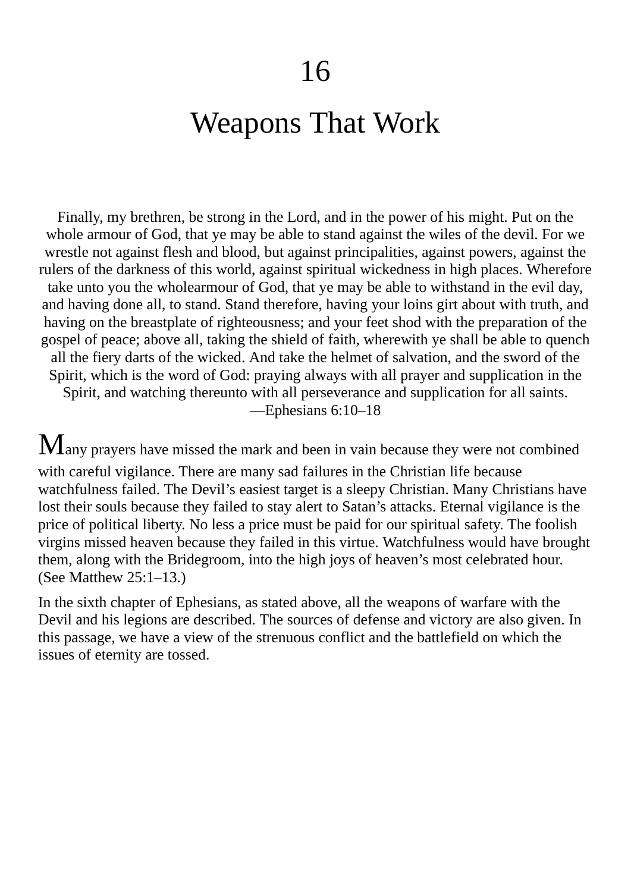# 16

# Weapons That Work

Finally, my brethren, be strong in the Lord, and in the power of his might. Put on the whole armour of God, that ye may be able to stand against the wiles of the devil. For we wrestle not against flesh and blood, but against principalities, against powers, against the rulers of the darkness of this world, against spiritual wickedness in high places. Wherefore take unto you the wholearmour of God, that ye may be able to withstand in the evil day, and having done all, to stand. Stand therefore, having your loins girt about with truth, and having on the breastplate of righteousness; and your feet shod with the preparation of the gospel of peace; above all, taking the shield of faith, wherewith ye shall be able to quench all the fiery darts of the wicked. And take the helmet of salvation, and the sword of the Spirit, which is the word of God: praying always with all prayer and supplication in the Spirit, and watching thereunto with all perseverance and supplication for all saints.
—Ephesians 6:10–18

Many prayers have missed the mark and been in vain because they were not combined with careful vigilance. There are many sad failures in the Christian life because watchfulness failed. The Devil's easiest target is a sleepy Christian. Many Christians have lost their souls because they failed to stay alert to Satan's attacks. Eternal vigilance is the price of political liberty. No less a price must be paid for our spiritual safety. The foolish virgins missed heaven because they failed in this virtue. Watchfulness would have brought them, along with the Bridegroom, into the high joys of heaven's most celebrated hour. (See Matthew 25:1–13.)

In the sixth chapter of Ephesians, as stated above, all the weapons of warfare with the Devil and his legions are described. The sources of defense and victory are also given. In this passage, we have a view of the strenuous conflict and the battlefield on which the issues of eternity are tossed.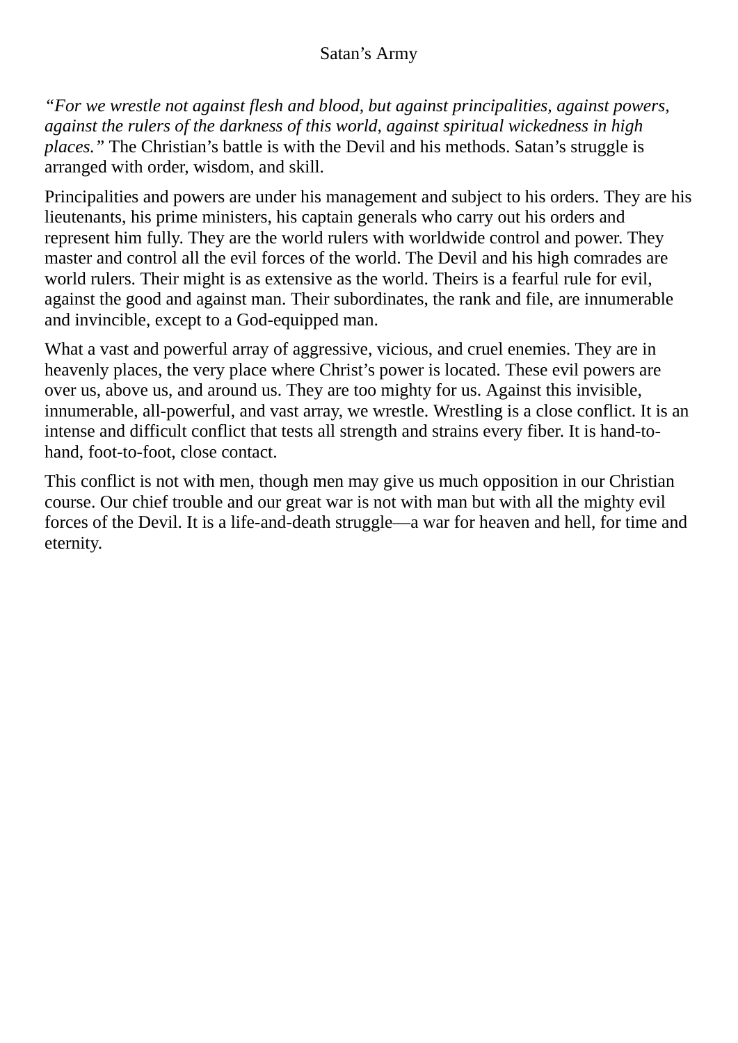# Satan's Army

*"For we wrestle not against flesh and blood, but against principalities, against powers, against the rulers of the darkness of this world, against spiritual wickedness in high places."* The Christian's battle is with the Devil and his methods. Satan's struggle is arranged with order, wisdom, and skill.

Principalities and powers are under his management and subject to his orders. They are his lieutenants, his prime ministers, his captain generals who carry out his orders and represent him fully. They are the world rulers with worldwide control and power. They master and control all the evil forces of the world. The Devil and his high comrades are world rulers. Their might is as extensive as the world. Theirs is a fearful rule for evil, against the good and against man. Their subordinates, the rank and file, are innumerable and invincible, except to a God-equipped man.

What a vast and powerful array of aggressive, vicious, and cruel enemies. They are in heavenly places, the very place where Christ's power is located. These evil powers are over us, above us, and around us. They are too mighty for us. Against this invisible, innumerable, all-powerful, and vast array, we wrestle. Wrestling is a close conflict. It is an intense and difficult conflict that tests all strength and strains every fiber. It is hand-to-hand, foot-to-foot, close contact.

This conflict is not with men, though men may give us much opposition in our Christian course. Our chief trouble and our great war is not with man but with all the mighty evil forces of the Devil. It is a life-and-death struggle—a war for heaven and hell, for time and eternity.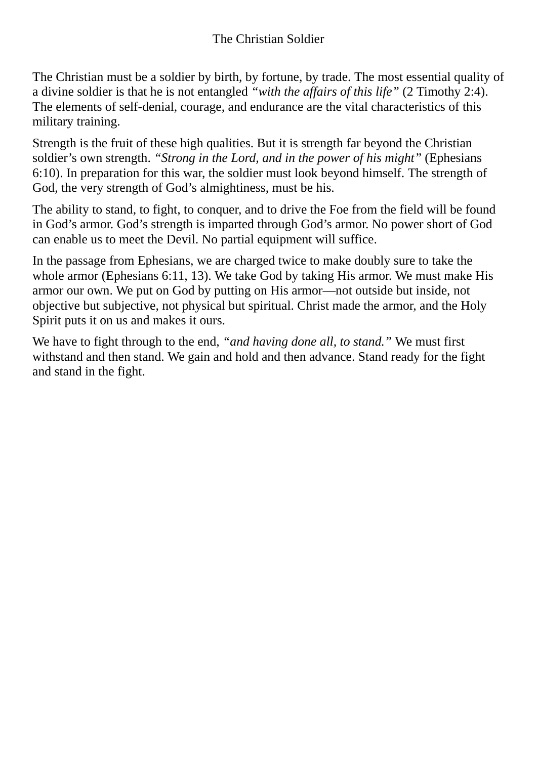# The Christian Soldier

The Christian must be a soldier by birth, by fortune, by trade. The most essential quality of a divine soldier is that he is not entangled *"with the affairs of this life"* (2 Timothy 2:4). The elements of self-denial, courage, and endurance are the vital characteristics of this military training.

Strength is the fruit of these high qualities. But it is strength far beyond the Christian soldier's own strength. *"Strong in the Lord, and in the power of his might"* (Ephesians 6:10). In preparation for this war, the soldier must look beyond himself. The strength of God, the very strength of God's almightiness, must be his.

The ability to stand, to fight, to conquer, and to drive the Foe from the field will be found in God's armor. God's strength is imparted through God's armor. No power short of God can enable us to meet the Devil. No partial equipment will suffice.

In the passage from Ephesians, we are charged twice to make doubly sure to take the whole armor (Ephesians 6:11, 13). We take God by taking His armor. We must make His armor our own. We put on God by putting on His armor—not outside but inside, not objective but subjective, not physical but spiritual. Christ made the armor, and the Holy Spirit puts it on us and makes it ours.

We have to fight through to the end, *"and having done all, to stand."* We must first withstand and then stand. We gain and hold and then advance. Stand ready for the fight and stand in the fight.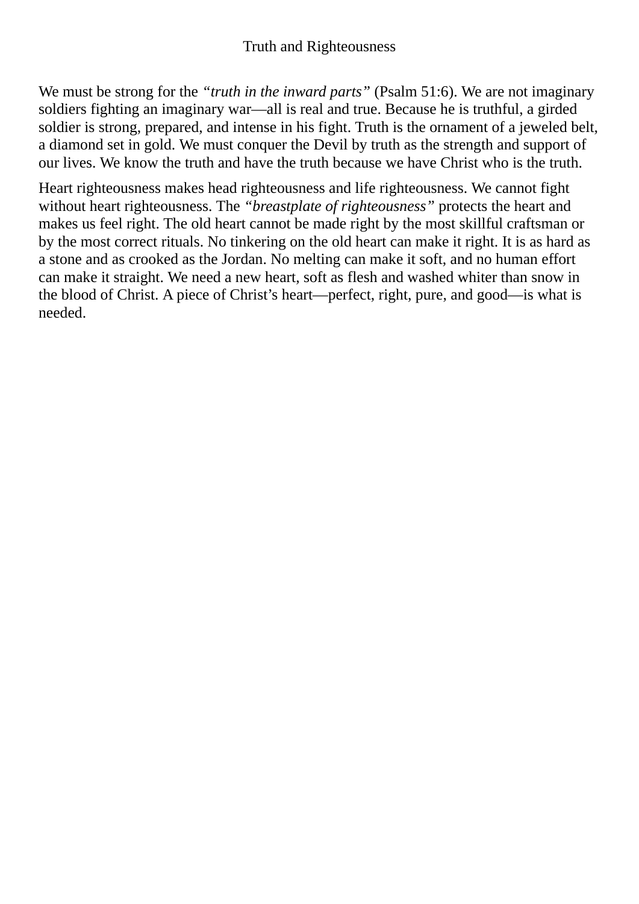# Truth and Righteousness

We must be strong for the *“truth in the inward parts”* (Psalm 51:6). We are not imaginary soldiers fighting an imaginary war—all is real and true. Because he is truthful, a girded soldier is strong, prepared, and intense in his fight. Truth is the ornament of a jeweled belt, a diamond set in gold. We must conquer the Devil by truth as the strength and support of our lives. We know the truth and have the truth because we have Christ who is the truth.

Heart righteousness makes head righteousness and life righteousness. We cannot fight without heart righteousness. The *“breastplate of righteousness”* protects the heart and makes us feel right. The old heart cannot be made right by the most skillful craftsman or by the most correct rituals. No tinkering on the old heart can make it right. It is as hard as a stone and as crooked as the Jordan. No melting can make it soft, and no human effort can make it straight. We need a new heart, soft as flesh and washed whiter than snow in the blood of Christ. A piece of Christ’s heart—perfect, right, pure, and good—is what is needed.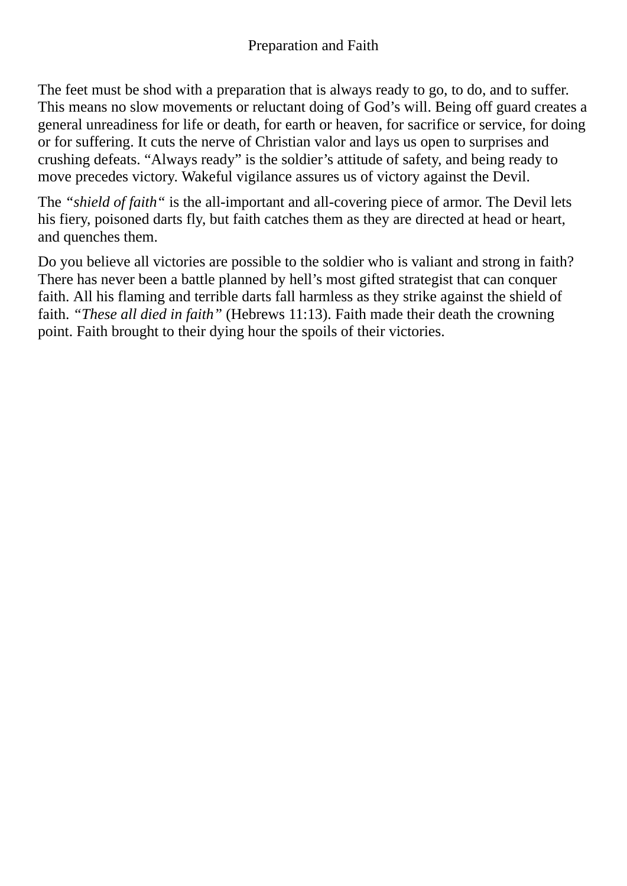## Preparation and Faith

The feet must be shod with a preparation that is always ready to go, to do, and to suffer. This means no slow movements or reluctant doing of God’s will. Being off guard creates a general unreadiness for life or death, for earth or heaven, for sacrifice or service, for doing or for suffering. It cuts the nerve of Christian valor and lays us open to surprises and crushing defeats. “Always ready” is the soldier’s attitude of safety, and being ready to move precedes victory. Wakeful vigilance assures us of victory against the Devil.

The *“shield of faith“* is the all-important and all-covering piece of armor. The Devil lets his fiery, poisoned darts fly, but faith catches them as they are directed at head or heart, and quenches them.

Do you believe all victories are possible to the soldier who is valiant and strong in faith? There has never been a battle planned by hell’s most gifted strategist that can conquer faith. All his flaming and terrible darts fall harmless as they strike against the shield of faith. *“These all died in faith”* (Hebrews 11:13). Faith made their death the crowning point. Faith brought to their dying hour the spoils of their victories.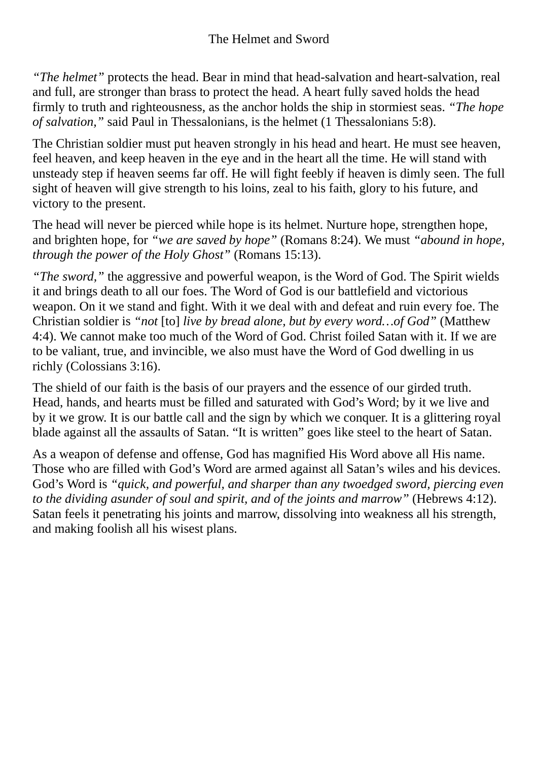## The Helmet and Sword

*"The helmet"* protects the head. Bear in mind that head-salvation and heart-salvation, real and full, are stronger than brass to protect the head. A heart fully saved holds the head firmly to truth and righteousness, as the anchor holds the ship in stormiest seas. *"The hope of salvation,"* said Paul in Thessalonians, is the helmet (1 Thessalonians 5:8).

The Christian soldier must put heaven strongly in his head and heart. He must see heaven, feel heaven, and keep heaven in the eye and in the heart all the time. He will stand with unsteady step if heaven seems far off. He will fight feebly if heaven is dimly seen. The full sight of heaven will give strength to his loins, zeal to his faith, glory to his future, and victory to the present.

The head will never be pierced while hope is its helmet. Nurture hope, strengthen hope, and brighten hope, for *"we are saved by hope"* (Romans 8:24). We must *"abound in hope, through the power of the Holy Ghost"* (Romans 15:13).

*"The sword,"* the aggressive and powerful weapon, is the Word of God. The Spirit wields it and brings death to all our foes. The Word of God is our battlefield and victorious weapon. On it we stand and fight. With it we deal with and defeat and ruin every foe. The Christian soldier is *"not* [to] *live by bread alone, but by every word…of God"* (Matthew 4:4). We cannot make too much of the Word of God. Christ foiled Satan with it. If we are to be valiant, true, and invincible, we also must have the Word of God dwelling in us richly (Colossians 3:16).

The shield of our faith is the basis of our prayers and the essence of our girded truth. Head, hands, and hearts must be filled and saturated with God's Word; by it we live and by it we grow. It is our battle call and the sign by which we conquer. It is a glittering royal blade against all the assaults of Satan. "It is written" goes like steel to the heart of Satan.

As a weapon of defense and offense, God has magnified His Word above all His name. Those who are filled with God's Word are armed against all Satan's wiles and his devices. God's Word is *"quick, and powerful, and sharper than any twoedged sword, piercing even to the dividing asunder of soul and spirit, and of the joints and marrow"* (Hebrews 4:12). Satan feels it penetrating his joints and marrow, dissolving into weakness all his strength, and making foolish all his wisest plans.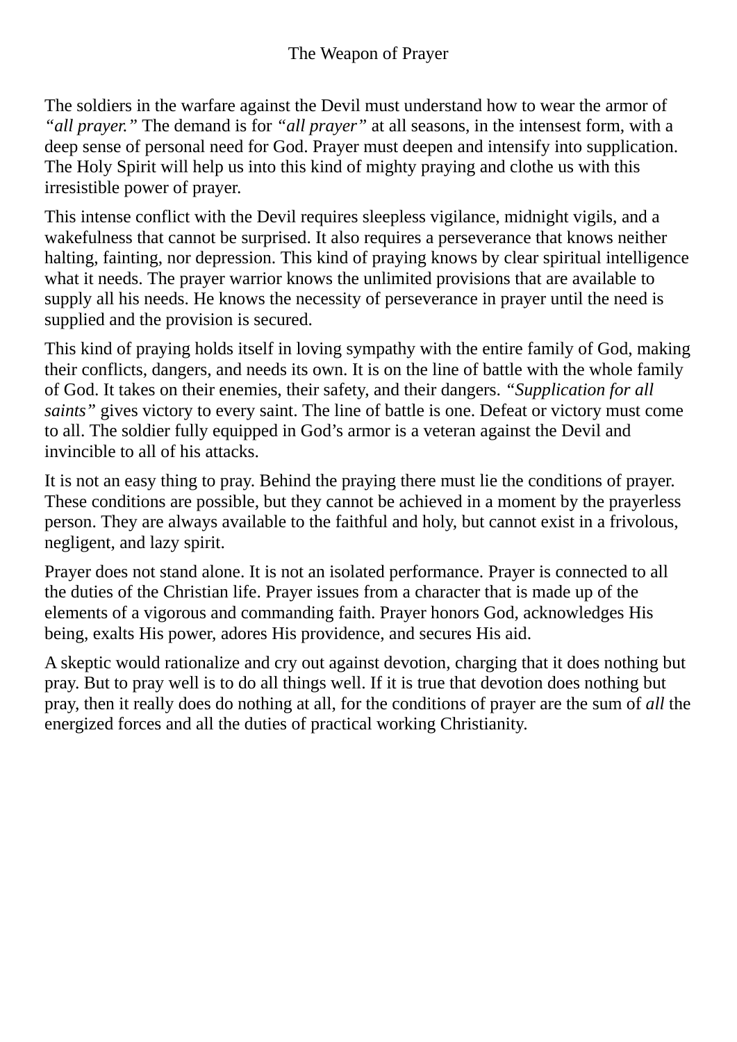# The Weapon of Prayer

The soldiers in the warfare against the Devil must understand how to wear the armor of *“all prayer.”* The demand is for *“all prayer”* at all seasons, in the intensest form, with a deep sense of personal need for God. Prayer must deepen and intensify into supplication. The Holy Spirit will help us into this kind of mighty praying and clothe us with this irresistible power of prayer.

This intense conflict with the Devil requires sleepless vigilance, midnight vigils, and a wakefulness that cannot be surprised. It also requires a perseverance that knows neither halting, fainting, nor depression. This kind of praying knows by clear spiritual intelligence what it needs. The prayer warrior knows the unlimited provisions that are available to supply all his needs. He knows the necessity of perseverance in prayer until the need is supplied and the provision is secured.

This kind of praying holds itself in loving sympathy with the entire family of God, making their conflicts, dangers, and needs its own. It is on the line of battle with the whole family of God. It takes on their enemies, their safety, and their dangers. *“Supplication for all saints”* gives victory to every saint. The line of battle is one. Defeat or victory must come to all. The soldier fully equipped in God’s armor is a veteran against the Devil and invincible to all of his attacks.

It is not an easy thing to pray. Behind the praying there must lie the conditions of prayer. These conditions are possible, but they cannot be achieved in a moment by the prayerless person. They are always available to the faithful and holy, but cannot exist in a frivolous, negligent, and lazy spirit.

Prayer does not stand alone. It is not an isolated performance. Prayer is connected to all the duties of the Christian life. Prayer issues from a character that is made up of the elements of a vigorous and commanding faith. Prayer honors God, acknowledges His being, exalts His power, adores His providence, and secures His aid.

A skeptic would rationalize and cry out against devotion, charging that it does nothing but pray. But to pray well is to do all things well. If it is true that devotion does nothing but pray, then it really does do nothing at all, for the conditions of prayer are the sum of *all* the energized forces and all the duties of practical working Christianity.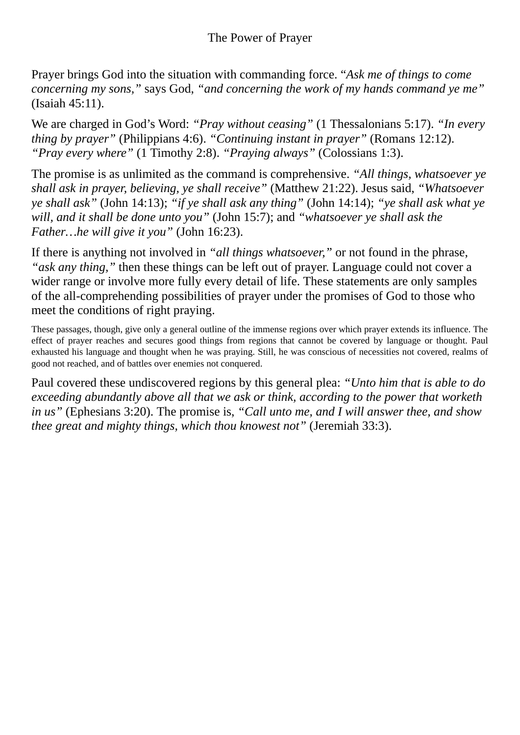# The Power of Prayer

Prayer brings God into the situation with commanding force. *"Ask me of things to come concerning my sons,"* says God, *"and concerning the work of my hands command ye me"* (Isaiah 45:11).

We are charged in God's Word: *"Pray without ceasing"* (1 Thessalonians 5:17). *"In every thing by prayer"* (Philippians 4:6). *"Continuing instant in prayer"* (Romans 12:12). *"Pray every where"* (1 Timothy 2:8). *"Praying always"* (Colossians 1:3).

The promise is as unlimited as the command is comprehensive. *"All things, whatsoever ye shall ask in prayer, believing, ye shall receive"* (Matthew 21:22). Jesus said, *"Whatsoever ye shall ask"* (John 14:13); *"if ye shall ask any thing"* (John 14:14); *"ye shall ask what ye will, and it shall be done unto you"* (John 15:7); and *"whatsoever ye shall ask the Father…he will give it you"* (John 16:23).

If there is anything not involved in *"all things whatsoever,"* or not found in the phrase, *"ask any thing,"* then these things can be left out of prayer. Language could not cover a wider range or involve more fully every detail of life. These statements are only samples of the all-comprehending possibilities of prayer under the promises of God to those who meet the conditions of right praying.

These passages, though, give only a general outline of the immense regions over which prayer extends its influence. The effect of prayer reaches and secures good things from regions that cannot be covered by language or thought. Paul exhausted his language and thought when he was praying. Still, he was conscious of necessities not covered, realms of good not reached, and of battles over enemies not conquered.

Paul covered these undiscovered regions by this general plea: *"Unto him that is able to do exceeding abundantly above all that we ask or think, according to the power that worketh in us"* (Ephesians 3:20). The promise is, *"Call unto me, and I will answer thee, and show thee great and mighty things, which thou knowest not"* (Jeremiah 33:3).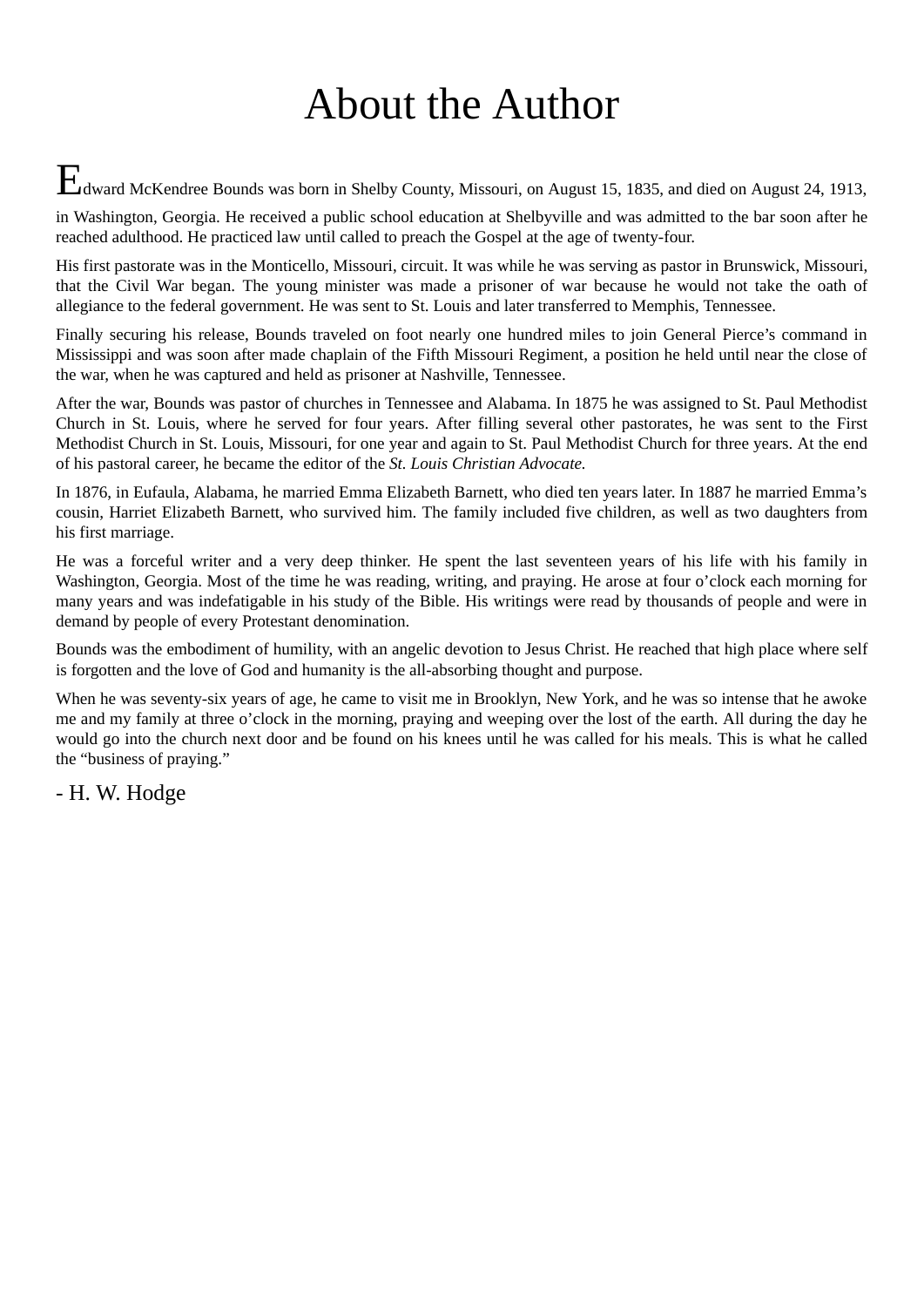# About the Author

Edward McKendree Bounds was born in Shelby County, Missouri, on August 15, 1835, and died on August 24, 1913, in Washington, Georgia. He received a public school education at Shelbyville and was admitted to the bar soon after he reached adulthood. He practiced law until called to preach the Gospel at the age of twenty-four.

His first pastorate was in the Monticello, Missouri, circuit. It was while he was serving as pastor in Brunswick, Missouri, that the Civil War began. The young minister was made a prisoner of war because he would not take the oath of allegiance to the federal government. He was sent to St. Louis and later transferred to Memphis, Tennessee.

Finally securing his release, Bounds traveled on foot nearly one hundred miles to join General Pierce's command in Mississippi and was soon after made chaplain of the Fifth Missouri Regiment, a position he held until near the close of the war, when he was captured and held as prisoner at Nashville, Tennessee.

After the war, Bounds was pastor of churches in Tennessee and Alabama. In 1875 he was assigned to St. Paul Methodist Church in St. Louis, where he served for four years. After filling several other pastorates, he was sent to the First Methodist Church in St. Louis, Missouri, for one year and again to St. Paul Methodist Church for three years. At the end of his pastoral career, he became the editor of the *St. Louis Christian Advocate.*

In 1876, in Eufaula, Alabama, he married Emma Elizabeth Barnett, who died ten years later. In 1887 he married Emma's cousin, Harriet Elizabeth Barnett, who survived him. The family included five children, as well as two daughters from his first marriage.

He was a forceful writer and a very deep thinker. He spent the last seventeen years of his life with his family in Washington, Georgia. Most of the time he was reading, writing, and praying. He arose at four o'clock each morning for many years and was indefatigable in his study of the Bible. His writings were read by thousands of people and were in demand by people of every Protestant denomination.

Bounds was the embodiment of humility, with an angelic devotion to Jesus Christ. He reached that high place where self is forgotten and the love of God and humanity is the all-absorbing thought and purpose.

When he was seventy-six years of age, he came to visit me in Brooklyn, New York, and he was so intense that he awoke me and my family at three o'clock in the morning, praying and weeping over the lost of the earth. All during the day he would go into the church next door and be found on his knees until he was called for his meals. This is what he called the "business of praying."

- H. W. Hodge